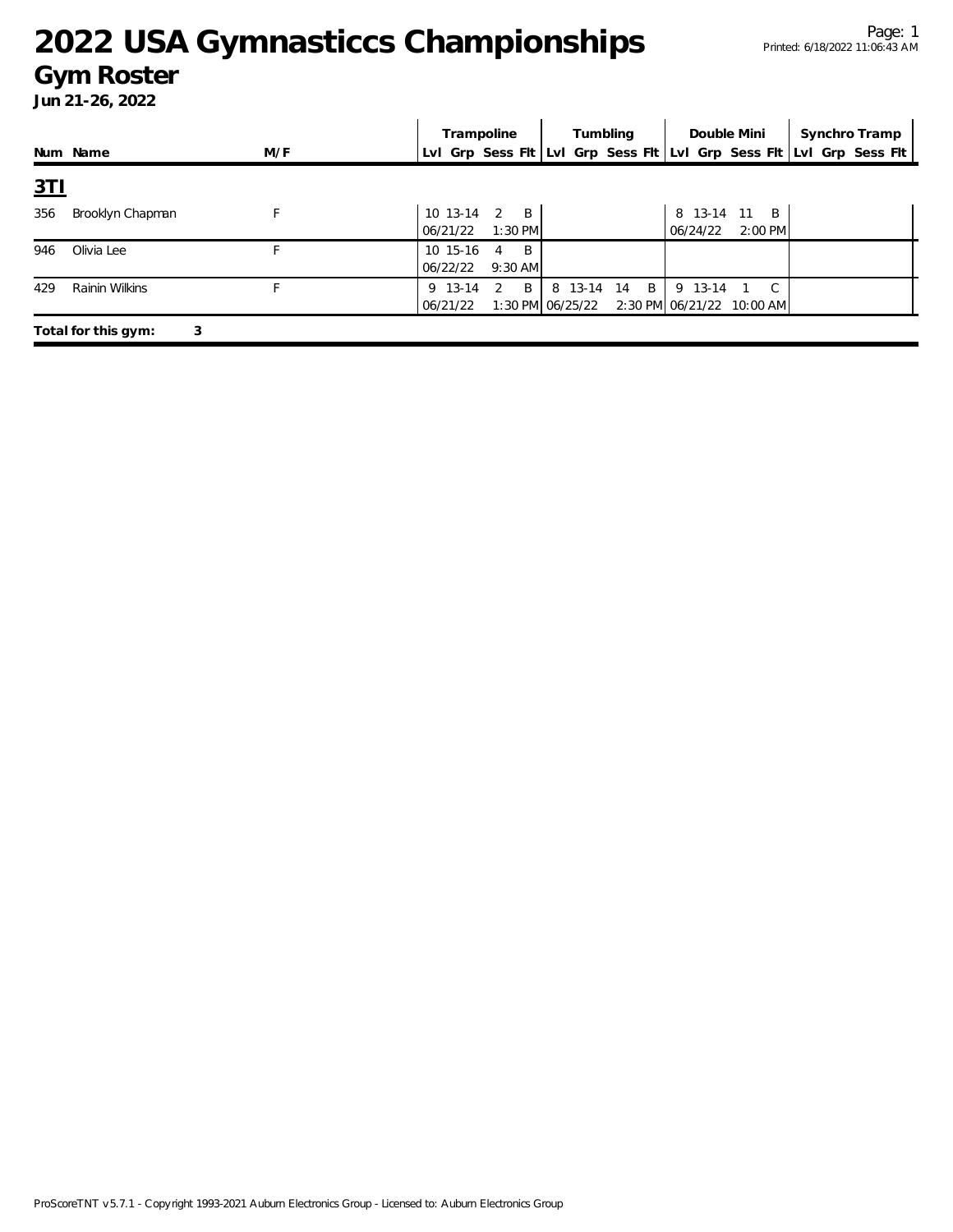# 2022 USA Gymnasticcs Championships

## Gym Roster

**Jun 21-26, 2022**

| Num | Name | M/F | Trampoline | | | | Tumbling | | | | Double Mini | | | | Synchro Tramp | | | |
|---|---|---|---|---|---|---|---|---|---|---|---|---|---|---|---|---|---|---|
| | | | Lvl | Grp | Sess | Flt | Lvl | Grp | Sess | Flt | Lvl | Grp | Sess | Flt | Lvl | Grp | Sess | Flt |

### 3TI

| Num | Name | M/F | Trampoline | Tumbling | Double Mini | Synchro Tramp |
|---|---|---|---|---|---|---|
| 356 | Brooklyn Chapman | F | 10 13-14 2 B<br>06/21/22 1:30 PM | | 8 13-14 11 B<br>06/24/22 2:00 PM | |
| 946 | Olivia Lee | F | 10 15-16 4 B<br>06/22/22 9:30 AM | | | |
| 429 | Rainin Wilkins | F | 9 13-14 2 B<br>06/21/22 1:30 PM | 8 13-14 14 B<br>06/25/22 2:30 PM | 9 13-14 1 C<br>06/21/22 10:00 AM | |

**Total for this gym: 3**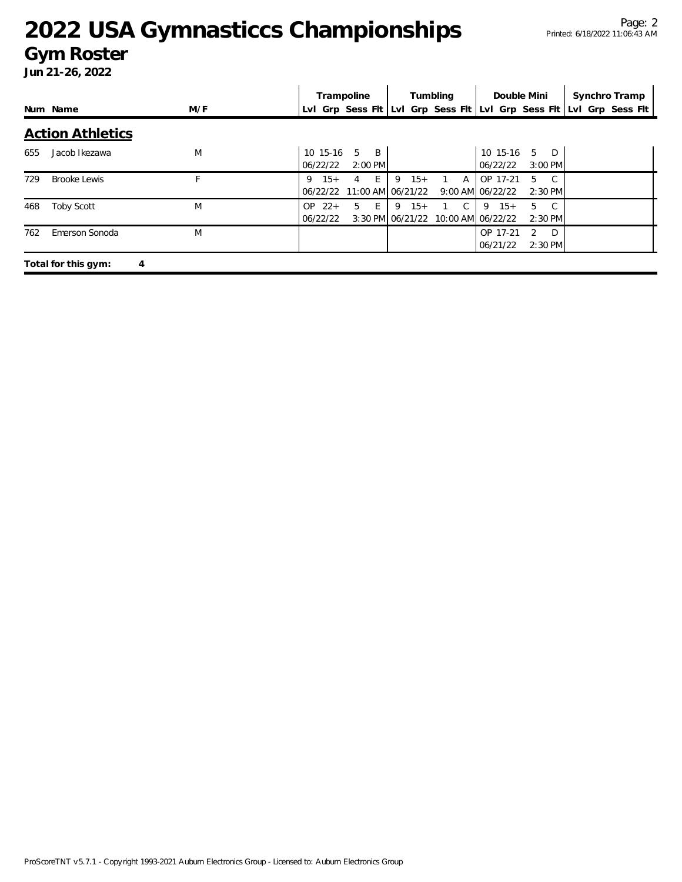# 2022 USA Gymnasticcs Championships

## Gym Roster

**Jun 21-26, 2022**

## Action Athletics

| Num | Name | M/F | Trampoline | | | | Tumbling | | | | Double Mini | | | | Synchro Tramp | | | |
|---|---|---|---|---|---|---|---|---|---|---|---|---|---|---|---|---|---|---|
| | | | Lvl | Grp | Sess | Flt | Lvl | Grp | Sess | Flt | Lvl | Grp | Sess | Flt | Lvl | Grp | Sess | Flt |
| 655 | Jacob Ikezawa | M | 10 | 15-16 | 5 | B | | | | | 10 | 15-16 | 5 | D | | | | |
| | | | 06/22/22 | | 2:00 PM | | | | | | 06/22/22 | | 3:00 PM | | | | | |
| 729 | Brooke Lewis | F | 9 | 15+ | 4 | E | 9 | 15+ | 1 | A | OP | 17-21 | 5 | C | | | | |
| | | | 06/22/22 | | 11:00 AM | | 06/21/22 | | 9:00 AM | | 06/22/22 | | 2:30 PM | | | | | |
| 468 | Toby Scott | M | OP | 22+ | 5 | E | 9 | 15+ | 1 | C | 9 | 15+ | 5 | C | | | | |
| | | | 06/22/22 | | 3:30 PM | | 06/21/22 | | 10:00 AM | | 06/22/22 | | 2:30 PM | | | | | |
| 762 | Emerson Sonoda | M | | | | | | | | | OP | 17-21 | 2 | D | | | | |
| | | | | | | | | | | | 06/21/22 | | 2:30 PM | | | | | |

**Total for this gym: 4**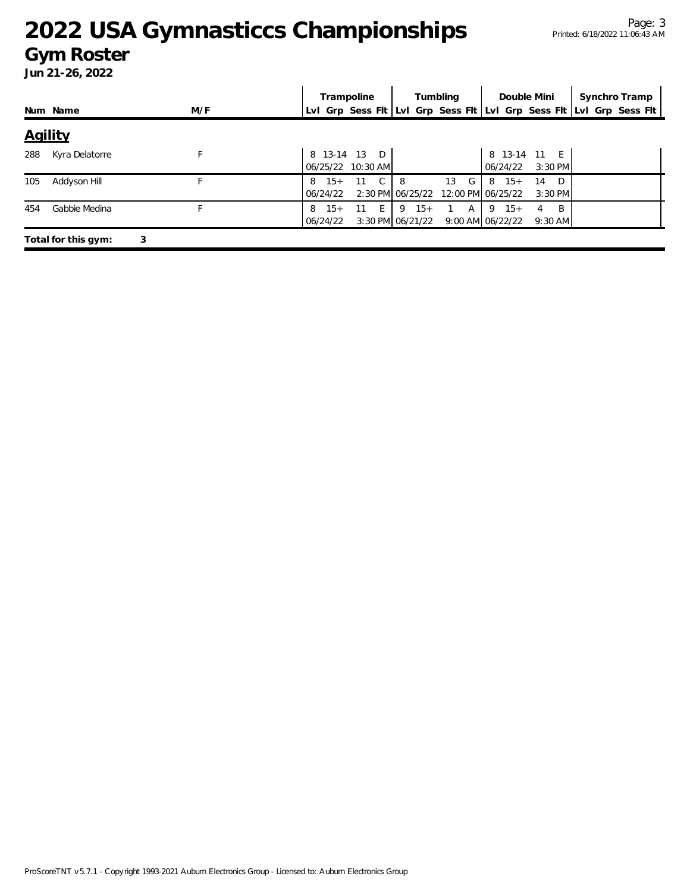# 2022 USA Gymnasticcs Championships

## Gym Roster

**Jun 21-26, 2022**

| Num | Name | M/F | Trampoline | | | | Tumbling | | | | Double Mini | | | | Synchro Tramp | | | |
|---|---|---|---|---|---|---|---|---|---|---|---|---|---|---|---|---|---|---|
| | | | Lvl | Grp | Sess | Flt | Lvl | Grp | Sess | Flt | Lvl | Grp | Sess | Flt | Lvl | Grp | Sess | Flt |

### Agility

| Num | Name | M/F | Trampoline | | | | Tumbling | | | | Double Mini | | | | Synchro Tramp | | | |
|---|---|---|---|---|---|---|---|---|---|---|---|---|---|---|---|---|---|---|
| | | | Lvl | Grp | Sess | Flt | Lvl | Grp | Sess | Flt | Lvl | Grp | Sess | Flt | Lvl | Grp | Sess | Flt |
| 288 | Kyra Delatorre | F | 8 | 13-14 | 13 | D | | | | | 8 | 13-14 | 11 | E | | | | |
| | | | 06/25/22 | | 10:30 AM | | | | | | 06/24/22 | | 3:30 PM | | | | | |
| 105 | Addyson Hill | F | 8 | 15+ | 11 | C | 8 | | 13 | G | 8 | 15+ | 14 | D | | | | |
| | | | 06/24/22 | | 2:30 PM | | 06/25/22 | | 12:00 PM | | 06/25/22 | | 3:30 PM | | | | | |
| 454 | Gabbie Medina | F | 8 | 15+ | 11 | E | 9 | 15+ | 1 | A | 9 | 15+ | 4 | B | | | | |
| | | | 06/24/22 | | 3:30 PM | | 06/21/22 | | 9:00 AM | | 06/22/22 | | 9:30 AM | | | | | |

**Total for this gym: 3**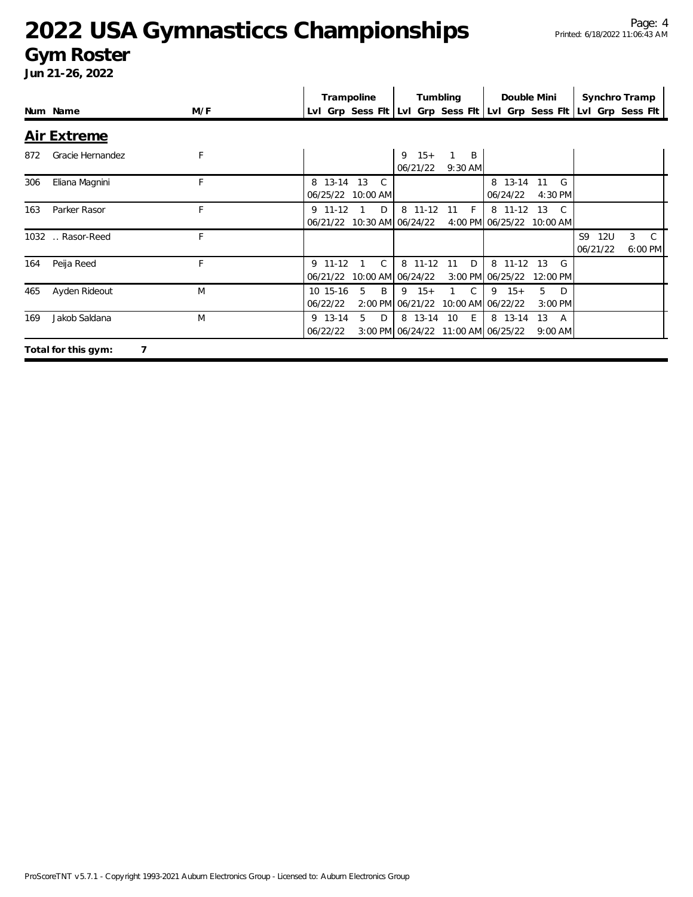# 2022 USA Gymnasticcs Championships

## Gym Roster

**Jun 21-26, 2022**

| Num | Name | M/F | Trampoline | | | | Tumbling | | | | Double Mini | | | | Synchro Tramp | | | |
|---|---|---|---|---|---|---|---|---|---|---|---|---|---|---|---|---|---|---|
| | | | Lvl | Grp | Sess | Flt | Lvl | Grp | Sess | Flt | Lvl | Grp | Sess | Flt | Lvl | Grp | Sess | Flt |

### Air Extreme

| Num | Name | M/F | Trampoline | | | | Tumbling | | | | Double Mini | | | | Synchro Tramp | | | |
|---|---|---|---|---|---|---|---|---|---|---|---|---|---|---|---|---|---|---|
| | | | Lvl | Grp | Sess | Flt | Lvl | Grp | Sess | Flt | Lvl | Grp | Sess | Flt | Lvl | Grp | Sess | Flt |
| 872 | Gracie Hernandez | F | | | | | 9 | 15+ | 1 | B | | | | | | | | |
| | | | | | | | 06/21/22 | | 9:30 AM | | | | | | | | | |
| 306 | Eliana Magnini | F | 8 | 13-14 | 13 | C | | | | | 8 | 13-14 | 11 | G | | | | |
| | | | 06/25/22 | | 10:00 AM | | | | | | 06/24/22 | | 4:30 PM | | | | | |
| 163 | Parker Rasor | F | 9 | 11-12 | 1 | D | 8 | 11-12 | 11 | F | 8 | 11-12 | 13 | C | | | | |
| | | | 06/21/22 | | 10:30 AM | | 06/24/22 | | 4:00 PM | | 06/25/22 | | 10:00 AM | | | | | |
| 1032 | .. Rasor-Reed | F | | | | | | | | | | | | | S9 | 12U | 3 | C |
| | | | | | | | | | | | | | | | 06/21/22 | | 6:00 PM | |
| 164 | Peija Reed | F | 9 | 11-12 | 1 | C | 8 | 11-12 | 11 | D | 8 | 11-12 | 13 | G | | | | |
| | | | 06/21/22 | | 10:00 AM | | 06/24/22 | | 3:00 PM | | 06/25/22 | | 12:00 PM | | | | | |
| 465 | Ayden Rideout | M | 10 | 15-16 | 5 | B | 9 | 15+ | 1 | C | 9 | 15+ | 5 | D | | | | |
| | | | 06/22/22 | | 2:00 PM | | 06/21/22 | | 10:00 AM | | 06/22/22 | | 3:00 PM | | | | | |
| 169 | Jakob Saldana | M | 9 | 13-14 | 5 | D | 8 | 13-14 | 10 | E | 8 | 13-14 | 13 | A | | | | |
| | | | 06/22/22 | | 3:00 PM | | 06/24/22 | | 11:00 AM | | 06/25/22 | | 9:00 AM | | | | | |

**Total for this gym: 7**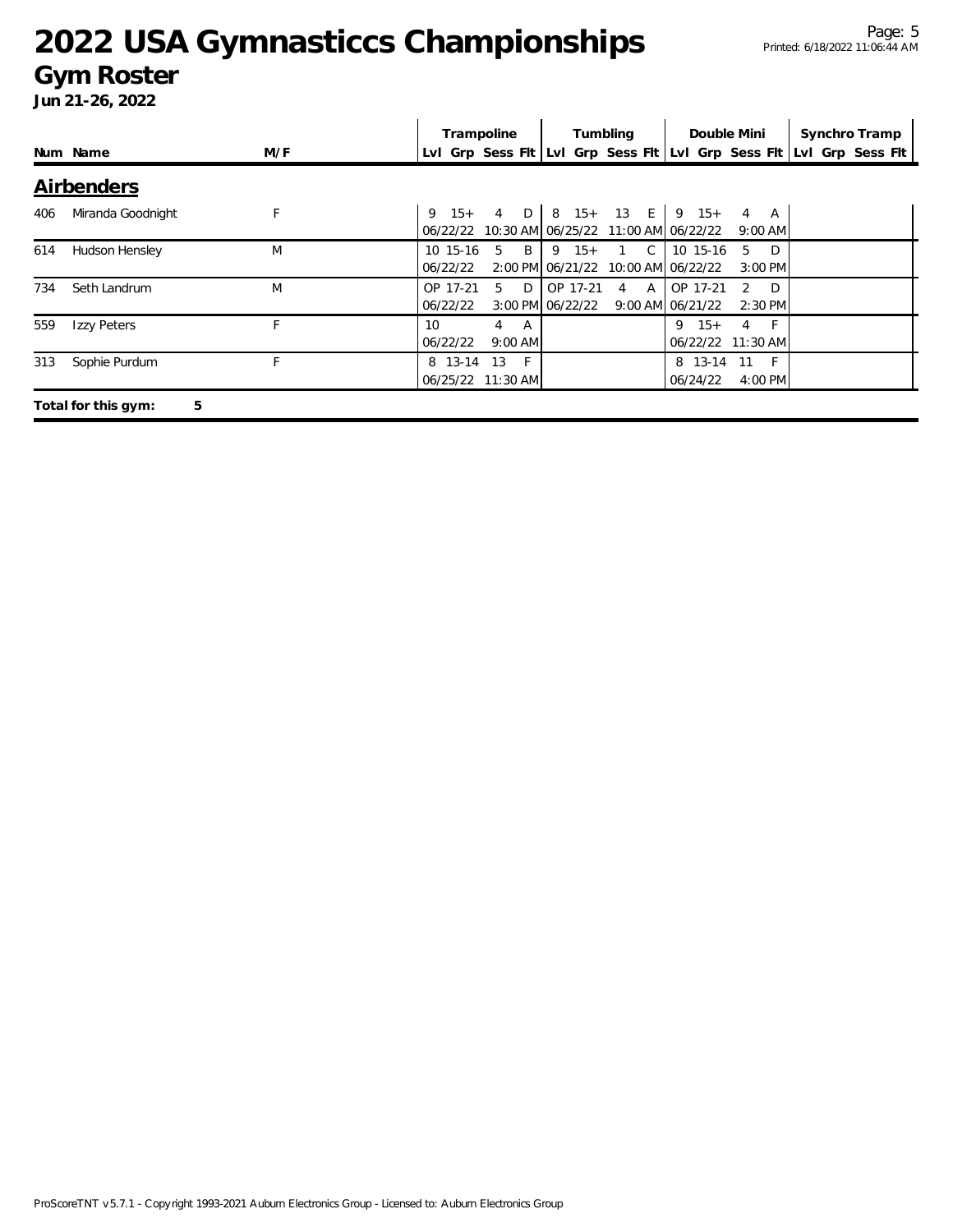# 2022 USA Gymnasticcs Championships

## Gym Roster

**Jun 21-26, 2022**

| Num | Name | M/F | Trampoline | | | | Tumbling | | | | Double Mini | | | | Synchro Tramp | | | |
|---|---|---|---|---|---|---|---|---|---|---|---|---|---|---|---|---|---|---|
| | | | Lvl | Grp | Sess | Flt | Lvl | Grp | Sess | Flt | Lvl | Grp | Sess | Flt | Lvl | Grp | Sess | Flt |

### Airbenders

| Num | Name | M/F | Trampoline | | | | Tumbling | | | | Double Mini | | | | Synchro Tramp | | | |
|---|---|---|---|---|---|---|---|---|---|---|---|---|---|---|---|---|---|---|
| 406 | Miranda Goodnight | F | 9 | 15+ | 4 | D | 8 | 15+ | 13 | E | 9 | 15+ | 4 | A | | | | |
| | | | 06/22/22 | | 10:30 AM | | 06/25/22 | | 11:00 AM | | 06/22/22 | | 9:00 AM | | | | | |
| 614 | Hudson Hensley | M | 10 | 15-16 | 5 | B | 9 | 15+ | 1 | C | 10 | 15-16 | 5 | D | | | | |
| | | | 06/22/22 | | 2:00 PM | | 06/21/22 | | 10:00 AM | | 06/22/22 | | 3:00 PM | | | | | |
| 734 | Seth Landrum | M | OP | 17-21 | 5 | D | OP | 17-21 | 4 | A | OP | 17-21 | 2 | D | | | | |
| | | | 06/22/22 | | 3:00 PM | | 06/22/22 | | 9:00 AM | | 06/21/22 | | 2:30 PM | | | | | |
| 559 | Izzy Peters | F | 10 | | 4 | A | | | | | 9 | 15+ | 4 | F | | | | |
| | | | 06/22/22 | | 9:00 AM | | | | | | 06/22/22 | | 11:30 AM | | | | | |
| 313 | Sophie Purdum | F | 8 | 13-14 | 13 | F | | | | | 8 | 13-14 | 11 | F | | | | |
| | | | 06/25/22 | | 11:30 AM | | | | | | 06/24/22 | | 4:00 PM | | | | | |

**Total for this gym: 5**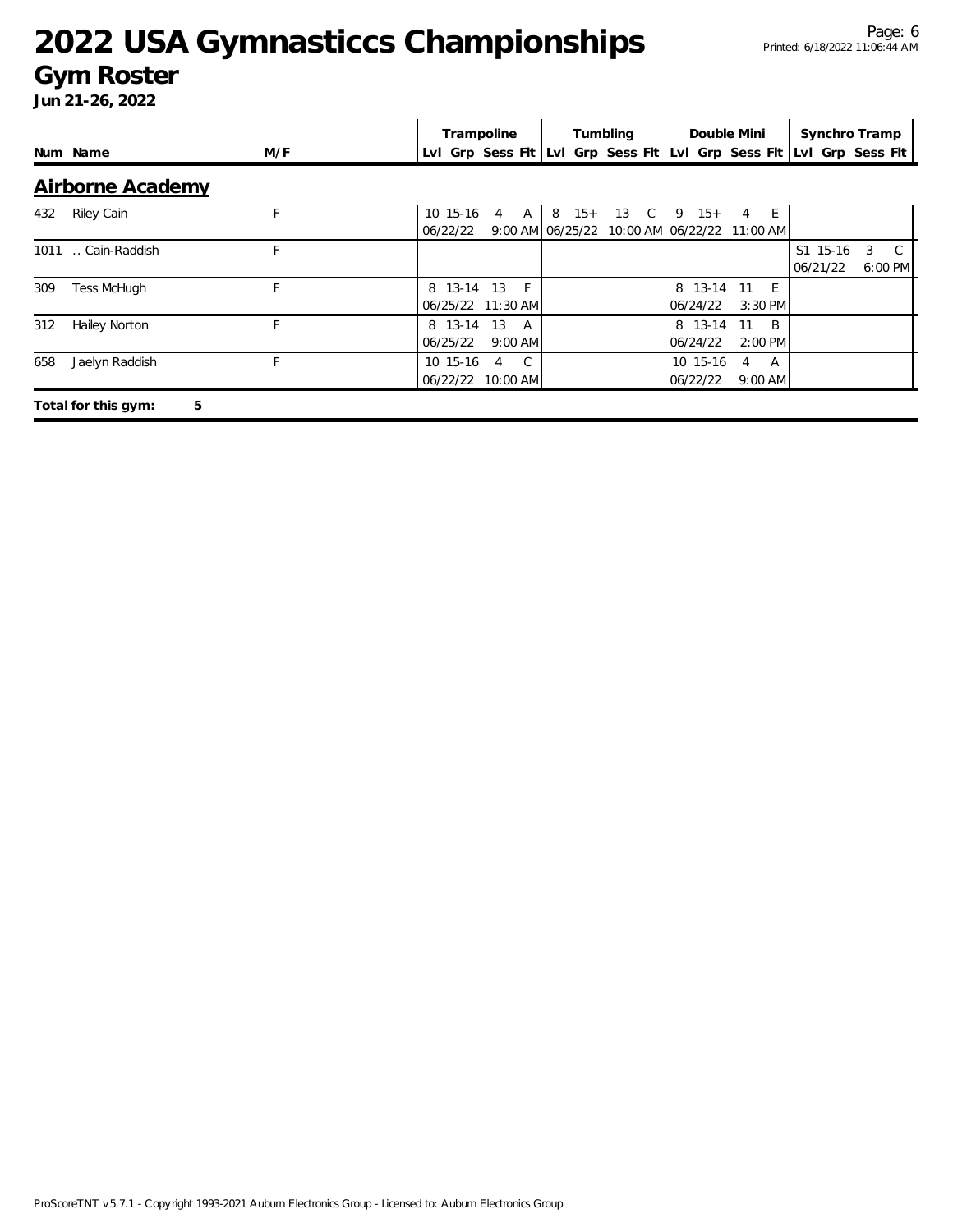# 2022 USA Gymnasticcs Championships

## Gym Roster

**Jun 21-26, 2022**

| Num | Name | M/F | Trampoline Lvl | Grp | Sess | Flt | Tumbling Lvl | Grp | Sess | Flt | Double Mini Lvl | Grp | Sess | Flt | Synchro Tramp Lvl | Grp | Sess | Flt |
|---|---|---|---|---|---|---|---|---|---|---|---|---|---|---|---|---|---|---|
| **Airborne Academy** | | | | | | | | | | | | | | | | | | |
| 432 | Riley Cain | F | 10 | 15-16 | 4 | A | 8 | 15+ | 13 | C | 9 | 15+ | 4 | E | | | | |
| | | | 06/22/22 | | | 9:00 AM | 06/25/22 | | | 10:00 AM | 06/22/22 | | | 11:00 AM | | | | |
| 1011 | .. Cain-Raddish | F | | | | | | | | | | | | | S1 | 15-16 | 3 | C |
| | | | | | | | | | | | | | | | 06/21/22 | | | 6:00 PM |
| 309 | Tess McHugh | F | 8 | 13-14 | 13 | F | | | | | 8 | 13-14 | 11 | E | | | | |
| | | | 06/25/22 | | | 11:30 AM | | | | | 06/24/22 | | | 3:30 PM | | | | |
| 312 | Hailey Norton | F | 8 | 13-14 | 13 | A | | | | | 8 | 13-14 | 11 | B | | | | |
| | | | 06/25/22 | | | 9:00 AM | | | | | 06/24/22 | | | 2:00 PM | | | | |
| 658 | Jaelyn Raddish | F | 10 | 15-16 | 4 | C | | | | | 10 | 15-16 | 4 | A | | | | |
| | | | 06/22/22 | | | 10:00 AM | | | | | 06/22/22 | | | 9:00 AM | | | | |

**Total for this gym: 5**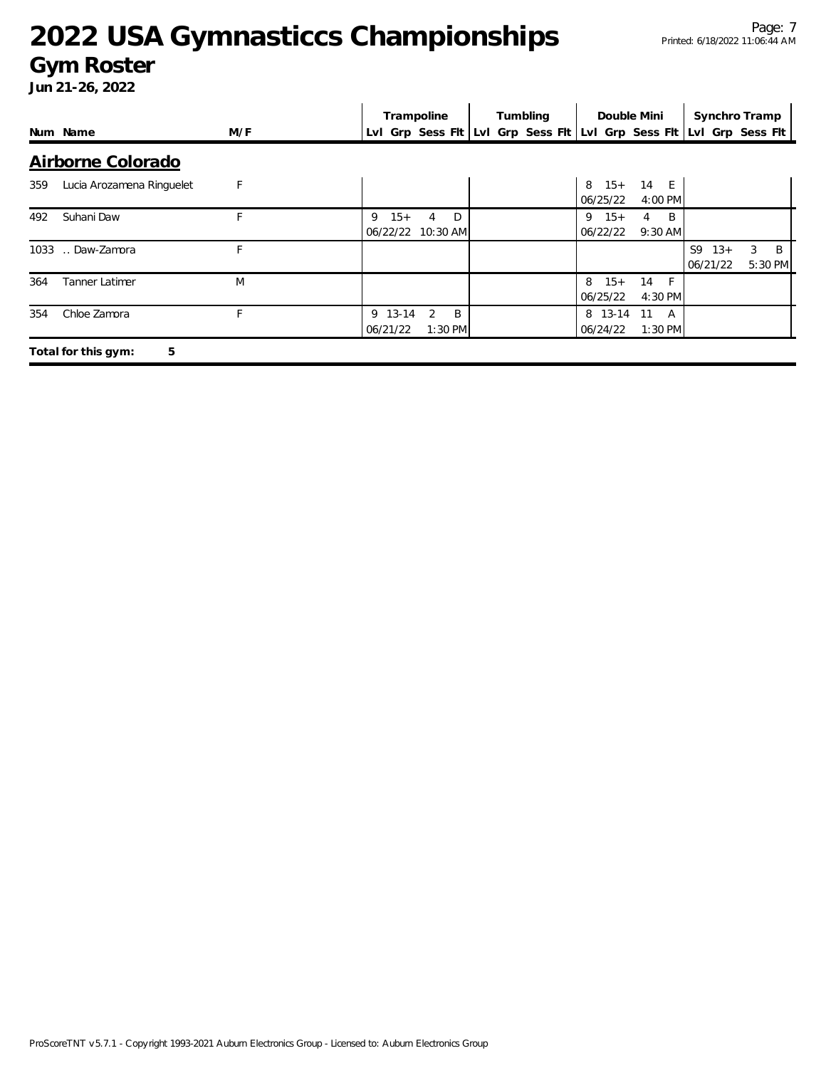# 2022 USA Gymnasticcs Championships

## Gym Roster

**Jun 21-26, 2022**

| Num | Name | M/F | Trampoline | | | | Tumbling | | | | Double Mini | | | | Synchro Tramp | | | |
|---|---|---|---|---|---|---|---|---|---|---|---|---|---|---|---|---|---|---|
| | | | Lvl | Grp | Sess | Flt | Lvl | Grp | Sess | Flt | Lvl | Grp | Sess | Flt | Lvl | Grp | Sess | Flt |

### Airborne Colorado

| Num | Name | M/F | Trampoline Lvl | Grp | Sess | Flt | Tumbling Lvl | Grp | Sess | Flt | Double Mini Lvl | Grp | Sess | Flt | Synchro Tramp Lvl | Grp | Sess | Flt |
|---|---|---|---|---|---|---|---|---|---|---|---|---|---|---|---|---|---|---|
| 359 | Lucia Arozamena Ringuelet | F | | | | | | | | | 8 | 15+ | 14 | E | | | | |
| | | | | | | | | | | | 06/25/22 | | 4:00 PM | | | | | |
| 492 | Suhani Daw | F | 9 | 15+ | 4 | D | | | | | 9 | 15+ | 4 | B | | | | |
| | | | 06/22/22 | | 10:30 AM | | | | | | 06/22/22 | | 9:30 AM | | | | | |
| 1033 | .. Daw-Zamora | F | | | | | | | | | | | | | S9 | 13+ | 3 | B |
| | | | | | | | | | | | | | | | 06/21/22 | | 5:30 PM | |
| 364 | Tanner Latimer | M | | | | | | | | | 8 | 15+ | 14 | F | | | | |
| | | | | | | | | | | | 06/25/22 | | 4:30 PM | | | | | |
| 354 | Chloe Zamora | F | 9 | 13-14 | 2 | B | | | | | 8 | 13-14 | 11 | A | | | | |
| | | | 06/21/22 | | 1:30 PM | | | | | | 06/24/22 | | 1:30 PM | | | | | |

**Total for this gym: 5**

ProScoreTNT v5.7.1 - Copyright 1993-2021 Auburn Electronics Group - Licensed to: Auburn Electronics Group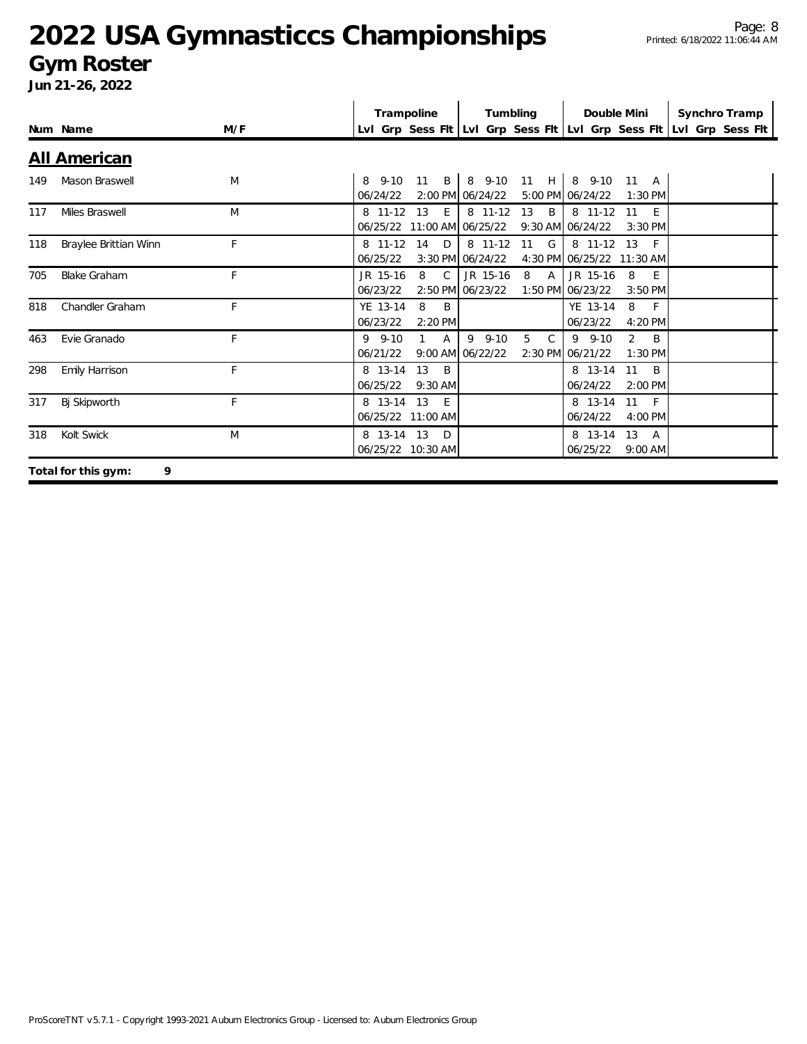# 2022 USA Gymnasticcs Championships

## Gym Roster

**Jun 21-26, 2022**

| Num | Name | M/F | Trampoline | | | | Tumbling | | | | Double Mini | | | | Synchro Tramp | | | |
|---|---|---|---|---|---|---|---|---|---|---|---|---|---|---|---|---|---|---|
| | | | Lvl | Grp | Sess | Flt | Lvl | Grp | Sess | Flt | Lvl | Grp | Sess | Flt | Lvl | Grp | Sess | Flt |

### All American

| Num | Name | M/F | Trampoline | | | | Tumbling | | | | Double Mini | | | | Synchro Tramp | | | |
|---|---|---|---|---|---|---|---|---|---|---|---|---|---|---|---|---|---|---|
| 149 | Mason Braswell | M | 8 | 9-10 | 11 | B | 8 | 9-10 | 11 | H | 8 | 9-10 | 11 | A | | | | |
| | | | 06/24/22 | | 2:00 PM | | 06/24/22 | | 5:00 PM | | 06/24/22 | | 1:30 PM | | | | | |
| 117 | Miles Braswell | M | 8 | 11-12 | 13 | E | 8 | 11-12 | 13 | B | 8 | 11-12 | 11 | E | | | | |
| | | | 06/25/22 | | 11:00 AM | | 06/25/22 | | 9:30 AM | | 06/24/22 | | 3:30 PM | | | | | |
| 118 | Braylee Brittian Winn | F | 8 | 11-12 | 14 | D | 8 | 11-12 | 11 | G | 8 | 11-12 | 13 | F | | | | |
| | | | 06/25/22 | | 3:30 PM | | 06/24/22 | | 4:30 PM | | 06/25/22 | | 11:30 AM | | | | | |
| 705 | Blake Graham | F | JR | 15-16 | 8 | C | JR | 15-16 | 8 | A | JR | 15-16 | 8 | E | | | | |
| | | | 06/23/22 | | 2:50 PM | | 06/23/22 | | 1:50 PM | | 06/23/22 | | 3:50 PM | | | | | |
| 818 | Chandler Graham | F | YE | 13-14 | 8 | B | | | | | YE | 13-14 | 8 | F | | | | |
| | | | 06/23/22 | | 2:20 PM | | | | | | 06/23/22 | | 4:20 PM | | | | | |
| 463 | Evie Granado | F | 9 | 9-10 | 1 | A | 9 | 9-10 | 5 | C | 9 | 9-10 | 2 | B | | | | |
| | | | 06/21/22 | | 9:00 AM | | 06/22/22 | | 2:30 PM | | 06/21/22 | | 1:30 PM | | | | | |
| 298 | Emily Harrison | F | 8 | 13-14 | 13 | B | | | | | 8 | 13-14 | 11 | B | | | | |
| | | | 06/25/22 | | 9:30 AM | | | | | | 06/24/22 | | 2:00 PM | | | | | |
| 317 | Bj Skipworth | F | 8 | 13-14 | 13 | E | | | | | 8 | 13-14 | 11 | F | | | | |
| | | | 06/25/22 | | 11:00 AM | | | | | | 06/24/22 | | 4:00 PM | | | | | |
| 318 | Kolt Swick | M | 8 | 13-14 | 13 | D | | | | | 8 | 13-14 | 13 | A | | | | |
| | | | 06/25/22 | | 10:30 AM | | | | | | 06/25/22 | | 9:00 AM | | | | | |

**Total for this gym: 9**

ProScoreTNT v5.7.1 - Copyright 1993-2021 Auburn Electronics Group - Licensed to: Auburn Electronics Group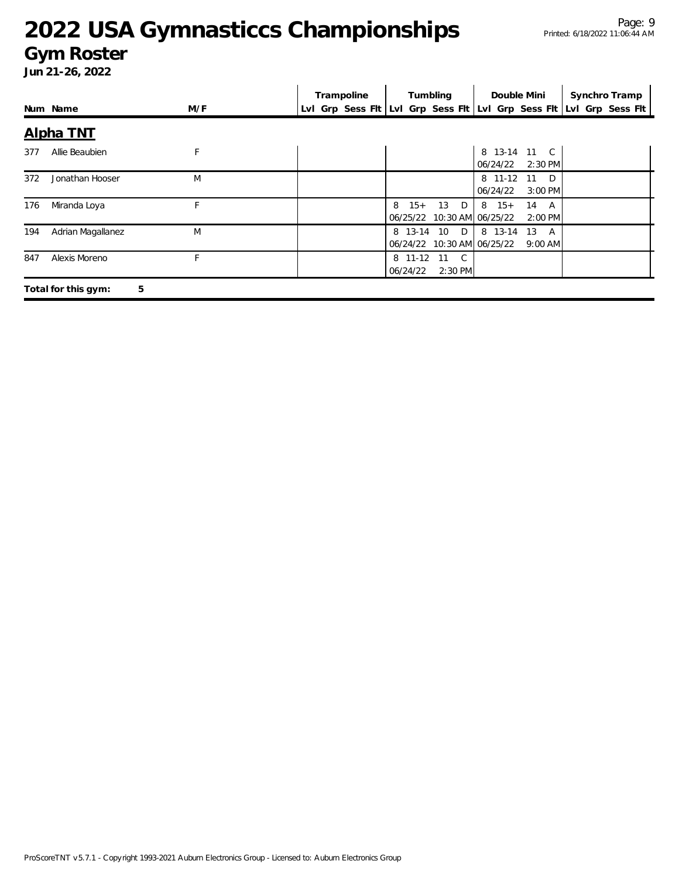# 2022 USA Gymnasticcs Championships

## Gym Roster

**Jun 21-26, 2022**

| Num | Name | M/F | Trampoline | | | | Tumbling | | | | Double Mini | | | | Synchro Tramp | | | |
|---|---|---|---|---|---|---|---|---|---|---|---|---|---|---|---|---|---|---|
| | | | Lvl | Grp | Sess | Flt | Lvl | Grp | Sess | Flt | Lvl | Grp | Sess | Flt | Lvl | Grp | Sess | Flt |

### Alpha TNT

| Num | Name | M/F | Trampoline | Tumbling | Double Mini | Synchro Tramp |
|---|---|---|---|---|---|---|
| 377 | Allie Beaubien | F | | | 8 13-14 11 C 06/24/22 2:30 PM | |
| 372 | Jonathan Hooser | M | | | 8 11-12 11 D 06/24/22 3:00 PM | |
| 176 | Miranda Loya | F | | 8 15+ 13 D 06/25/22 10:30 AM | 8 15+ 14 A 06/25/22 2:00 PM | |
| 194 | Adrian Magallanez | M | | 8 13-14 10 D 06/24/22 10:30 AM | 8 13-14 13 A 06/25/22 9:00 AM | |
| 847 | Alexis Moreno | F | | 8 11-12 11 C 06/24/22 2:30 PM | | |

**Total for this gym: 5**

ProScoreTNT v5.7.1 - Copyright 1993-2021 Auburn Electronics Group - Licensed to: Auburn Electronics Group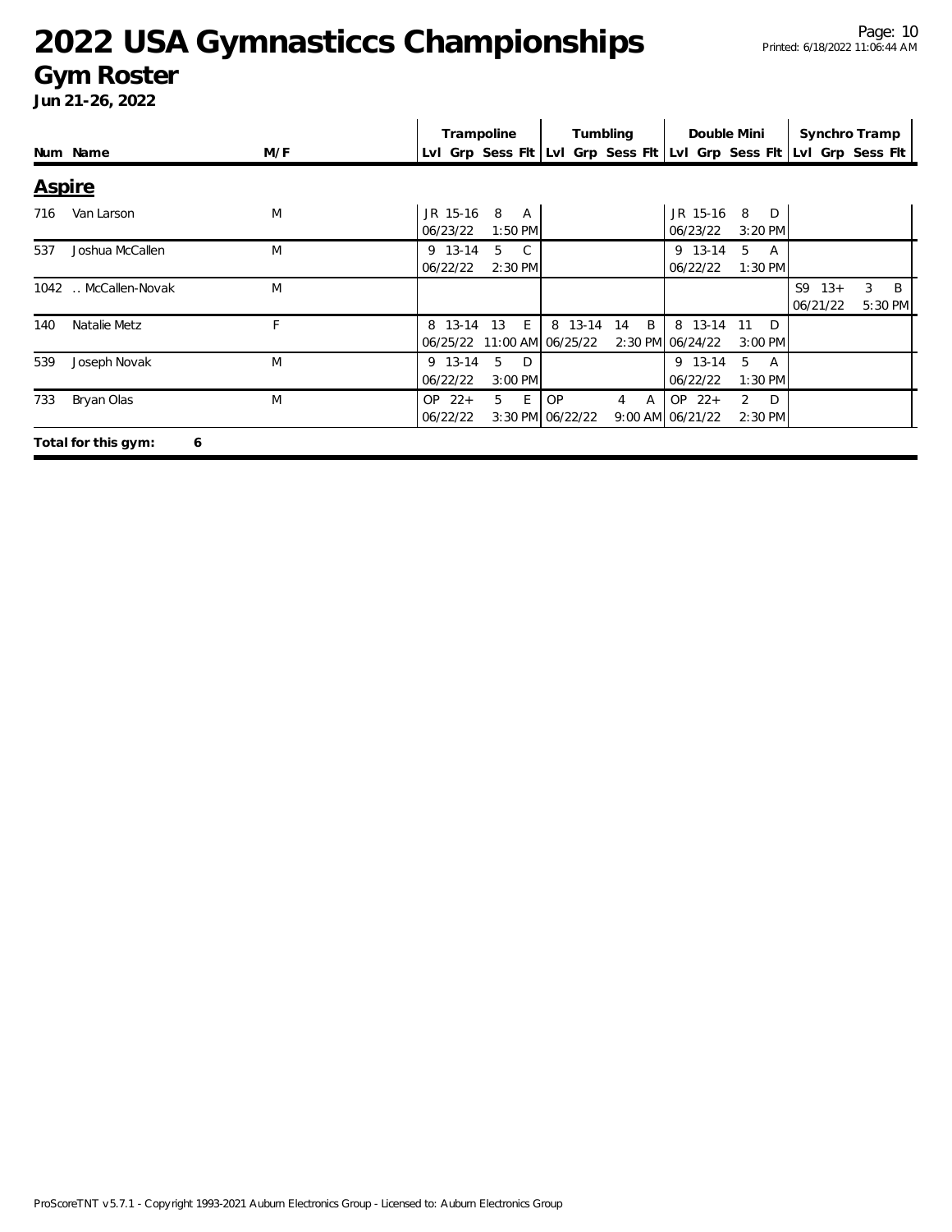# 2022 USA Gymnasticcs Championships

## Gym Roster

**Jun 21-26, 2022**

| Num | Name | M/F | Trampoline | | | | Tumbling | | | | Double Mini | | | | Synchro Tramp | | | |
|---|---|---|---|---|---|---|---|---|---|---|---|---|---|---|---|---|---|---|
| | | | Lvl | Grp | Sess | Flt | Lvl | Grp | Sess | Flt | Lvl | Grp | Sess | Flt | Lvl | Grp | Sess | Flt |

### Aspire

| Num | Name | M/F | Trampoline | | | | Tumbling | | | | Double Mini | | | | Synchro Tramp | | | |
|---|---|---|---|---|---|---|---|---|---|---|---|---|---|---|---|---|---|---|
| 716 | Van Larson | M | JR | 15-16 | 8 | A | | | | | JR | 15-16 | 8 | D | | | | |
| | | | 06/23/22 | | 1:50 PM | | | | | | 06/23/22 | | 3:20 PM | | | | | |
| 537 | Joshua McCallen | M | 9 | 13-14 | 5 | C | | | | | 9 | 13-14 | 5 | A | | | | |
| | | | 06/22/22 | | 2:30 PM | | | | | | 06/22/22 | | 1:30 PM | | | | | |
| 1042 | .. McCallen-Novak | M | | | | | | | | | | | | | S9 | 13+ | 3 | B |
| | | | | | | | | | | | | | | | 06/21/22 | | 5:30 PM | |
| 140 | Natalie Metz | F | 8 | 13-14 | 13 | E | 8 | 13-14 | 14 | B | 8 | 13-14 | 11 | D | | | | |
| | | | 06/25/22 | | 11:00 AM | | 06/25/22 | | 2:30 PM | | 06/24/22 | | 3:00 PM | | | | | |
| 539 | Joseph Novak | M | 9 | 13-14 | 5 | D | | | | | 9 | 13-14 | 5 | A | | | | |
| | | | 06/22/22 | | 3:00 PM | | | | | | 06/22/22 | | 1:30 PM | | | | | |
| 733 | Bryan Olas | M | OP | 22+ | 5 | E | OP | | 4 | A | OP | 22+ | 2 | D | | | | |
| | | | 06/22/22 | | 3:30 PM | | 06/22/22 | | 9:00 AM | | 06/21/22 | | 2:30 PM | | | | | |

**Total for this gym: 6**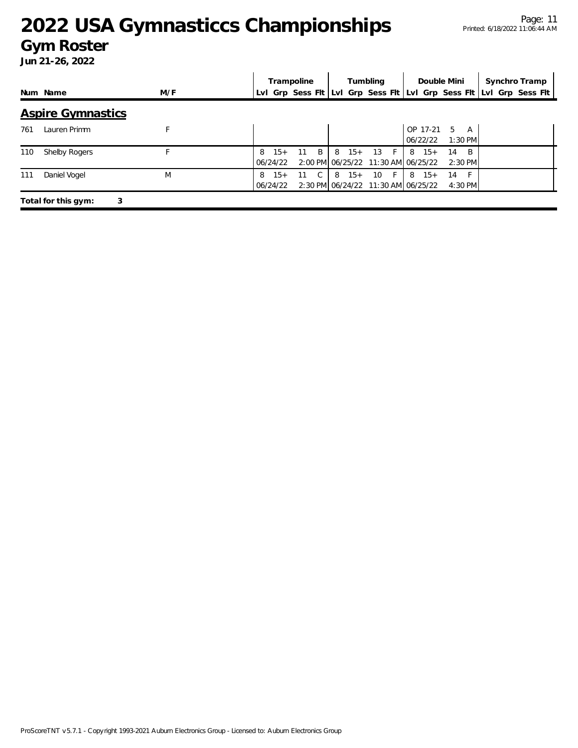# 2022 USA Gymnasticcs Championships

## Gym Roster

**Jun 21-26, 2022**

| Num | Name | M/F | Trampoline | | | | Tumbling | | | | Double Mini | | | | Synchro Tramp | | | |
|---|---|---|---|---|---|---|---|---|---|---|---|---|---|---|---|---|---|---|
| | | | Lvl | Grp | Sess | Flt | Lvl | Grp | Sess | Flt | Lvl | Grp | Sess | Flt | Lvl | Grp | Sess | Flt |

### Aspire Gymnastics

| Num | Name | M/F | Trampoline | | | | Tumbling | | | | Double Mini | | | | Synchro Tramp | | | |
|---|---|---|---|---|---|---|---|---|---|---|---|---|---|---|---|---|---|---|
| 761 | Lauren Primm | F | | | | | | | | | OP | 17-21 | 5 | A | | | | |
| | | | | | | | | | | | 06/22/22 | | 1:30 PM | | | | | |
| 110 | Shelby Rogers | F | 8 | 15+ | 11 | B | 8 | 15+ | 13 | F | 8 | 15+ | 14 | B | | | | |
| | | | 06/24/22 | | 2:00 PM | | 06/25/22 | | 11:30 AM | | 06/25/22 | | 2:30 PM | | | | | |
| 111 | Daniel Vogel | M | 8 | 15+ | 11 | C | 8 | 15+ | 10 | F | 8 | 15+ | 14 | F | | | | |
| | | | 06/24/22 | | 2:30 PM | | 06/24/22 | | 11:30 AM | | 06/25/22 | | 4:30 PM | | | | | |

**Total for this gym: 3**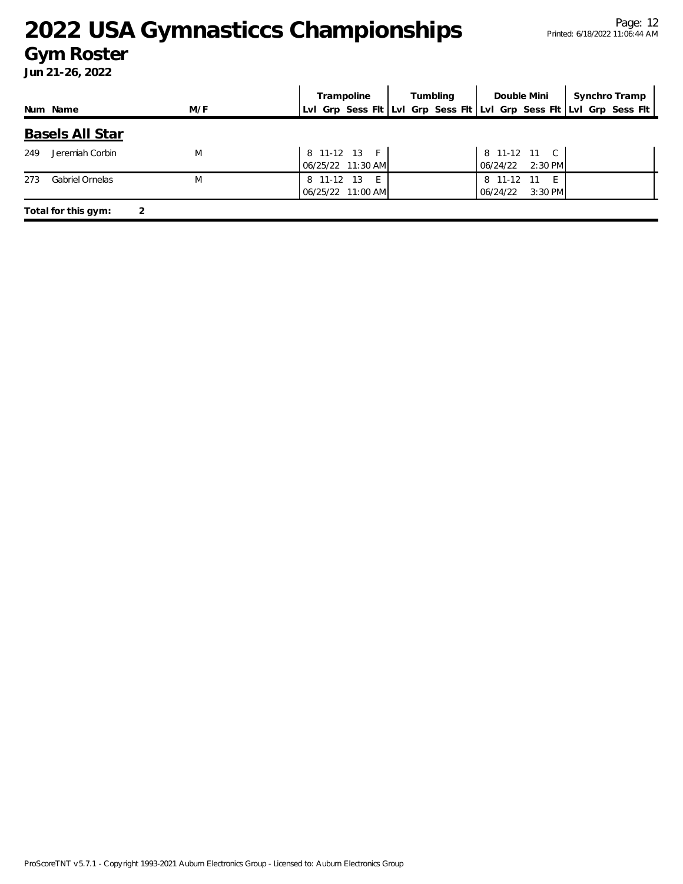# 2022 USA Gymnasticcs Championships

## Gym Roster

**Jun 21-26, 2022**

| Num | Name | M/F | Trampoline | | | | Tumbling | | | | Double Mini | | | | Synchro Tramp | | | |
|---|---|---|---|---|---|---|---|---|---|---|---|---|---|---|---|---|---|---|
| | | | Lvl | Grp | Sess | Flt | Lvl | Grp | Sess | Flt | Lvl | Grp | Sess | Flt | Lvl | Grp | Sess | Flt |

### Basels All Star

| Num | Name | M/F | Trampoline | | | | Tumbling | | | | Double Mini | | | | Synchro Tramp | | | |
|---|---|---|---|---|---|---|---|---|---|---|---|---|---|---|---|---|---|---|
| 249 | Jeremiah Corbin | M | 8 | 11-12 | 13 | F | | | | | 8 | 11-12 | 11 | C | | | | |
| | | | 06/25/22 11:30 AM | | | | | | | | 06/24/22 2:30 PM | | | | | | | |
| 273 | Gabriel Ornelas | M | 8 | 11-12 | 13 | E | | | | | 8 | 11-12 | 11 | E | | | | |
| | | | 06/25/22 11:00 AM | | | | | | | | 06/24/22 3:30 PM | | | | | | | |

**Total for this gym: 2**

ProScoreTNT v5.7.1 - Copyright 1993-2021 Auburn Electronics Group - Licensed to: Auburn Electronics Group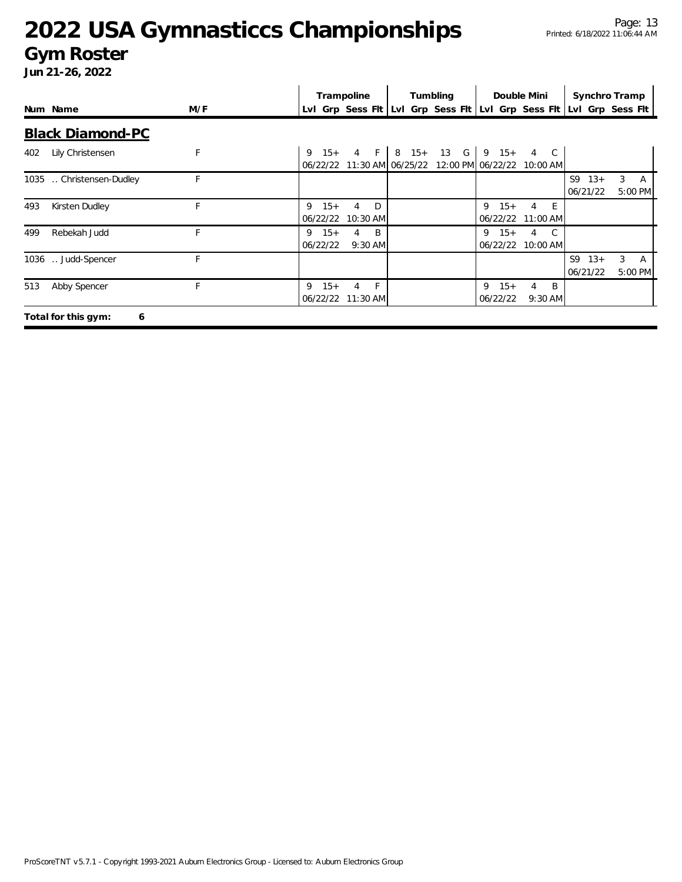# 2022 USA Gymnasticcs Championships

## Gym Roster

**Jun 21-26, 2022**

| Num | Name | M/F | Trampoline | | | | Tumbling | | | | Double Mini | | | | Synchro Tramp | | | |
|---|---|---|---|---|---|---|---|---|---|---|---|---|---|---|---|---|---|---|
| | | | Lvl | Grp | Sess | Flt | Lvl | Grp | Sess | Flt | Lvl | Grp | Sess | Flt | Lvl | Grp | Sess | Flt |

### Black Diamond-PC

| Num | Name | M/F | Trampoline | | | | Tumbling | | | | Double Mini | | | | Synchro Tramp | | | |
|---|---|---|---|---|---|---|---|---|---|---|---|---|---|---|---|---|---|---|
| | | | Lvl | Grp | Sess | Flt | Lvl | Grp | Sess | Flt | Lvl | Grp | Sess | Flt | Lvl | Grp | Sess | Flt |
| 402 | Lily Christensen | F | 9 | 15+ | 4 | F | 8 | 15+ | 13 | G | 9 | 15+ | 4 | C | | | | |
| | | | 06/22/22 | | 11:30 AM | | 06/25/22 | | 12:00 PM | | 06/22/22 | | 10:00 AM | | | | | |
| 1035 | .. Christensen-Dudley | F | | | | | | | | | | | | | S9 | 13+ | 3 | A |
| | | | | | | | | | | | | | | | 06/21/22 | | 5:00 PM | |
| 493 | Kirsten Dudley | F | 9 | 15+ | 4 | D | | | | | 9 | 15+ | 4 | E | | | | |
| | | | 06/22/22 | | 10:30 AM | | | | | | 06/22/22 | | 11:00 AM | | | | | |
| 499 | Rebekah Judd | F | 9 | 15+ | 4 | B | | | | | 9 | 15+ | 4 | C | | | | |
| | | | 06/22/22 | | 9:30 AM | | | | | | 06/22/22 | | 10:00 AM | | | | | |
| 1036 | .. Judd-Spencer | F | | | | | | | | | | | | | S9 | 13+ | 3 | A |
| | | | | | | | | | | | | | | | 06/21/22 | | 5:00 PM | |
| 513 | Abby Spencer | F | 9 | 15+ | 4 | F | | | | | 9 | 15+ | 4 | B | | | | |
| | | | 06/22/22 | | 11:30 AM | | | | | | 06/22/22 | | 9:30 AM | | | | | |

**Total for this gym: 6**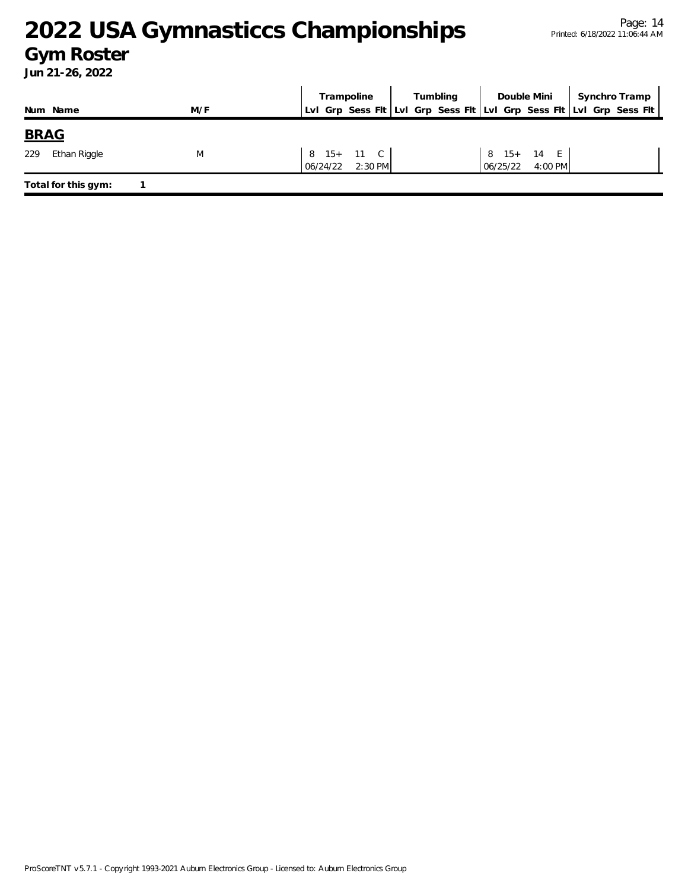# 2022 USA Gymnasticcs Championships

## Gym Roster

**Jun 21-26, 2022**

| Num | Name | M/F | Trampoline | | | | Tumbling | | | | Double Mini | | | | Synchro Tramp | | | |
|---|---|---|---|---|---|---|---|---|---|---|---|---|---|---|---|---|---|---|
| | | | Lvl | Grp | Sess | Flt | Lvl | Grp | Sess | Flt | Lvl | Grp | Sess | Flt | Lvl | Grp | Sess | Flt |
| **BRAG** | | | | | | | | | | | | | | | | | | |
| 229 | Ethan Riggle | M | 8 | 15+ | 11 | C | | | | | 8 | 15+ | 14 | E | | | | |
| | | | 06/24/22 | | 2:30 PM | | | | | | 06/25/22 | | 4:00 PM | | | | | |

**Total for this gym:** 1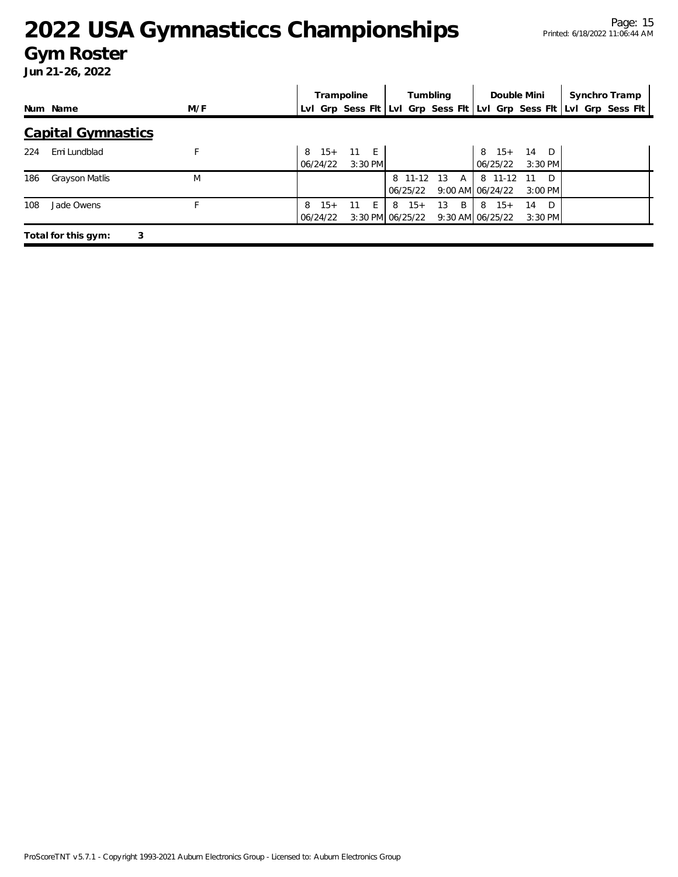# 2022 USA Gymnasticcs Championships

## Gym Roster

**Jun 21-26, 2022**

| Num | Name | M/F | Trampoline | | | | Tumbling | | | | Double Mini | | | | Synchro Tramp | | | |
|---|---|---|---|---|---|---|---|---|---|---|---|---|---|---|---|---|---|---|
| | | | Lvl | Grp | Sess | Flt | Lvl | Grp | Sess | Flt | Lvl | Grp | Sess | Flt | Lvl | Grp | Sess | Flt |

## Capital Gymnastics

| Num | Name | M/F | Trampoline | | | | Tumbling | | | | Double Mini | | | | Synchro Tramp | | | |
|---|---|---|---|---|---|---|---|---|---|---|---|---|---|---|---|---|---|---|
| 224 | Emi Lundblad | F | 8 | 15+ | 11 | E | | | | | 8 | 15+ | 14 | D | | | | |
| | | | 06/24/22 | | 3:30 PM | | | | | | 06/25/22 | | 3:30 PM | | | | | |
| 186 | Grayson Matlis | M | | | | | 8 | 11-12 | 13 | A | 8 | 11-12 | 11 | D | | | | |
| | | | | | | | 06/25/22 | | 9:00 AM | | 06/24/22 | | 3:00 PM | | | | | |
| 108 | Jade Owens | F | 8 | 15+ | 11 | E | 8 | 15+ | 13 | B | 8 | 15+ | 14 | D | | | | |
| | | | 06/24/22 | | 3:30 PM | | 06/25/22 | | 9:30 AM | | 06/25/22 | | 3:30 PM | | | | | |

**Total for this gym: 3**

ProScoreTNT v5.7.1 - Copyright 1993-2021 Auburn Electronics Group - Licensed to: Auburn Electronics Group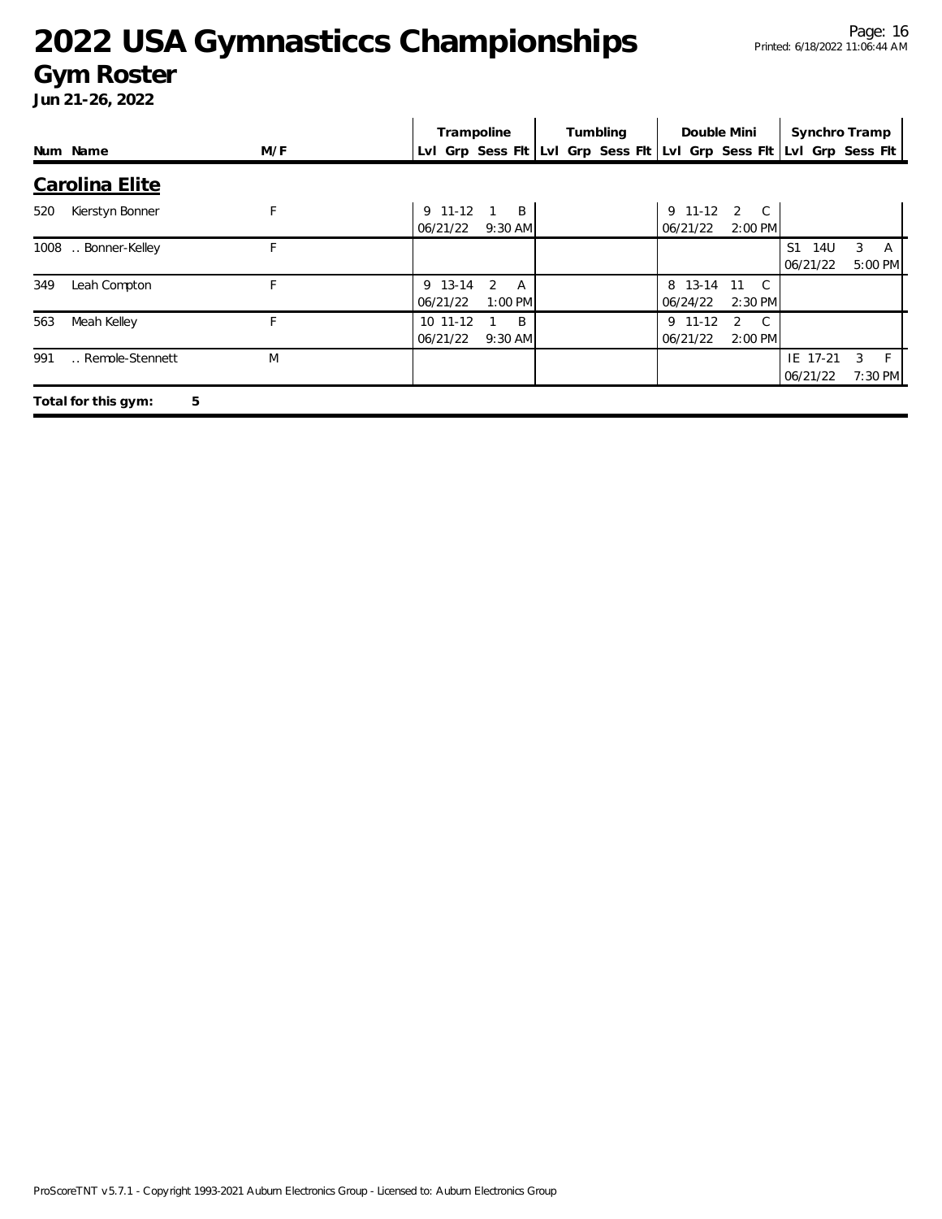# 2022 USA Gymnasticcs Championships

## Gym Roster

**Jun 21-26, 2022**

| Num | Name | M/F | Trampoline | | | | Tumbling | | | | Double Mini | | | | Synchro Tramp | | | |
|---|---|---|---|---|---|---|---|---|---|---|---|---|---|---|---|---|---|---|
| | | | Lvl | Grp | Sess | Flt | Lvl | Grp | Sess | Flt | Lvl | Grp | Sess | Flt | Lvl | Grp | Sess | Flt |

### Carolina Elite

| Num | Name | M/F | Trampoline | | | | Tumbling | | | | Double Mini | | | | Synchro Tramp | | | |
|---|---|---|---|---|---|---|---|---|---|---|---|---|---|---|---|---|---|---|
| 520 | Kierstyn Bonner | F | 9 | 11-12 | 1 | B | | | | | 9 | 11-12 | 2 | C | | | | |
| | | | 06/21/22 | | 9:30 AM | | | | | | 06/21/22 | | 2:00 PM | | | | | |
| 1008 | .. Bonner-Kelley | F | | | | | | | | | | | | | S1 | 14U | 3 | A |
| | | | | | | | | | | | | | | | 06/21/22 | | 5:00 PM | |
| 349 | Leah Compton | F | 9 | 13-14 | 2 | A | | | | | 8 | 13-14 | 11 | C | | | | |
| | | | 06/21/22 | | 1:00 PM | | | | | | 06/24/22 | | 2:30 PM | | | | | |
| 563 | Meah Kelley | F | 10 | 11-12 | 1 | B | | | | | 9 | 11-12 | 2 | C | | | | |
| | | | 06/21/22 | | 9:30 AM | | | | | | 06/21/22 | | 2:00 PM | | | | | |
| 991 | .. Remole-Stennett | M | | | | | | | | | | | | | IE | 17-21 | 3 | F |
| | | | | | | | | | | | | | | | 06/21/22 | | 7:30 PM | |

**Total for this gym: 5**

ProScoreTNT v5.7.1 - Copyright 1993-2021 Auburn Electronics Group - Licensed to: Auburn Electronics Group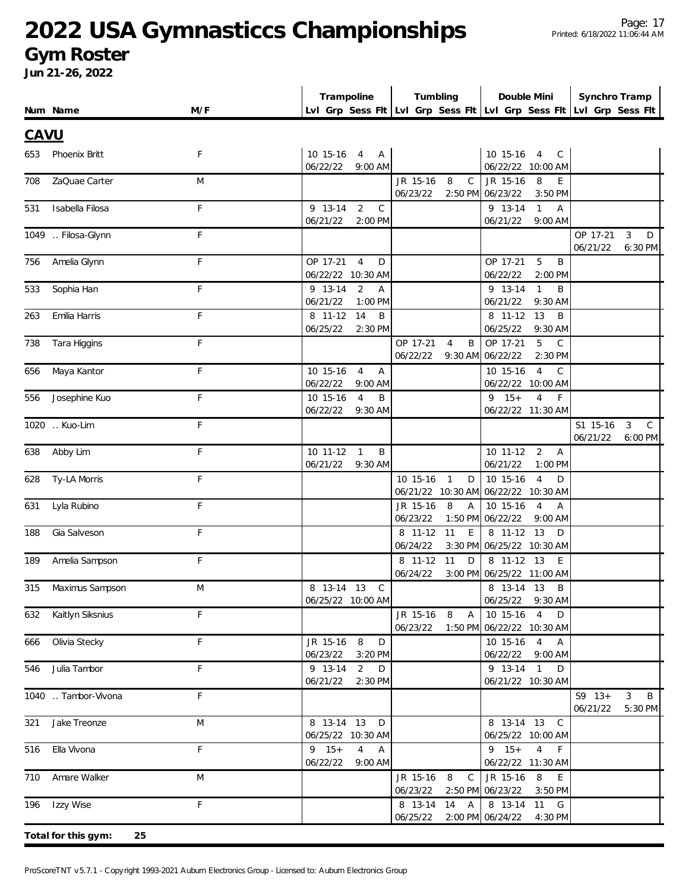# 2022 USA Gymnasticcs Championships

## Gym Roster

**Jun 21-26, 2022**

| Num | Name | M/F | Trampoline Lvl Grp Sess Flt | Tumbling Lvl Grp Sess Flt | Double Mini Lvl Grp Sess Flt | Synchro Tramp Lvl Grp Sess Flt |
|---|---|---|---|---|---|---|
| **CAVU** | | | | | | |
| 653 | Phoenix Britt | F | 10 15-16 4 A 06/22/22 9:00 AM | | 10 15-16 4 C 06/22/22 10:00 AM | |
| 708 | ZaQuae Carter | M | | JR 15-16 8 C 06/23/22 2:50 PM | JR 15-16 8 E 06/23/22 3:50 PM | |
| 531 | Isabella Filosa | F | 9 13-14 2 C 06/21/22 2:00 PM | | 9 13-14 1 A 06/21/22 9:00 AM | |
| 1049 | .. Filosa-Glynn | F | | | | OP 17-21 3 D 06/21/22 6:30 PM |
| 756 | Amelia Glynn | F | OP 17-21 4 D 06/22/22 10:30 AM | | OP 17-21 5 B 06/22/22 2:00 PM | |
| 533 | Sophia Han | F | 9 13-14 2 A 06/21/22 1:00 PM | | 9 13-14 1 B 06/21/22 9:30 AM | |
| 263 | Emilia Harris | F | 8 11-12 14 B 06/25/22 2:30 PM | | 8 11-12 13 B 06/25/22 9:30 AM | |
| 738 | Tara Higgins | F | | OP 17-21 4 B 06/22/22 9:30 AM | OP 17-21 5 C 06/22/22 2:30 PM | |
| 656 | Maya Kantor | F | 10 15-16 4 A 06/22/22 9:00 AM | | 10 15-16 4 C 06/22/22 10:00 AM | |
| 556 | Josephine Kuo | F | 10 15-16 4 B 06/22/22 9:30 AM | | 9 15+ 4 F 06/22/22 11:30 AM | |
| 1020 | .. Kuo-Lim | F | | | | S1 15-16 3 C 06/21/22 6:00 PM |
| 638 | Abby Lim | F | 10 11-12 1 B 06/21/22 9:30 AM | | 10 11-12 2 A 06/21/22 1:00 PM | |
| 628 | Ty-LA Morris | F | | 10 15-16 1 D 06/21/22 10:30 AM | 10 15-16 4 D 06/22/22 10:30 AM | |
| 631 | Lyla Rubino | F | | JR 15-16 8 A 06/23/22 1:50 PM | 10 15-16 4 A 06/22/22 9:00 AM | |
| 188 | Gia Salveson | F | | 8 11-12 11 E 06/24/22 3:30 PM | 8 11-12 13 D 06/25/22 10:30 AM | |
| 189 | Amelia Sampson | F | | 8 11-12 11 D 06/24/22 3:00 PM | 8 11-12 13 E 06/25/22 11:00 AM | |
| 315 | Maximus Sampson | M | 8 13-14 13 C 06/25/22 10:00 AM | | 8 13-14 13 B 06/25/22 9:30 AM | |
| 632 | Kaitlyn Siksnius | F | | JR 15-16 8 A 06/23/22 1:50 PM | 10 15-16 4 D 06/22/22 10:30 AM | |
| 666 | Olivia Stecky | F | JR 15-16 8 D 06/23/22 3:20 PM | | 10 15-16 4 A 06/22/22 9:00 AM | |
| 546 | Julia Tambor | F | 9 13-14 2 D 06/21/22 2:30 PM | | 9 13-14 1 D 06/21/22 10:30 AM | |
| 1040 | .. Tambor-Vivona | F | | | | S9 13+ 3 B 06/21/22 5:30 PM |
| 321 | Jake Treonze | M | 8 13-14 13 D 06/25/22 10:30 AM | | 8 13-14 13 C 06/25/22 10:00 AM | |
| 516 | Ella Vivona | F | 9 15+ 4 A 06/22/22 9:00 AM | | 9 15+ 4 F 06/22/22 11:30 AM | |
| 710 | Amare Walker | M | | JR 15-16 8 C 06/23/22 2:50 PM | JR 15-16 8 E 06/23/22 3:50 PM | |
| 196 | Izzy Wise | F | | 8 13-14 14 A 06/25/22 2:00 PM | 8 13-14 11 G 06/24/22 4:30 PM | |

**Total for this gym: 25**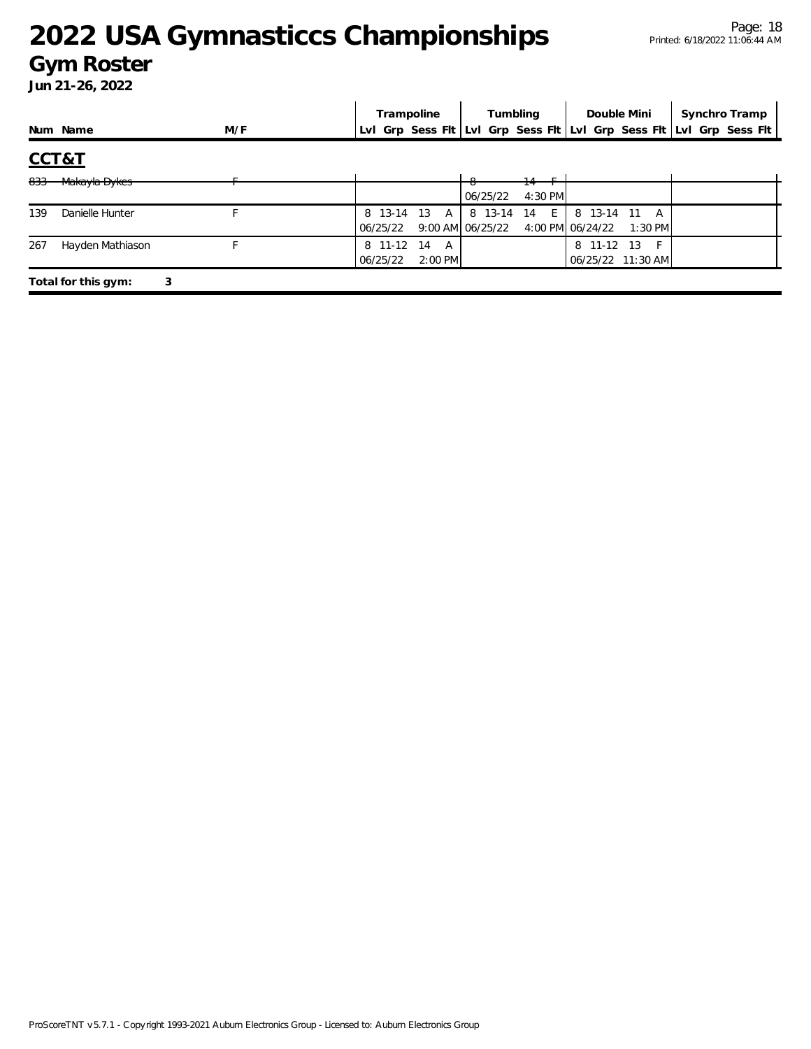# 2022 USA Gymnasticcs Championships

## Gym Roster

**Jun 21-26, 2022**

## CCT&T

| Num | Name | M/F | Trampoline | | | | Tumbling | | | | Double Mini | | | | Synchro Tramp | | | |
|---|---|---|---|---|---|---|---|---|---|---|---|---|---|---|---|---|---|---|
| | | | Lvl | Grp | Sess | Flt | Lvl | Grp | Sess | Flt | Lvl | Grp | Sess | Flt | Lvl | Grp | Sess | Flt |
| ~~833~~ | ~~Makayla Dykes~~ | ~~F~~ | | | | | ~~8~~ | | ~~14~~ | ~~F~~ | | | | | | | | |
| | | | | | | | 06/25/22 | | 4:30 PM | | | | | | | | | |
| 139 | Danielle Hunter | F | 8 | 13-14 | 13 | A | 8 | 13-14 | 14 | E | 8 | 13-14 | 11 | A | | | | |
| | | | 06/25/22 | | 9:00 AM | | 06/25/22 | | 4:00 PM | | 06/24/22 | | 1:30 PM | | | | | |
| 267 | Hayden Mathiason | F | 8 | 11-12 | 14 | A | | | | | 8 | 11-12 | 13 | F | | | | |
| | | | 06/25/22 | | 2:00 PM | | | | | | 06/25/22 | | 11:30 AM | | | | | |

**Total for this gym: 3**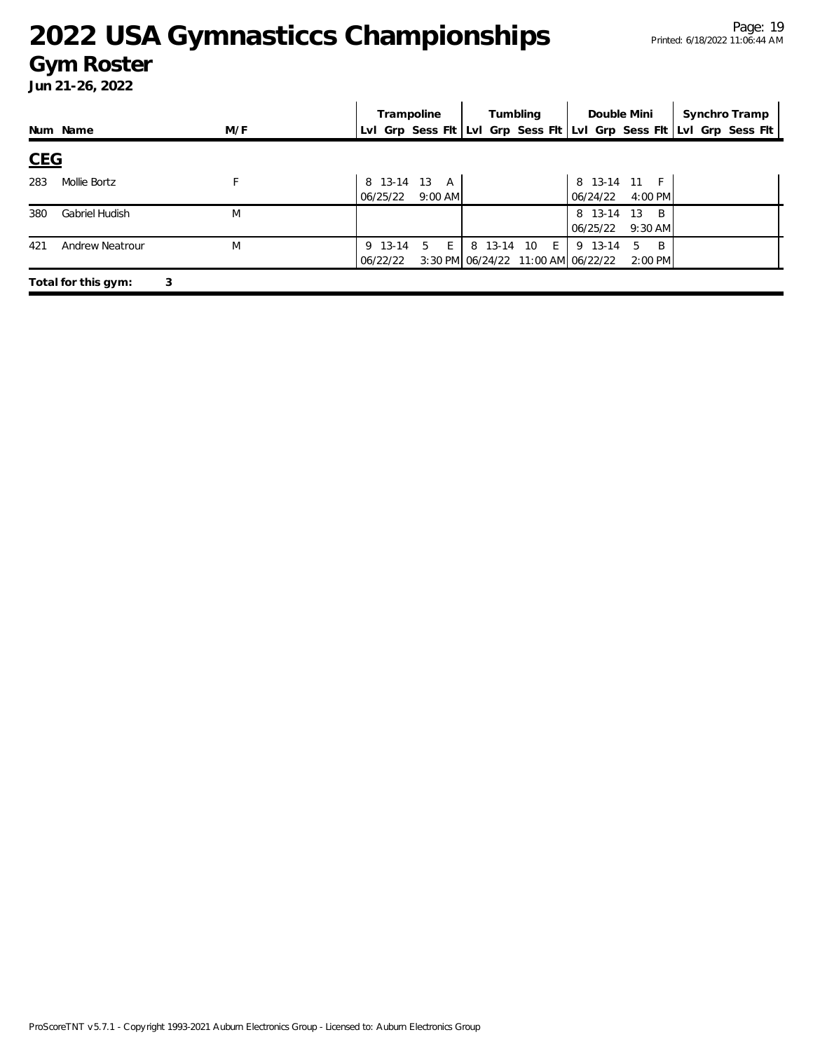# 2022 USA Gymnasticcs Championships

## Gym Roster

**Jun 21-26, 2022**

| Num | Name | M/F | Trampoline | | | | Tumbling | | | | Double Mini | | | | Synchro Tramp | | | |
|---|---|---|---|---|---|---|---|---|---|---|---|---|---|---|---|---|---|---|
| | | | Lvl | Grp | Sess | Flt | Lvl | Grp | Sess | Flt | Lvl | Grp | Sess | Flt | Lvl | Grp | Sess | Flt |
| **CEG** | | | | | | | | | | | | | | | | | | |
| 283 | Mollie Bortz | F | 8 | 13-14 | 13 | A | | | | | 8 | 13-14 | 11 | F | | | | |
| | | | 06/25/22 | | 9:00 AM | | | | | | 06/24/22 | | 4:00 PM | | | | | |
| 380 | Gabriel Hudish | M | | | | | | | | | 8 | 13-14 | 13 | B | | | | |
| | | | | | | | | | | | 06/25/22 | | 9:30 AM | | | | | |
| 421 | Andrew Neatrour | M | 9 | 13-14 | 5 | E | 8 | 13-14 | 10 | E | 9 | 13-14 | 5 | B | | | | |
| | | | 06/22/22 | | 3:30 PM | | 06/24/22 | | 11:00 AM | | 06/22/22 | | 2:00 PM | | | | | |

**Total for this gym: 3**

ProScoreTNT v5.7.1 - Copyright 1993-2021 Auburn Electronics Group - Licensed to: Auburn Electronics Group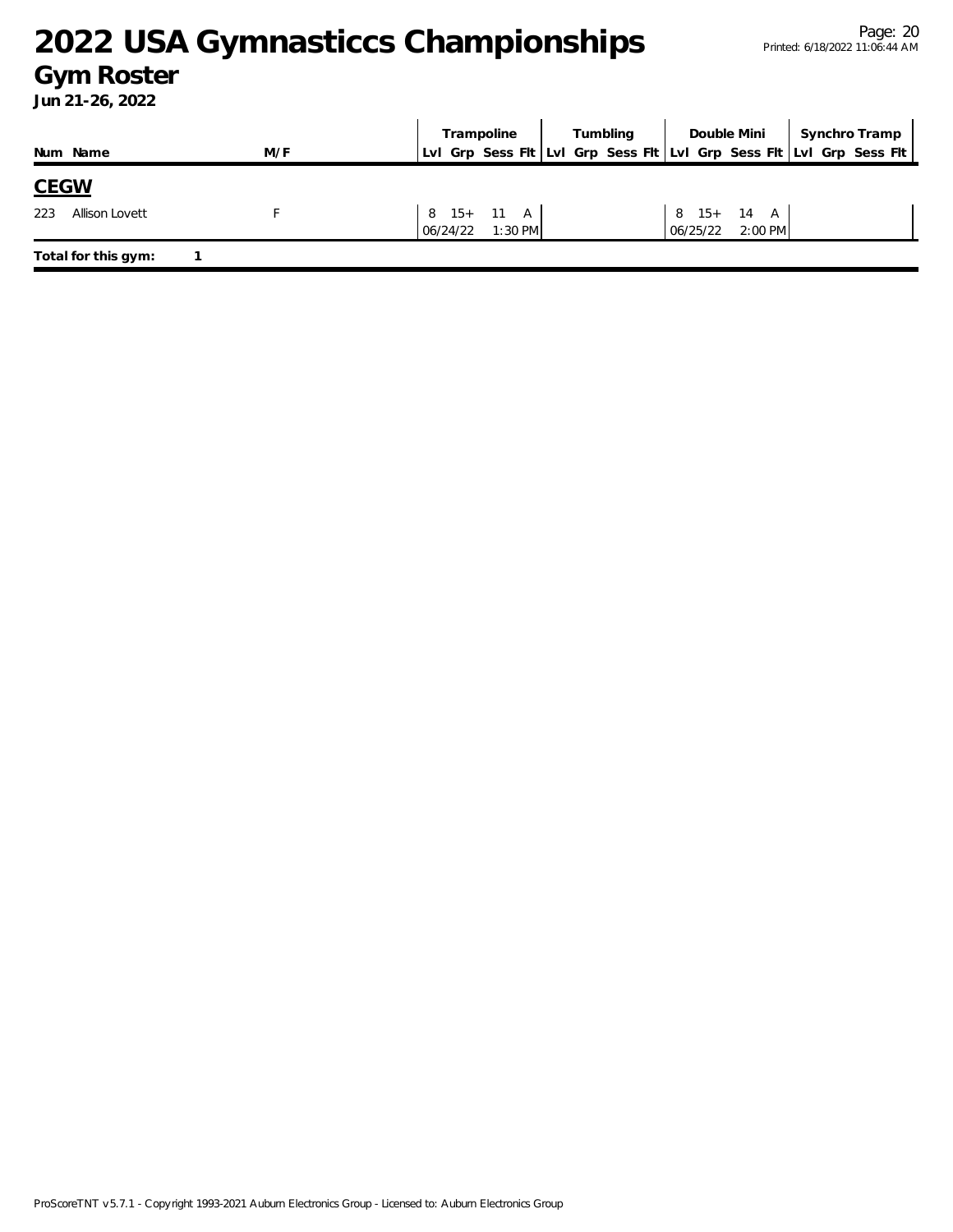# 2022 USA Gymnasticcs Championships

## Gym Roster

**Jun 21-26, 2022**

| Num | Name | M/F | Trampoline | | | | Tumbling | | | | Double Mini | | | | Synchro Tramp | | | |
|---|---|---|---|---|---|---|---|---|---|---|---|---|---|---|---|---|---|---|
| | | | Lvl | Grp | Sess | Flt | Lvl | Grp | Sess | Flt | Lvl | Grp | Sess | Flt | Lvl | Grp | Sess | Flt |

## CEGW

| Num | Name | M/F | Trampoline | | | | Tumbling | | | | Double Mini | | | | Synchro Tramp | | | |
|---|---|---|---|---|---|---|---|---|---|---|---|---|---|---|---|---|---|---|
| 223 | Allison Lovett | F | 8 | 15+ | 11 | A | | | | | 8 | 15+ | 14 | A | | | | |
| | | | 06/24/22 | | 1:30 PM | | | | | | 06/25/22 | | 2:00 PM | | | | | |

**Total for this gym:** 1

ProScoreTNT v5.7.1 - Copyright 1993-2021 Auburn Electronics Group - Licensed to: Auburn Electronics Group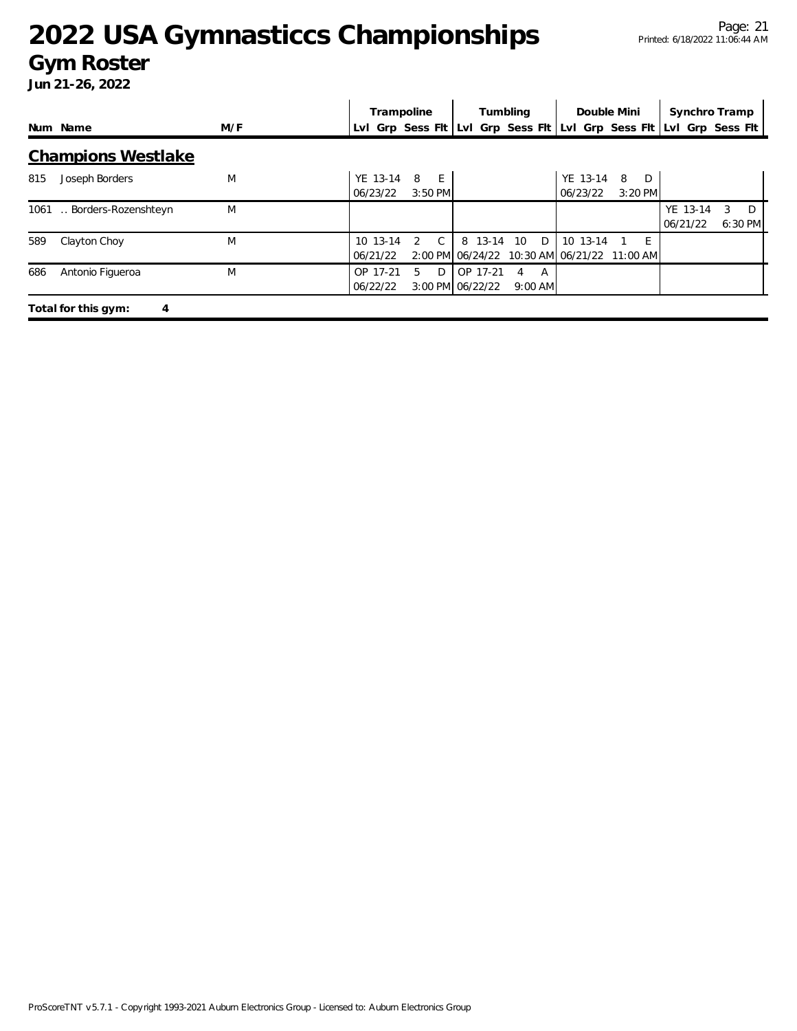# 2022 USA Gymnasticcs Championships

## Gym Roster

**Jun 21-26, 2022**

### Champions Westlake

| Num | Name | M/F | Trampoline | | | | Tumbling | | | | Double Mini | | | | Synchro Tramp | | | |
|---|---|---|---|---|---|---|---|---|---|---|---|---|---|---|---|---|---|---|
| | | | Lvl | Grp | Sess | Flt | Lvl | Grp | Sess | Flt | Lvl | Grp | Sess | Flt | Lvl | Grp | Sess | Flt |
| 815 | Joseph Borders | M | YE | 13-14 | 8 | E | | | | | YE | 13-14 | 8 | D | | | | |
| | | | 06/23/22 | | 3:50 PM | | | | | | 06/23/22 | | 3:20 PM | | | | | |
| 1061 | .. Borders-Rozenshteyn | M | | | | | | | | | | | | | YE | 13-14 | 3 | D |
| | | | | | | | | | | | | | | | 06/21/22 | | 6:30 PM | |
| 589 | Clayton Choy | M | 10 | 13-14 | 2 | C | 8 | 13-14 | 10 | D | 10 | 13-14 | 1 | E |
| | | | 06/21/22 | | 2:00 PM | | 06/24/22 | | 10:30 AM | | 06/21/22 | | 11:00 AM | | | | | |
| 686 | Antonio Figueroa | M | OP | 17-21 | 5 | D | OP | 17-21 | 4 | A | | | | | | | | |
| | | | 06/22/22 | | 3:00 PM | | 06/22/22 | | 9:00 AM | | | | | | | | | |

**Total for this gym: 4**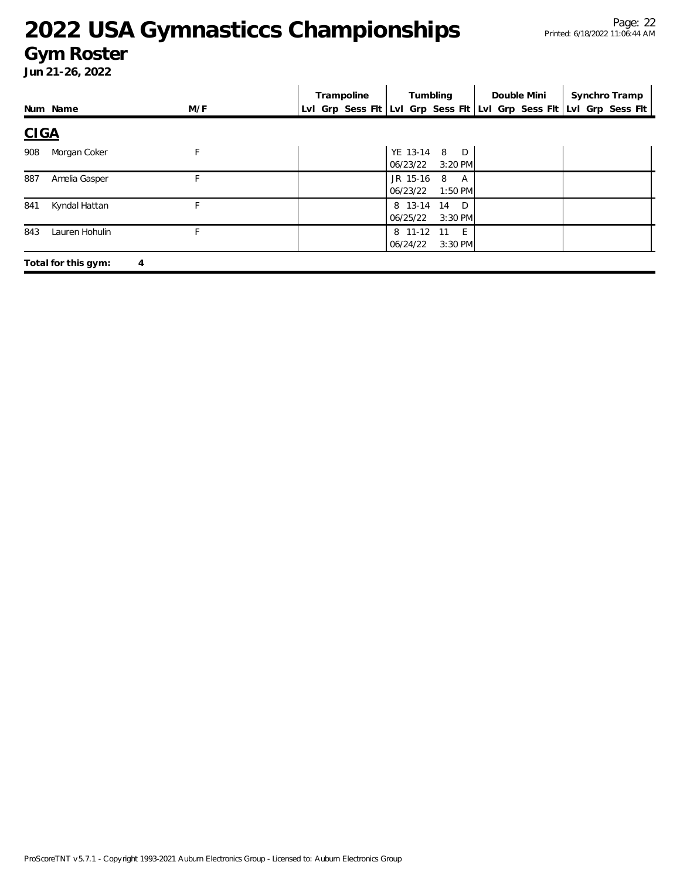# 2022 USA Gymnasticcs Championships

## Gym Roster

**Jun 21-26, 2022**

| Num | Name | M/F | Trampoline Lvl | Trampoline Grp | Trampoline Sess | Trampoline Flt | Tumbling Lvl | Tumbling Grp | Tumbling Sess | Tumbling Flt | Double Mini Lvl | Double Mini Grp | Double Mini Sess | Double Mini Flt | Synchro Tramp Lvl | Synchro Tramp Grp | Synchro Tramp Sess | Synchro Tramp Flt |
|---|---|---|---|---|---|---|---|---|---|---|---|---|---|---|---|---|---|---|
| **CIGA** | | | | | | | | | | | | | | | | | | |
| 908 | Morgan Coker | F | | | | | YE | 13-14 | 8 | D | | | | | | | | |
| | | | | | | | 06/23/22 | | | 3:20 PM | | | | | | | | |
| 887 | Amelia Gasper | F | | | | | JR | 15-16 | 8 | A | | | | | | | | |
| | | | | | | | 06/23/22 | | | 1:50 PM | | | | | | | | |
| 841 | Kyndal Hattan | F | | | | | 8 | 13-14 | 14 | D | | | | | | | | |
| | | | | | | | 06/25/22 | | | 3:30 PM | | | | | | | | |
| 843 | Lauren Hohulin | F | | | | | 8 | 11-12 | 11 | E | | | | | | | | |
| | | | | | | | 06/24/22 | | | 3:30 PM | | | | | | | | |

**Total for this gym: 4**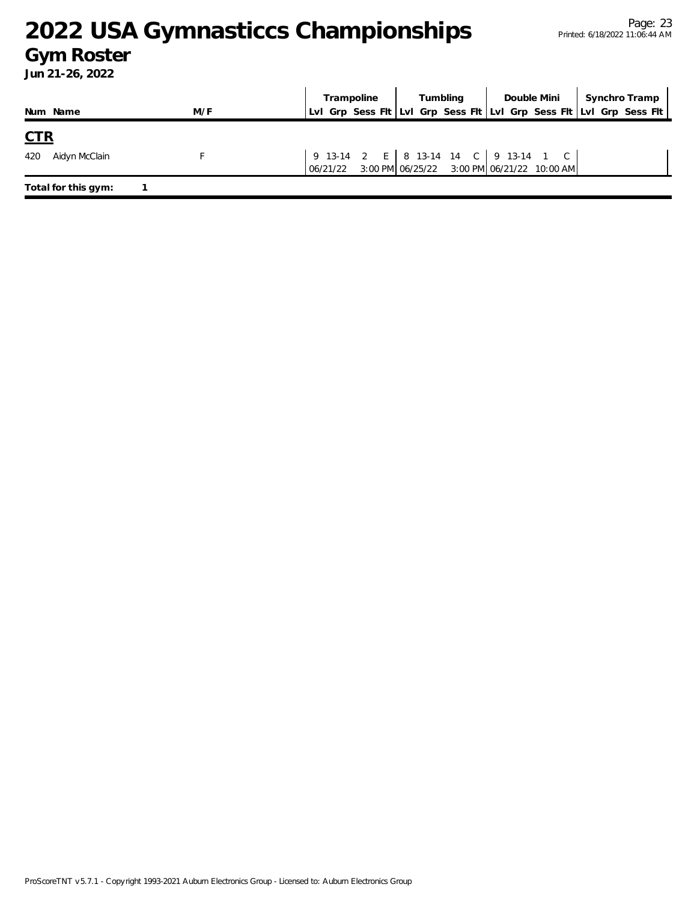# 2022 USA Gymnasticcs Championships

## Gym Roster

**Jun 21-26, 2022**

| Num | Name | M/F | Trampoline | | | | Tumbling | | | | Double Mini | | | | Synchro Tramp | | | |
|---|---|---|---|---|---|---|---|---|---|---|---|---|---|---|---|---|---|---|
| | | | Lvl | Grp | Sess | Flt | Lvl | Grp | Sess | Flt | Lvl | Grp | Sess | Flt | Lvl | Grp | Sess | Flt |

## CTR

| Num | Name | M/F | Trampoline | | | | Tumbling | | | | Double Mini | | | | Synchro Tramp | | | |
|---|---|---|---|---|---|---|---|---|---|---|---|---|---|---|---|---|---|---|
| | | | Lvl | Grp | Sess | Flt | Lvl | Grp | Sess | Flt | Lvl | Grp | Sess | Flt | Lvl | Grp | Sess | Flt |
| 420 | Aidyn McClain | F | 9 | 13-14 | 2 | E | 8 | 13-14 | 14 | C | 9 | 13-14 | 1 | C | | | | |
| | | | 06/21/22 | | 3:00 PM | | 06/25/22 | | 3:00 PM | | 06/21/22 | | 10:00 AM | | | | | |

**Total for this gym:** 1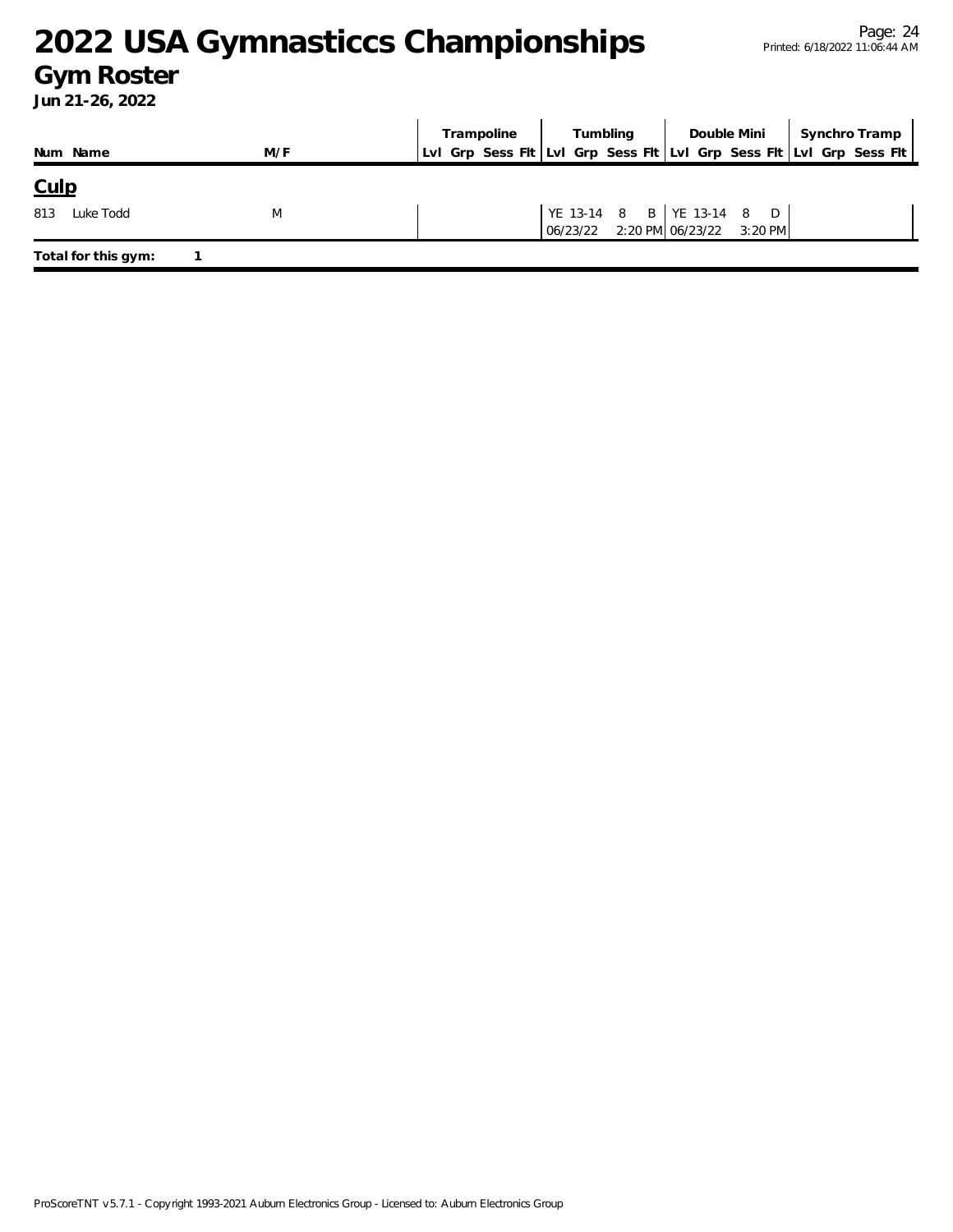# 2022 USA Gymnasticcs Championships

## Gym Roster

**Jun 21-26, 2022**

| Num | Name | M/F | Trampoline | | | | Tumbling | | | | Double Mini | | | | Synchro Tramp | | | |
|---|---|---|---|---|---|---|---|---|---|---|---|---|---|---|---|---|---|---|
| | | | Lvl | Grp | Sess | Flt | Lvl | Grp | Sess | Flt | Lvl | Grp | Sess | Flt | Lvl | Grp | Sess | Flt |
| **Culp** | | | | | | | | | | | | | | | | | | |
| 813 | Luke Todd | M | | | | | YE | 13-14 | 8 | B | YE | 13-14 | 8 | D | | | | |
| | | | | | | | 06/23/22 | | 2:20 PM | | 06/23/22 | | 3:20 PM | | | | | |

**Total for this gym:** 1

ProScoreTNT v5.7.1 - Copyright 1993-2021 Auburn Electronics Group - Licensed to: Auburn Electronics Group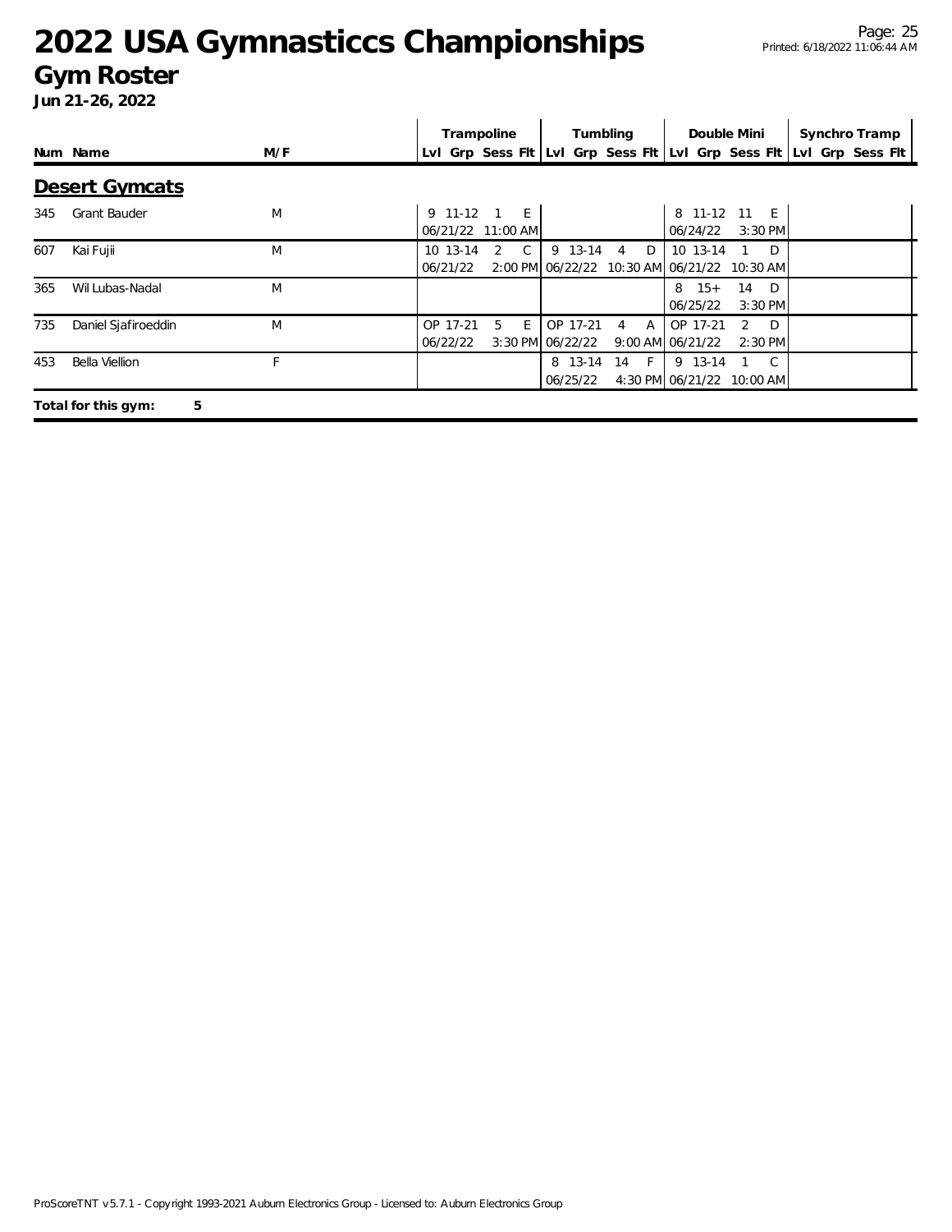# 2022 USA Gymnasticcs Championships

## Gym Roster

**Jun 21-26, 2022**

| Num | Name | M/F | Trampoline | | | | Tumbling | | | | Double Mini | | | | Synchro Tramp | | | |
|---|---|---|---|---|---|---|---|---|---|---|---|---|---|---|---|---|---|---|
| | | | Lvl | Grp | Sess | Flt | Lvl | Grp | Sess | Flt | Lvl | Grp | Sess | Flt | Lvl | Grp | Sess | Flt |

### Desert Gymcats

| Num | Name | M/F | Trampoline | | | | Tumbling | | | | Double Mini | | | | Synchro Tramp | | | |
|---|---|---|---|---|---|---|---|---|---|---|---|---|---|---|---|---|---|---|
| 345 | Grant Bauder | M | 9 | 11-12 | 1 | E | | | | | 8 | 11-12 | 11 | E | | | | |
| | | | 06/21/22 | | 11:00 AM | | | | | | 06/24/22 | | 3:30 PM | | | | | |
| 607 | Kai Fujii | M | 10 | 13-14 | 2 | C | 9 | 13-14 | 4 | D | 10 | 13-14 | 1 | D | | | | |
| | | | 06/21/22 | | 2:00 PM | | 06/22/22 | | 10:30 AM | | 06/21/22 | | 10:30 AM | | | | | |
| 365 | Wil Lubas-Nadal | M | | | | | | | | | 8 | 15+ | 14 | D | | | | |
| | | | | | | | | | | | 06/25/22 | | 3:30 PM | | | | | |
| 735 | Daniel Sjafiroeddin | M | OP | 17-21 | 5 | E | OP | 17-21 | 4 | A | OP | 17-21 | 2 | D | | | | |
| | | | 06/22/22 | | 3:30 PM | | 06/22/22 | | 9:00 AM | | 06/21/22 | | 2:30 PM | | | | | |
| 453 | Bella Viellion | F | | | | | 8 | 13-14 | 14 | F | 9 | 13-14 | 1 | C | | | | |
| | | | | | | | 06/25/22 | | 4:30 PM | | 06/21/22 | | 10:00 AM | | | | | |

**Total for this gym: 5**

ProScoreTNT v5.7.1 - Copyright 1993-2021 Auburn Electronics Group - Licensed to: Auburn Electronics Group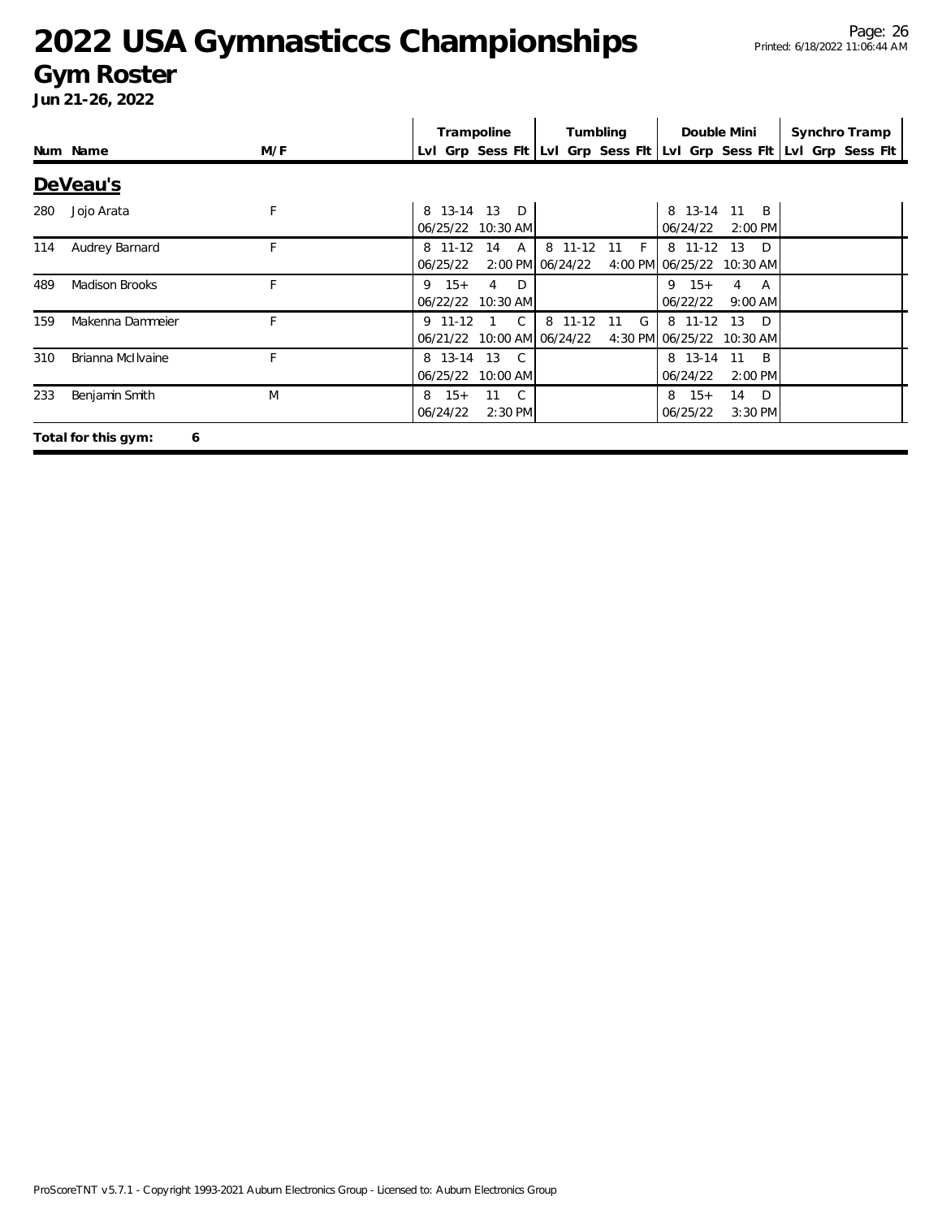# 2022 USA Gymnasticcs Championships

## Gym Roster

**Jun 21-26, 2022**

## DeVeau's

| Num | Name | M/F | Trampoline Lvl | Trampoline Grp | Trampoline Sess | Trampoline Flt | Tumbling Lvl | Tumbling Grp | Tumbling Sess | Tumbling Flt | Double Mini Lvl | Double Mini Grp | Double Mini Sess | Double Mini Flt | Synchro Tramp Lvl | Synchro Tramp Grp | Synchro Tramp Sess | Synchro Tramp Flt |
|---|---|---|---|---|---|---|---|---|---|---|---|---|---|---|---|---|---|---|
| 280 | Jojo Arata | F | 8 | 13-14 | 13 | D | | | | | 8 | 13-14 | 11 | B | | | | |
| | | | 06/25/22 | | 10:30 AM | | | | | | 06/24/22 | | 2:00 PM | | | | | |
| 114 | Audrey Barnard | F | 8 | 11-12 | 14 | A | 8 | 11-12 | 11 | F | 8 | 11-12 | 13 | D | | | | |
| | | | 06/25/22 | | 2:00 PM | | 06/24/22 | | 4:00 PM | | 06/25/22 | | 10:30 AM | | | | | |
| 489 | Madison Brooks | F | 9 | 15+ | 4 | D | | | | | 9 | 15+ | 4 | A | | | | |
| | | | 06/22/22 | | 10:30 AM | | | | | | 06/22/22 | | 9:00 AM | | | | | |
| 159 | Makenna Dammeier | F | 9 | 11-12 | 1 | C | 8 | 11-12 | 11 | G | 8 | 11-12 | 13 | D | | | | |
| | | | 06/21/22 | | 10:00 AM | | 06/24/22 | | 4:30 PM | | 06/25/22 | | 10:30 AM | | | | | |
| 310 | Brianna McIlvaine | F | 8 | 13-14 | 13 | C | | | | | 8 | 13-14 | 11 | B | | | | |
| | | | 06/25/22 | | 10:00 AM | | | | | | 06/24/22 | | 2:00 PM | | | | | |
| 233 | Benjamin Smith | M | 8 | 15+ | 11 | C | | | | | 8 | 15+ | 14 | D | | | | |
| | | | 06/24/22 | | 2:30 PM | | | | | | 06/25/22 | | 3:30 PM | | | | | |

**Total for this gym: 6**

ProScoreTNT v5.7.1 - Copyright 1993-2021 Auburn Electronics Group - Licensed to: Auburn Electronics Group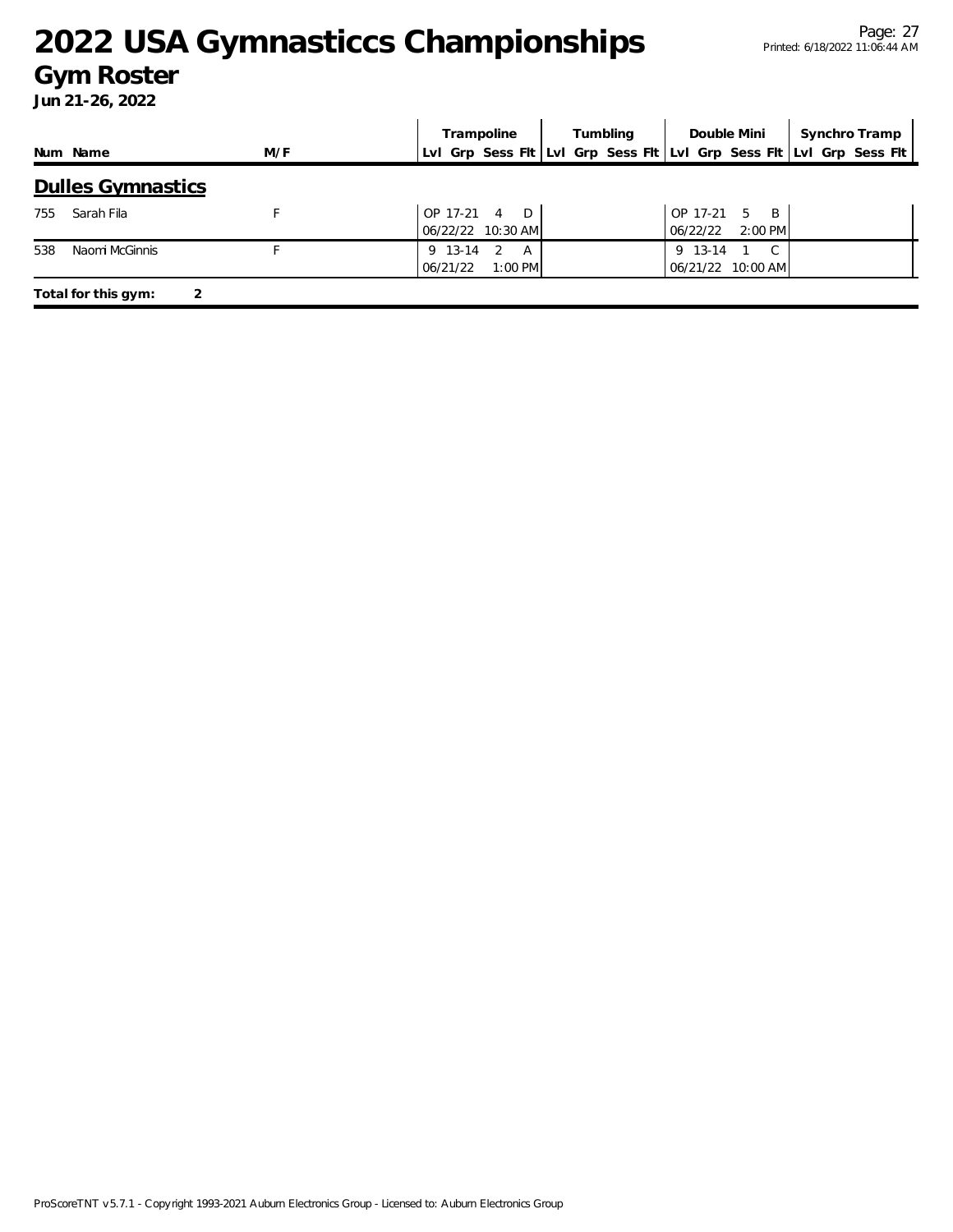# 2022 USA Gymnasticcs Championships

## Gym Roster

**Jun 21-26, 2022**

| Num | Name | M/F | Trampoline | | | | Tumbling | | | | Double Mini | | | | Synchro Tramp | | | |
|---|---|---|---|---|---|---|---|---|---|---|---|---|---|---|---|---|---|---|
| | | | Lvl | Grp | Sess | Flt | Lvl | Grp | Sess | Flt | Lvl | Grp | Sess | Flt | Lvl | Grp | Sess | Flt |

### Dulles Gymnastics

| Num | Name | M/F | Trampoline | Tumbling | Double Mini | Synchro Tramp |
|---|---|---|---|---|---|---|
| 755 | Sarah Fila | F | OP 17-21 4 D<br>06/22/22 10:30 AM | | OP 17-21 5 B<br>06/22/22 2:00 PM | |
| 538 | Naomi McGinnis | F | 9 13-14 2 A<br>06/21/22 1:00 PM | | 9 13-14 1 C<br>06/21/22 10:00 AM | |

**Total for this gym: 2**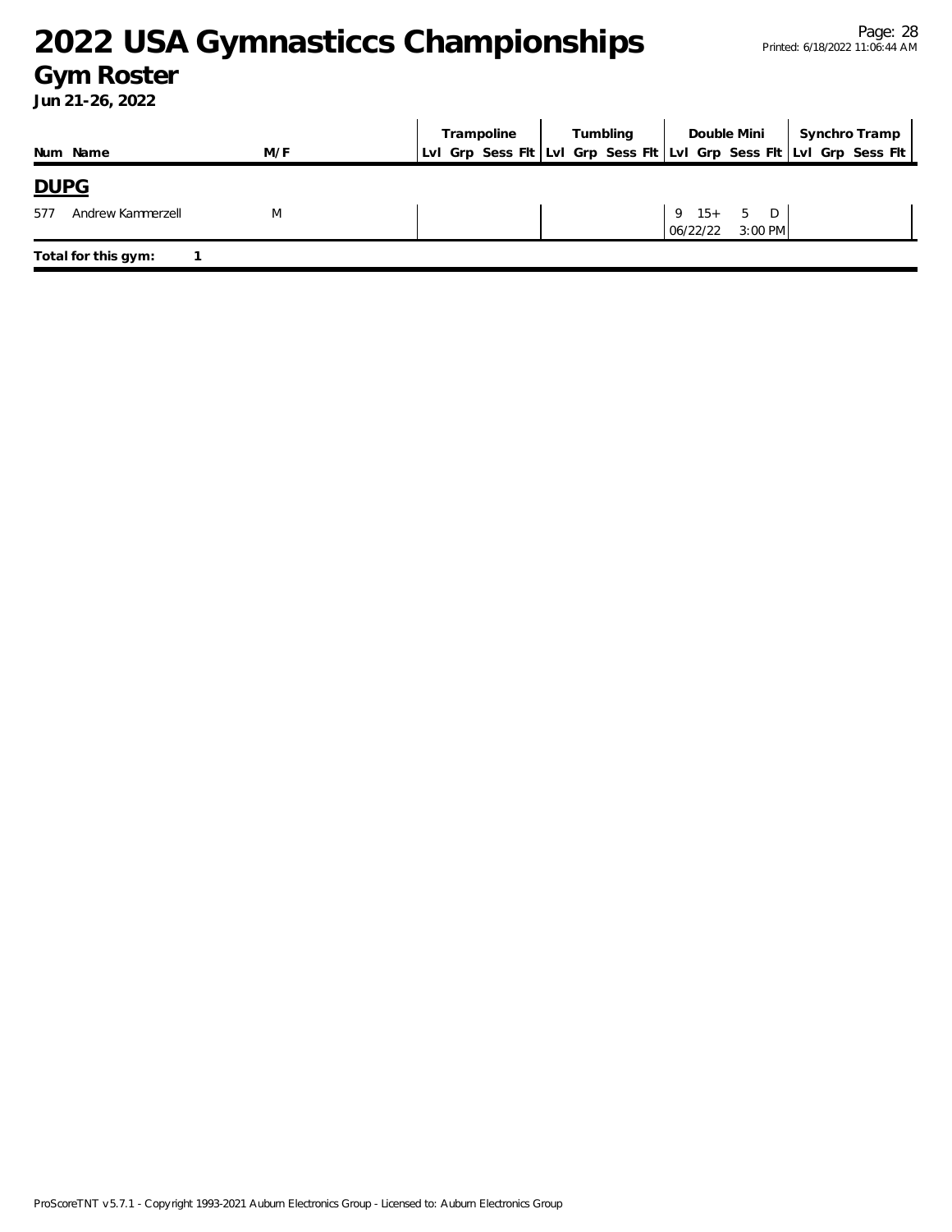# 2022 USA Gymnasticcs Championships

## Gym Roster

**Jun 21-26, 2022**

| Num | Name | M/F | Trampoline Lvl | Trampoline Grp | Trampoline Sess | Trampoline Flt | Tumbling Lvl | Tumbling Grp | Tumbling Sess | Tumbling Flt | Double Mini Lvl | Double Mini Grp | Double Mini Sess | Double Mini Flt | Synchro Tramp Lvl | Synchro Tramp Grp | Synchro Tramp Sess | Synchro Tramp Flt |
|---|---|---|---|---|---|---|---|---|---|---|---|---|---|---|---|---|---|---|
| **DUPG** | | | | | | | | | | | | | | | | | | |
| 577 | Andrew Kammerzell | M | | | | | | | | | 9 | 15+ | 5 | D | | | | |
| | | | | | | | | | | | 06/22/22 | | 3:00 PM | | | | | |

**Total for this gym: 1**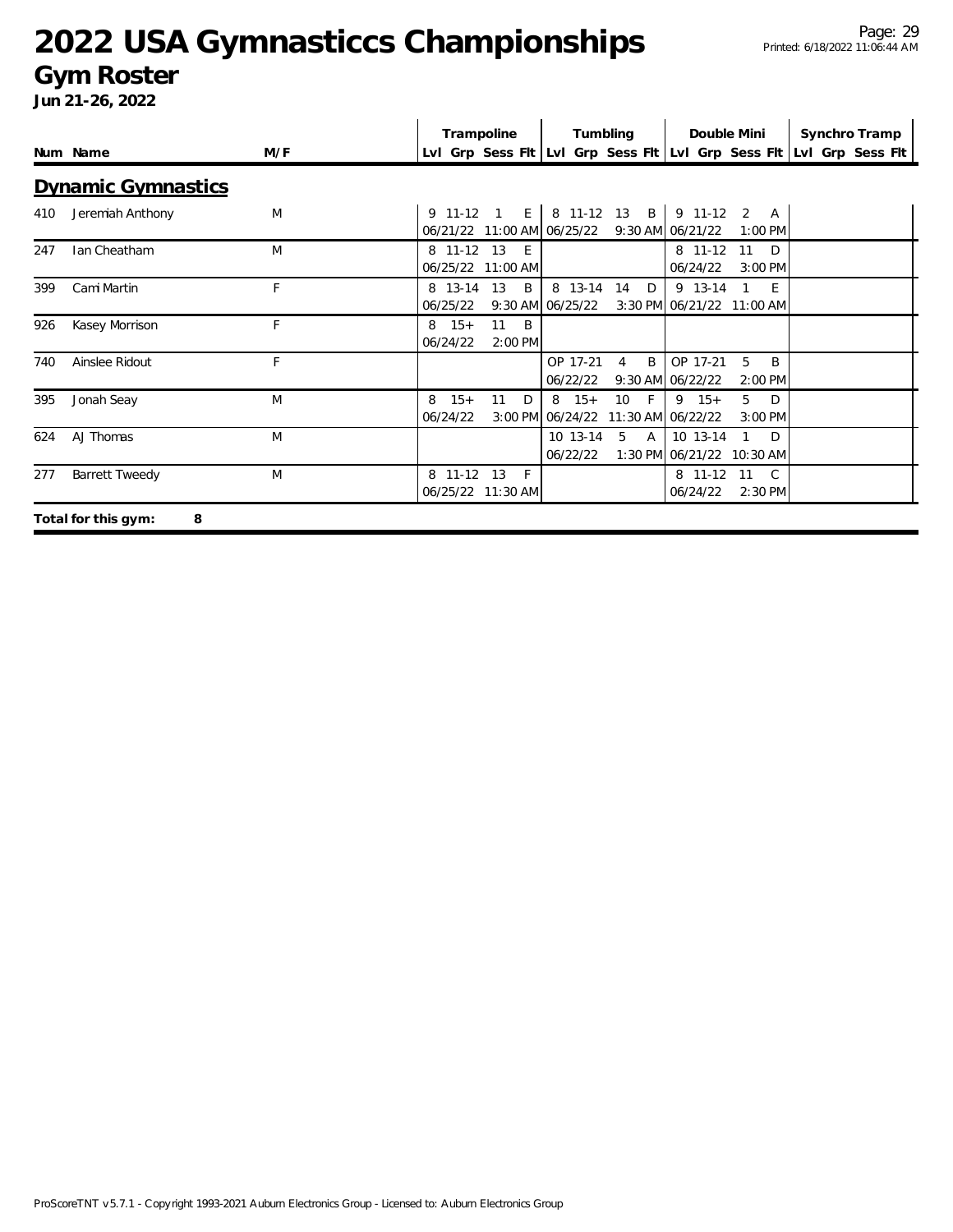# 2022 USA Gymnasticcs Championships

## Gym Roster

**Jun 21-26, 2022**

### Dynamic Gymnastics

| Num | Name | M/F | Trampoline Lvl | Trampoline Grp | Trampoline Sess | Trampoline Flt | Tumbling Lvl | Tumbling Grp | Tumbling Sess | Tumbling Flt | Double Mini Lvl | Double Mini Grp | Double Mini Sess | Double Mini Flt | Synchro Tramp Lvl | Synchro Tramp Grp | Synchro Tramp Sess | Synchro Tramp Flt |
|---|---|---|---|---|---|---|---|---|---|---|---|---|---|---|---|---|---|---|
| 410 | Jeremiah Anthony | M | 9 | 11-12 | 1 | E | 8 | 11-12 | 13 | B | 9 | 11-12 | 2 | A | | | | |
| | | | 06/21/22 | | 11:00 AM | | 06/25/22 | | 9:30 AM | | 06/21/22 | | 1:00 PM | | | | | |
| 247 | Ian Cheatham | M | 8 | 11-12 | 13 | E | | | | | 8 | 11-12 | 11 | D | | | | |
| | | | 06/25/22 | | 11:00 AM | | | | | | 06/24/22 | | 3:00 PM | | | | | |
| 399 | Cami Martin | F | 8 | 13-14 | 13 | B | 8 | 13-14 | 14 | D | 9 | 13-14 | 1 | E | | | | |
| | | | 06/25/22 | | 9:30 AM | | 06/25/22 | | 3:30 PM | | 06/21/22 | | 11:00 AM | | | | | |
| 926 | Kasey Morrison | F | 8 | 15+ | 11 | B | | | | | | | | | | | | |
| | | | 06/24/22 | | 2:00 PM | | | | | | | | | | | | | |
| 740 | Ainslee Ridout | F | | | | | OP | 17-21 | 4 | B | OP | 17-21 | 5 | B | | | | |
| | | | | | | | 06/22/22 | | 9:30 AM | | 06/22/22 | | 2:00 PM | | | | | |
| 395 | Jonah Seay | M | 8 | 15+ | 11 | D | 8 | 15+ | 10 | F | 9 | 15+ | 5 | D | | | | |
| | | | 06/24/22 | | 3:00 PM | | 06/24/22 | | 11:30 AM | | 06/22/22 | | 3:00 PM | | | | | |
| 624 | AJ Thomas | M | | | | | 10 | 13-14 | 5 | A | 10 | 13-14 | 1 | D | | | | |
| | | | | | | | 06/22/22 | | 1:30 PM | | 06/21/22 | | 10:30 AM | | | | | |
| 277 | Barrett Tweedy | M | 8 | 11-12 | 13 | F | | | | | 8 | 11-12 | 11 | C | | | | |
| | | | 06/25/22 | | 11:30 AM | | | | | | 06/24/22 | | 2:30 PM | | | | | |

**Total for this gym: 8**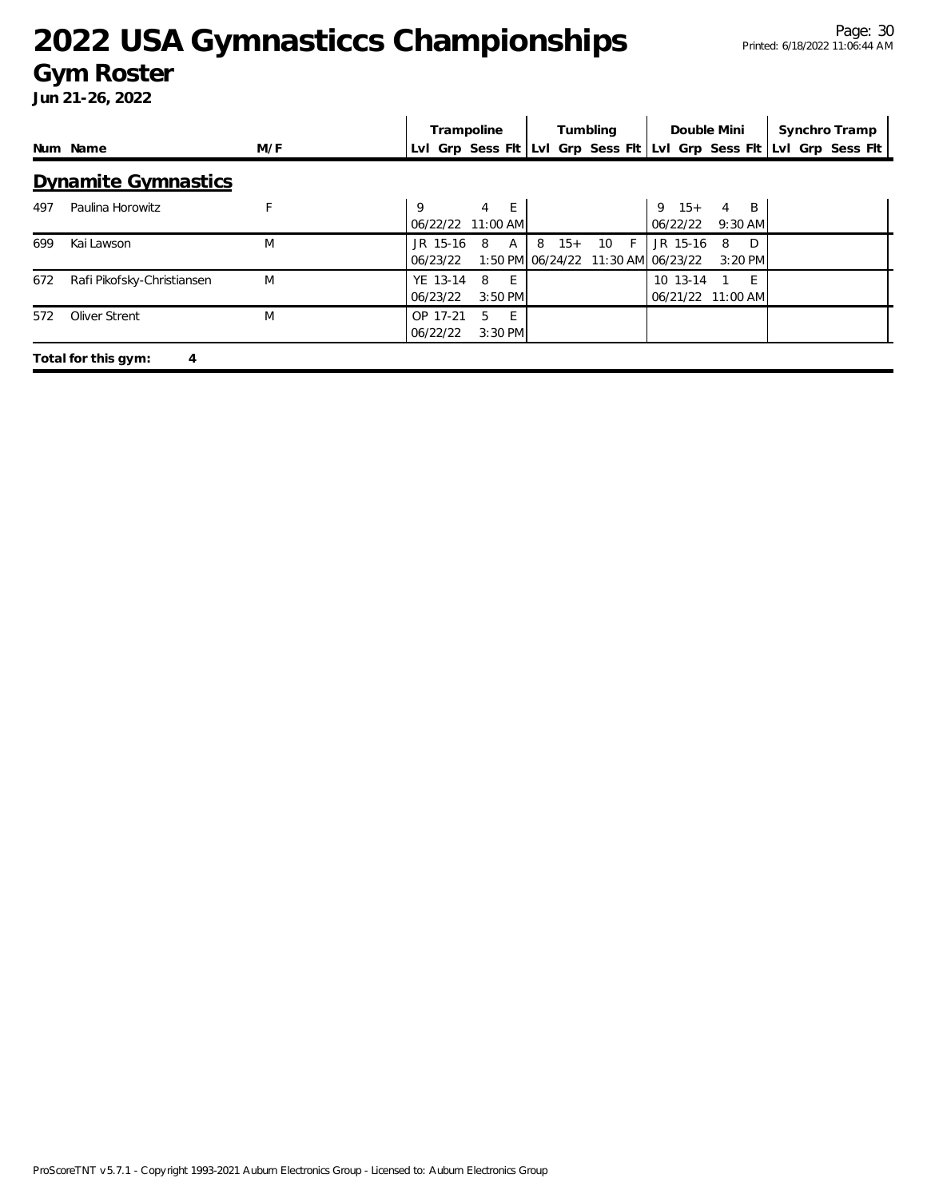# 2022 USA Gymnasticcs Championships

## Gym Roster

**Jun 21-26, 2022**

| Num | Name | M/F | Trampoline | | | | Tumbling | | | | Double Mini | | | | Synchro Tramp | | | |
|---|---|---|---|---|---|---|---|---|---|---|---|---|---|---|---|---|---|---|
| | | | Lvl | Grp | Sess | Flt | Lvl | Grp | Sess | Flt | Lvl | Grp | Sess | Flt | Lvl | Grp | Sess | Flt |

### Dynamite Gymnastics

| Num | Name | M/F | Trampoline | | | | Tumbling | | | | Double Mini | | | | Synchro Tramp | | | |
|---|---|---|---|---|---|---|---|---|---|---|---|---|---|---|---|---|---|---|
| 497 | Paulina Horowitz | F | 9 | | 4 | E | | | | | 9 | 15+ | 4 | B | | | | |
| | | | 06/22/22 | | 11:00 AM | | | | | | 06/22/22 | | 9:30 AM | | | | | |
| 699 | Kai Lawson | M | JR | 15-16 | 8 | A | 8 | 15+ | 10 | F | JR | 15-16 | 8 | D | | | | |
| | | | 06/23/22 | | 1:50 PM | | 06/24/22 | | 11:30 AM | | 06/23/22 | | 3:20 PM | | | | | |
| 672 | Rafi Pikofsky-Christiansen | M | YE | 13-14 | 8 | E | | | | | 10 | 13-14 | 1 | E | | | | |
| | | | 06/23/22 | | 3:50 PM | | | | | | 06/21/22 | | 11:00 AM | | | | | |
| 572 | Oliver Strent | M | OP | 17-21 | 5 | E | | | | | | | | | | | | |
| | | | 06/22/22 | | 3:30 PM | | | | | | | | | | | | | |

**Total for this gym: 4**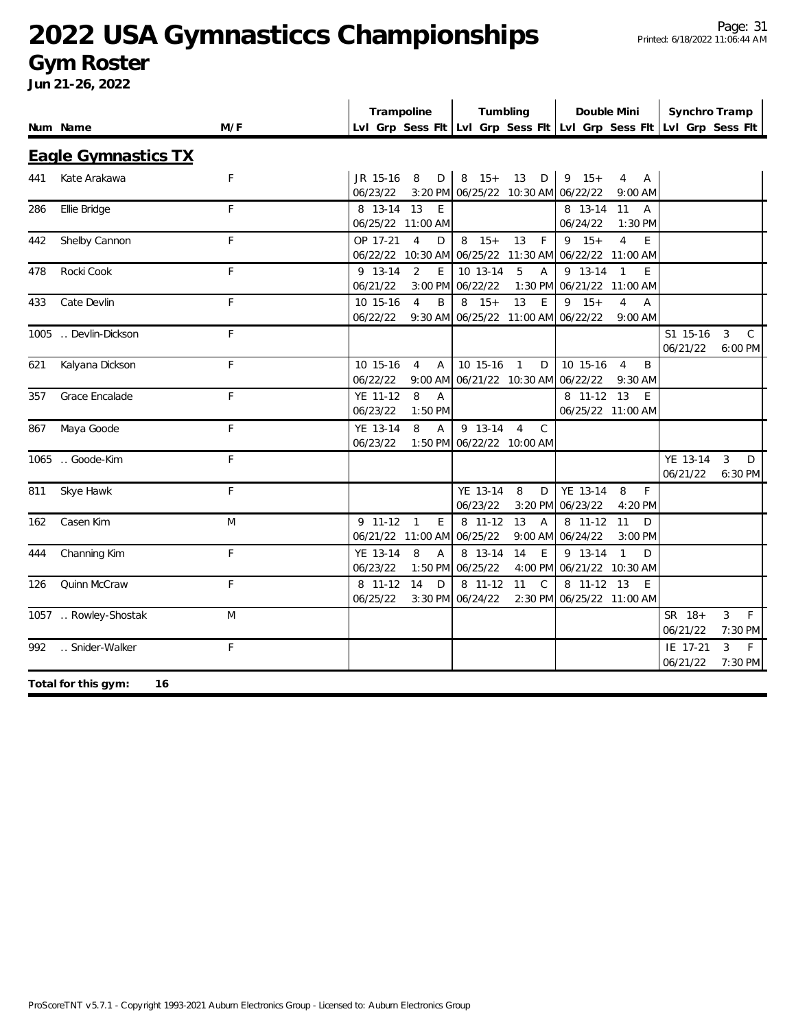# 2022 USA Gymnasticcs Championships

## Gym Roster

**Jun 21-26, 2022**

### Eagle Gymnastics TX

| Num | Name | M/F | Trampoline Lvl | Trampoline Grp | Trampoline Sess | Trampoline Flt | Tumbling Lvl | Tumbling Grp | Tumbling Sess | Tumbling Flt | Double Mini Lvl | Double Mini Grp | Double Mini Sess | Double Mini Flt | Synchro Tramp Lvl | Synchro Tramp Grp | Synchro Tramp Sess | Synchro Tramp Flt |
|---|---|---|---|---|---|---|---|---|---|---|---|---|---|---|---|---|---|---|
| 441 | Kate Arakawa | F | JR | 15-16 | 8 | D | 8 | 15+ | 13 | D | 9 | 15+ | 4 | A | | | | |
| | | | 06/23/22 | | | 3:20 PM | 06/25/22 | | | 10:30 AM | 06/22/22 | | | 9:00 AM | | | | |
| 286 | Ellie Bridge | F | 8 | 13-14 | 13 | E | | | | | 8 | 13-14 | 11 | A | | | | |
| | | | 06/25/22 | | | 11:00 AM | | | | | 06/24/22 | | | 1:30 PM | | | | |
| 442 | Shelby Cannon | F | OP | 17-21 | 4 | D | 8 | 15+ | 13 | F | 9 | 15+ | 4 | E | | | | |
| | | | 06/22/22 | | | 10:30 AM | 06/25/22 | | | 11:30 AM | 06/22/22 | | | 11:00 AM | | | | |
| 478 | Rocki Cook | F | 9 | 13-14 | 2 | E | 10 | 13-14 | 5 | A | 9 | 13-14 | 1 | E | | | | |
| | | | 06/21/22 | | | 3:00 PM | 06/22/22 | | | 1:30 PM | 06/21/22 | | | 11:00 AM | | | | |
| 433 | Cate Devlin | F | 10 | 15-16 | 4 | B | 8 | 15+ | 13 | E | 9 | 15+ | 4 | A | | | | |
| | | | 06/22/22 | | | 9:30 AM | 06/25/22 | | | 11:00 AM | 06/22/22 | | | 9:00 AM | | | | |
| 1005 | .. Devlin-Dickson | F | | | | | | | | | | | | | S1 | 15-16 | 3 | C |
| | | | | | | | | | | | | | | | 06/21/22 | | | 6:00 PM |
| 621 | Kalyana Dickson | F | 10 | 15-16 | 4 | A | 10 | 15-16 | 1 | D | 10 | 15-16 | 4 | B | | | | |
| | | | 06/22/22 | | | 9:00 AM | 06/21/22 | | | 10:30 AM | 06/22/22 | | | 9:30 AM | | | | |
| 357 | Grace Encalade | F | YE | 11-12 | 8 | A | | | | | 8 | 11-12 | 13 | E | | | | |
| | | | 06/23/22 | | | 1:50 PM | | | | | 06/25/22 | | | 11:00 AM | | | | |
| 867 | Maya Goode | F | YE | 13-14 | 8 | A | 9 | 13-14 | 4 | C | | | | | | | | |
| | | | 06/23/22 | | | 1:50 PM | 06/22/22 | | | 10:00 AM | | | | | | | | |
| 1065 | .. Goode-Kim | F | | | | | | | | | | | | | YE | 13-14 | 3 | D |
| | | | | | | | | | | | | | | | 06/21/22 | | | 6:30 PM |
| 811 | Skye Hawk | F | | | | | YE | 13-14 | 8 | D | YE | 13-14 | 8 | F | | | | |
| | | | | | | | 06/23/22 | | | 3:20 PM | 06/23/22 | | | 4:20 PM | | | | |
| 162 | Casen Kim | M | 9 | 11-12 | 1 | E | 8 | 11-12 | 13 | A | 8 | 11-12 | 11 | D | | | | |
| | | | 06/21/22 | | | 11:00 AM | 06/25/22 | | | 9:00 AM | 06/24/22 | | | 3:00 PM | | | | |
| 444 | Channing Kim | F | YE | 13-14 | 8 | A | 8 | 13-14 | 14 | E | 9 | 13-14 | 1 | D | | | | |
| | | | 06/23/22 | | | 1:50 PM | 06/25/22 | | | 4:00 PM | 06/21/22 | | | 10:30 AM | | | | |
| 126 | Quinn McCraw | F | 8 | 11-12 | 14 | D | 8 | 11-12 | 11 | C | 8 | 11-12 | 13 | E | | | | |
| | | | 06/25/22 | | | 3:30 PM | 06/24/22 | | | 2:30 PM | 06/25/22 | | | 11:00 AM | | | | |
| 1057 | .. Rowley-Shostak | M | | | | | | | | | | | | | SR | 18+ | 3 | F |
| | | | | | | | | | | | | | | | 06/21/22 | | | 7:30 PM |
| 992 | .. Snider-Walker | F | | | | | | | | | | | | | IE | 17-21 | 3 | F |
| | | | | | | | | | | | | | | | 06/21/22 | | | 7:30 PM |

**Total for this gym: 16**

ProScoreTNT v5.7.1 - Copyright 1993-2021 Auburn Electronics Group - Licensed to: Auburn Electronics Group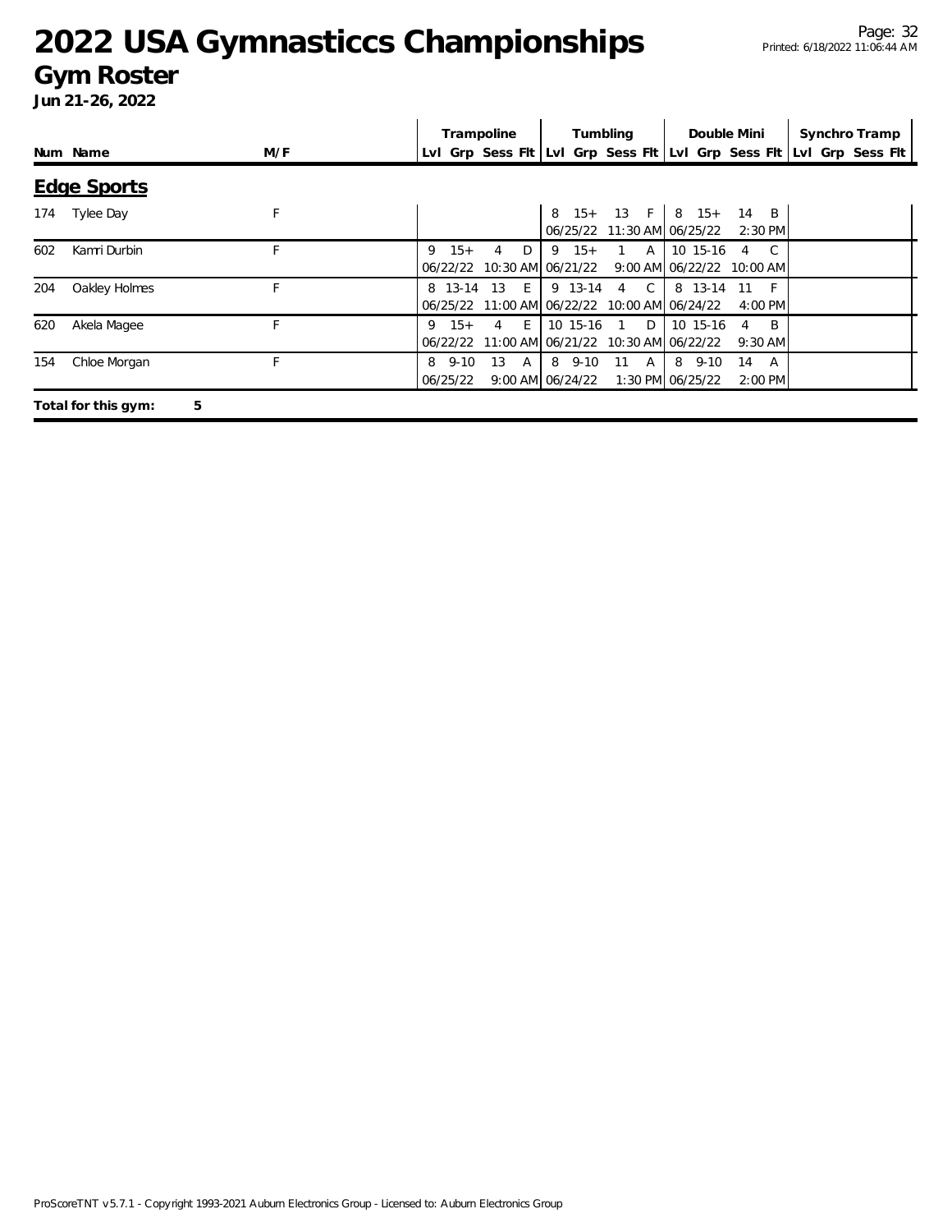# 2022 USA Gymnasticcs Championships

## Gym Roster

**Jun 21-26, 2022**

| Num | Name | M/F | Trampoline | | | | Tumbling | | | | Double Mini | | | | Synchro Tramp | | | |
|---|---|---|---|---|---|---|---|---|---|---|---|---|---|---|---|---|---|---|
| | | | Lvl | Grp | Sess | Flt | Lvl | Grp | Sess | Flt | Lvl | Grp | Sess | Flt | Lvl | Grp | Sess | Flt |

### Edge Sports

| Num | Name | M/F | Tramp Lvl | Tramp Grp | Tramp Sess | Tramp Flt | Tumb Lvl | Tumb Grp | Tumb Sess | Tumb Flt | DM Lvl | DM Grp | DM Sess | DM Flt | Synchro Lvl | Synchro Grp | Synchro Sess | Synchro Flt |
|---|---|---|---|---|---|---|---|---|---|---|---|---|---|---|---|---|---|---|
| 174 | Tylee Day | F | | | | | 8 | 15+ | 13 | F | 8 | 15+ | 14 | B | | | | |
| | | | | | | | 06/25/22 | | 11:30 AM | | 06/25/22 | | 2:30 PM | | | | | |
| 602 | Kamri Durbin | F | 9 | 15+ | 4 | D | 9 | 15+ | 1 | A | 10 | 15-16 | 4 | C | | | | |
| | | | 06/22/22 | | 10:30 AM | | 06/21/22 | | 9:00 AM | | 06/22/22 | | 10:00 AM | | | | | |
| 204 | Oakley Holmes | F | 8 | 13-14 | 13 | E | 9 | 13-14 | 4 | C | 8 | 13-14 | 11 | F | | | | |
| | | | 06/25/22 | | 11:00 AM | | 06/22/22 | | 10:00 AM | | 06/24/22 | | 4:00 PM | | | | | |
| 620 | Akela Magee | F | 9 | 15+ | 4 | E | 10 | 15-16 | 1 | D | 10 | 15-16 | 4 | B | | | | |
| | | | 06/22/22 | | 11:00 AM | | 06/21/22 | | 10:30 AM | | 06/22/22 | | 9:30 AM | | | | | |
| 154 | Chloe Morgan | F | 8 | 9-10 | 13 | A | 8 | 9-10 | 11 | A | 8 | 9-10 | 14 | A | | | | |
| | | | 06/25/22 | | 9:00 AM | | 06/24/22 | | 1:30 PM | | 06/25/22 | | 2:00 PM | | | | | |

**Total for this gym: 5**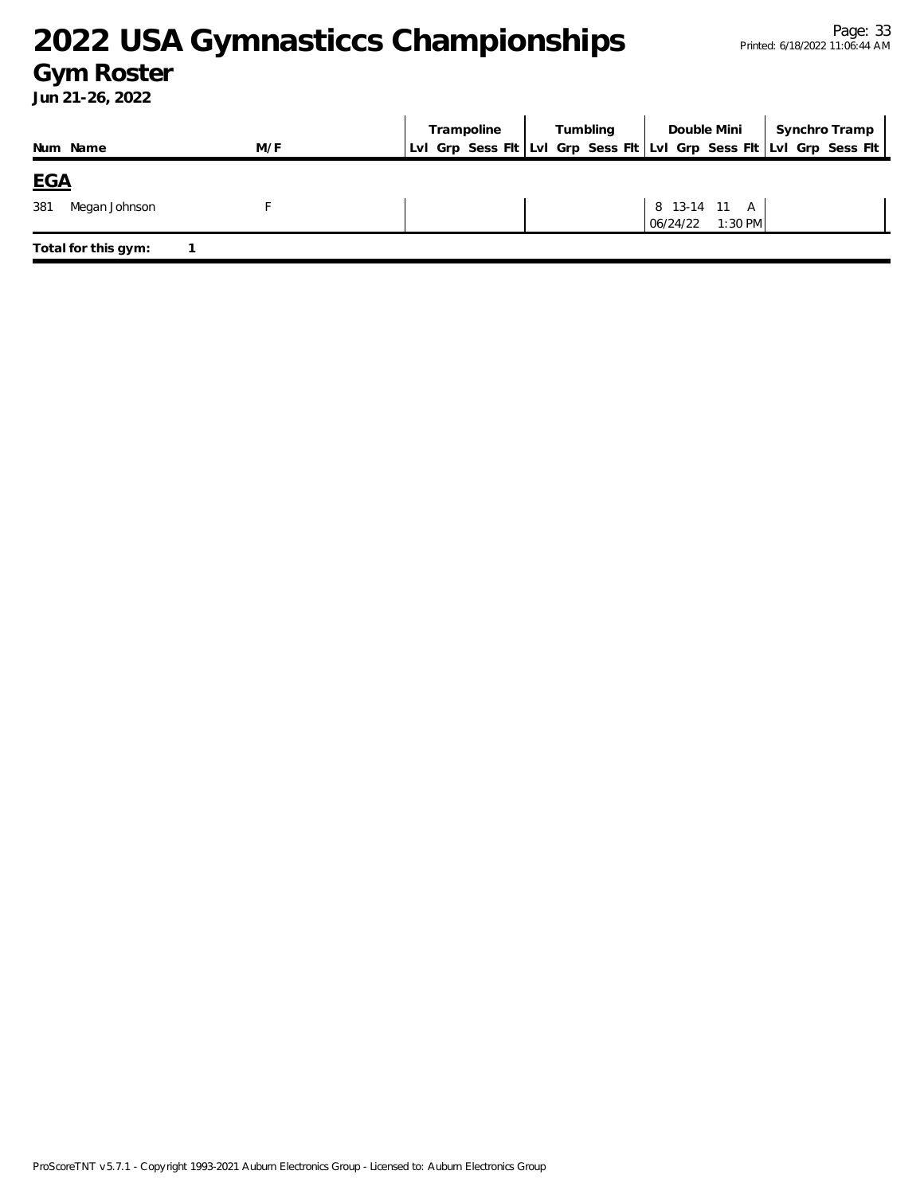# 2022 USA Gymnasticcs Championships

## Gym Roster

**Jun 21-26, 2022**

| Num | Name | M/F | Trampoline | | | | Tumbling | | | | Double Mini | | | | Synchro Tramp | | | |
|---|---|---|---|---|---|---|---|---|---|---|---|---|---|---|---|---|---|---|
| | | | Lvl | Grp | Sess | Flt | Lvl | Grp | Sess | Flt | Lvl | Grp | Sess | Flt | Lvl | Grp | Sess | Flt |
| **EGA** | | | | | | | | | | | | | | | | | | |
| 381 | Megan Johnson | F | | | | | | | | | 8 | 13-14 | 11 | A | | | | |
| | | | | | | | | | | | 06/24/22 | | 1:30 PM | | | | | |
| **Total for this gym:** | 1 | | | | | | | | | | | | | | | | | |

ProScoreTNT v5.7.1 - Copyright 1993-2021 Auburn Electronics Group - Licensed to: Auburn Electronics Group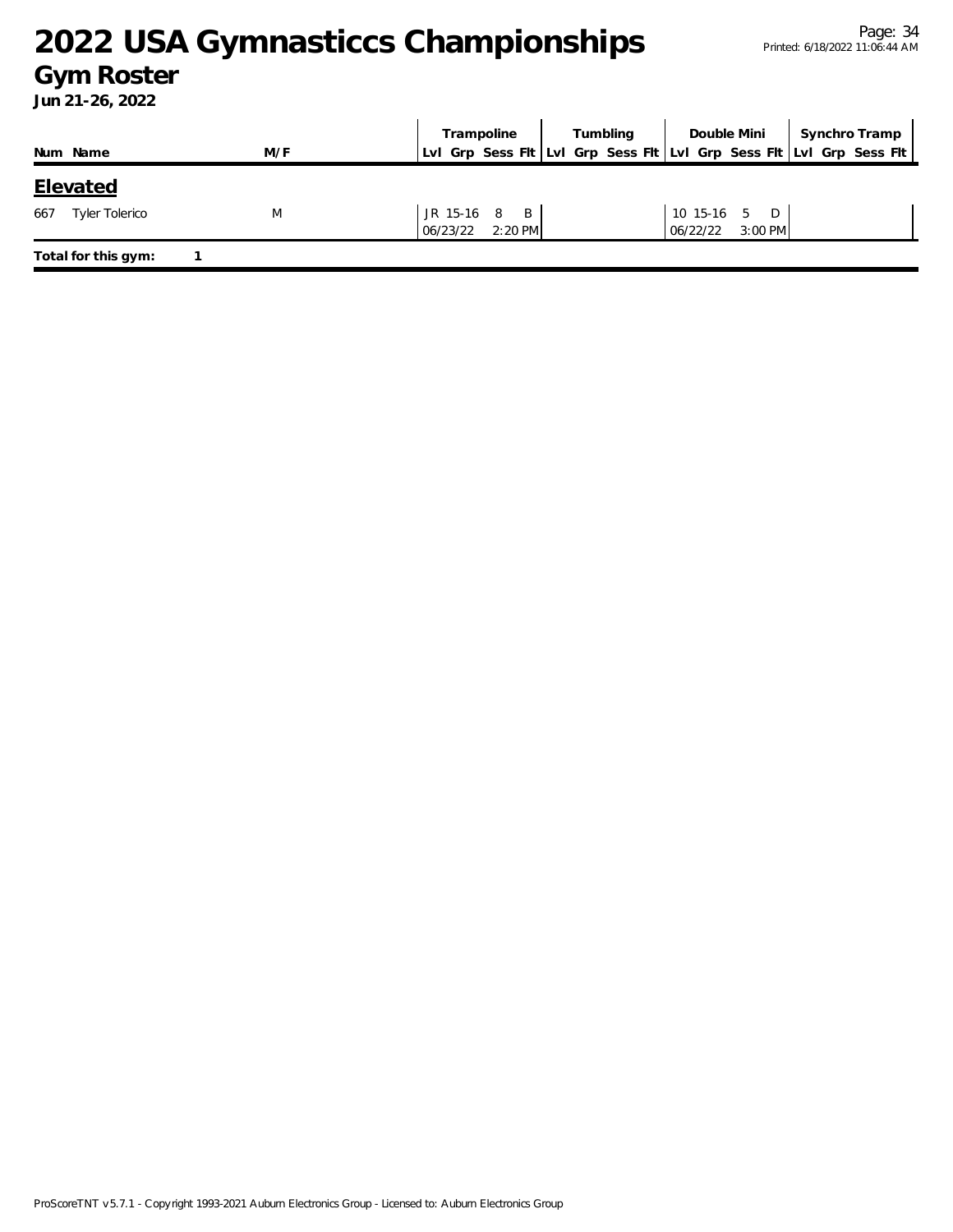# 2022 USA Gymnasticcs Championships

## Gym Roster

**Jun 21-26, 2022**

| Num | Name | M/F | Trampoline | | | | Tumbling | | | | Double Mini | | | | Synchro Tramp | | | |
|---|---|---|---|---|---|---|---|---|---|---|---|---|---|---|---|---|---|---|
| | | | Lvl | Grp | Sess | Flt | Lvl | Grp | Sess | Flt | Lvl | Grp | Sess | Flt | Lvl | Grp | Sess | Flt |

## Elevated

| Num | Name | M/F | Trampoline | | | | Tumbling | | | | Double Mini | | | | Synchro Tramp | | | |
|---|---|---|---|---|---|---|---|---|---|---|---|---|---|---|---|---|---|---|
| | | | Lvl | Grp | Sess | Flt | Lvl | Grp | Sess | Flt | Lvl | Grp | Sess | Flt | Lvl | Grp | Sess | Flt |
| 667 | Tyler Tolerico | M | JR | 15-16 | 8 | B | | | | | 10 | 15-16 | 5 | D | | | | |
| | | | 06/23/22 | | 2:20 PM | | | | | | 06/22/22 | | 3:00 PM | | | | | |

**Total for this gym:** 1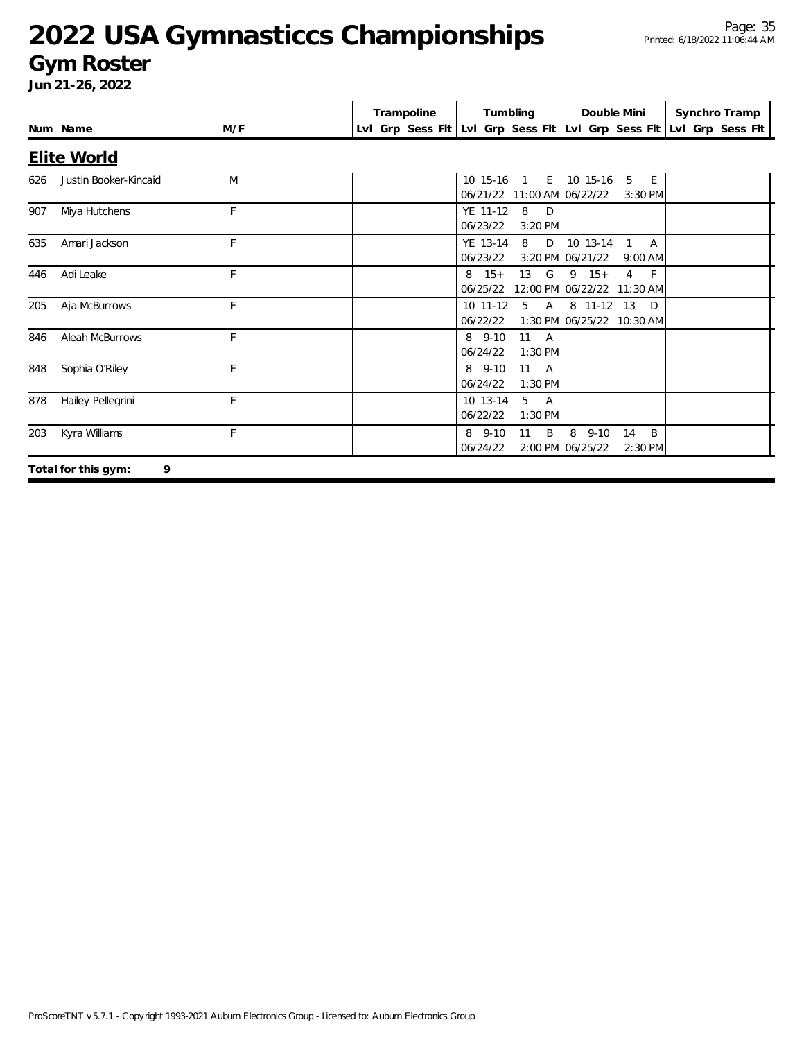# 2022 USA Gymnasticcs Championships

## Gym Roster

**Jun 21-26, 2022**

| Num | Name | M/F | Trampoline Lvl | Grp | Sess | Flt | Tumbling Lvl | Grp | Sess | Flt | Double Mini Lvl | Grp | Sess | Flt | Synchro Tramp Lvl | Grp | Sess | Flt |
|---|---|---|---|---|---|---|---|---|---|---|---|---|---|---|---|---|---|---|
| **Elite World** | | | | | | | | | | | | | | | | | | |
| 626 | Justin Booker-Kincaid | M | | | | | 10 | 15-16 | 1 | E | 10 | 15-16 | 5 | E | | | | |
| | | | | | | | 06/21/22 | | 11:00 AM | | 06/22/22 | | 3:30 PM | | | | | |
| 907 | Miya Hutchens | F | | | | | YE | 11-12 | 8 | D | | | | | | | | |
| | | | | | | | 06/23/22 | | 3:20 PM | | | | | | | | | |
| 635 | Amari Jackson | F | | | | | YE | 13-14 | 8 | D | 10 | 13-14 | 1 | A | | | | |
| | | | | | | | 06/23/22 | | 3:20 PM | | 06/21/22 | | 9:00 AM | | | | | |
| 446 | Adi Leake | F | | | | | 8 | 15+ | 13 | G | 9 | 15+ | 4 | F | | | | |
| | | | | | | | 06/25/22 | | 12:00 PM | | 06/22/22 | | 11:30 AM | | | | | |
| 205 | Aja McBurrows | F | | | | | 10 | 11-12 | 5 | A | 8 | 11-12 | 13 | D | | | | |
| | | | | | | | 06/22/22 | | 1:30 PM | | 06/25/22 | | 10:30 AM | | | | | |
| 846 | Aleah McBurrows | F | | | | | 8 | 9-10 | 11 | A | | | | | | | | |
| | | | | | | | 06/24/22 | | 1:30 PM | | | | | | | | | |
| 848 | Sophia O'Riley | F | | | | | 8 | 9-10 | 11 | A | | | | | | | | |
| | | | | | | | 06/24/22 | | 1:30 PM | | | | | | | | | |
| 878 | Hailey Pellegrini | F | | | | | 10 | 13-14 | 5 | A | | | | | | | | |
| | | | | | | | 06/22/22 | | 1:30 PM | | | | | | | | | |
| 203 | Kyra Williams | F | | | | | 8 | 9-10 | 11 | B | 8 | 9-10 | 14 | B | | | | |
| | | | | | | | 06/24/22 | | 2:00 PM | | 06/25/22 | | 2:30 PM | | | | | |

**Total for this gym: 9**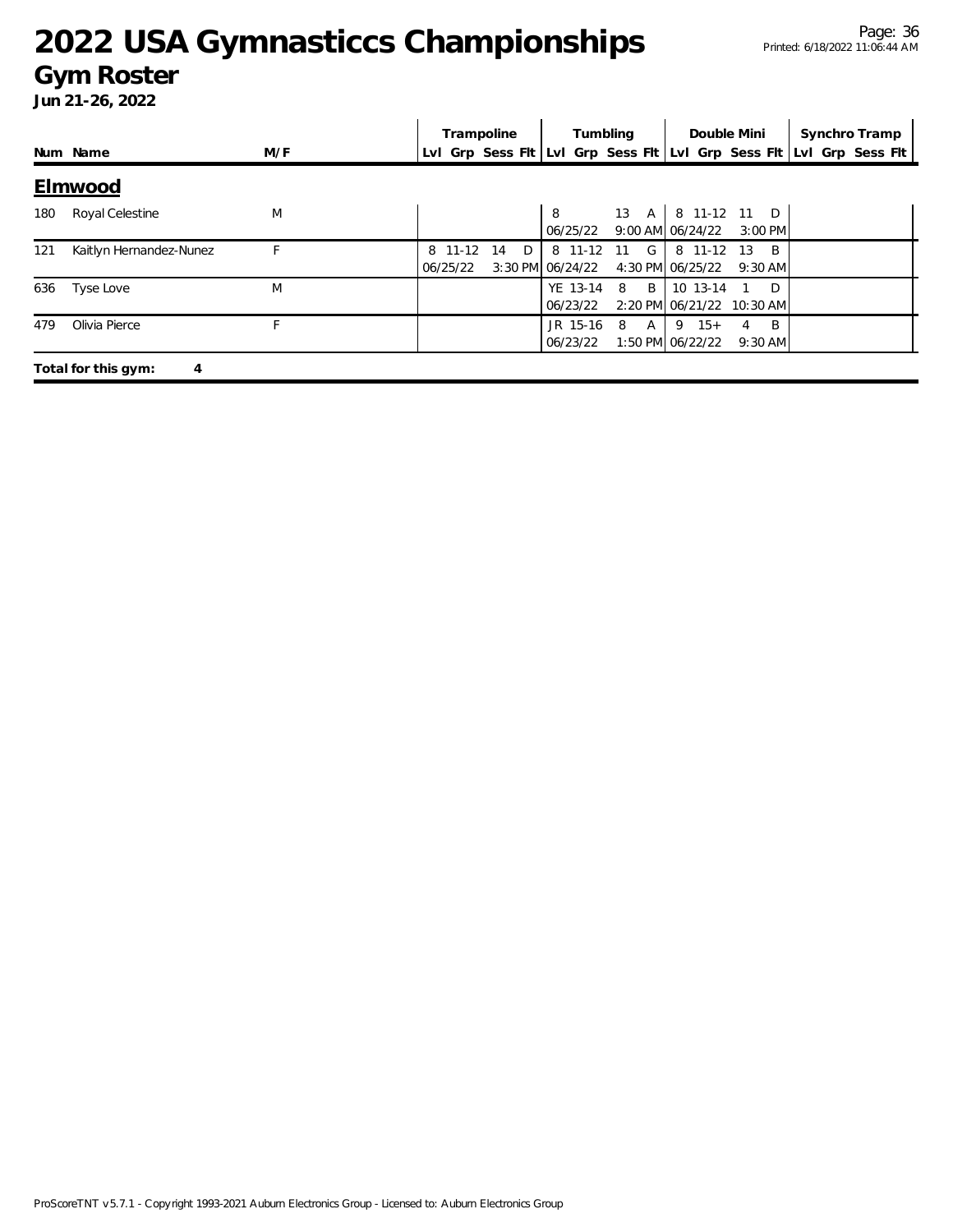# 2022 USA Gymnasticcs Championships

## Gym Roster

**Jun 21-26, 2022**

| Num | Name | M/F | Trampoline | | | | Tumbling | | | | Double Mini | | | | Synchro Tramp | | | |
|---|---|---|---|---|---|---|---|---|---|---|---|---|---|---|---|---|---|---|
| | | | Lvl | Grp | Sess | Flt | Lvl | Grp | Sess | Flt | Lvl | Grp | Sess | Flt | Lvl | Grp | Sess | Flt |

### Elmwood

| Num | Name | M/F | Trampoline | | | | Tumbling | | | | Double Mini | | | | Synchro Tramp | | | |
|---|---|---|---|---|---|---|---|---|---|---|---|---|---|---|---|---|---|---|
| | | | Lvl | Grp | Sess | Flt | Lvl | Grp | Sess | Flt | Lvl | Grp | Sess | Flt | Lvl | Grp | Sess | Flt |
| 180 | Royal Celestine | M | | | | | 8 | | 13 | A | 8 | 11-12 | 11 | D | | | | |
| | | | | | | | 06/25/22 | | 9:00 AM | | 06/24/22 | | 3:00 PM | | | | | |
| 121 | Kaitlyn Hernandez-Nunez | F | 8 | 11-12 | 14 | D | 8 | 11-12 | 11 | G | 8 | 11-12 | 13 | B | | | | |
| | | | 06/25/22 | | 3:30 PM | | 06/24/22 | | 4:30 PM | | 06/25/22 | | 9:30 AM | | | | | |
| 636 | Tyse Love | M | | | | | YE | 13-14 | 8 | B | 10 | 13-14 | 1 | D | | | | |
| | | | | | | | 06/23/22 | | 2:20 PM | | 06/21/22 | | 10:30 AM | | | | | |
| 479 | Olivia Pierce | F | | | | | JR | 15-16 | 8 | A | 9 | 15+ | 4 | B | | | | |
| | | | | | | | 06/23/22 | | 1:50 PM | | 06/22/22 | | 9:30 AM | | | | | |

**Total for this gym: 4**

ProScoreTNT v5.7.1 - Copyright 1993-2021 Auburn Electronics Group - Licensed to: Auburn Electronics Group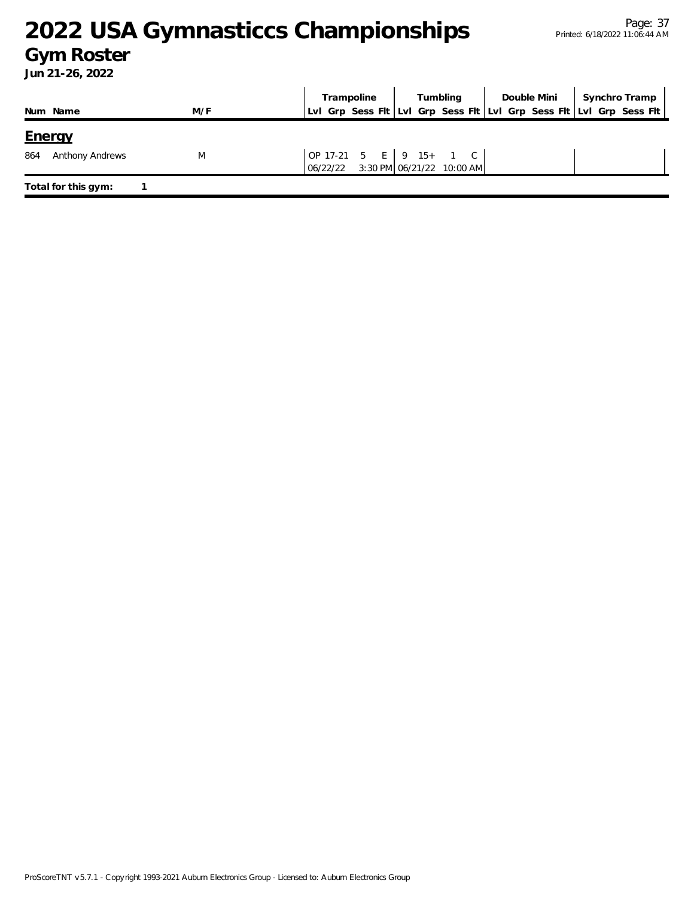# 2022 USA Gymnasticcs Championships

## Gym Roster

**Jun 21-26, 2022**

| Num | Name | M/F | Trampoline | | | | Tumbling | | | | Double Mini | | | | Synchro Tramp | | | |
|---|---|---|---|---|---|---|---|---|---|---|---|---|---|---|---|---|---|---|
| | | | Lvl | Grp | Sess | Flt | Lvl | Grp | Sess | Flt | Lvl | Grp | Sess | Flt | Lvl | Grp | Sess | Flt |
| **Energy** | | | | | | | | | | | | | | | | | | |
| 864 | Anthony Andrews | M | OP | 17-21 | 5 | E | 9 | 15+ | 1 | C | | | | | | | | |
| | | | 06/22/22 | | 3:30 PM | | 06/21/22 | | 10:00 AM | | | | | | | | | |

**Total for this gym:** 1

ProScoreTNT v5.7.1 - Copyright 1993-2021 Auburn Electronics Group - Licensed to: Auburn Electronics Group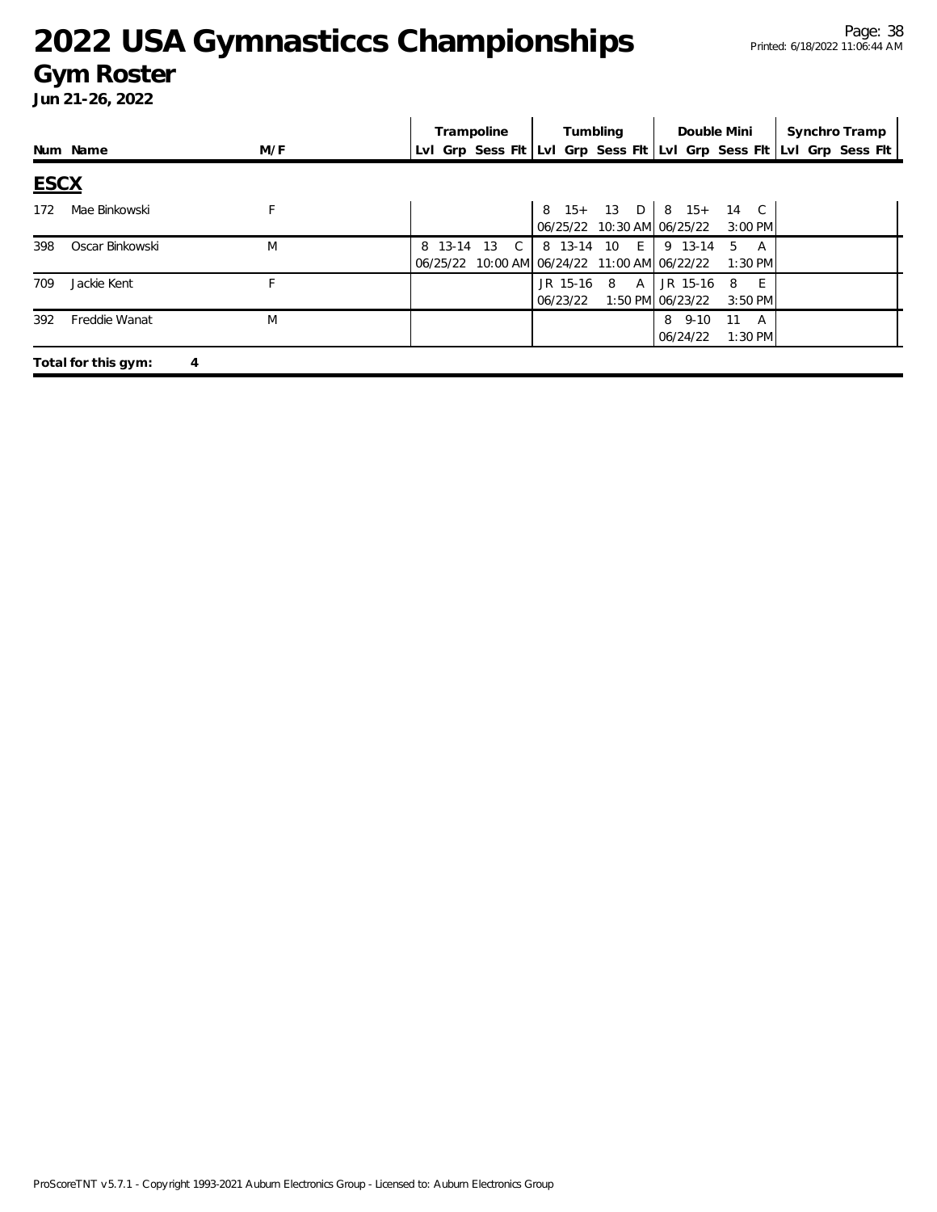# 2022 USA Gymnasticcs Championships

## Gym Roster

**Jun 21-26, 2022**

| Num | Name | M/F | Trampoline | | | | Tumbling | | | | Double Mini | | | | Synchro Tramp | | | |
|---|---|---|---|---|---|---|---|---|---|---|---|---|---|---|---|---|---|---|
| | | | Lvl | Grp | Sess | Flt | Lvl | Grp | Sess | Flt | Lvl | Grp | Sess | Flt | Lvl | Grp | Sess | Flt |

## ESCX

| Num | Name | M/F | Trampoline | | | | Tumbling | | | | Double Mini | | | | Synchro Tramp | | | |
|---|---|---|---|---|---|---|---|---|---|---|---|---|---|---|---|---|---|---|
| 172 | Mae Binkowski | F | | | | | 8 | 15+ | 13 | D | 8 | 15+ | 14 | C | | | | |
| | | | | | | | 06/25/22 | | 10:30 AM | | 06/25/22 | | 3:00 PM | | | | | |
| 398 | Oscar Binkowski | M | 8 | 13-14 | 13 | C | 8 | 13-14 | 10 | E | 9 | 13-14 | 5 | A | | | | |
| | | | 06/25/22 | | 10:00 AM | | 06/24/22 | | 11:00 AM | | 06/22/22 | | 1:30 PM | | | | | |
| 709 | Jackie Kent | F | | | | | JR | 15-16 | 8 | A | JR | 15-16 | 8 | E | | | | |
| | | | | | | | 06/23/22 | | 1:50 PM | | 06/23/22 | | 3:50 PM | | | | | |
| 392 | Freddie Wanat | M | | | | | | | | | 8 | 9-10 | 11 | A | | | | |
| | | | | | | | | | | | 06/24/22 | | 1:30 PM | | | | | |

**Total for this gym: 4**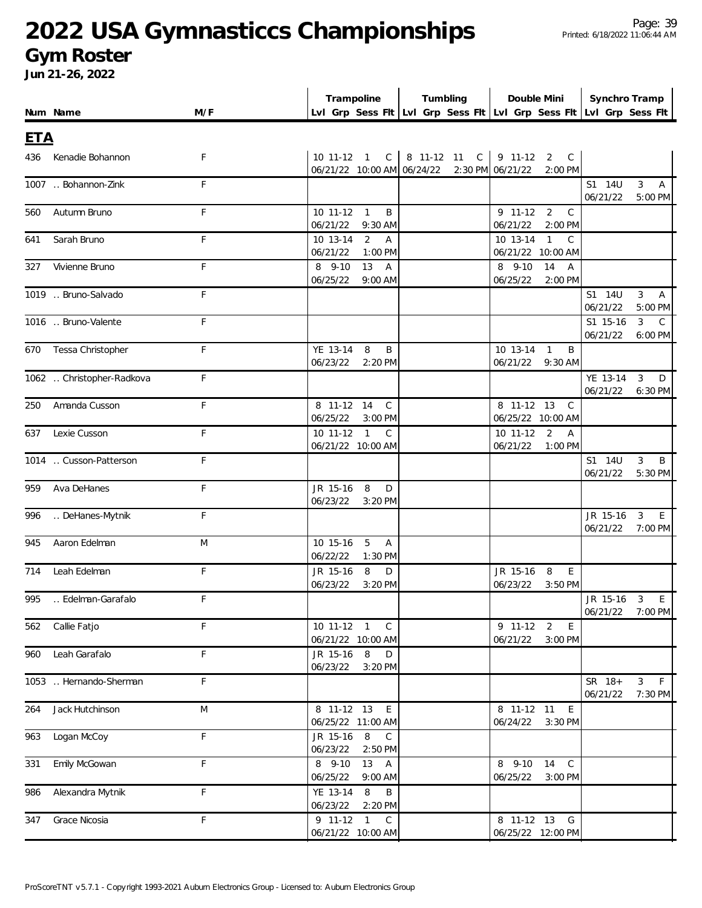# 2022 USA Gymnasticcs Championships

## Gym Roster

**Jun 21-26, 2022**

| Num | Name | M/F | Trampoline Lvl Grp Sess Flt | Tumbling Lvl Grp Sess Flt | Double Mini Lvl Grp Sess Flt | Synchro Tramp Lvl Grp Sess Flt |
|---|---|---|---|---|---|---|
| **ETA** | | | | | | |
| 436 | Kenadie Bohannon | F | 10 11-12 1 C 06/21/22 10:00 AM | 8 11-12 11 C 06/24/22 2:30 PM | 9 11-12 2 C 06/21/22 2:00 PM | |
| 1007 | .. Bohannon-Zink | F | | | | S1 14U 3 A 06/21/22 5:00 PM |
| 560 | Autumn Bruno | F | 10 11-12 1 B 06/21/22 9:30 AM | | 9 11-12 2 C 06/21/22 2:00 PM | |
| 641 | Sarah Bruno | F | 10 13-14 2 A 06/21/22 1:00 PM | | 10 13-14 1 C 06/21/22 10:00 AM | |
| 327 | Vivienne Bruno | F | 8 9-10 13 A 06/25/22 9:00 AM | | 8 9-10 14 A 06/25/22 2:00 PM | |
| 1019 | .. Bruno-Salvado | F | | | | S1 14U 3 A 06/21/22 5:00 PM |
| 1016 | .. Bruno-Valente | F | | | | S1 15-16 3 C 06/21/22 6:00 PM |
| 670 | Tessa Christopher | F | YE 13-14 8 B 06/23/22 2:20 PM | | 10 13-14 1 B 06/21/22 9:30 AM | |
| 1062 | .. Christopher-Radkova | F | | | | YE 13-14 3 D 06/21/22 6:30 PM |
| 250 | Amanda Cusson | F | 8 11-12 14 C 06/25/22 3:00 PM | | 8 11-12 13 C 06/25/22 10:00 AM | |
| 637 | Lexie Cusson | F | 10 11-12 1 C 06/21/22 10:00 AM | | 10 11-12 2 A 06/21/22 1:00 PM | |
| 1014 | .. Cusson-Patterson | F | | | | S1 14U 3 B 06/21/22 5:30 PM |
| 959 | Ava DeHanes | F | JR 15-16 8 D 06/23/22 3:20 PM | | | |
| 996 | .. DeHanes-Mytnik | F | | | | JR 15-16 3 E 06/21/22 7:00 PM |
| 945 | Aaron Edelman | M | 10 15-16 5 A 06/22/22 1:30 PM | | | |
| 714 | Leah Edelman | F | JR 15-16 8 D 06/23/22 3:20 PM | | JR 15-16 8 E 06/23/22 3:50 PM | |
| 995 | .. Edelman-Garafalo | F | | | | JR 15-16 3 E 06/21/22 7:00 PM |
| 562 | Callie Fatjo | F | 10 11-12 1 C 06/21/22 10:00 AM | | 9 11-12 2 E 06/21/22 3:00 PM | |
| 960 | Leah Garafalo | F | JR 15-16 8 D 06/23/22 3:20 PM | | | |
| 1053 | .. Hernando-Sherman | F | | | | SR 18+ 3 F 06/21/22 7:30 PM |
| 264 | Jack Hutchinson | M | 8 11-12 13 E 06/25/22 11:00 AM | | 8 11-12 11 E 06/24/22 3:30 PM | |
| 963 | Logan McCoy | F | JR 15-16 8 C 06/23/22 2:50 PM | | | |
| 331 | Emily McGowan | F | 8 9-10 13 A 06/25/22 9:00 AM | | 8 9-10 14 C 06/25/22 3:00 PM | |
| 986 | Alexandra Mytnik | F | YE 13-14 8 B 06/23/22 2:20 PM | | | |
| 347 | Grace Nicosia | F | 9 11-12 1 C 06/21/22 10:00 AM | | 8 11-12 13 G 06/25/22 12:00 PM | |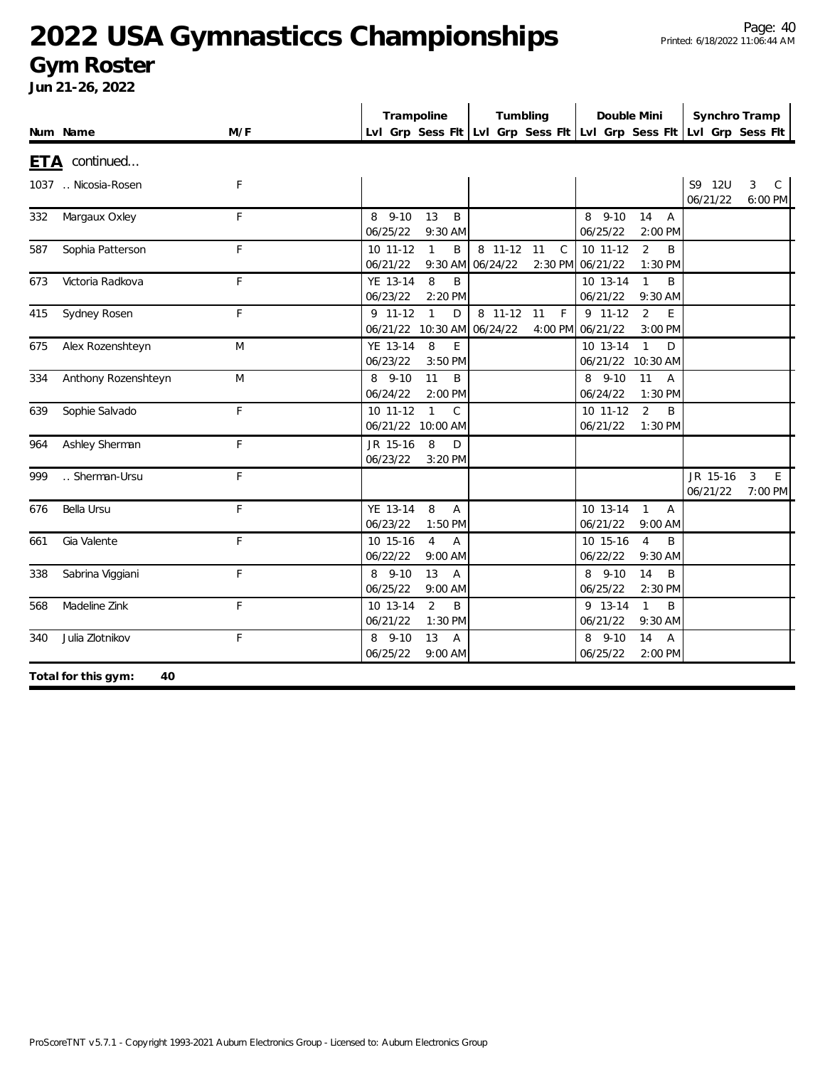# 2022 USA Gymnasticcs Championships

## Gym Roster

**Jun 21-26, 2022**

**ETA** continued...

| Num | Name | M/F | Trampoline Lvl | Trampoline Grp | Trampoline Sess | Trampoline Flt | Tumbling Lvl | Tumbling Grp | Tumbling Sess | Tumbling Flt | Double Mini Lvl | Double Mini Grp | Double Mini Sess | Double Mini Flt | Synchro Tramp Lvl | Synchro Tramp Grp | Synchro Tramp Sess | Synchro Tramp Flt |
|---|---|---|---|---|---|---|---|---|---|---|---|---|---|---|---|---|---|---|
| 1037 | .. Nicosia-Rosen | F | | | | | | | | | | | | | S9 | 12U | 3 | C |
| | | | | | | | | | | | | | | | 06/21/22 | | | 6:00 PM |
| 332 | Margaux Oxley | F | 8 | 9-10 | 13 | B | | | | | 8 | 9-10 | 14 | A | | | | |
| | | | 06/25/22 | | | 9:30 AM | | | | | 06/25/22 | | | 2:00 PM | | | | |
| 587 | Sophia Patterson | F | 10 | 11-12 | 1 | B | 8 | 11-12 | 11 | C | 10 | 11-12 | 2 | B | | | | |
| | | | 06/21/22 | | | 9:30 AM | 06/24/22 | | | 2:30 PM | 06/21/22 | | | 1:30 PM | | | | |
| 673 | Victoria Radkova | F | YE | 13-14 | 8 | B | | | | | 10 | 13-14 | 1 | B | | | | |
| | | | 06/23/22 | | | 2:20 PM | | | | | 06/21/22 | | | 9:30 AM | | | | |
| 415 | Sydney Rosen | F | 9 | 11-12 | 1 | D | 8 | 11-12 | 11 | F | 9 | 11-12 | 2 | E | | | | |
| | | | 06/21/22 | | | 10:30 AM | 06/24/22 | | | 4:00 PM | 06/21/22 | | | 3:00 PM | | | | |
| 675 | Alex Rozenshteyn | M | YE | 13-14 | 8 | E | | | | | 10 | 13-14 | 1 | D | | | | |
| | | | 06/23/22 | | | 3:50 PM | | | | | 06/21/22 | | | 10:30 AM | | | | |
| 334 | Anthony Rozenshteyn | M | 8 | 9-10 | 11 | B | | | | | 8 | 9-10 | 11 | A | | | | |
| | | | 06/24/22 | | | 2:00 PM | | | | | 06/24/22 | | | 1:30 PM | | | | |
| 639 | Sophie Salvado | F | 10 | 11-12 | 1 | C | | | | | 10 | 11-12 | 2 | B | | | | |
| | | | 06/21/22 | | | 10:00 AM | | | | | 06/21/22 | | | 1:30 PM | | | | |
| 964 | Ashley Sherman | F | JR | 15-16 | 8 | D | | | | | | | | | | | | |
| | | | 06/23/22 | | | 3:20 PM | | | | | | | | | | | | |
| 999 | .. Sherman-Ursu | F | | | | | | | | | | | | | JR | 15-16 | 3 | E |
| | | | | | | | | | | | | | | | 06/21/22 | | | 7:00 PM |
| 676 | Bella Ursu | F | YE | 13-14 | 8 | A | | | | | 10 | 13-14 | 1 | A | | | | |
| | | | 06/23/22 | | | 1:50 PM | | | | | 06/21/22 | | | 9:00 AM | | | | |
| 661 | Gia Valente | F | 10 | 15-16 | 4 | A | | | | | 10 | 15-16 | 4 | B | | | | |
| | | | 06/22/22 | | | 9:00 AM | | | | | 06/22/22 | | | 9:30 AM | | | | |
| 338 | Sabrina Viggiani | F | 8 | 9-10 | 13 | A | | | | | 8 | 9-10 | 14 | B | | | | |
| | | | 06/25/22 | | | 9:00 AM | | | | | 06/25/22 | | | 2:30 PM | | | | |
| 568 | Madeline Zink | F | 10 | 13-14 | 2 | B | | | | | 9 | 13-14 | 1 | B | | | | |
| | | | 06/21/22 | | | 1:30 PM | | | | | 06/21/22 | | | 9:30 AM | | | | |
| 340 | Julia Zlotnikov | F | 8 | 9-10 | 13 | A | | | | | 8 | 9-10 | 14 | A | | | | |
| | | | 06/25/22 | | | 9:00 AM | | | | | 06/25/22 | | | 2:00 PM | | | | |

**Total for this gym: 40**

ProScoreTNT v5.7.1 - Copyright 1993-2021 Auburn Electronics Group - Licensed to: Auburn Electronics Group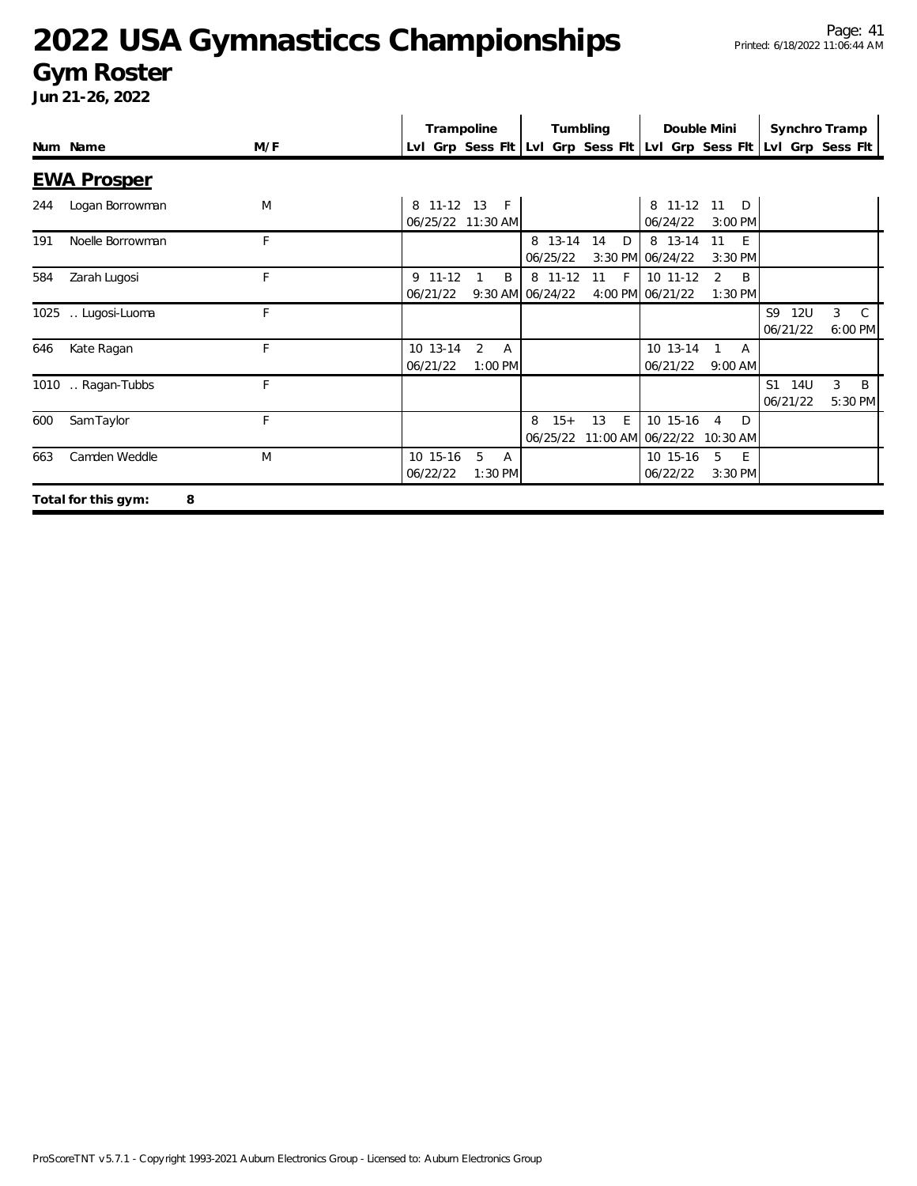# 2022 USA Gymnasticcs Championships

## Gym Roster

**Jun 21-26, 2022**

### EWA Prosper

| Num | Name | M/F | Trampoline | | | | Tumbling | | | | Double Mini | | | | Synchro Tramp | | | |
|---|---|---|---|---|---|---|---|---|---|---|---|---|---|---|---|---|---|---|
| | | | Lvl | Grp | Sess | Flt | Lvl | Grp | Sess | Flt | Lvl | Grp | Sess | Flt | Lvl | Grp | Sess | Flt |
| 244 | Logan Borrowman | M | 8 | 11-12 | 13 | F | | | | | 8 | 11-12 | 11 | D | | | | |
| | | | 06/25/22 | | 11:30 AM | | | | | | 06/24/22 | | 3:00 PM | | | | | |
| 191 | Noelle Borrowman | F | | | | | 8 | 13-14 | 14 | D | 8 | 13-14 | 11 | E | | | | |
| | | | | | | | 06/25/22 | | 3:30 PM | | 06/24/22 | | 3:30 PM | | | | | |
| 584 | Zarah Lugosi | F | 9 | 11-12 | 1 | B | 8 | 11-12 | 11 | F | 10 | 11-12 | 2 | B | | | | |
| | | | 06/21/22 | | 9:30 AM | | 06/24/22 | | 4:00 PM | | 06/21/22 | | 1:30 PM | | | | | |
| 1025 | .. Lugosi-Luoma | F | | | | | | | | | | | | | S9 | 12U | 3 | C |
| | | | | | | | | | | | | | | | 06/21/22 | | 6:00 PM | |
| 646 | Kate Ragan | F | 10 | 13-14 | 2 | A | | | | | 10 | 13-14 | 1 | A | | | | |
| | | | 06/21/22 | | 1:00 PM | | | | | | 06/21/22 | | 9:00 AM | | | | | |
| 1010 | .. Ragan-Tubbs | F | | | | | | | | | | | | | S1 | 14U | 3 | B |
| | | | | | | | | | | | | | | | 06/21/22 | | 5:30 PM | |
| 600 | Sam Taylor | F | | | | | 8 | 15+ | 13 | E | 10 | 15-16 | 4 | D | | | | |
| | | | | | | | 06/25/22 | | 11:00 AM | | 06/22/22 | | 10:30 AM | | | | | |
| 663 | Camden Weddle | M | 10 | 15-16 | 5 | A | | | | | 10 | 15-16 | 5 | E | | | | |
| | | | 06/22/22 | | 1:30 PM | | | | | | 06/22/22 | | 3:30 PM | | | | | |

**Total for this gym: 8**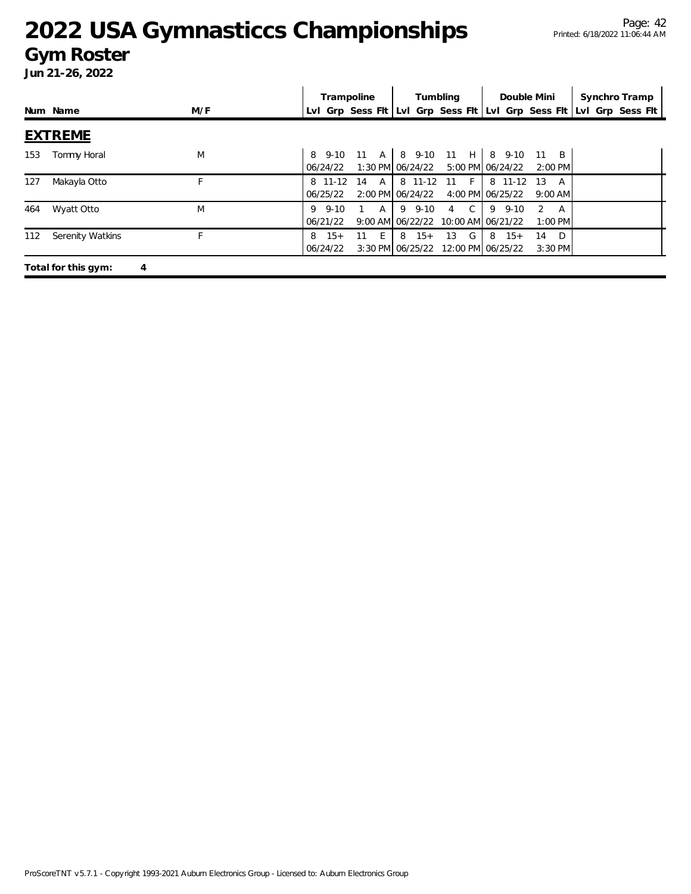# 2022 USA Gymnasticcs Championships

## Gym Roster

**Jun 21-26, 2022**

| Num | Name | M/F | Trampoline | | | | Tumbling | | | | Double Mini | | | | Synchro Tramp | | | |
|---|---|---|---|---|---|---|---|---|---|---|---|---|---|---|---|---|---|---|
| | | | Lvl | Grp | Sess | Flt | Lvl | Grp | Sess | Flt | Lvl | Grp | Sess | Flt | Lvl | Grp | Sess | Flt |

### EXTREME

| Num | Name | M/F | Trampoline | | | | Tumbling | | | | Double Mini | | | | Synchro Tramp | | | |
|---|---|---|---|---|---|---|---|---|---|---|---|---|---|---|---|---|---|---|
| 153 | Tommy Horal | M | 8 | 9-10 | 11 | A | 8 | 9-10 | 11 | H | 8 | 9-10 | 11 | B | | | | |
| | | | 06/24/22 | | 1:30 PM | | 06/24/22 | | 5:00 PM | | 06/24/22 | | 2:00 PM | | | | | |
| 127 | Makayla Otto | F | 8 | 11-12 | 14 | A | 8 | 11-12 | 11 | F | 8 | 11-12 | 13 | A | | | | |
| | | | 06/25/22 | | 2:00 PM | | 06/24/22 | | 4:00 PM | | 06/25/22 | | 9:00 AM | | | | | |
| 464 | Wyatt Otto | M | 9 | 9-10 | 1 | A | 9 | 9-10 | 4 | C | 9 | 9-10 | 2 | A | | | | |
| | | | 06/21/22 | | 9:00 AM | | 06/22/22 | | 10:00 AM | | 06/21/22 | | 1:00 PM | | | | | |
| 112 | Serenity Watkins | F | 8 | 15+ | 11 | E | 8 | 15+ | 13 | G | 8 | 15+ | 14 | D | | | | |
| | | | 06/24/22 | | 3:30 PM | | 06/25/22 | | 12:00 PM | | 06/25/22 | | 3:30 PM | | | | | |

**Total for this gym: 4**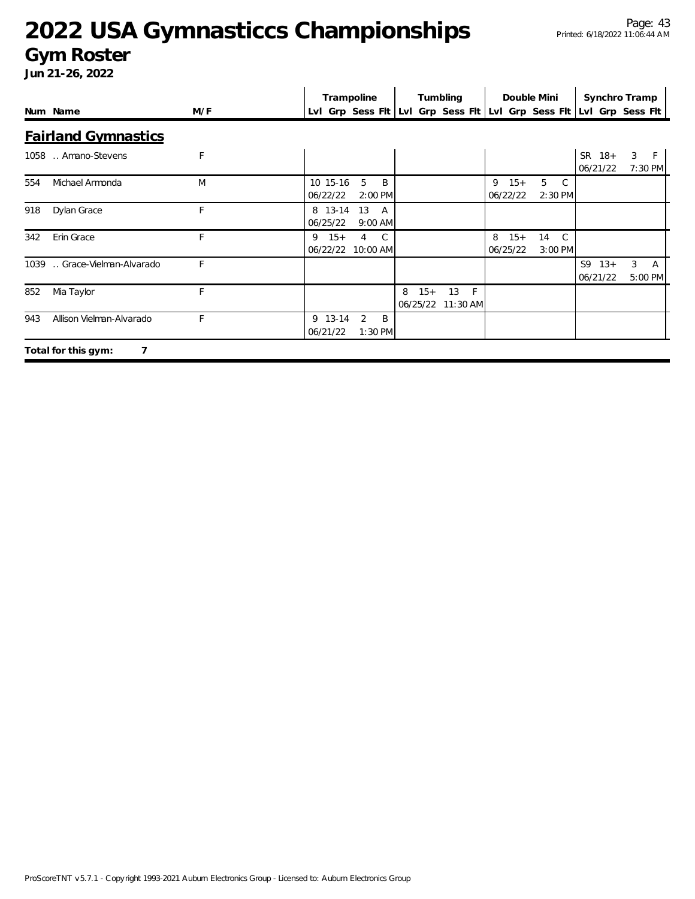# 2022 USA Gymnasticcs Championships

## Gym Roster

**Jun 21-26, 2022**

### Fairland Gymnastics

| Num | Name | M/F | Trampoline Lvl | Trampoline Grp | Trampoline Sess | Trampoline Flt | Tumbling Lvl | Tumbling Grp | Tumbling Sess | Tumbling Flt | Double Mini Lvl | Double Mini Grp | Double Mini Sess | Double Mini Flt | Synchro Tramp Lvl | Synchro Tramp Grp | Synchro Tramp Sess | Synchro Tramp Flt |
|---|---|---|---|---|---|---|---|---|---|---|---|---|---|---|---|---|---|---|
| 1058 | .. Amano-Stevens | F | | | | | | | | | | | | | SR | 18+ | 3 | F |
| | | | | | | | | | | | | | | | 06/21/22 | | | 7:30 PM |
| 554 | Michael Armonda | M | 10 | 15-16 | 5 | B | | | | | 9 | 15+ | 5 | C | | | | |
| | | | 06/22/22 | | | 2:00 PM | | | | | 06/22/22 | | | 2:30 PM | | | | |
| 918 | Dylan Grace | F | 8 | 13-14 | 13 | A | | | | | | | | | | | | |
| | | | 06/25/22 | | | 9:00 AM | | | | | | | | | | | | |
| 342 | Erin Grace | F | 9 | 15+ | 4 | C | | | | | 8 | 15+ | 14 | C | | | | |
| | | | 06/22/22 | | | 10:00 AM | | | | | 06/25/22 | | | 3:00 PM | | | | |
| 1039 | .. Grace-Vielman-Alvarado | F | | | | | | | | | | | | | S9 | 13+ | 3 | A |
| | | | | | | | | | | | | | | | 06/21/22 | | | 5:00 PM |
| 852 | Mia Taylor | F | | | | | 8 | 15+ | 13 | F | | | | | | | | |
| | | | | | | | 06/25/22 | | | 11:30 AM | | | | | | | | |
| 943 | Allison Vielman-Alvarado | F | 9 | 13-14 | 2 | B | | | | | | | | | | | | |
| | | | 06/21/22 | | | 1:30 PM | | | | | | | | | | | | |

**Total for this gym: 7**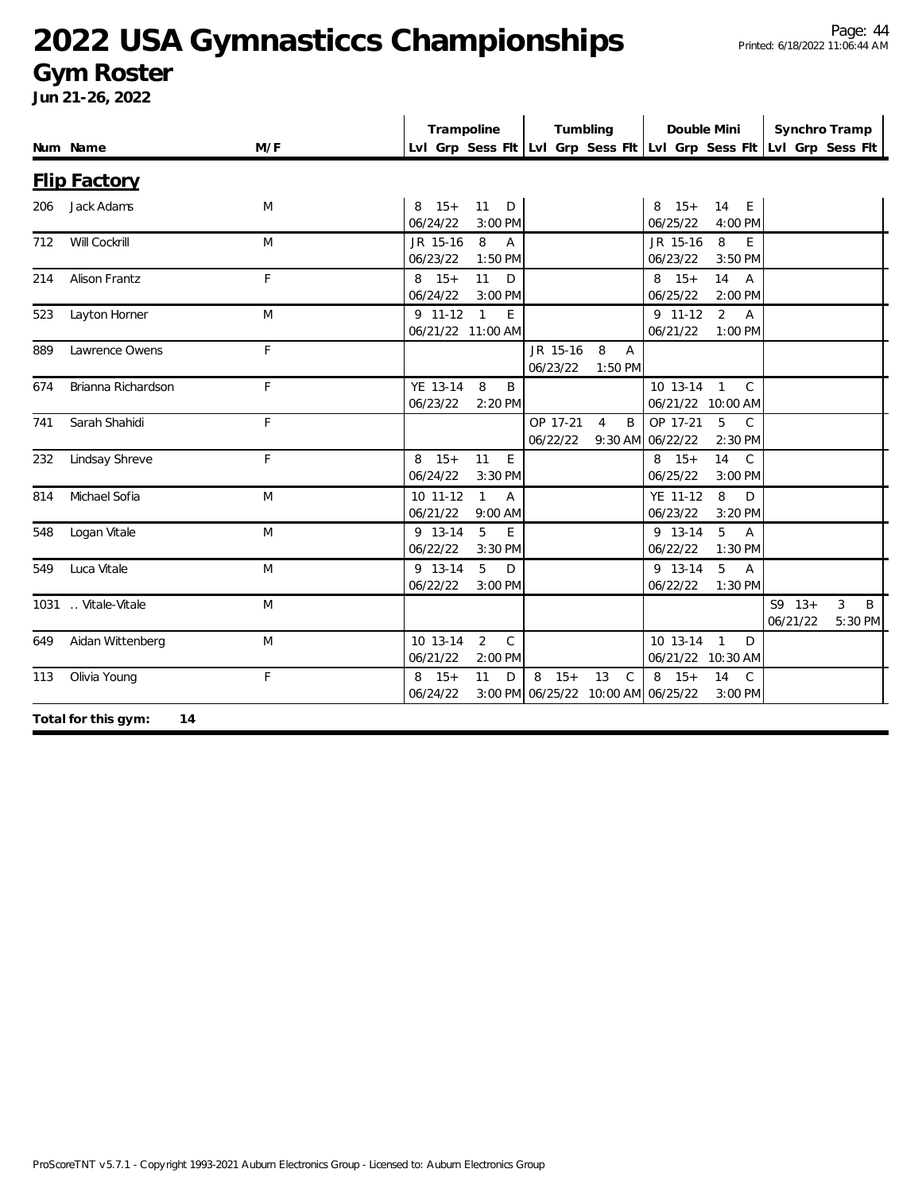# 2022 USA Gymnasticcs Championships

## Gym Roster

**Jun 21-26, 2022**

## Flip Factory

| Num | Name | M/F | Trampoline Lvl | Grp | Sess | Flt | Tumbling Lvl | Grp | Sess | Flt | Double Mini Lvl | Grp | Sess | Flt | Synchro Tramp Lvl | Grp | Sess | Flt |
|---|---|---|---|---|---|---|---|---|---|---|---|---|---|---|---|---|---|---|
| 206 | Jack Adams | M | 8 | 15+ | 11 | D | | | | | 8 | 15+ | 14 | E | | | | |
| | | | 06/24/22 | | 3:00 PM | | | | | | 06/25/22 | | 4:00 PM | | | | | |
| 712 | Will Cockrill | M | JR | 15-16 | 8 | A | | | | | JR | 15-16 | 8 | E | | | | |
| | | | 06/23/22 | | 1:50 PM | | | | | | 06/23/22 | | 3:50 PM | | | | | |
| 214 | Alison Frantz | F | 8 | 15+ | 11 | D | | | | | 8 | 15+ | 14 | A | | | | |
| | | | 06/24/22 | | 3:00 PM | | | | | | 06/25/22 | | 2:00 PM | | | | | |
| 523 | Layton Horner | M | 9 | 11-12 | 1 | E | | | | | 9 | 11-12 | 2 | A | | | | |
| | | | 06/21/22 | | 11:00 AM | | | | | | 06/21/22 | | 1:00 PM | | | | | |
| 889 | Lawrence Owens | F | | | | | JR | 15-16 | 8 | A | | | | | | | | |
| | | | | | | | 06/23/22 | | 1:50 PM | | | | | | | | | |
| 674 | Brianna Richardson | F | YE | 13-14 | 8 | B | | | | | 10 | 13-14 | 1 | C | | | | |
| | | | 06/23/22 | | 2:20 PM | | | | | | 06/21/22 | | 10:00 AM | | | | | |
| 741 | Sarah Shahidi | F | | | | | OP | 17-21 | 4 | B | OP | 17-21 | 5 | C | | | | |
| | | | | | | | 06/22/22 | | 9:30 AM | | 06/22/22 | | 2:30 PM | | | | | |
| 232 | Lindsay Shreve | F | 8 | 15+ | 11 | E | | | | | 8 | 15+ | 14 | C | | | | |
| | | | 06/24/22 | | 3:30 PM | | | | | | 06/25/22 | | 3:00 PM | | | | | |
| 814 | Michael Sofia | M | 10 | 11-12 | 1 | A | | | | | YE | 11-12 | 8 | D | | | | |
| | | | 06/21/22 | | 9:00 AM | | | | | | 06/23/22 | | 3:20 PM | | | | | |
| 548 | Logan Vitale | M | 9 | 13-14 | 5 | E | | | | | 9 | 13-14 | 5 | A | | | | |
| | | | 06/22/22 | | 3:30 PM | | | | | | 06/22/22 | | 1:30 PM | | | | | |
| 549 | Luca Vitale | M | 9 | 13-14 | 5 | D | | | | | 9 | 13-14 | 5 | A | | | | |
| | | | 06/22/22 | | 3:00 PM | | | | | | 06/22/22 | | 1:30 PM | | | | | |
| 1031 | .. Vitale-Vitale | M | | | | | | | | | | | | | S9 | 13+ | 3 | B |
| | | | | | | | | | | | | | | | 06/21/22 | | 5:30 PM | |
| 649 | Aidan Wittenberg | M | 10 | 13-14 | 2 | C | | | | | 10 | 13-14 | 1 | D | | | | |
| | | | 06/21/22 | | 2:00 PM | | | | | | 06/21/22 | | 10:30 AM | | | | | |
| 113 | Olivia Young | F | 8 | 15+ | 11 | D | 8 | 15+ | 13 | C | 8 | 15+ | 14 | C | | | | |
| | | | 06/24/22 | | 3:00 PM | | 06/25/22 | | 10:00 AM | | 06/25/22 | | 3:00 PM | | | | | |

**Total for this gym: 14**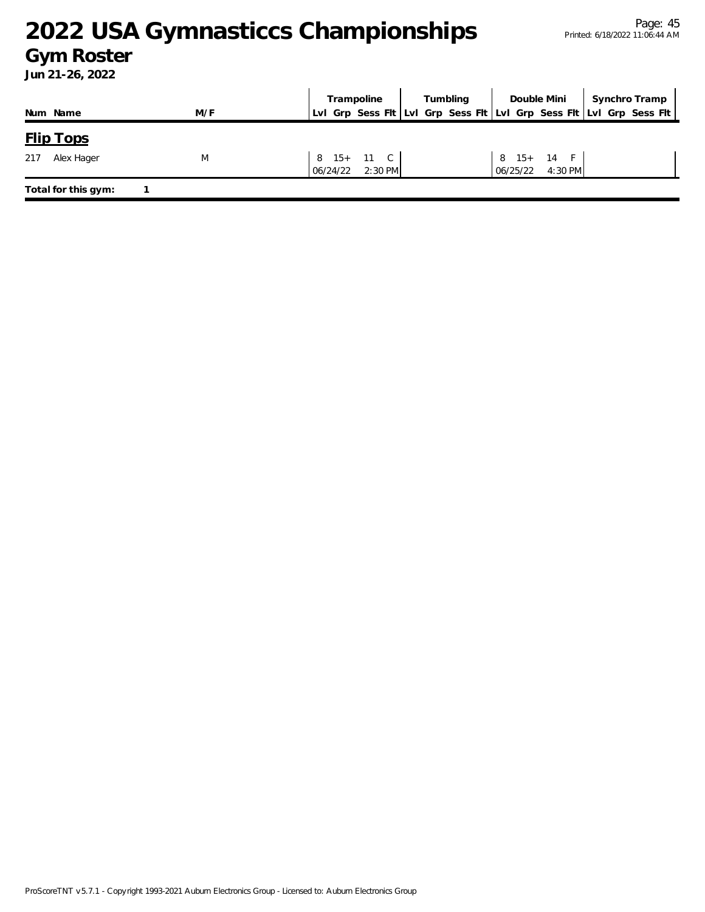# 2022 USA Gymnasticcs Championships

## Gym Roster

**Jun 21-26, 2022**

| Num | Name | M/F | Trampoline | | | | Tumbling | | | | Double Mini | | | | Synchro Tramp | | | |
|---|---|---|---|---|---|---|---|---|---|---|---|---|---|---|---|---|---|---|
| | | | Lvl | Grp | Sess | Flt | Lvl | Grp | Sess | Flt | Lvl | Grp | Sess | Flt | Lvl | Grp | Sess | Flt |

### Flip Tops

| Num | Name | M/F | Trampoline | | | | Tumbling | | | | Double Mini | | | | Synchro Tramp | | | |
|---|---|---|---|---|---|---|---|---|---|---|---|---|---|---|---|---|---|---|
| 217 | Alex Hager | M | 8 | 15+ | 11 | C | | | | | 8 | 15+ | 14 | F | | | | |
| | | | 06/24/22 | | 2:30 PM | | | | | | 06/25/22 | | 4:30 PM | | | | | |

**Total for this gym:** 1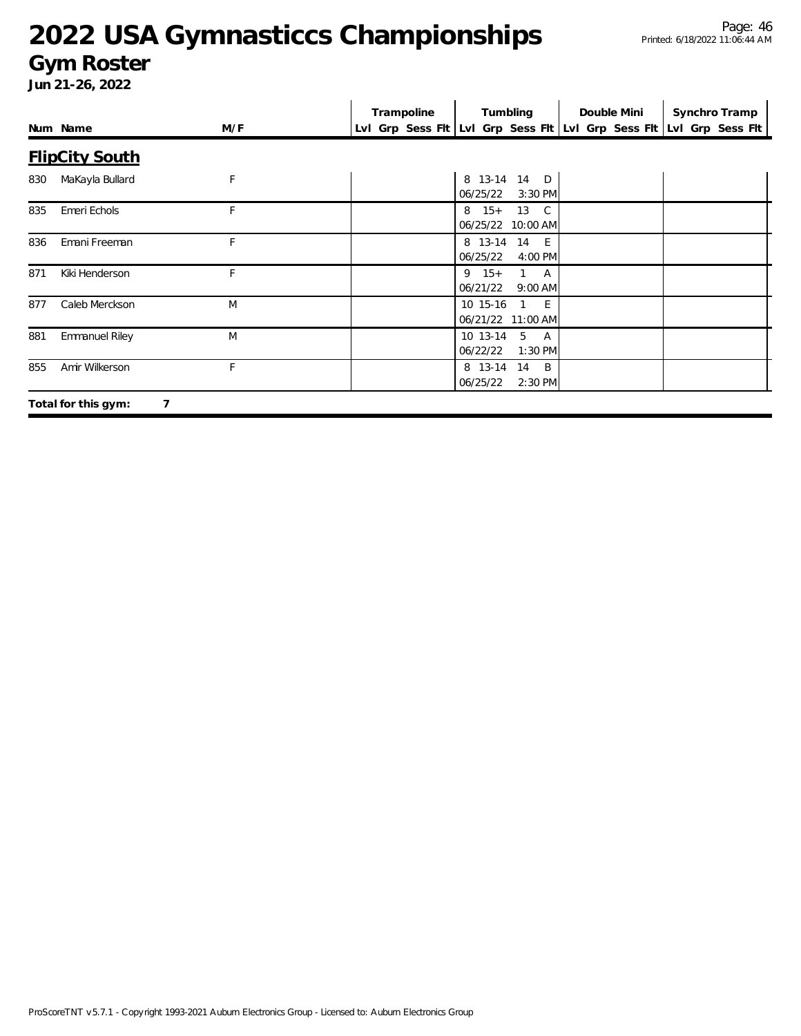# 2022 USA Gymnasticcs Championships

## Gym Roster

**Jun 21-26, 2022**

| Num | Name | M/F | Trampoline | | | | Tumbling | | | | Double Mini | | | | Synchro Tramp | | | |
|---|---|---|---|---|---|---|---|---|---|---|---|---|---|---|---|---|---|---|
| | | | Lvl | Grp | Sess | Flt | Lvl | Grp | Sess | Flt | Lvl | Grp | Sess | Flt | Lvl | Grp | Sess | Flt |

### FlipCity South

| Num | Name | M/F | Trampoline | Tumbling | Double Mini | Synchro Tramp |
|---|---|---|---|---|---|---|
| 830 | MaKayla Bullard | F | | 8 13-14 14 D 06/25/22 3:30 PM | | |
| 835 | Emeri Echols | F | | 8 15+ 13 C 06/25/22 10:00 AM | | |
| 836 | Emani Freeman | F | | 8 13-14 14 E 06/25/22 4:00 PM | | |
| 871 | Kiki Henderson | F | | 9 15+ 1 A 06/21/22 9:00 AM | | |
| 877 | Caleb Merckson | M | | 10 15-16 1 E 06/21/22 11:00 AM | | |
| 881 | Emmanuel Riley | M | | 10 13-14 5 A 06/22/22 1:30 PM | | |
| 855 | Amir Wilkerson | F | | 8 13-14 14 B 06/25/22 2:30 PM | | |

**Total for this gym: 7**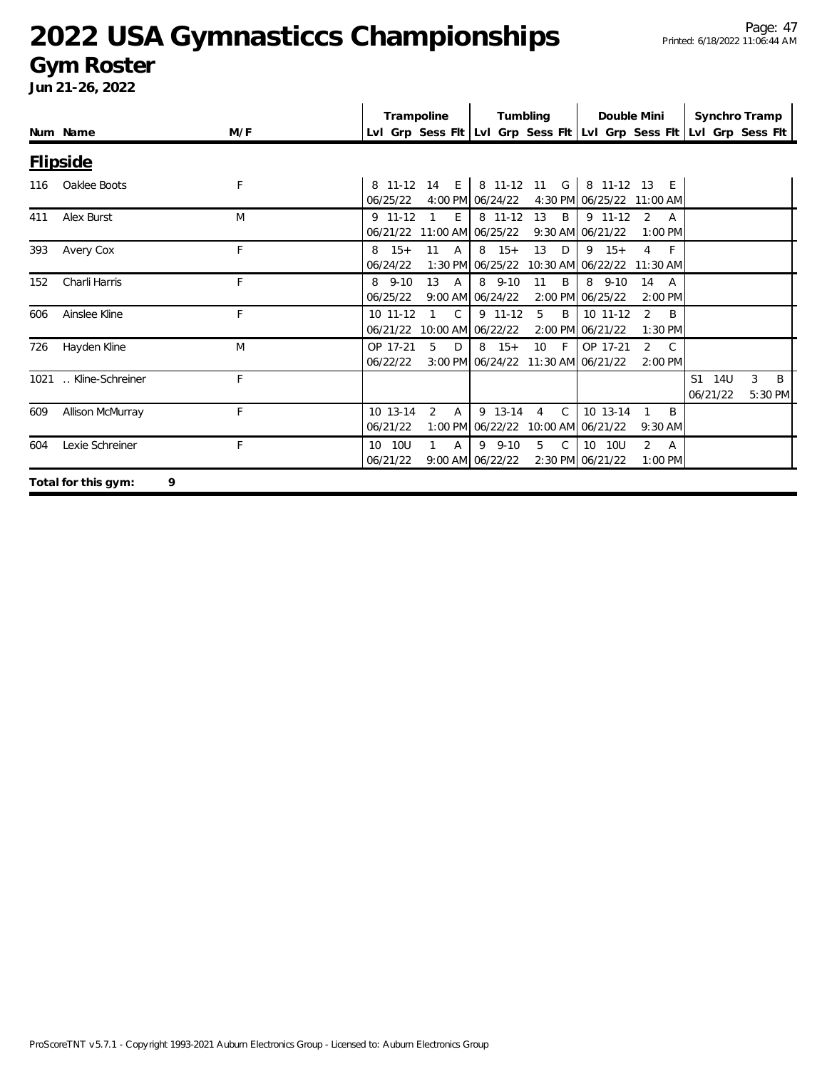# 2022 USA Gymnasticcs Championships

## Gym Roster

**Jun 21-26, 2022**

| Num | Name | M/F | Trampoline Lvl | Trampoline Grp | Trampoline Sess | Trampoline Flt | Tumbling Lvl | Tumbling Grp | Tumbling Sess | Tumbling Flt | Double Mini Lvl | Double Mini Grp | Double Mini Sess | Double Mini Flt | Synchro Tramp Lvl | Synchro Tramp Grp | Synchro Tramp Sess | Synchro Tramp Flt |
|---|---|---|---|---|---|---|---|---|---|---|---|---|---|---|---|---|---|---|
| **Flipside** | | | | | | | | | | | | | | | | | | |
| 116 | Oaklee Boots | F | 8 | 11-12 | 14 | E | 8 | 11-12 | 11 | G | 8 | 11-12 | 13 | E | | | | |
| | | | 06/25/22 | | 4:00 PM | | 06/24/22 | | 4:30 PM | | 06/25/22 | | 11:00 AM | | | | | |
| 411 | Alex Burst | M | 9 | 11-12 | 1 | E | 8 | 11-12 | 13 | B | 9 | 11-12 | 2 | A | | | | |
| | | | 06/21/22 | | 11:00 AM | | 06/25/22 | | 9:30 AM | | 06/21/22 | | 1:00 PM | | | | | |
| 393 | Avery Cox | F | 8 | 15+ | 11 | A | 8 | 15+ | 13 | D | 9 | 15+ | 4 | F | | | | |
| | | | 06/24/22 | | 1:30 PM | | 06/25/22 | | 10:30 AM | | 06/22/22 | | 11:30 AM | | | | | |
| 152 | Charli Harris | F | 8 | 9-10 | 13 | A | 8 | 9-10 | 11 | B | 8 | 9-10 | 14 | A | | | | |
| | | | 06/25/22 | | 9:00 AM | | 06/24/22 | | 2:00 PM | | 06/25/22 | | 2:00 PM | | | | | |
| 606 | Ainslee Kline | F | 10 | 11-12 | 1 | C | 9 | 11-12 | 5 | B | 10 | 11-12 | 2 | B | | | | |
| | | | 06/21/22 | | 10:00 AM | | 06/22/22 | | 2:00 PM | | 06/21/22 | | 1:30 PM | | | | | |
| 726 | Hayden Kline | M | OP | 17-21 | 5 | D | 8 | 15+ | 10 | F | OP | 17-21 | 2 | C | | | | |
| | | | 06/22/22 | | 3:00 PM | | 06/24/22 | | 11:30 AM | | 06/21/22 | | 2:00 PM | | | | | |
| 1021 | .. Kline-Schreiner | F | | | | | | | | | | | | | S1 | 14U | 3 | B |
| | | | | | | | | | | | | | | | 06/21/22 | | 5:30 PM | |
| 609 | Allison McMurray | F | 10 | 13-14 | 2 | A | 9 | 13-14 | 4 | C | 10 | 13-14 | 1 | B | | | | |
| | | | 06/21/22 | | 1:00 PM | | 06/22/22 | | 10:00 AM | | 06/21/22 | | 9:30 AM | | | | | |
| 604 | Lexie Schreiner | F | 10 | 10U | 1 | A | 9 | 9-10 | 5 | C | 10 | 10U | 2 | A | | | | |
| | | | 06/21/22 | | 9:00 AM | | 06/22/22 | | 2:30 PM | | 06/21/22 | | 1:00 PM | | | | | |

**Total for this gym: 9**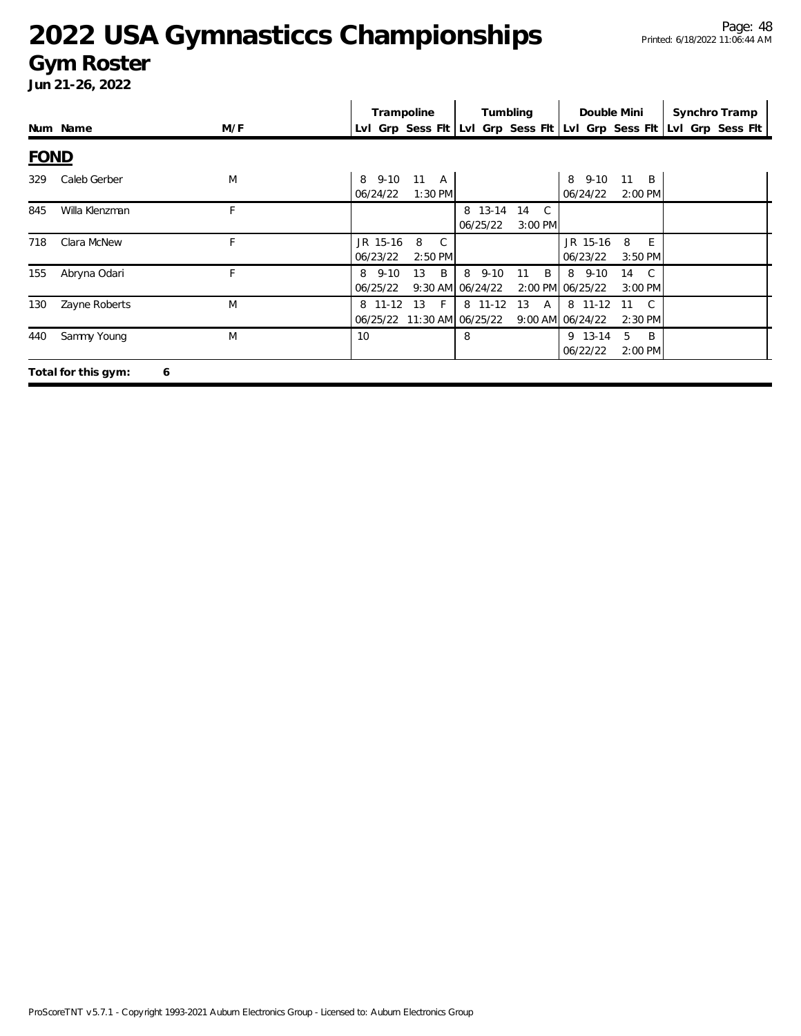# 2022 USA Gymnasticcs Championships

## Gym Roster

**Jun 21-26, 2022**

| Num | Name | M/F | Trampoline | | | | Tumbling | | | | Double Mini | | | | Synchro Tramp | | | |
|---|---|---|---|---|---|---|---|---|---|---|---|---|---|---|---|---|---|---|
| | | | Lvl | Grp | Sess | Flt | Lvl | Grp | Sess | Flt | Lvl | Grp | Sess | Flt | Lvl | Grp | Sess | Flt |

### FOND

| Num | Name | M/F | Trampoline | | | | Tumbling | | | | Double Mini | | | | Synchro Tramp | | | |
|---|---|---|---|---|---|---|---|---|---|---|---|---|---|---|---|---|---|---|
| 329 | Caleb Gerber | M | 8 | 9-10 | 11 | A | | | | | 8 | 9-10 | 11 | B | | | | |
| | | | 06/24/22 | | 1:30 PM | | | | | | 06/24/22 | | 2:00 PM | | | | | |
| 845 | Willa Klenzman | F | | | | | 8 | 13-14 | 14 | C | | | | | | | | |
| | | | | | | | 06/25/22 | | 3:00 PM | | | | | | | | | |
| 718 | Clara McNew | F | JR | 15-16 | 8 | C | | | | | JR | 15-16 | 8 | E | | | | |
| | | | 06/23/22 | | 2:50 PM | | | | | | 06/23/22 | | 3:50 PM | | | | | |
| 155 | Abryna Odari | F | 8 | 9-10 | 13 | B | 8 | 9-10 | 11 | B | 8 | 9-10 | 14 | C | | | | |
| | | | 06/25/22 | | 9:30 AM | | 06/24/22 | | 2:00 PM | | 06/25/22 | | 3:00 PM | | | | | |
| 130 | Zayne Roberts | M | 8 | 11-12 | 13 | F | 8 | 11-12 | 13 | A | 8 | 11-12 | 11 | C | | | | |
| | | | 06/25/22 | | 11:30 AM | | 06/25/22 | | 9:00 AM | | 06/24/22 | | 2:30 PM | | | | | |
| 440 | Sammy Young | M | 10 | | | | 8 | | | | 9 | 13-14 | 5 | B | | | | |
| | | | | | | | | | | | 06/22/22 | | 2:00 PM | | | | | |

**Total for this gym: 6**

ProScoreTNT v5.7.1 - Copyright 1993-2021 Auburn Electronics Group - Licensed to: Auburn Electronics Group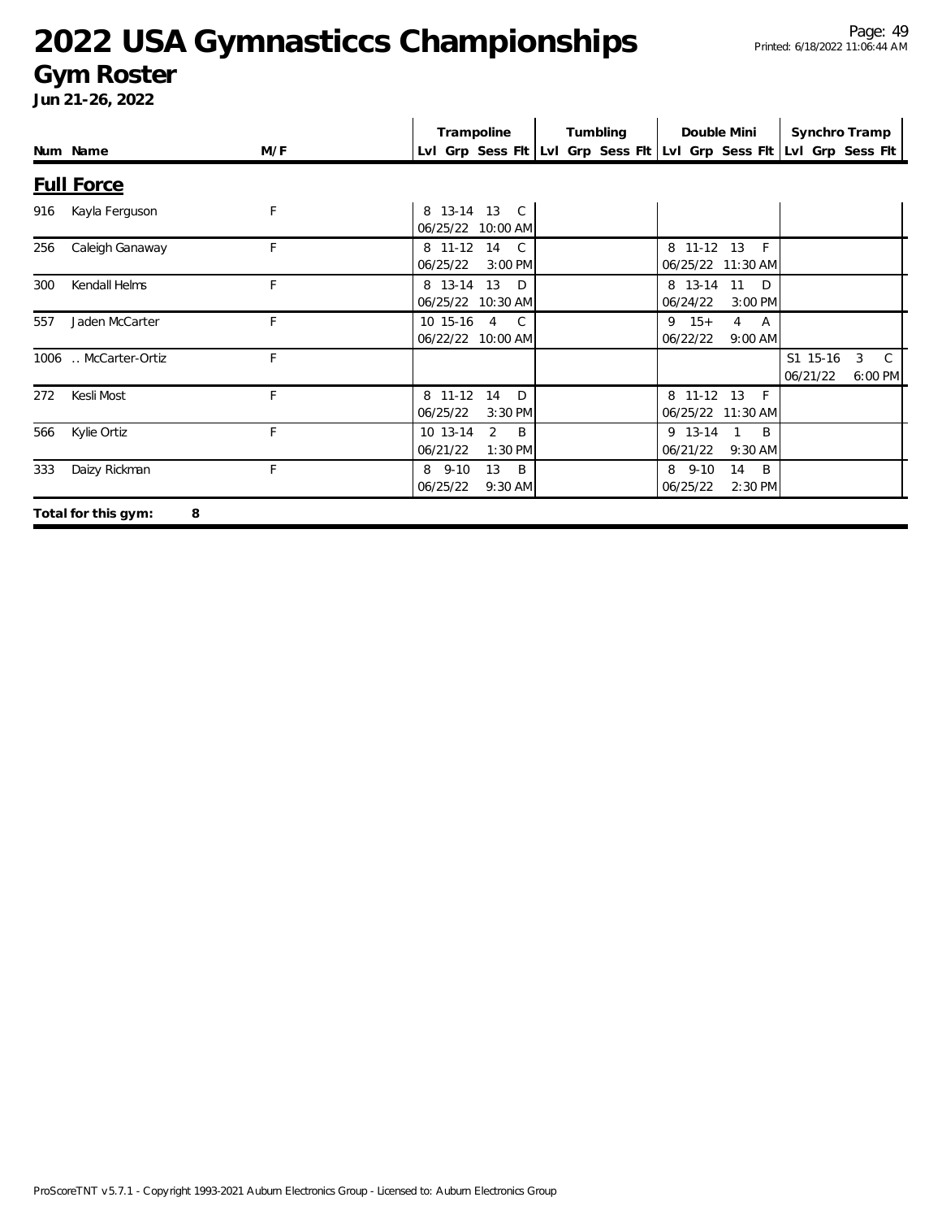# 2022 USA Gymnasticcs Championships

## Gym Roster

**Jun 21-26, 2022**

| Num | Name | M/F | Trampoline Lvl | Trampoline Grp | Trampoline Sess | Trampoline Flt | Tumbling Lvl | Tumbling Grp | Tumbling Sess | Tumbling Flt | Double Mini Lvl | Double Mini Grp | Double Mini Sess | Double Mini Flt | Synchro Tramp Lvl | Synchro Tramp Grp | Synchro Tramp Sess | Synchro Tramp Flt |
|---|---|---|---|---|---|---|---|---|---|---|---|---|---|---|---|---|---|---|
| **Full Force** | | | | | | | | | | | | | | | | | | |
| 916 | Kayla Ferguson | F | 8 | 13-14 | 13 | C | | | | | | | | | | | | |
| | | | 06/25/22 | | 10:00 AM | | | | | | | | | | | | | |
| 256 | Caleigh Ganaway | F | 8 | 11-12 | 14 | C | | | | | 8 | 11-12 | 13 | F | | | | |
| | | | 06/25/22 | | 3:00 PM | | | | | | 06/25/22 | | 11:30 AM | | | | | |
| 300 | Kendall Helms | F | 8 | 13-14 | 13 | D | | | | | 8 | 13-14 | 11 | D | | | | |
| | | | 06/25/22 | | 10:30 AM | | | | | | 06/24/22 | | 3:00 PM | | | | | |
| 557 | Jaden McCarter | F | 10 | 15-16 | 4 | C | | | | | 9 | 15+ | 4 | A | | | | |
| | | | 06/22/22 | | 10:00 AM | | | | | | 06/22/22 | | 9:00 AM | | | | | |
| 1006 | .. McCarter-Ortiz | F | | | | | | | | | | | | | S1 | 15-16 | 3 | C |
| | | | | | | | | | | | | | | | 06/21/22 | | 6:00 PM | |
| 272 | Kesli Most | F | 8 | 11-12 | 14 | D | | | | | 8 | 11-12 | 13 | F | | | | |
| | | | 06/25/22 | | 3:30 PM | | | | | | 06/25/22 | | 11:30 AM | | | | | |
| 566 | Kylie Ortiz | F | 10 | 13-14 | 2 | B | | | | | 9 | 13-14 | 1 | B | | | | |
| | | | 06/21/22 | | 1:30 PM | | | | | | 06/21/22 | | 9:30 AM | | | | | |
| 333 | Daizy Rickman | F | 8 | 9-10 | 13 | B | | | | | 8 | 9-10 | 14 | B | | | | |
| | | | 06/25/22 | | 9:30 AM | | | | | | 06/25/22 | | 2:30 PM | | | | | |

**Total for this gym: 8**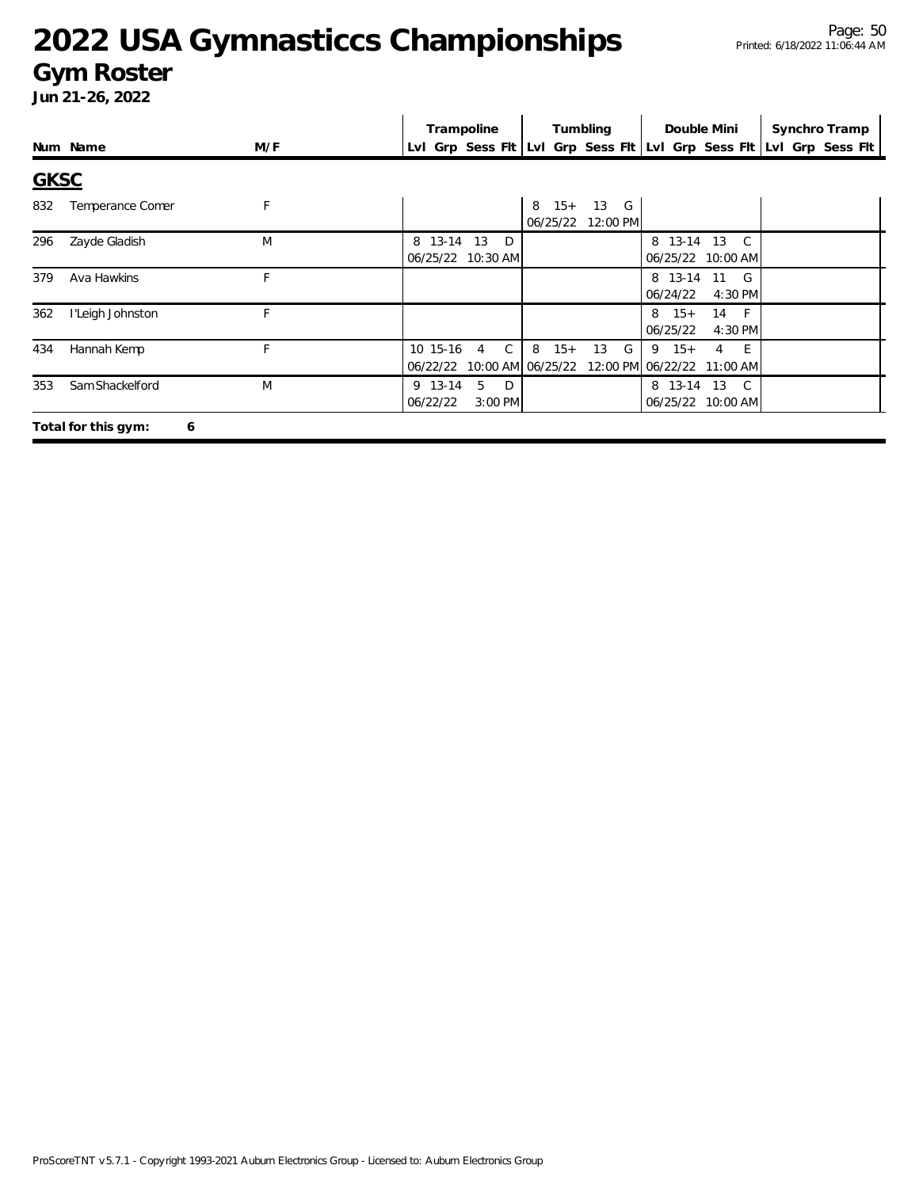# 2022 USA Gymnasticcs Championships

## Gym Roster

**Jun 21-26, 2022**

| Num | Name | M/F | Trampoline Lvl | Trampoline Grp | Trampoline Sess | Trampoline Flt | Tumbling Lvl | Tumbling Grp | Tumbling Sess | Tumbling Flt | Double Mini Lvl | Double Mini Grp | Double Mini Sess | Double Mini Flt | Synchro Tramp Lvl | Synchro Tramp Grp | Synchro Tramp Sess | Synchro Tramp Flt |
|---|---|---|---|---|---|---|---|---|---|---|---|---|---|---|---|---|---|---|
| **GKSC** | | | | | | | | | | | | | | | | | | |
| 832 | Temperance Comer | F | | | | | 8 | 15+ | 13 | G | | | | | | | | |
| | | | | | | | 06/25/22 | | 12:00 PM | | | | | | | | | |
| 296 | Zayde Gladish | M | 8 | 13-14 | 13 | D | | | | | 8 | 13-14 | 13 | C | | | | |
| | | | 06/25/22 | | 10:30 AM | | | | | | 06/25/22 | | 10:00 AM | | | | | |
| 379 | Ava Hawkins | F | | | | | | | | | 8 | 13-14 | 11 | G | | | | |
| | | | | | | | | | | | 06/24/22 | | 4:30 PM | | | | | |
| 362 | I'Leigh Johnston | F | | | | | | | | | 8 | 15+ | 14 | F | | | | |
| | | | | | | | | | | | 06/25/22 | | 4:30 PM | | | | | |
| 434 | Hannah Kemp | F | 10 | 15-16 | 4 | C | 8 | 15+ | 13 | G | 9 | 15+ | 4 | E | | | | |
| | | | 06/22/22 | | 10:00 AM | | 06/25/22 | | 12:00 PM | | 06/22/22 | | 11:00 AM | | | | | |
| 353 | Sam Shackelford | M | 9 | 13-14 | 5 | D | | | | | 8 | 13-14 | 13 | C | | | | |
| | | | 06/22/22 | | 3:00 PM | | | | | | 06/25/22 | | 10:00 AM | | | | | |

**Total for this gym: 6**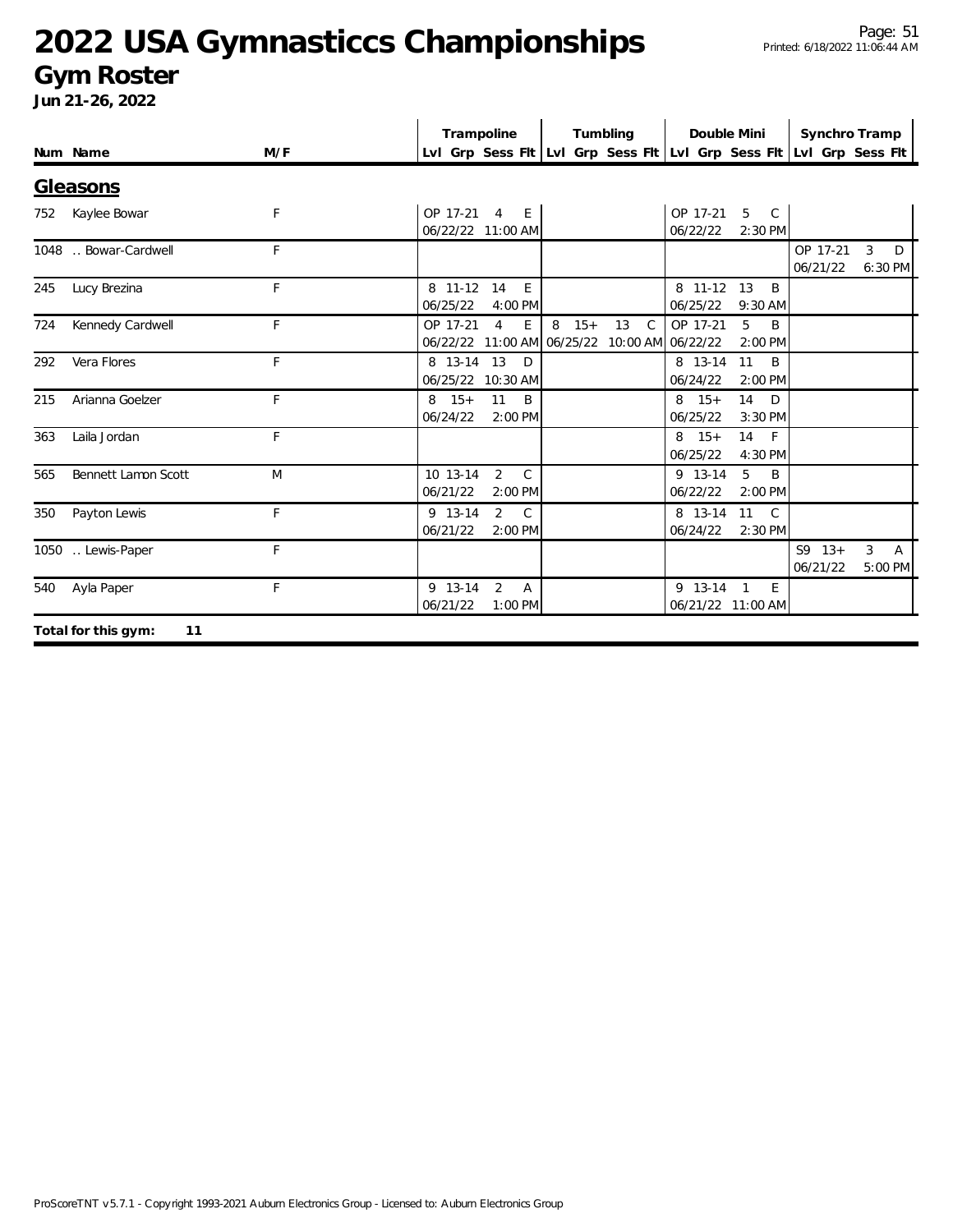# 2022 USA Gymnasticcs Championships

## Gym Roster

**Jun 21-26, 2022**

| Num | Name | M/F | Trampoline Lvl | Trampoline Grp | Trampoline Sess | Trampoline Flt | Tumbling Lvl | Tumbling Grp | Tumbling Sess | Tumbling Flt | Double Mini Lvl | Double Mini Grp | Double Mini Sess | Double Mini Flt | Synchro Tramp Lvl | Synchro Tramp Grp | Synchro Tramp Sess | Synchro Tramp Flt |
|---|---|---|---|---|---|---|---|---|---|---|---|---|---|---|---|---|---|---|
| **Gleasons** | | | | | | | | | | | | | | | | | | |
| 752 | Kaylee Bowar | F | OP | 17-21 | 4 | E | | | | | OP | 17-21 | 5 | C | | | | |
| | | | 06/22/22 11:00 AM | | | | | | | | 06/22/22 2:30 PM | | | | | | | |
| 1048 | .. Bowar-Cardwell | F | | | | | | | | | | | | | OP | 17-21 | 3 | D |
| | | | | | | | | | | | | | | | 06/21/22 6:30 PM | | | |
| 245 | Lucy Brezina | F | 8 | 11-12 | 14 | E | | | | | 8 | 11-12 | 13 | B | | | | |
| | | | 06/25/22 4:00 PM | | | | | | | | 06/25/22 9:30 AM | | | | | | | |
| 724 | Kennedy Cardwell | F | OP | 17-21 | 4 | E | 8 | 15+ | 13 | C | OP | 17-21 | 5 | B | | | | |
| | | | 06/22/22 11:00 AM | | | | 06/25/22 10:00 AM | | | | 06/22/22 2:00 PM | | | | | | | |
| 292 | Vera Flores | F | 8 | 13-14 | 13 | D | | | | | 8 | 13-14 | 11 | B | | | | |
| | | | 06/25/22 10:30 AM | | | | | | | | 06/24/22 2:00 PM | | | | | | | |
| 215 | Arianna Goelzer | F | 8 | 15+ | 11 | B | | | | | 8 | 15+ | 14 | D | | | | |
| | | | 06/24/22 2:00 PM | | | | | | | | 06/25/22 3:30 PM | | | | | | | |
| 363 | Laila Jordan | F | | | | | | | | | 8 | 15+ | 14 | F | | | | |
| | | | | | | | | | | | 06/25/22 4:30 PM | | | | | | | |
| 565 | Bennett Lamon Scott | M | 10 | 13-14 | 2 | C | | | | | 9 | 13-14 | 5 | B | | | | |
| | | | 06/21/22 2:00 PM | | | | | | | | 06/22/22 2:00 PM | | | | | | | |
| 350 | Payton Lewis | F | 9 | 13-14 | 2 | C | | | | | 8 | 13-14 | 11 | C | | | | |
| | | | 06/21/22 2:00 PM | | | | | | | | 06/24/22 2:30 PM | | | | | | | |
| 1050 | .. Lewis-Paper | F | | | | | | | | | | | | | S9 | 13+ | 3 | A |
| | | | | | | | | | | | | | | | 06/21/22 5:00 PM | | | |
| 540 | Ayla Paper | F | 9 | 13-14 | 2 | A | | | | | 9 | 13-14 | 1 | E | | | | |
| | | | 06/21/22 1:00 PM | | | | | | | | 06/21/22 11:00 AM | | | | | | | |

**Total for this gym: 11**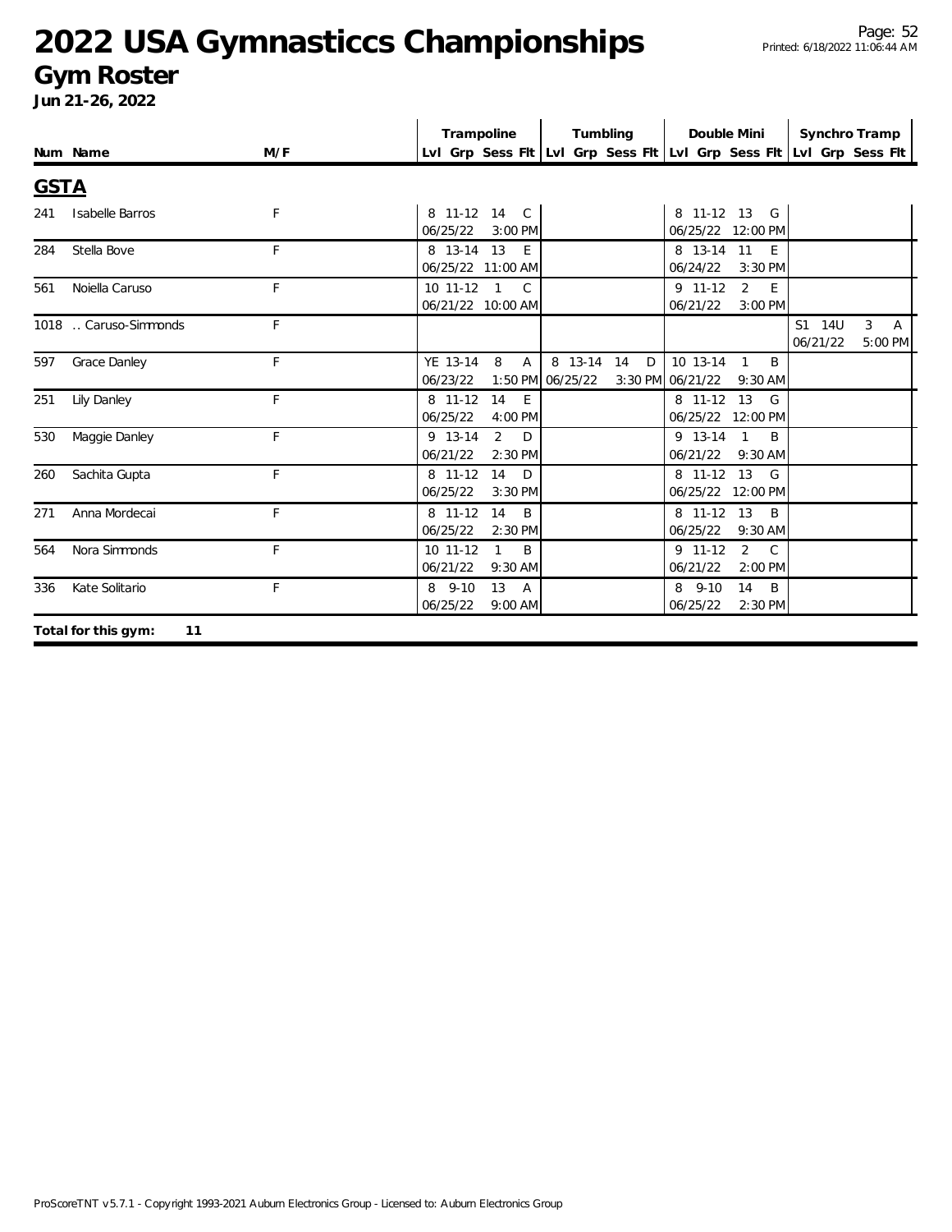# 2022 USA Gymnasticcs Championships

## Gym Roster

**Jun 21-26, 2022**

## GSTA

| Num | Name | M/F | Trampoline | | | | Tumbling | | | | Double Mini | | | | Synchro Tramp | | | |
|---|---|---|---|---|---|---|---|---|---|---|---|---|---|---|---|---|---|---|
| | | | Lvl | Grp | Sess | Flt | Lvl | Grp | Sess | Flt | Lvl | Grp | Sess | Flt | Lvl | Grp | Sess | Flt |
| 241 | Isabelle Barros | F | 8 | 11-12 | 14 | C | | | | | 8 | 11-12 | 13 | G | | | | |
| | | | 06/25/22 | | 3:00 PM | | | | | | 06/25/22 | | 12:00 PM | | | | | |
| 284 | Stella Bove | F | 8 | 13-14 | 13 | E | | | | | 8 | 13-14 | 11 | E | | | | |
| | | | 06/25/22 | | 11:00 AM | | | | | | 06/24/22 | | 3:30 PM | | | | | |
| 561 | Noiella Caruso | F | 10 | 11-12 | 1 | C | | | | | 9 | 11-12 | 2 | E | | | | |
| | | | 06/21/22 | | 10:00 AM | | | | | | 06/21/22 | | 3:00 PM | | | | | |
| 1018 | .. Caruso-Simmonds | F | | | | | | | | | | | | | S1 | 14U | 3 | A |
| | | | | | | | | | | | | | | | 06/21/22 | | 5:00 PM | |
| 597 | Grace Danley | F | YE | 13-14 | 8 | A | 8 | 13-14 | 14 | D | 10 | 13-14 | 1 | B | | | | |
| | | | 06/23/22 | | 1:50 PM | | 06/25/22 | | 3:30 PM | | 06/21/22 | | 9:30 AM | | | | | |
| 251 | Lily Danley | F | 8 | 11-12 | 14 | E | | | | | 8 | 11-12 | 13 | G | | | | |
| | | | 06/25/22 | | 4:00 PM | | | | | | 06/25/22 | | 12:00 PM | | | | | |
| 530 | Maggie Danley | F | 9 | 13-14 | 2 | D | | | | | 9 | 13-14 | 1 | B | | | | |
| | | | 06/21/22 | | 2:30 PM | | | | | | 06/21/22 | | 9:30 AM | | | | | |
| 260 | Sachita Gupta | F | 8 | 11-12 | 14 | D | | | | | 8 | 11-12 | 13 | G | | | | |
| | | | 06/25/22 | | 3:30 PM | | | | | | 06/25/22 | | 12:00 PM | | | | | |
| 271 | Anna Mordecai | F | 8 | 11-12 | 14 | B | | | | | 8 | 11-12 | 13 | B | | | | |
| | | | 06/25/22 | | 2:30 PM | | | | | | 06/25/22 | | 9:30 AM | | | | | |
| 564 | Nora Simmonds | F | 10 | 11-12 | 1 | B | | | | | 9 | 11-12 | 2 | C | | | | |
| | | | 06/21/22 | | 9:30 AM | | | | | | 06/21/22 | | 2:00 PM | | | | | |
| 336 | Kate Solitario | F | 8 | 9-10 | 13 | A | | | | | 8 | 9-10 | 14 | B | | | | |
| | | | 06/25/22 | | 9:00 AM | | | | | | 06/25/22 | | 2:30 PM | | | | | |

**Total for this gym: 11**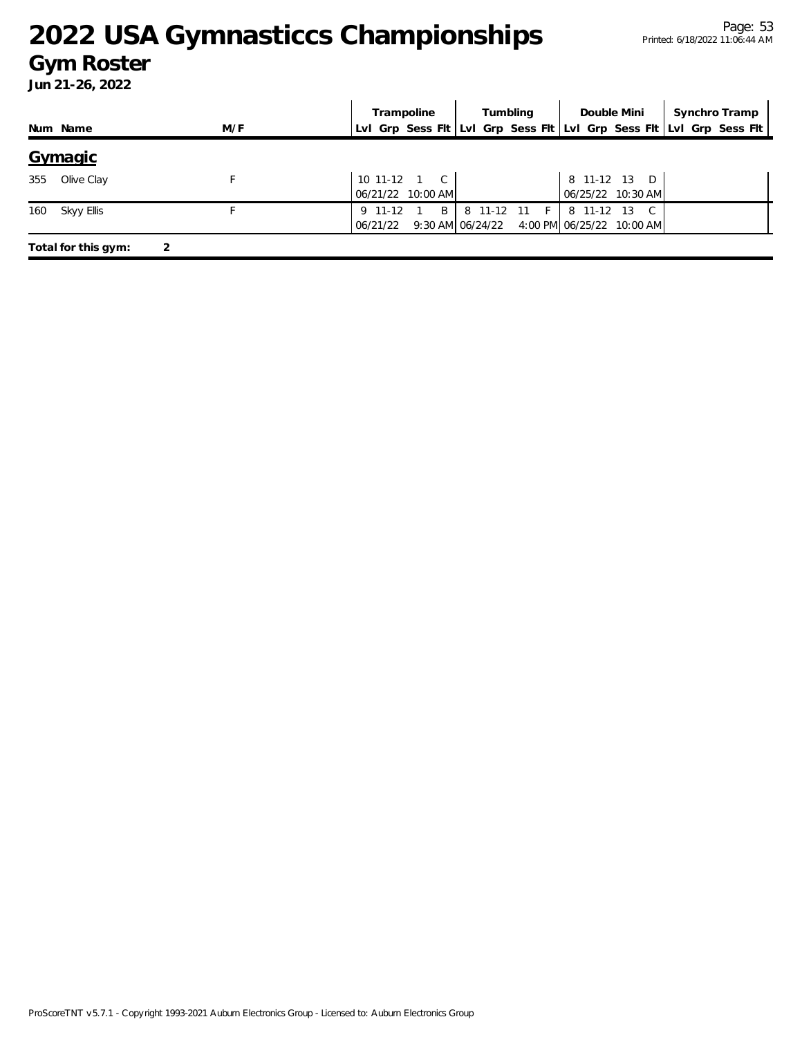# 2022 USA Gymnasticcs Championships

## Gym Roster

**Jun 21-26, 2022**

| Num | Name | M/F | Trampoline | | | | Tumbling | | | | Double Mini | | | | Synchro Tramp | | | |
|---|---|---|---|---|---|---|---|---|---|---|---|---|---|---|---|---|---|---|
| | | | Lvl | Grp | Sess | Flt | Lvl | Grp | Sess | Flt | Lvl | Grp | Sess | Flt | Lvl | Grp | Sess | Flt |
| **Gymagic** | | | | | | | | | | | | | | | | | | |
| 355 | Olive Clay | F | 10 | 11-12 | 1 | C | | | | | 8 | 11-12 | 13 | D | | | | |
| | | | 06/21/22 | | 10:00 AM | | | | | | 06/25/22 | | 10:30 AM | | | | | |
| 160 | Skyy Ellis | F | 9 | 11-12 | 1 | B | 8 | 11-12 | 11 | F | 8 | 11-12 | 13 | C | | | | |
| | | | 06/21/22 | | 9:30 AM | | 06/24/22 | | 4:00 PM | | 06/25/22 | | 10:00 AM | | | | | |

**Total for this gym: 2**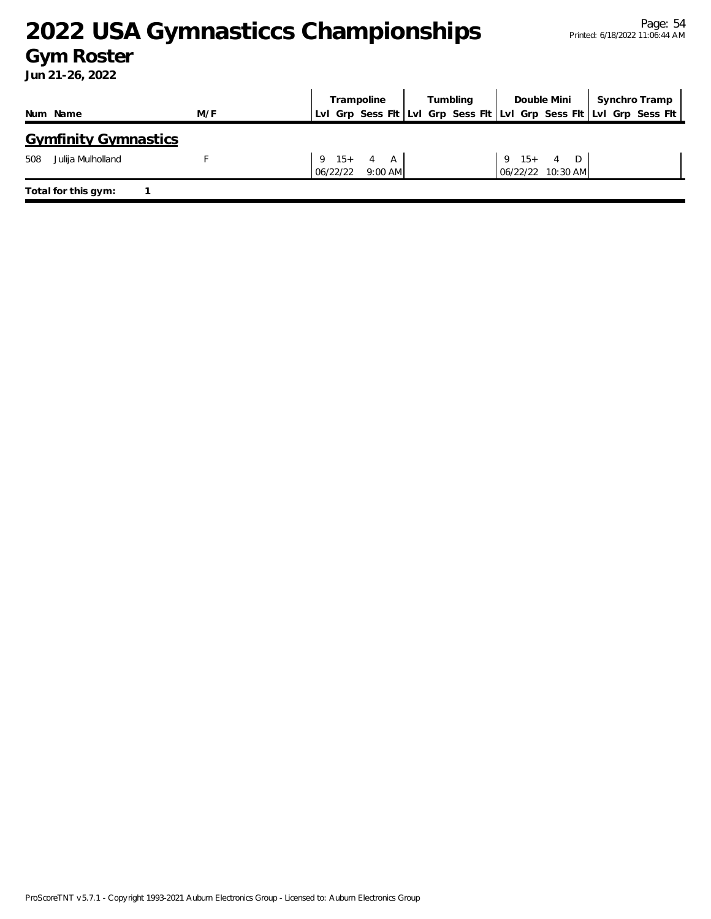# 2022 USA Gymnasticcs Championships

## Gym Roster

**Jun 21-26, 2022**

## Gymfinity Gymnastics

| Num | Name | M/F | Trampoline Lvl | Trampoline Grp | Trampoline Sess | Trampoline Flt | Tumbling Lvl | Tumbling Grp | Tumbling Sess | Tumbling Flt | Double Mini Lvl | Double Mini Grp | Double Mini Sess | Double Mini Flt | Synchro Tramp Lvl | Synchro Tramp Grp | Synchro Tramp Sess | Synchro Tramp Flt |
|---|---|---|---|---|---|---|---|---|---|---|---|---|---|---|---|---|---|---|
| 508 | Julija Mulholland | F | 9 | 15+ | 4 | A | | | | | 9 | 15+ | 4 | D | | | | |
| | | | 06/22/22 | | 9:00 AM | | | | | | 06/22/22 | | 10:30 AM | | | | | |

**Total for this gym:** 1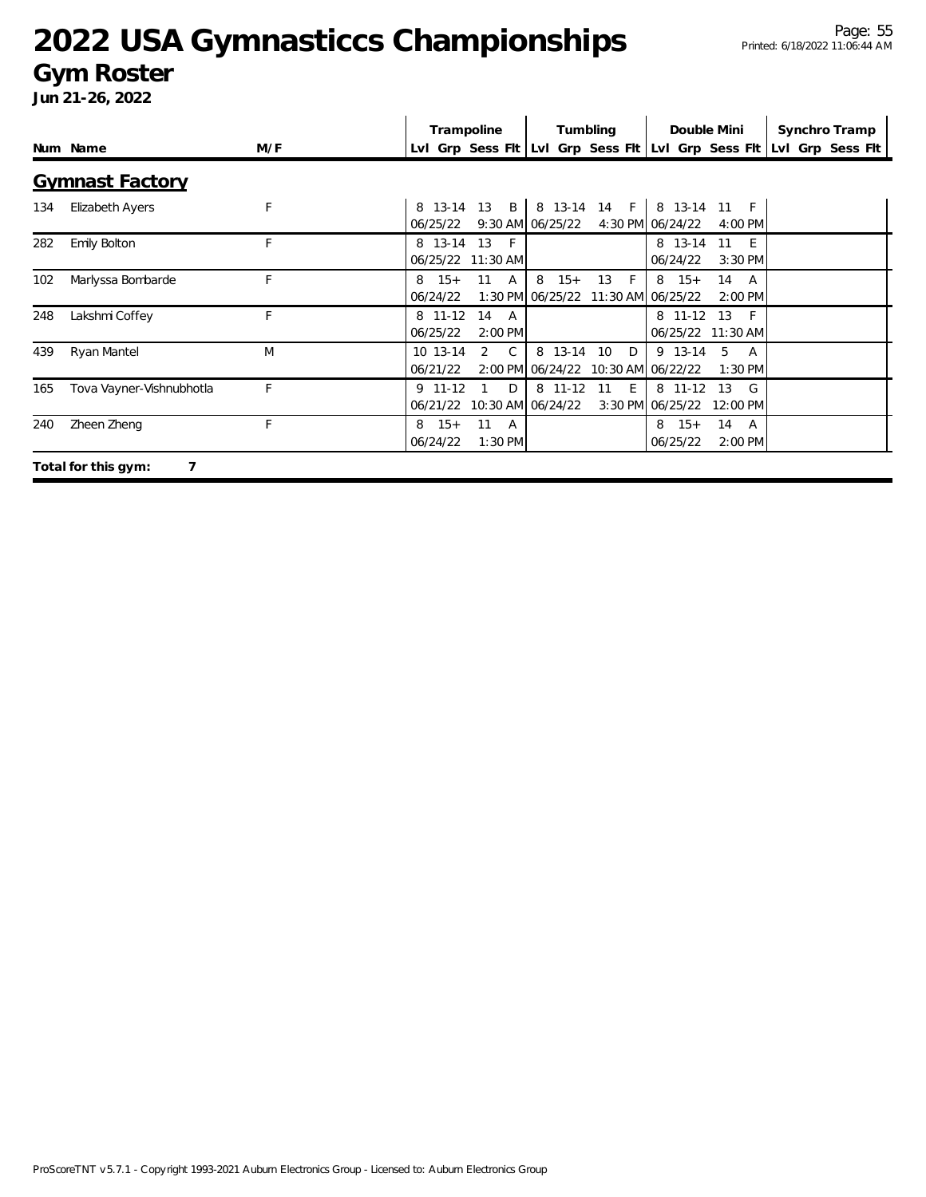# 2022 USA Gymnasticcs Championships

## Gym Roster

**Jun 21-26, 2022**

### Gymnast Factory

| Num | Name | M/F | Trampoline | | | | Tumbling | | | | Double Mini | | | | Synchro Tramp | | | |
|---|---|---|---|---|---|---|---|---|---|---|---|---|---|---|---|---|---|---|
| | | | Lvl | Grp | Sess | Flt | Lvl | Grp | Sess | Flt | Lvl | Grp | Sess | Flt | Lvl | Grp | Sess | Flt |
| 134 | Elizabeth Ayers | F | 8 | 13-14 | 13 | B | 8 | 13-14 | 14 | F | 8 | 13-14 | 11 | F | | | | |
| | | | 06/25/22 | | 9:30 AM | | 06/25/22 | | 4:30 PM | | 06/24/22 | | 4:00 PM | | | | | |
| 282 | Emily Bolton | F | 8 | 13-14 | 13 | F | | | | | 8 | 13-14 | 11 | E | | | | |
| | | | 06/25/22 | | 11:30 AM | | | | | | 06/24/22 | | 3:30 PM | | | | | |
| 102 | Marlyssa Bombarde | F | 8 | 15+ | 11 | A | 8 | 15+ | 13 | F | 8 | 15+ | 14 | A | | | | |
| | | | 06/24/22 | | 1:30 PM | | 06/25/22 | | 11:30 AM | | 06/25/22 | | 2:00 PM | | | | | |
| 248 | Lakshmi Coffey | F | 8 | 11-12 | 14 | A | | | | | 8 | 11-12 | 13 | F | | | | |
| | | | 06/25/22 | | 2:00 PM | | | | | | 06/25/22 | | 11:30 AM | | | | | |
| 439 | Ryan Mantel | M | 10 | 13-14 | 2 | C | 8 | 13-14 | 10 | D | 9 | 13-14 | 5 | A | | | | |
| | | | 06/21/22 | | 2:00 PM | | 06/24/22 | | 10:30 AM | | 06/22/22 | | 1:30 PM | | | | | |
| 165 | Tova Vayner-Vishnubhotla | F | 9 | 11-12 | 1 | D | 8 | 11-12 | 11 | E | 8 | 11-12 | 13 | G | | | | |
| | | | 06/21/22 | | 10:30 AM | | 06/24/22 | | 3:30 PM | | 06/25/22 | | 12:00 PM | | | | | |
| 240 | Zheen Zheng | F | 8 | 15+ | 11 | A | | | | | 8 | 15+ | 14 | A | | | | |
| | | | 06/24/22 | | 1:30 PM | | | | | | 06/25/22 | | 2:00 PM | | | | | |

**Total for this gym: 7**

ProScoreTNT v5.7.1 - Copyright 1993-2021 Auburn Electronics Group - Licensed to: Auburn Electronics Group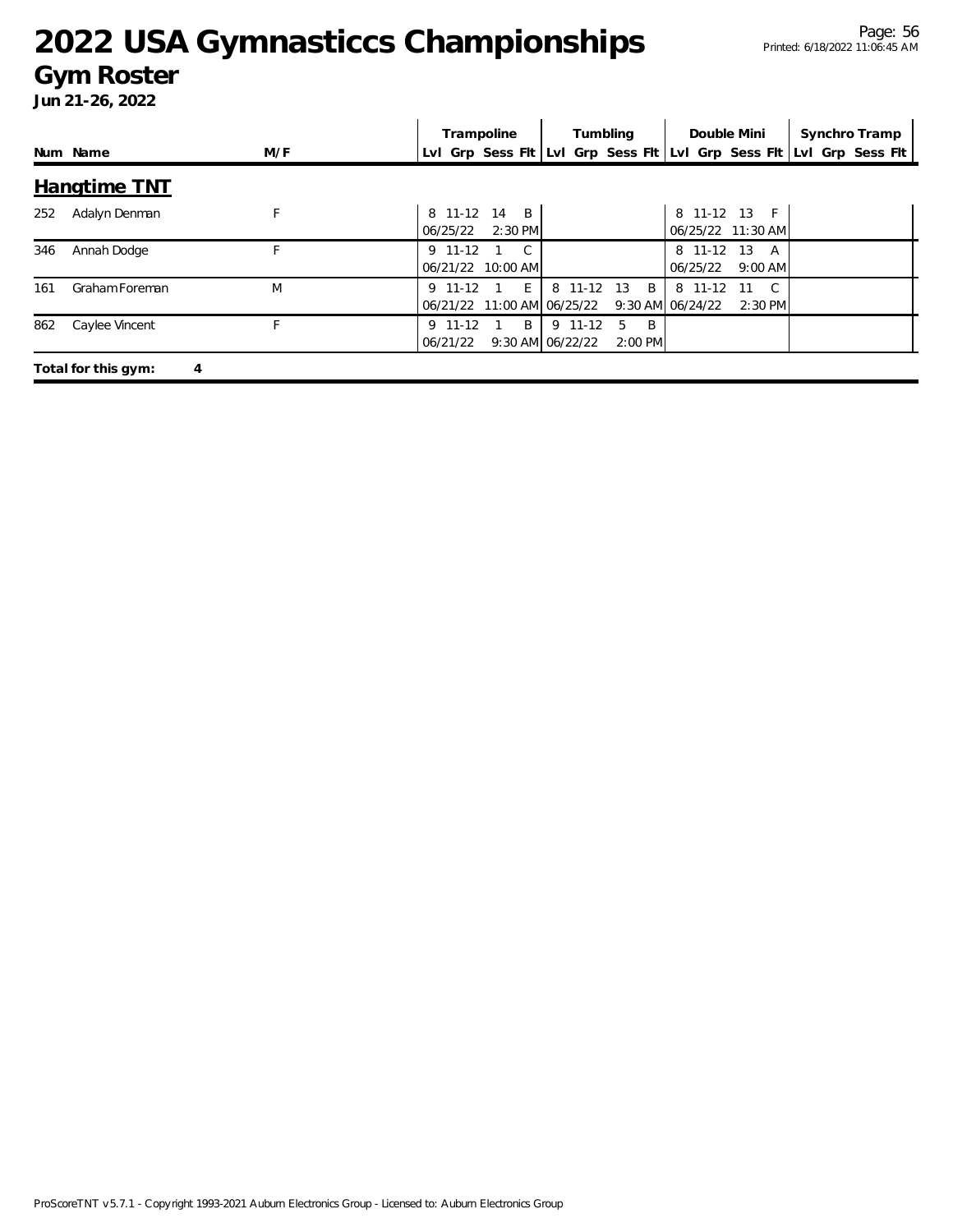# 2022 USA Gymnasticcs Championships

## Gym Roster

**Jun 21-26, 2022**

| Num | Name | M/F | Trampoline | | | | Tumbling | | | | Double Mini | | | | Synchro Tramp | | | |
|---|---|---|---|---|---|---|---|---|---|---|---|---|---|---|---|---|---|---|
| | | | Lvl | Grp | Sess | Flt | Lvl | Grp | Sess | Flt | Lvl | Grp | Sess | Flt | Lvl | Grp | Sess | Flt |

### Hangtime TNT

| Num | Name | M/F | Trampoline | Tumbling | Double Mini | Synchro Tramp |
|---|---|---|---|---|---|---|
| 252 | Adalyn Denman | F | 8 11-12 14 B<br>06/25/22 2:30 PM | | 8 11-12 13 F<br>06/25/22 11:30 AM | |
| 346 | Annah Dodge | F | 9 11-12 1 C<br>06/21/22 10:00 AM | | 8 11-12 13 A<br>06/25/22 9:00 AM | |
| 161 | Graham Foreman | M | 9 11-12 1 E<br>06/21/22 11:00 AM | 8 11-12 13 B<br>06/25/22 9:30 AM | 8 11-12 11 C<br>06/24/22 2:30 PM | |
| 862 | Caylee Vincent | F | 9 11-12 1 B<br>06/21/22 9:30 AM | 9 11-12 5 B<br>06/22/22 2:00 PM | | |

**Total for this gym: 4**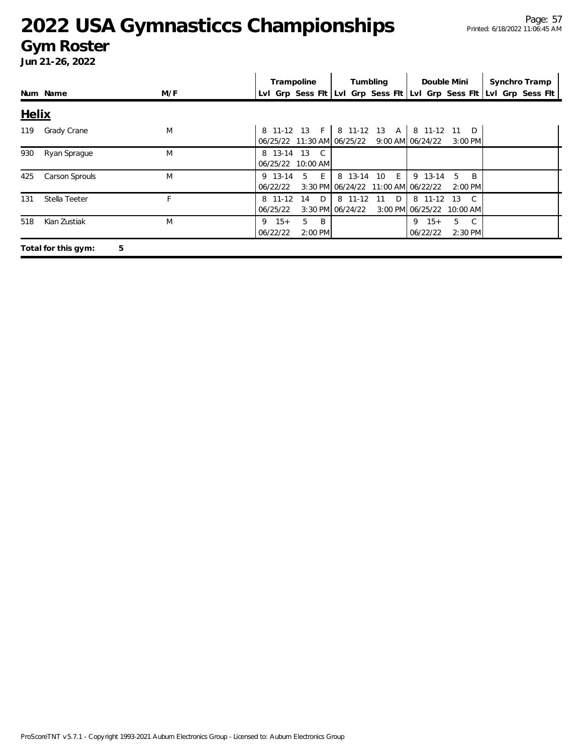# 2022 USA Gymnasticcs Championships

## Gym Roster

**Jun 21-26, 2022**

## Helix

| Num | Name | M/F | Trampoline Lvl | Trampoline Grp | Trampoline Sess | Trampoline Flt | Tumbling Lvl | Tumbling Grp | Tumbling Sess | Tumbling Flt | Double Mini Lvl | Double Mini Grp | Double Mini Sess | Double Mini Flt | Synchro Tramp Lvl | Synchro Tramp Grp | Synchro Tramp Sess | Synchro Tramp Flt |
|---|---|---|---|---|---|---|---|---|---|---|---|---|---|---|---|---|---|---|
| 119 | Grady Crane | M | 8 | 11-12 | 13 | F | 8 | 11-12 | 13 | A | 8 | 11-12 | 11 | D | | | | |
| | | | 06/25/22 | | 11:30 AM | | 06/25/22 | | 9:00 AM | | 06/24/22 | | 3:00 PM | | | | | |
| 930 | Ryan Sprague | M | 8 | 13-14 | 13 | C | | | | | | | | | | | | |
| | | | 06/25/22 | | 10:00 AM | | | | | | | | | | | | | |
| 425 | Carson Sprouls | M | 9 | 13-14 | 5 | E | 8 | 13-14 | 10 | E | 9 | 13-14 | 5 | B | | | | |
| | | | 06/22/22 | | 3:30 PM | | 06/24/22 | | 11:00 AM | | 06/22/22 | | 2:00 PM | | | | | |
| 131 | Stella Teeter | F | 8 | 11-12 | 14 | D | 8 | 11-12 | 11 | D | 8 | 11-12 | 13 | C | | | | |
| | | | 06/25/22 | | 3:30 PM | | 06/24/22 | | 3:00 PM | | 06/25/22 | | 10:00 AM | | | | | |
| 518 | Kian Zustiak | M | 9 | 15+ | 5 | B | | | | | 9 | 15+ | 5 | C | | | | |
| | | | 06/22/22 | | 2:00 PM | | | | | | 06/22/22 | | 2:30 PM | | | | | |

**Total for this gym: 5**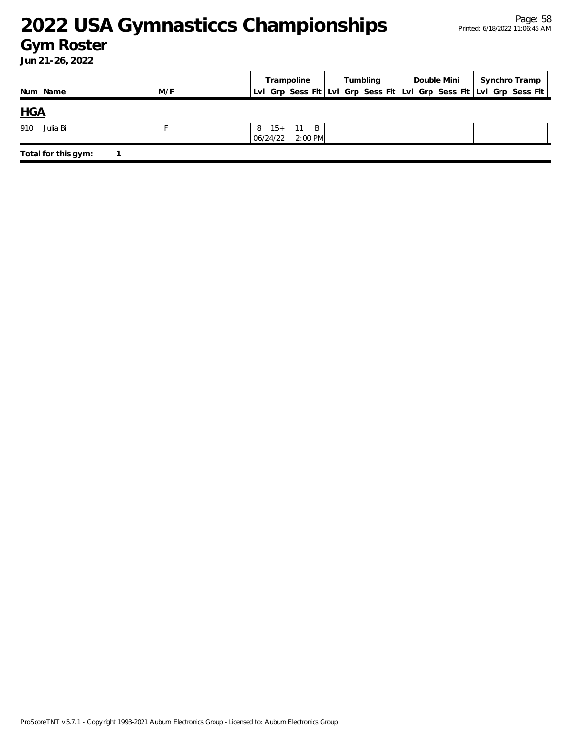# 2022 USA Gymnasticcs Championships

## Gym Roster

**Jun 21-26, 2022**

| Num | Name | M/F | Trampoline | | | | Tumbling | | | | Double Mini | | | | Synchro Tramp | | | |
|---|---|---|---|---|---|---|---|---|---|---|---|---|---|---|---|---|---|---|
| | | | Lvl | Grp | Sess | Flt | Lvl | Grp | Sess | Flt | Lvl | Grp | Sess | Flt | Lvl | Grp | Sess | Flt |

## HGA

| Num | Name | M/F | Trampoline | | | | Tumbling | | | | Double Mini | | | | Synchro Tramp | | | |
|---|---|---|---|---|---|---|---|---|---|---|---|---|---|---|---|---|---|---|
| 910 | Julia Bi | F | 8 | 15+ | 11 | B | | | | | | | | | | | | |
| | | | 06/24/22 | | 2:00 PM | | | | | | | | | | | | | |

**Total for this gym:** 1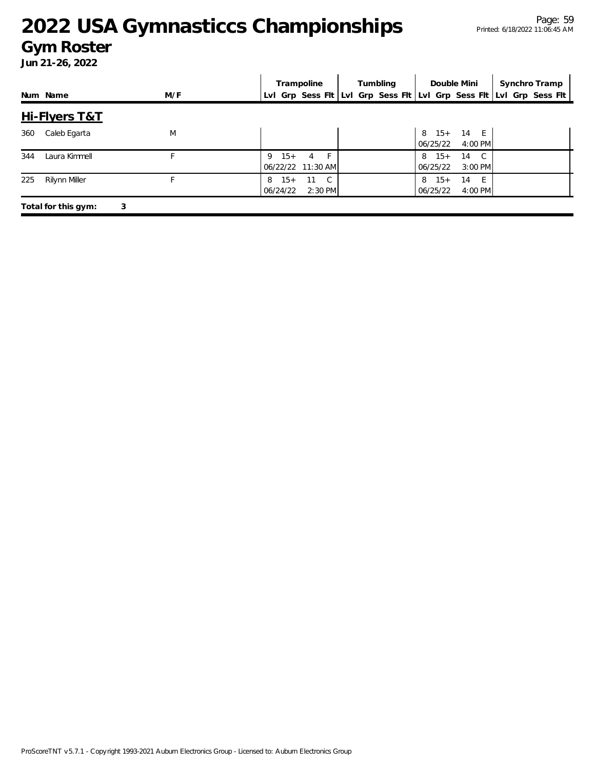# 2022 USA Gymnasticcs Championships

## Gym Roster

**Jun 21-26, 2022**

## Hi-Flyers T&T

| Num | Name | M/F | Trampoline Lvl | Trampoline Grp | Trampoline Sess | Trampoline Flt | Tumbling Lvl | Tumbling Grp | Tumbling Sess | Tumbling Flt | Double Mini Lvl | Double Mini Grp | Double Mini Sess | Double Mini Flt | Synchro Tramp Lvl | Synchro Tramp Grp | Synchro Tramp Sess | Synchro Tramp Flt |
|---|---|---|---|---|---|---|---|---|---|---|---|---|---|---|---|---|---|---|
| 360 | Caleb Egarta | M | | | | | | | | | 8 | 15+ | 14 | E | | | | |
| | | | | | | | | | | | 06/25/22 | | 4:00 PM | | | | | |
| 344 | Laura Kimmell | F | 9 | 15+ | 4 | F | | | | | 8 | 15+ | 14 | C | | | | |
| | | | 06/22/22 | | 11:30 AM | | | | | | 06/25/22 | | 3:00 PM | | | | | |
| 225 | Rilynn Miller | F | 8 | 15+ | 11 | C | | | | | 8 | 15+ | 14 | E | | | | |
| | | | 06/24/22 | | 2:30 PM | | | | | | 06/25/22 | | 4:00 PM | | | | | |

**Total for this gym: 3**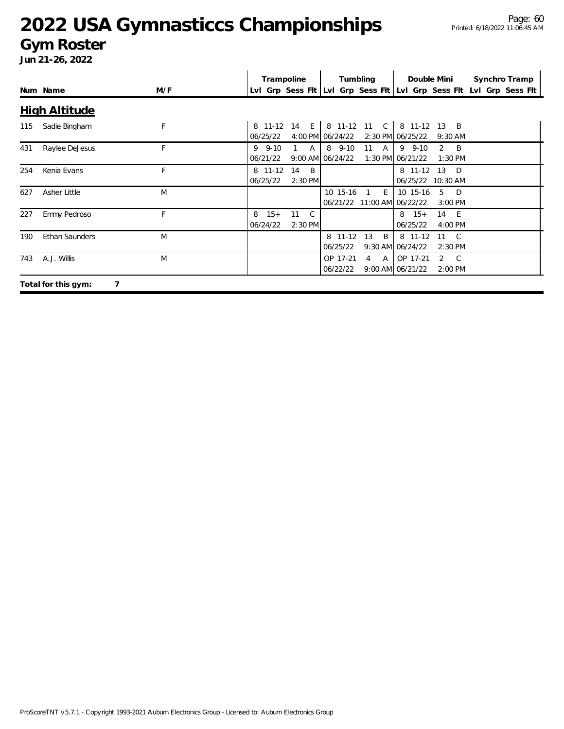# 2022 USA Gymnasticcs Championships

## Gym Roster

**Jun 21-26, 2022**

| Num | Name | M/F | Trampoline Lvl | Trampoline Grp | Trampoline Sess | Trampoline Flt | Tumbling Lvl | Tumbling Grp | Tumbling Sess | Tumbling Flt | Double Mini Lvl | Double Mini Grp | Double Mini Sess | Double Mini Flt | Synchro Tramp Lvl | Synchro Tramp Grp | Synchro Tramp Sess | Synchro Tramp Flt |
|---|---|---|---|---|---|---|---|---|---|---|---|---|---|---|---|---|---|---|
| **High Altitude** | | | | | | | | | | | | | | | | | | |
| 115 | Sadie Bingham | F | 8 | 11-12 | 14 | E | 8 | 11-12 | 11 | C | 8 | 11-12 | 13 | B | | | | |
| | | | 06/25/22 | | 4:00 PM | | 06/24/22 | | 2:30 PM | | 06/25/22 | | 9:30 AM | | | | | |
| 431 | Raylee DeJesus | F | 9 | 9-10 | 1 | A | 8 | 9-10 | 11 | A | 9 | 9-10 | 2 | B | | | | |
| | | | 06/21/22 | | 9:00 AM | | 06/24/22 | | 1:30 PM | | 06/21/22 | | 1:30 PM | | | | | |
| 254 | Kenia Evans | F | 8 | 11-12 | 14 | B | | | | | 8 | 11-12 | 13 | D | | | | |
| | | | 06/25/22 | | 2:30 PM | | | | | | 06/25/22 | | 10:30 AM | | | | | |
| 627 | Asher Little | M | | | | | 10 | 15-16 | 1 | E | 10 | 15-16 | 5 | D | | | | |
| | | | | | | | 06/21/22 | | 11:00 AM | | 06/22/22 | | 3:00 PM | | | | | |
| 227 | Emmy Pedroso | F | 8 | 15+ | 11 | C | | | | | 8 | 15+ | 14 | E | | | | |
| | | | 06/24/22 | | 2:30 PM | | | | | | 06/25/22 | | 4:00 PM | | | | | |
| 190 | Ethan Saunders | M | | | | | 8 | 11-12 | 13 | B | 8 | 11-12 | 11 | C | | | | |
| | | | | | | | 06/25/22 | | 9:30 AM | | 06/24/22 | | 2:30 PM | | | | | |
| 743 | A.J. Willis | M | | | | | OP | 17-21 | 4 | A | OP | 17-21 | 2 | C | | | | |
| | | | | | | | 06/22/22 | | 9:00 AM | | 06/21/22 | | 2:00 PM | | | | | |

**Total for this gym: 7**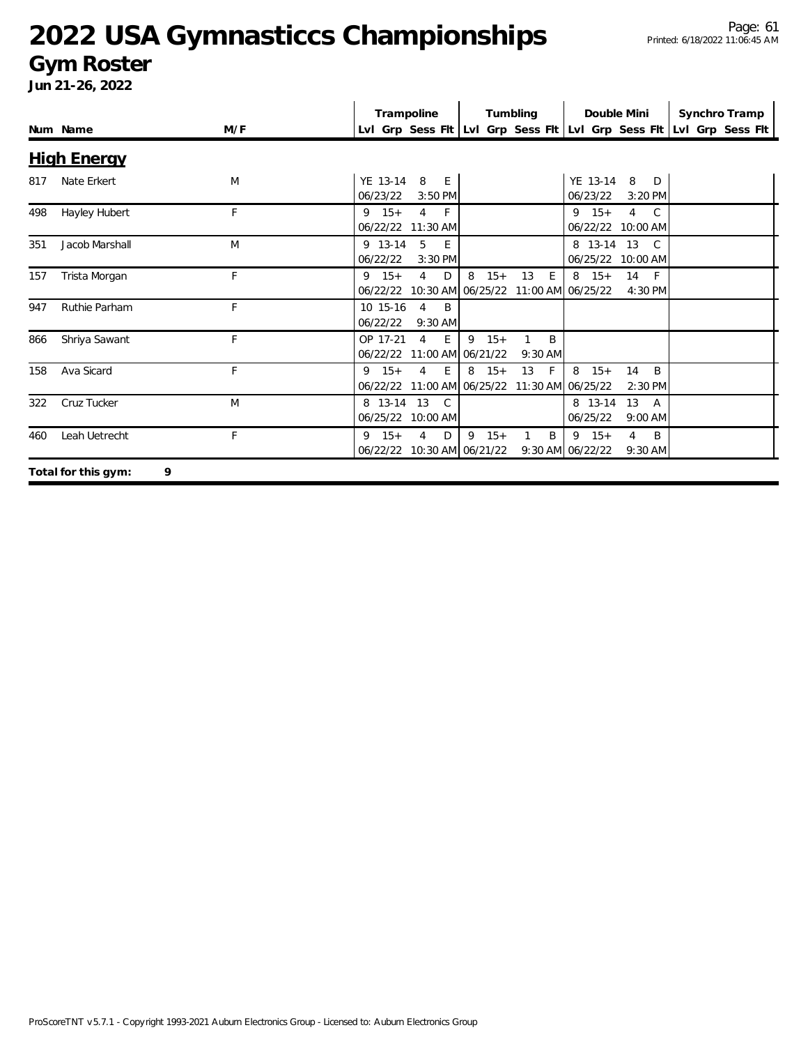# 2022 USA Gymnasticcs Championships

## Gym Roster

**Jun 21-26, 2022**

| Num | Name | M/F | Trampoline Lvl | Trampoline Grp | Trampoline Sess | Trampoline Flt | Tumbling Lvl | Tumbling Grp | Tumbling Sess | Tumbling Flt | Double Mini Lvl | Double Mini Grp | Double Mini Sess | Double Mini Flt | Synchro Tramp Lvl | Synchro Tramp Grp | Synchro Tramp Sess | Synchro Tramp Flt |
|---|---|---|---|---|---|---|---|---|---|---|---|---|---|---|---|---|---|---|
| **High Energy** | | | | | | | | | | | | | | | | | | |
| 817 | Nate Erkert | M | YE | 13-14 | 8 | E | | | | | YE | 13-14 | 8 | D | | | | |
| | | | 06/23/22 | | 3:50 PM | | | | | | 06/23/22 | | 3:20 PM | | | | | |
| 498 | Hayley Hubert | F | 9 | 15+ | 4 | F | | | | | 9 | 15+ | 4 | C | | | | |
| | | | 06/22/22 | | 11:30 AM | | | | | | 06/22/22 | | 10:00 AM | | | | | |
| 351 | Jacob Marshall | M | 9 | 13-14 | 5 | E | | | | | 8 | 13-14 | 13 | C | | | | |
| | | | 06/22/22 | | 3:30 PM | | | | | | 06/25/22 | | 10:00 AM | | | | | |
| 157 | Trista Morgan | F | 9 | 15+ | 4 | D | 8 | 15+ | 13 | E | 8 | 15+ | 14 | F | | | | |
| | | | 06/22/22 | | 10:30 AM | | 06/25/22 | | 11:00 AM | | 06/25/22 | | 4:30 PM | | | | | |
| 947 | Ruthie Parham | F | 10 | 15-16 | 4 | B | | | | | | | | | | | | |
| | | | 06/22/22 | | 9:30 AM | | | | | | | | | | | | | |
| 866 | Shriya Sawant | F | OP | 17-21 | 4 | E | 9 | 15+ | 1 | B | | | | | | | | |
| | | | 06/22/22 | | 11:00 AM | | 06/21/22 | | 9:30 AM | | | | | | | | | |
| 158 | Ava Sicard | F | 9 | 15+ | 4 | E | 8 | 15+ | 13 | F | 8 | 15+ | 14 | B | | | | |
| | | | 06/22/22 | | 11:00 AM | | 06/25/22 | | 11:30 AM | | 06/25/22 | | 2:30 PM | | | | | |
| 322 | Cruz Tucker | M | 8 | 13-14 | 13 | C | | | | | 8 | 13-14 | 13 | A | | | | |
| | | | 06/25/22 | | 10:00 AM | | | | | | 06/25/22 | | 9:00 AM | | | | | |
| 460 | Leah Uetrecht | F | 9 | 15+ | 4 | D | 9 | 15+ | 1 | B | 9 | 15+ | 4 | B | | | | |
| | | | 06/22/22 | | 10:30 AM | | 06/21/22 | | 9:30 AM | | 06/22/22 | | 9:30 AM | | | | | |

**Total for this gym: 9**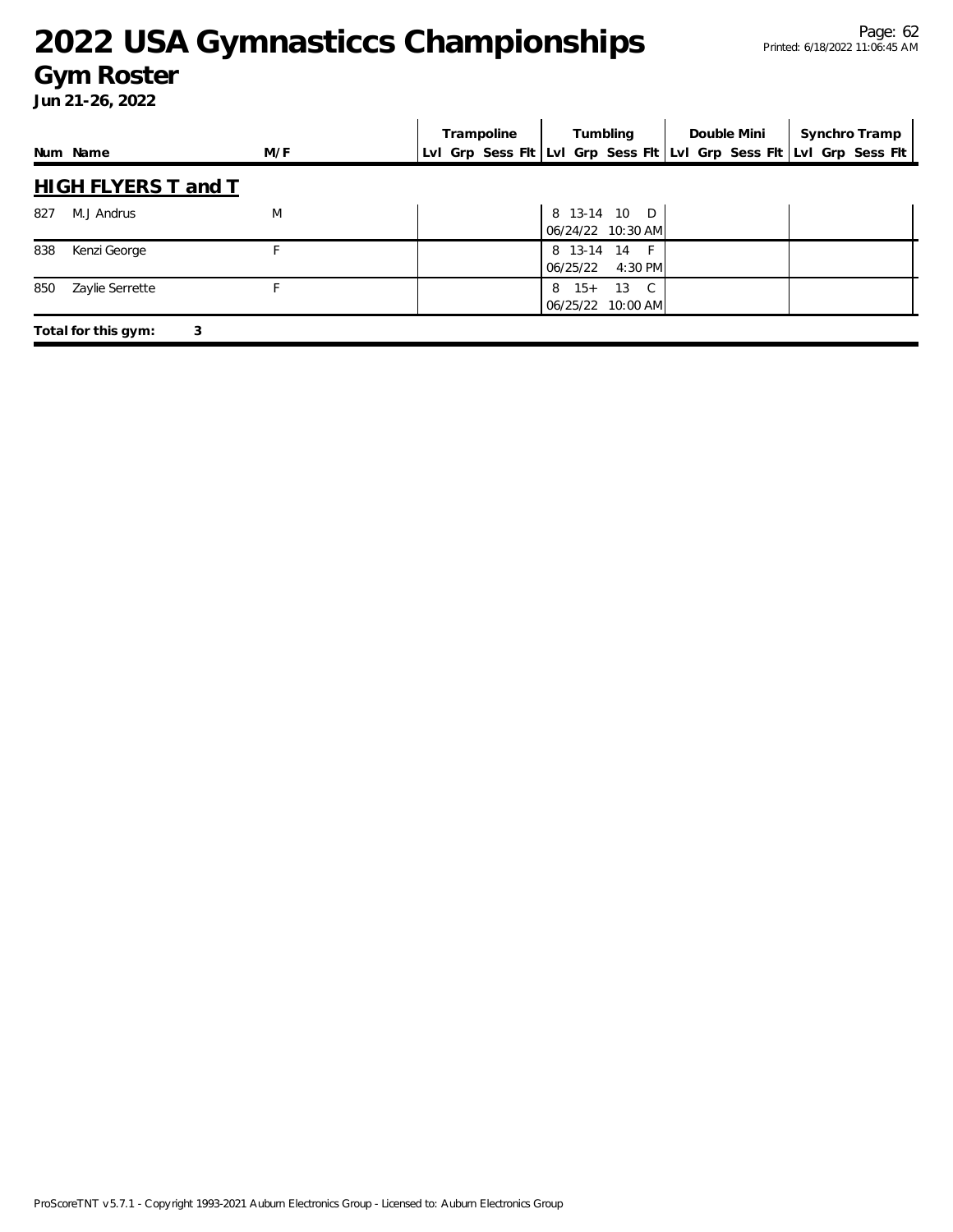# 2022 USA Gymnasticcs Championships

## Gym Roster

**Jun 21-26, 2022**

| Num | Name | M/F | Trampoline | | | | Tumbling | | | | Double Mini | | | | Synchro Tramp | | | |
|---|---|---|---|---|---|---|---|---|---|---|---|---|---|---|---|---|---|---|
| | | | Lvl | Grp | Sess | Flt | Lvl | Grp | Sess | Flt | Lvl | Grp | Sess | Flt | Lvl | Grp | Sess | Flt |

### HIGH FLYERS T and T

| Num | Name | M/F | Trampoline | Tumbling | Double Mini | Synchro Tramp |
|---|---|---|---|---|---|---|
| 827 | M.J Andrus | M | | 8 13-14 10 D 06/24/22 10:30 AM | | |
| 838 | Kenzi George | F | | 8 13-14 14 F 06/25/22 4:30 PM | | |
| 850 | Zaylie Serrette | F | | 8 15+ 13 C 06/25/22 10:00 AM | | |

**Total for this gym: 3**

ProScoreTNT v5.7.1 - Copyright 1993-2021 Auburn Electronics Group - Licensed to: Auburn Electronics Group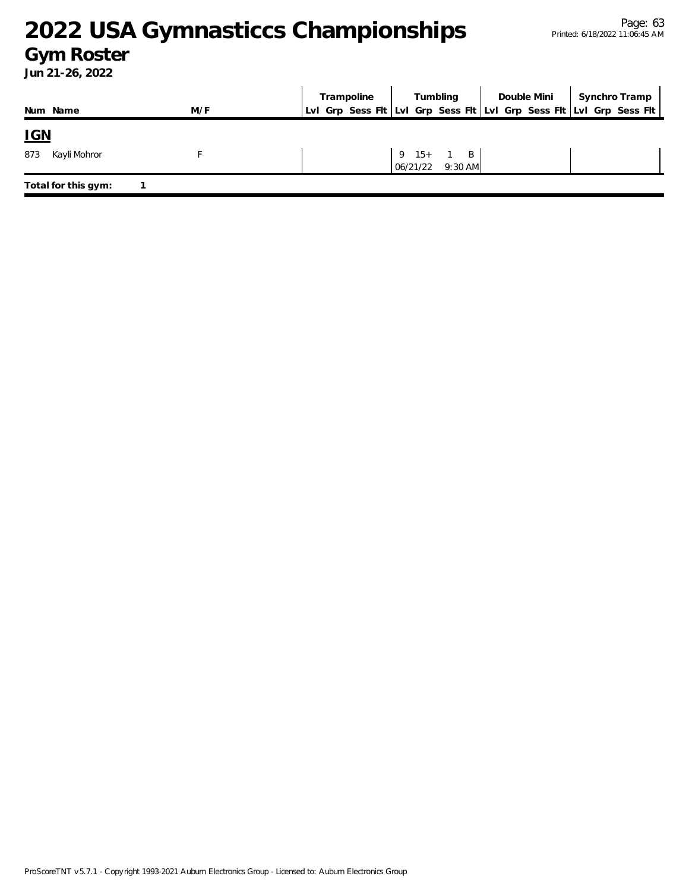# 2022 USA Gymnasticcs Championships

## Gym Roster

**Jun 21-26, 2022**

| Num | Name | M/F | Trampoline | | | | Tumbling | | | | Double Mini | | | | Synchro Tramp | | | |
|---|---|---|---|---|---|---|---|---|---|---|---|---|---|---|---|---|---|---|
| | | | Lvl | Grp | Sess | Flt | Lvl | Grp | Sess | Flt | Lvl | Grp | Sess | Flt | Lvl | Grp | Sess | Flt |

## IGN

| Num | Name | M/F | Trampoline | | | | Tumbling | | | | Double Mini | | | | Synchro Tramp | | | |
|---|---|---|---|---|---|---|---|---|---|---|---|---|---|---|---|---|---|---|
| 873 | Kayli Mohror | F | | | | | 9 | 15+ | 1 | B | | | | | | | | |
| | | | | | | | 06/21/22 | | 9:30 AM | | | | | | | | | |

**Total for this gym:** 1

ProScoreTNT v5.7.1 - Copyright 1993-2021 Auburn Electronics Group - Licensed to: Auburn Electronics Group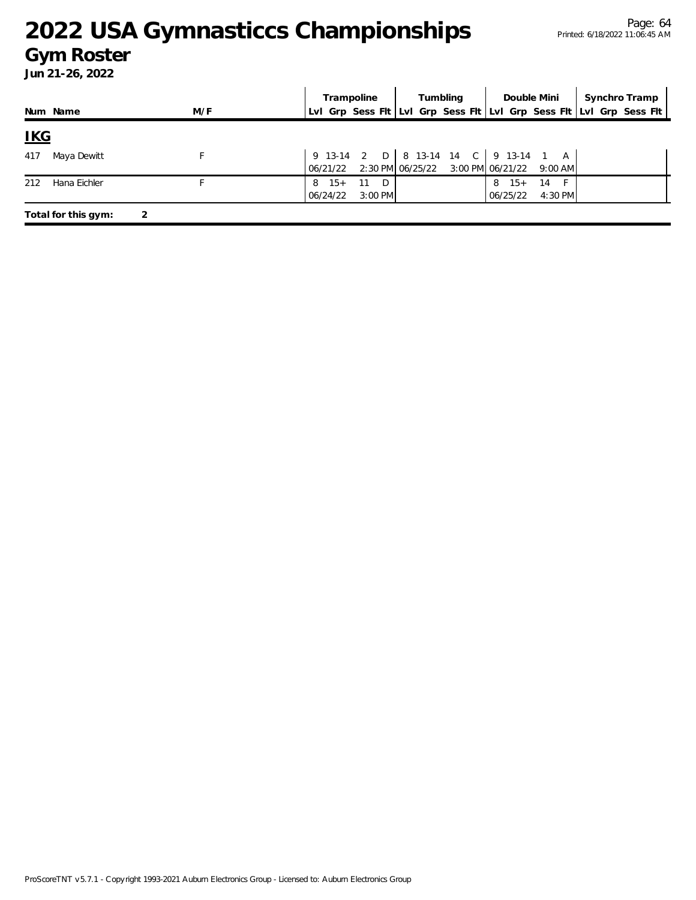# 2022 USA Gymnasticcs Championships

## Gym Roster

**Jun 21-26, 2022**

| Num | Name | M/F | Trampoline | | | | Tumbling | | | | Double Mini | | | | Synchro Tramp | | | |
|---|---|---|---|---|---|---|---|---|---|---|---|---|---|---|---|---|---|---|
| | | | Lvl | Grp | Sess | Flt | Lvl | Grp | Sess | Flt | Lvl | Grp | Sess | Flt | Lvl | Grp | Sess | Flt |

## IKG

| Num | Name | M/F | Trampoline | | | | Tumbling | | | | Double Mini | | | | Synchro Tramp | | | |
|---|---|---|---|---|---|---|---|---|---|---|---|---|---|---|---|---|---|---|
| 417 | Maya Dewitt | F | 9 | 13-14 | 2 | D | 8 | 13-14 | 14 | C | 9 | 13-14 | 1 | A | | | | |
| | | | 06/21/22 | | 2:30 PM | | 06/25/22 | | 3:00 PM | | 06/21/22 | | 9:00 AM | | | | | |
| 212 | Hana Eichler | F | 8 | 15+ | 11 | D | | | | | 8 | 15+ | 14 | F | | | | |
| | | | 06/24/22 | | 3:00 PM | | | | | | 06/25/22 | | 4:30 PM | | | | | |

**Total for this gym: 2**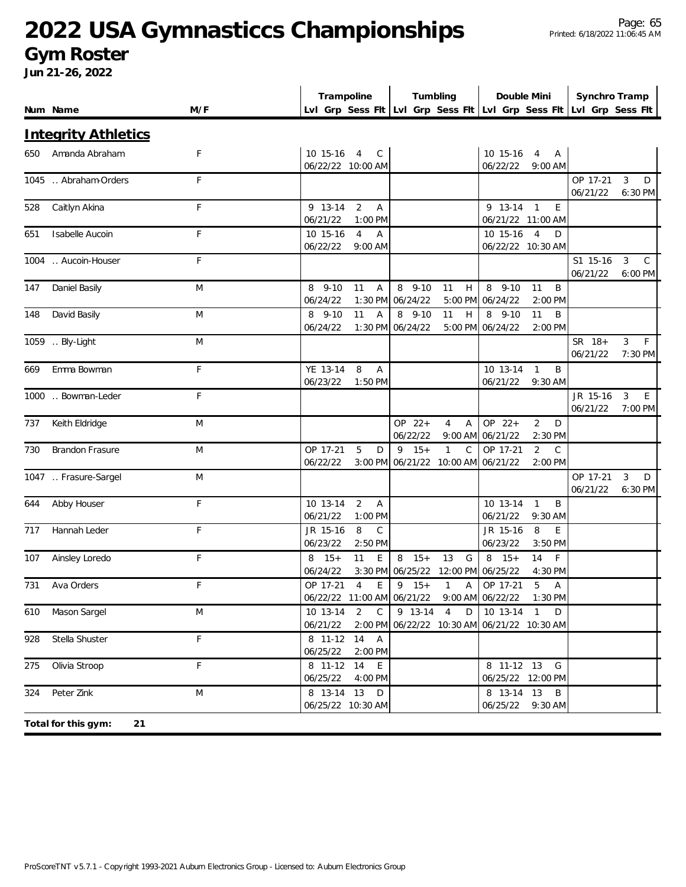# 2022 USA Gymnasticcs Championships

## Gym Roster

**Jun 21-26, 2022**

| Num | Name | M/F | Trampoline Lvl | Grp | Sess | Flt | Tumbling Lvl | Grp | Sess | Flt | Double Mini Lvl | Grp | Sess | Flt | Synchro Tramp Lvl | Grp | Sess | Flt |
|---|---|---|---|---|---|---|---|---|---|---|---|---|---|---|---|---|---|---|
| **Integrity Athletics** | | | | | | | | | | | | | | | | | | |
| 650 | Amanda Abraham | F | 10 | 15-16 | 4 | C | | | | | 10 | 15-16 | 4 | A | | | | |
| | | | 06/22/22 10:00 AM | | | | | | | | 06/22/22 9:00 AM | | | | | | | |
| 1045 | .. Abraham-Orders | F | | | | | | | | | | | | | OP | 17-21 | 3 | D |
| | | | | | | | | | | | | | | | 06/21/22 6:30 PM | | | |
| 528 | Caitlyn Akina | F | 9 | 13-14 | 2 | A | | | | | 9 | 13-14 | 1 | E | | | | |
| | | | 06/21/22 1:00 PM | | | | | | | | 06/21/22 11:00 AM | | | | | | | |
| 651 | Isabelle Aucoin | F | 10 | 15-16 | 4 | A | | | | | 10 | 15-16 | 4 | D | | | | |
| | | | 06/22/22 9:00 AM | | | | | | | | 06/22/22 10:30 AM | | | | | | | |
| 1004 | .. Aucoin-Houser | F | | | | | | | | | | | | | S1 | 15-16 | 3 | C |
| | | | | | | | | | | | | | | | 06/21/22 6:00 PM | | | |
| 147 | Daniel Basily | M | 8 | 9-10 | 11 | A | 8 | 9-10 | 11 | H | 8 | 9-10 | 11 | B | | | | |
| | | | 06/24/22 1:30 PM | | | | 06/24/22 5:00 PM | | | | 06/24/22 2:00 PM | | | | | | | |
| 148 | David Basily | M | 8 | 9-10 | 11 | A | 8 | 9-10 | 11 | H | 8 | 9-10 | 11 | B | | | | |
| | | | 06/24/22 1:30 PM | | | | 06/24/22 5:00 PM | | | | 06/24/22 2:00 PM | | | | | | | |
| 1059 | .. Bly-Light | M | | | | | | | | | | | | | SR | 18+ | 3 | F |
| | | | | | | | | | | | | | | | 06/21/22 7:30 PM | | | |
| 669 | Emma Bowman | F | YE | 13-14 | 8 | A | | | | | 10 | 13-14 | 1 | B | | | | |
| | | | 06/23/22 1:50 PM | | | | | | | | 06/21/22 9:30 AM | | | | | | | |
| 1000 | .. Bowman-Leder | F | | | | | | | | | | | | | JR | 15-16 | 3 | E |
| | | | | | | | | | | | | | | | 06/21/22 7:00 PM | | | |
| 737 | Keith Eldridge | M | | | | | OP | 22+ | 4 | A | OP | 22+ | 2 | D | | | | |
| | | | | | | | 06/22/22 9:00 AM | | | | 06/21/22 2:30 PM | | | | | | | |
| 730 | Brandon Frasure | M | OP | 17-21 | 5 | D | 9 | 15+ | 1 | C | OP | 17-21 | 2 | C | | | | |
| | | | 06/22/22 3:00 PM | | | | 06/21/22 10:00 AM | | | | 06/21/22 2:00 PM | | | | | | | |
| 1047 | .. Frasure-Sargel | M | | | | | | | | | | | | | OP | 17-21 | 3 | D |
| | | | | | | | | | | | | | | | 06/21/22 6:30 PM | | | |
| 644 | Abby Houser | F | 10 | 13-14 | 2 | A | | | | | 10 | 13-14 | 1 | B | | | | |
| | | | 06/21/22 1:00 PM | | | | | | | | 06/21/22 9:30 AM | | | | | | | |
| 717 | Hannah Leder | F | JR | 15-16 | 8 | C | | | | | JR | 15-16 | 8 | E | | | | |
| | | | 06/23/22 2:50 PM | | | | | | | | 06/23/22 3:50 PM | | | | | | | |
| 107 | Ainsley Loredo | F | 8 | 15+ | 11 | E | 8 | 15+ | 13 | G | 8 | 15+ | 14 | F | | | | |
| | | | 06/24/22 3:30 PM | | | | 06/25/22 12:00 PM | | | | 06/25/22 4:30 PM | | | | | | | |
| 731 | Ava Orders | F | OP | 17-21 | 4 | E | 9 | 15+ | 1 | A | OP | 17-21 | 5 | A | | | | |
| | | | 06/22/22 11:00 AM | | | | 06/21/22 9:00 AM | | | | 06/22/22 1:30 PM | | | | | | | |
| 610 | Mason Sargel | M | 10 | 13-14 | 2 | C | 9 | 13-14 | 4 | D | 10 | 13-14 | 1 | D | | | | |
| | | | 06/21/22 2:00 PM | | | | 06/22/22 10:30 AM | | | | 06/21/22 10:30 AM | | | | | | | |
| 928 | Stella Shuster | F | 8 | 11-12 | 14 | A | | | | | | | | | | | | |
| | | | 06/25/22 2:00 PM | | | | | | | | | | | | | | | |
| 275 | Olivia Stroop | F | 8 | 11-12 | 14 | E | | | | | 8 | 11-12 | 13 | G | | | | |
| | | | 06/25/22 4:00 PM | | | | | | | | 06/25/22 12:00 PM | | | | | | | |
| 324 | Peter Zink | M | 8 | 13-14 | 13 | D | | | | | 8 | 13-14 | 13 | B | | | | |
| | | | 06/25/22 10:30 AM | | | | | | | | 06/25/22 9:30 AM | | | | | | | |

**Total for this gym: 21**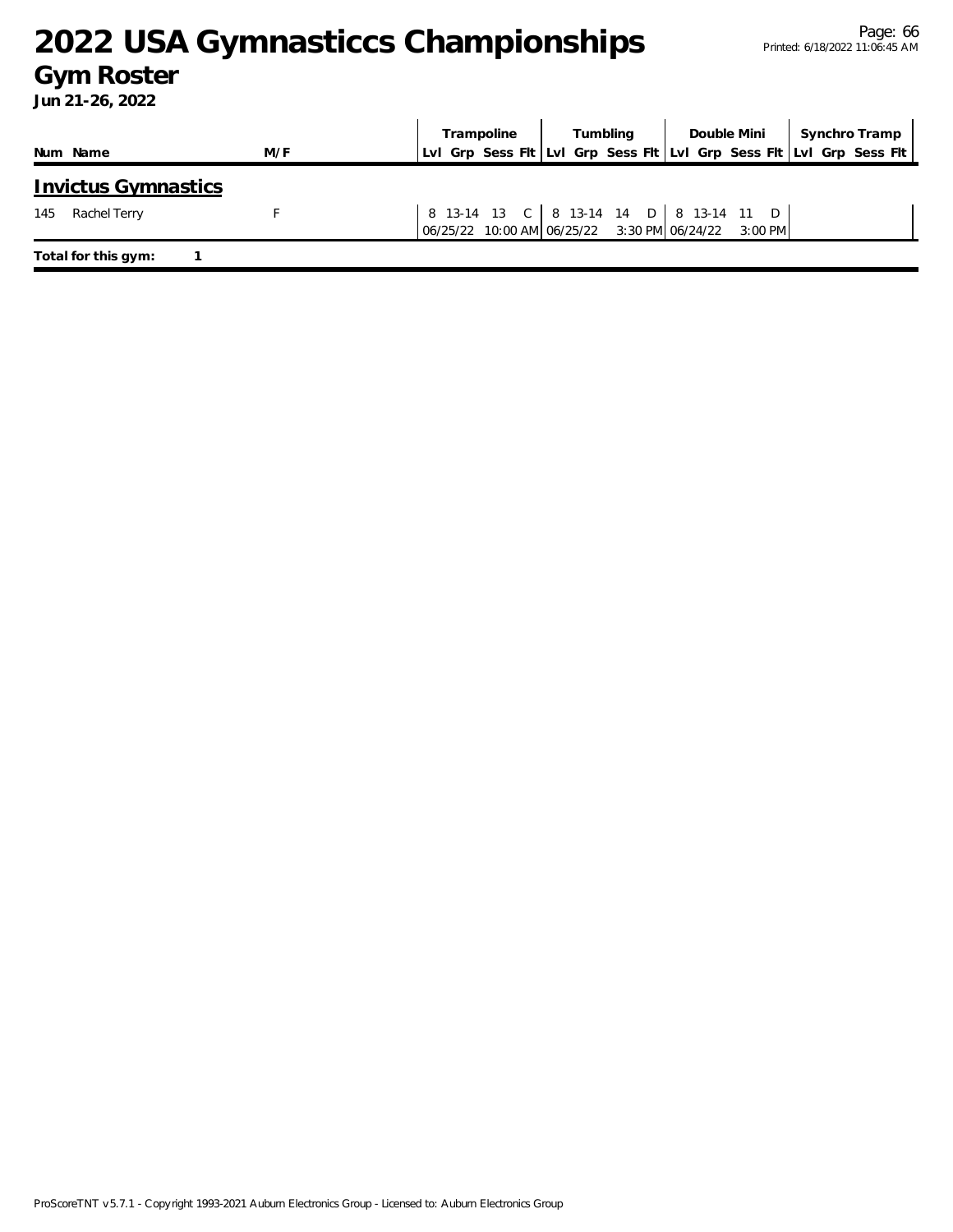# 2022 USA Gymnasticcs Championships

## Gym Roster

**Jun 21-26, 2022**

| Num | Name | M/F | Trampoline | | | | Tumbling | | | | Double Mini | | | | Synchro Tramp | | | |
|---|---|---|---|---|---|---|---|---|---|---|---|---|---|---|---|---|---|---|
| | | | Lvl | Grp | Sess | Flt | Lvl | Grp | Sess | Flt | Lvl | Grp | Sess | Flt | Lvl | Grp | Sess | Flt |

### Invictus Gymnastics

| Num | Name | M/F | Trampoline | | | | Tumbling | | | | Double Mini | | | | Synchro Tramp | | | |
|---|---|---|---|---|---|---|---|---|---|---|---|---|---|---|---|---|---|---|
| | | | Lvl | Grp | Sess | Flt | Lvl | Grp | Sess | Flt | Lvl | Grp | Sess | Flt | Lvl | Grp | Sess | Flt |
| 145 | Rachel Terry | F | 8 | 13-14 | 13 | C | 8 | 13-14 | 14 | D | 8 | 13-14 | 11 | D | | | | |
| | | | 06/25/22 | 10:00 AM | | | 06/25/22 | 3:30 PM | | | 06/24/22 | 3:00 PM | | | | | | |

**Total for this gym:** 1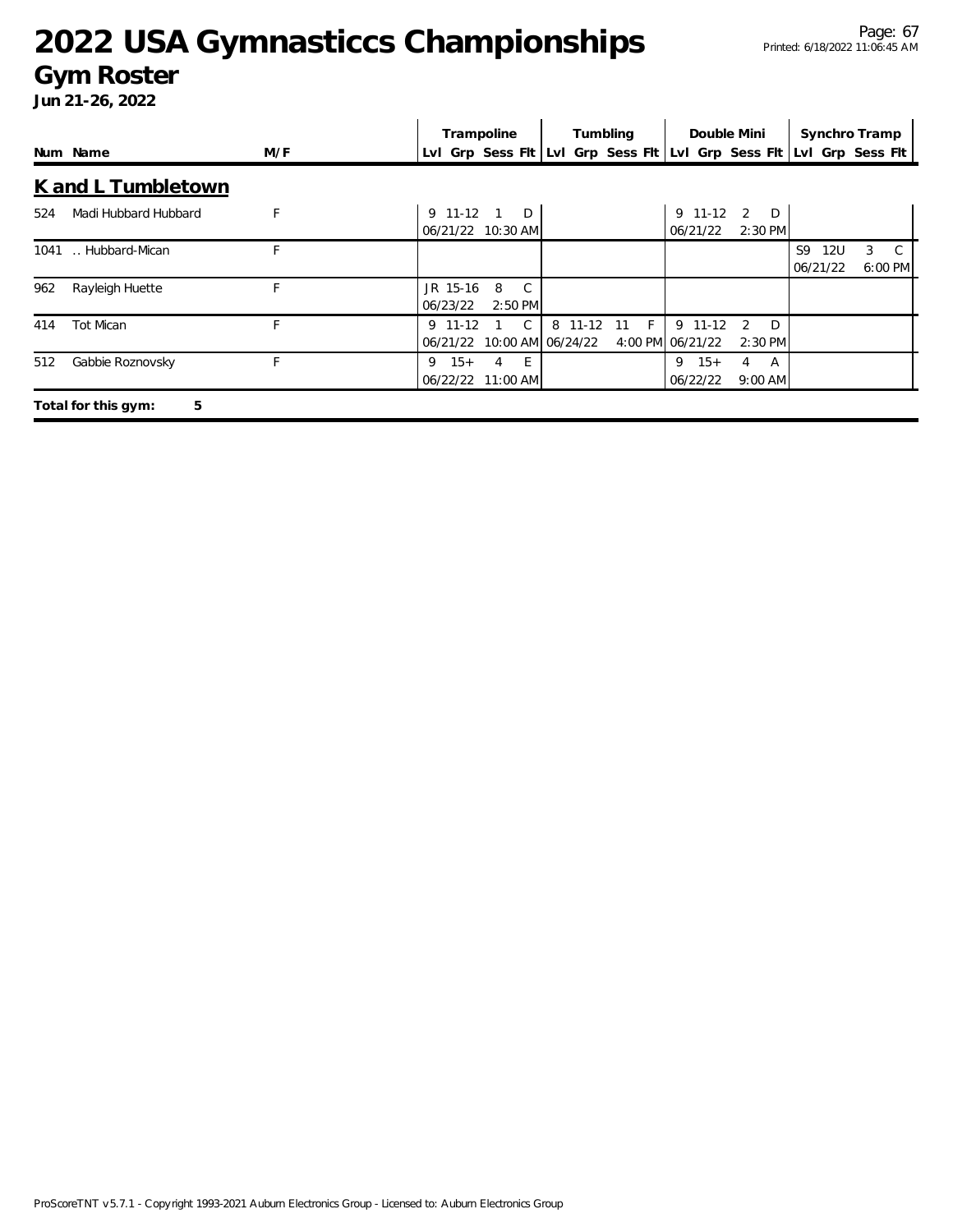# 2022 USA Gymnasticcs Championships

## Gym Roster

**Jun 21-26, 2022**

## K and L Tumbletown

| Num | Name | M/F | Trampoline | | | | Tumbling | | | | Double Mini | | | | Synchro Tramp | | | |
|---|---|---|---|---|---|---|---|---|---|---|---|---|---|---|---|---|---|---|
| | | | Lvl | Grp | Sess | Flt | Lvl | Grp | Sess | Flt | Lvl | Grp | Sess | Flt | Lvl | Grp | Sess | Flt |
| 524 | Madi Hubbard Hubbard | F | 9 | 11-12 | 1 | D | | | | | 9 | 11-12 | 2 | D | | | | |
| | | | 06/21/22 | 10:30 AM | | | | | | | 06/21/22 | 2:30 PM | | | | | | |
| 1041 | .. Hubbard-Mican | F | | | | | | | | | | | | | S9 | 12U | 3 | C |
| | | | | | | | | | | | | | | | 06/21/22 | 6:00 PM | | |
| 962 | Rayleigh Huette | F | JR | 15-16 | 8 | C | | | | | | | | | | | | |
| | | | 06/23/22 | 2:50 PM | | | | | | | | | | | | | | |
| 414 | Tot Mican | F | 9 | 11-12 | 1 | C | 8 | 11-12 | 11 | F | 9 | 11-12 | 2 | D | | | | |
| | | | 06/21/22 | 10:00 AM | | | 06/24/22 | 4:00 PM | | | 06/21/22 | 2:30 PM | | | | | | |
| 512 | Gabbie Roznovsky | F | 9 | 15+ | 4 | E | | | | | 9 | 15+ | 4 | A | | | | |
| | | | 06/22/22 | 11:00 AM | | | | | | | 06/22/22 | 9:00 AM | | | | | | |

**Total for this gym: 5**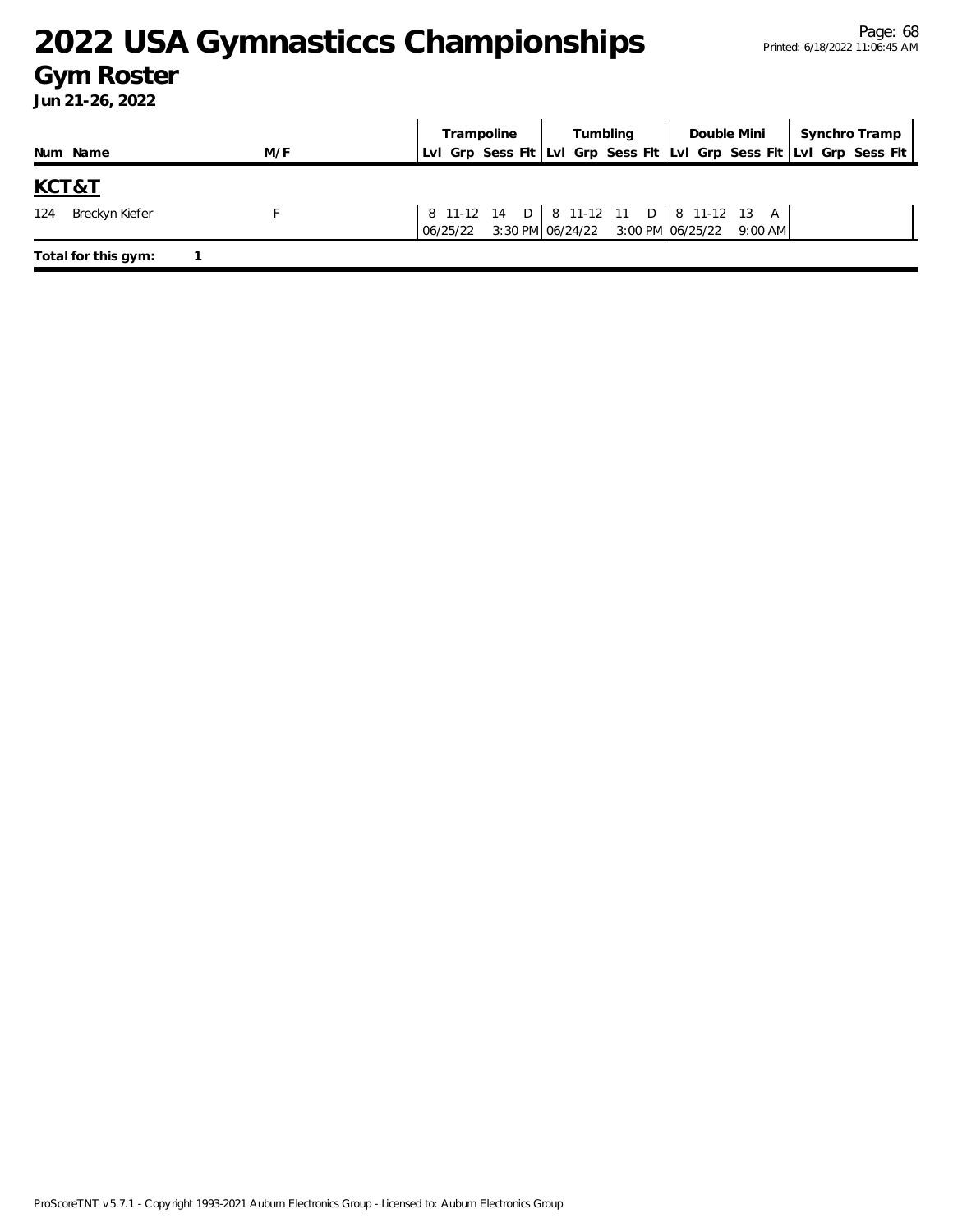# 2022 USA Gymnasticcs Championships

## Gym Roster

**Jun 21-26, 2022**

| Num | Name | M/F | Trampoline | | | | Tumbling | | | | Double Mini | | | | Synchro Tramp | | | |
|---|---|---|---|---|---|---|---|---|---|---|---|---|---|---|---|---|---|---|
| | | | Lvl | Grp | Sess | Flt | Lvl | Grp | Sess | Flt | Lvl | Grp | Sess | Flt | Lvl | Grp | Sess | Flt |

## KCT&T

| Num | Name | M/F | Trampoline | | | | Tumbling | | | | Double Mini | | | | Synchro Tramp | | | |
|---|---|---|---|---|---|---|---|---|---|---|---|---|---|---|---|---|---|---|
| 124 | Breckyn Kiefer | F | 8 | 11-12 | 14 | D | 8 | 11-12 | 11 | D | 8 | 11-12 | 13 | A | | | | |
| | | | 06/25/22 | | 3:30 PM | | 06/24/22 | | 3:00 PM | | 06/25/22 | | 9:00 AM | | | | | |

**Total for this gym:** 1

ProScoreTNT v5.7.1 - Copyright 1993-2021 Auburn Electronics Group - Licensed to: Auburn Electronics Group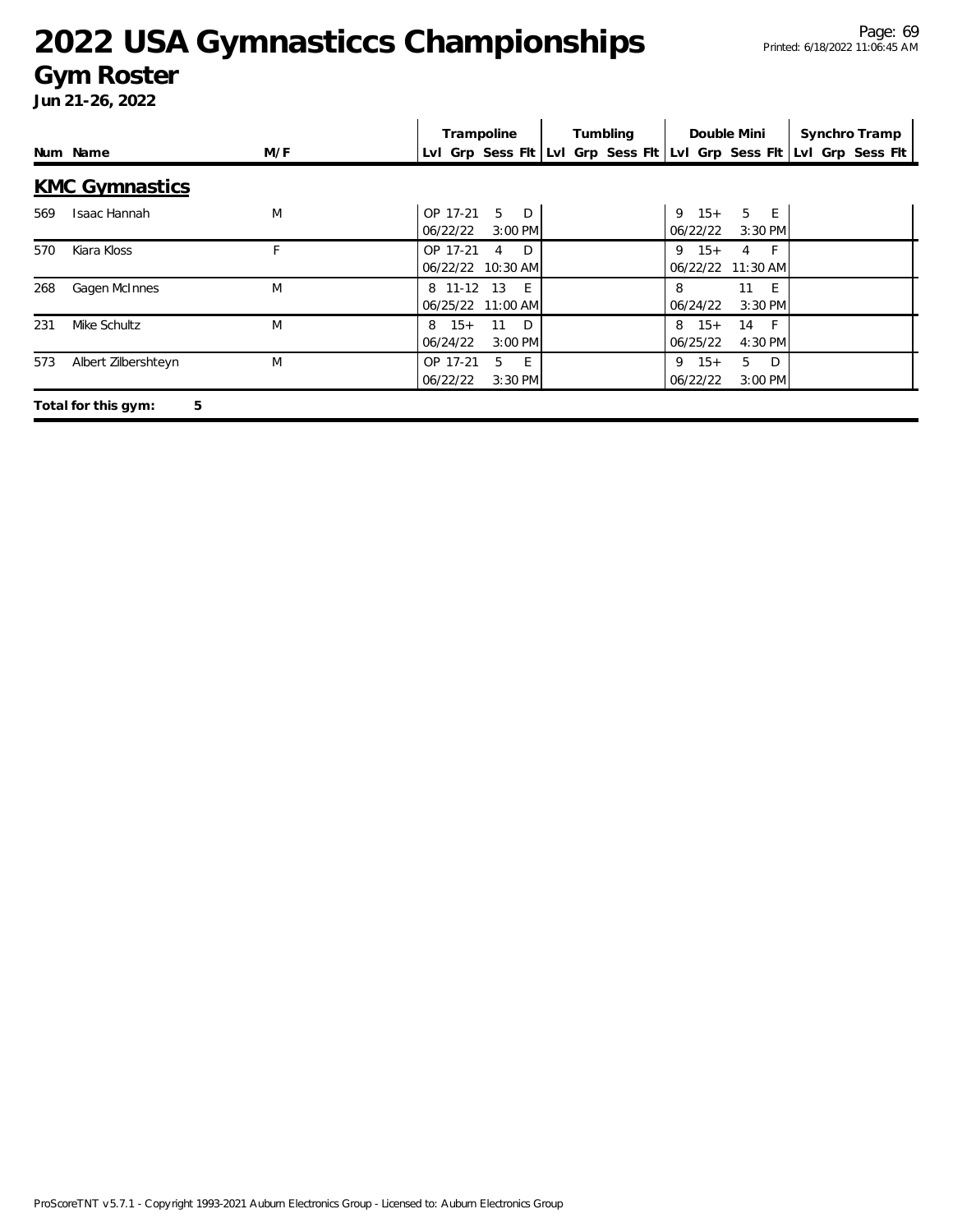# 2022 USA Gymnasticcs Championships

## Gym Roster

**Jun 21-26, 2022**

| Num | Name | M/F | Trampoline | | | | Tumbling | | | | Double Mini | | | | Synchro Tramp | | | |
|---|---|---|---|---|---|---|---|---|---|---|---|---|---|---|---|---|---|---|
| | | | Lvl | Grp | Sess | Flt | Lvl | Grp | Sess | Flt | Lvl | Grp | Sess | Flt | Lvl | Grp | Sess | Flt |

### KMC Gymnastics

| Num | Name | M/F | Trampoline | | | | Tumbling | | | | Double Mini | | | | Synchro Tramp | | | |
|---|---|---|---|---|---|---|---|---|---|---|---|---|---|---|---|---|---|---|
| 569 | Isaac Hannah | M | OP | 17-21 | 5 | D | | | | | 9 | 15+ | 5 | E | | | | |
| | | | 06/22/22 | | 3:00 PM | | | | | | 06/22/22 | | 3:30 PM | | | | | |
| 570 | Kiara Kloss | F | OP | 17-21 | 4 | D | | | | | 9 | 15+ | 4 | F | | | | |
| | | | 06/22/22 | | 10:30 AM | | | | | | 06/22/22 | | 11:30 AM | | | | | |
| 268 | Gagen McInnes | M | 8 | 11-12 | 13 | E | | | | | 8 | | 11 | E | | | | |
| | | | 06/25/22 | | 11:00 AM | | | | | | 06/24/22 | | 3:30 PM | | | | | |
| 231 | Mike Schultz | M | 8 | 15+ | 11 | D | | | | | 8 | 15+ | 14 | F | | | | |
| | | | 06/24/22 | | 3:00 PM | | | | | | 06/25/22 | | 4:30 PM | | | | | |
| 573 | Albert Zilbershteyn | M | OP | 17-21 | 5 | E | | | | | 9 | 15+ | 5 | D | | | | |
| | | | 06/22/22 | | 3:30 PM | | | | | | 06/22/22 | | 3:00 PM | | | | | |

**Total for this gym: 5**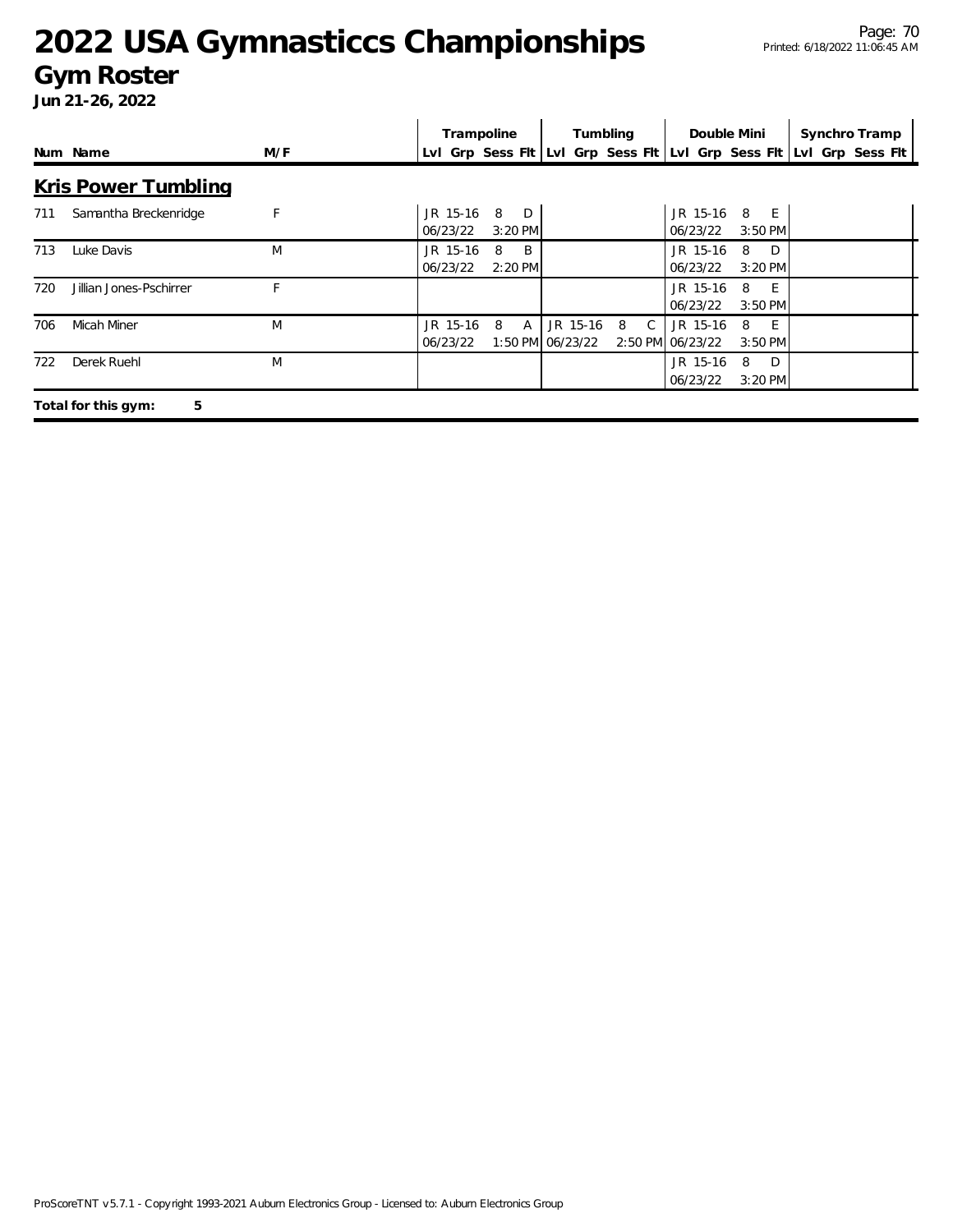# 2022 USA Gymnasticcs Championships

## Gym Roster

**Jun 21-26, 2022**

## Kris Power Tumbling

| Num | Name | M/F | Trampoline Lvl | Trampoline Grp | Trampoline Sess Flt | Tumbling Lvl | Tumbling Grp | Tumbling Sess Flt | Double Mini Lvl | Double Mini Grp | Double Mini Sess Flt | Synchro Tramp Lvl | Synchro Tramp Grp | Synchro Tramp Sess Flt |
|---|---|---|---|---|---|---|---|---|---|---|---|---|---|---|
| 711 | Samantha Breckenridge | F | JR 15-16 06/23/22 | | 8 D 3:20 PM | | | | JR 15-16 06/23/22 | | 8 E 3:50 PM | | | |
| 713 | Luke Davis | M | JR 15-16 06/23/22 | | 8 B 2:20 PM | | | | JR 15-16 06/23/22 | | 8 D 3:20 PM | | | |
| 720 | Jillian Jones-Pschirrer | F | | | | | | | JR 15-16 06/23/22 | | 8 E 3:50 PM | | | |
| 706 | Micah Miner | M | JR 15-16 06/23/22 | | 8 A 1:50 PM | JR 15-16 06/23/22 | | 8 C 2:50 PM | JR 15-16 06/23/22 | | 8 E 3:50 PM | | | |
| 722 | Derek Ruehl | M | | | | | | | JR 15-16 06/23/22 | | 8 D 3:20 PM | | | |

**Total for this gym: 5**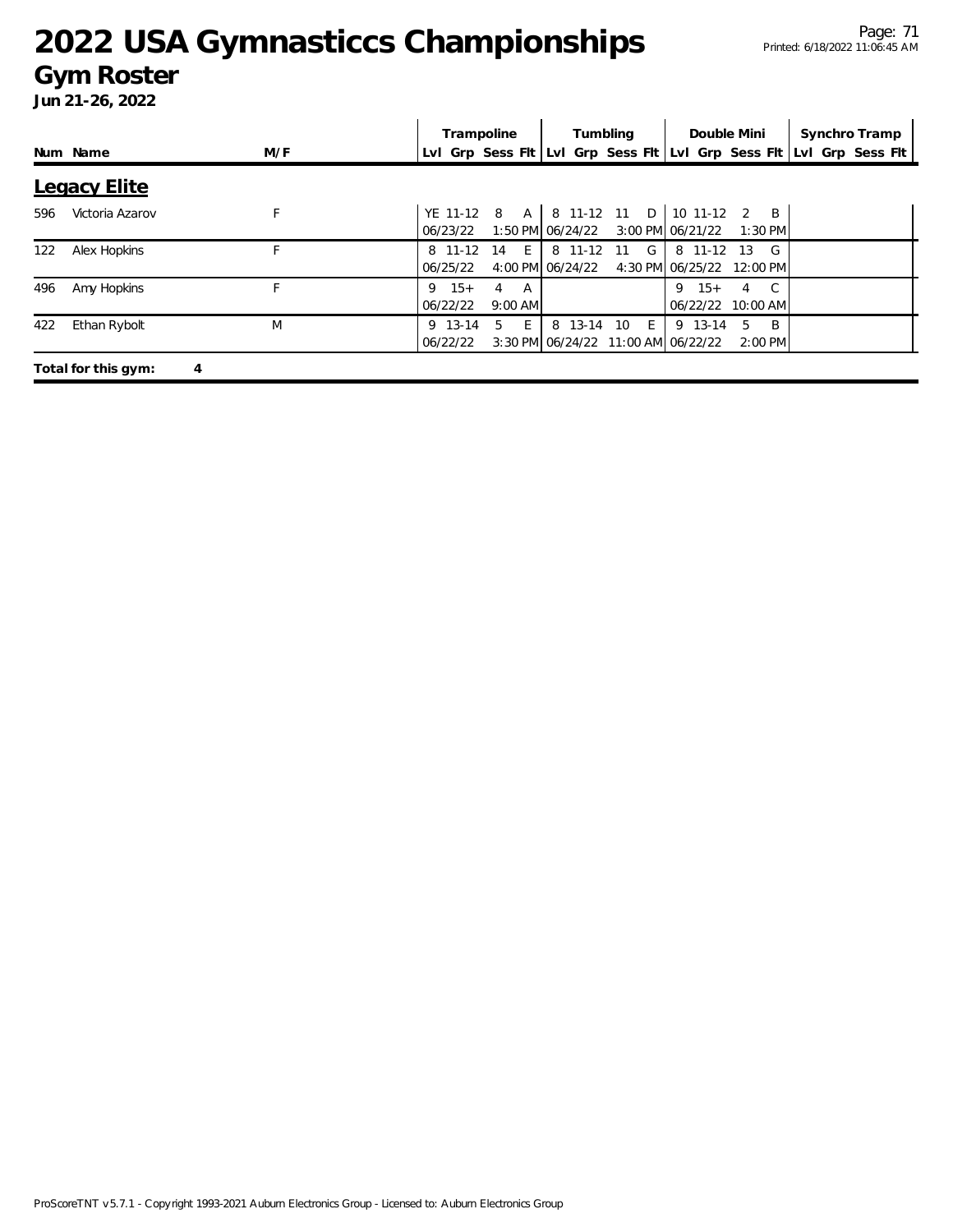# 2022 USA Gymnasticcs Championships

## Gym Roster

**Jun 21-26, 2022**

| Num | Name | M/F | Trampoline | | | | Tumbling | | | | Double Mini | | | | Synchro Tramp | | | |
|---|---|---|---|---|---|---|---|---|---|---|---|---|---|---|---|---|---|---|
| | | | Lvl | Grp | Sess | Flt | Lvl | Grp | Sess | Flt | Lvl | Grp | Sess | Flt | Lvl | Grp | Sess | Flt |

### Legacy Elite

| Num | Name | M/F | Trampoline | | | | Tumbling | | | | Double Mini | | | | Synchro Tramp | | | |
|---|---|---|---|---|---|---|---|---|---|---|---|---|---|---|---|---|---|---|
| 596 | Victoria Azarov | F | YE | 11-12 | 8 | A | 8 | 11-12 | 11 | D | 10 | 11-12 | 2 | B | | | | |
| | | | 06/23/22 | | 1:50 PM | | 06/24/22 | | 3:00 PM | | 06/21/22 | | 1:30 PM | | | | | |
| 122 | Alex Hopkins | F | 8 | 11-12 | 14 | E | 8 | 11-12 | 11 | G | 8 | 11-12 | 13 | G | | | | |
| | | | 06/25/22 | | 4:00 PM | | 06/24/22 | | 4:30 PM | | 06/25/22 | | 12:00 PM | | | | | |
| 496 | Amy Hopkins | F | 9 | 15+ | 4 | A | | | | | 9 | 15+ | 4 | C | | | | |
| | | | 06/22/22 | | 9:00 AM | | | | | | 06/22/22 | | 10:00 AM | | | | | |
| 422 | Ethan Rybolt | M | 9 | 13-14 | 5 | E | 8 | 13-14 | 10 | E | 9 | 13-14 | 5 | B | | | | |
| | | | 06/22/22 | | 3:30 PM | | 06/24/22 | | 11:00 AM | | 06/22/22 | | 2:00 PM | | | | | |

**Total for this gym: 4**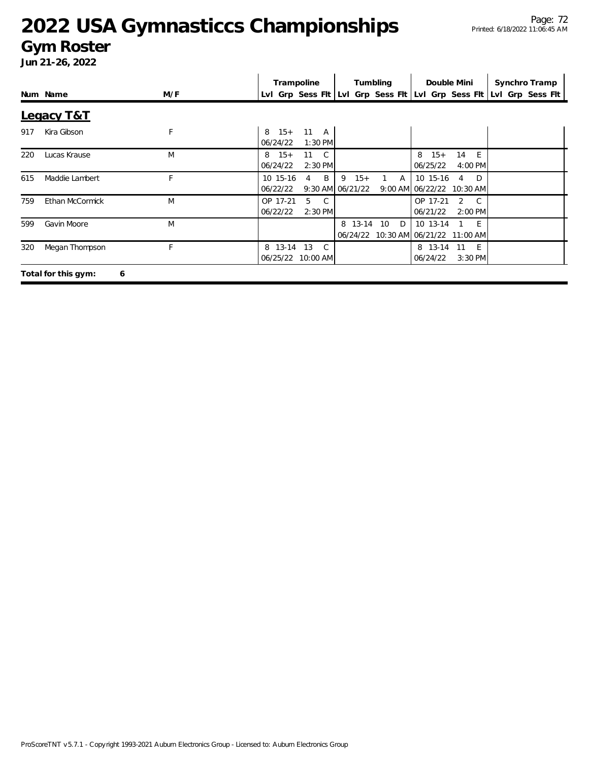# 2022 USA Gymnasticcs Championships

## Gym Roster

**Jun 21-26, 2022**

| Num | Name | M/F | Trampoline | | | | Tumbling | | | | Double Mini | | | | Synchro Tramp | | | |
|---|---|---|---|---|---|---|---|---|---|---|---|---|---|---|---|---|---|---|
| | | | Lvl | Grp | Sess | Flt | Lvl | Grp | Sess | Flt | Lvl | Grp | Sess | Flt | Lvl | Grp | Sess | Flt |

### Legacy T&T

| Num | Name | M/F | Trampoline | | | | Tumbling | | | | Double Mini | | | | Synchro Tramp | | | |
|---|---|---|---|---|---|---|---|---|---|---|---|---|---|---|---|---|---|---|
| | | | Lvl | Grp | Sess | Flt | Lvl | Grp | Sess | Flt | Lvl | Grp | Sess | Flt | Lvl | Grp | Sess | Flt |
| 917 | Kira Gibson | F | 8 | 15+ | 11 | A | | | | | | | | | | | | |
| | | | 06/24/22 | | 1:30 PM | | | | | | | | | | | | | |
| 220 | Lucas Krause | M | 8 | 15+ | 11 | C | | | | | 8 | 15+ | 14 | E | | | | |
| | | | 06/24/22 | | 2:30 PM | | | | | | 06/25/22 | | 4:00 PM | | | | | |
| 615 | Maddie Lambert | F | 10 | 15-16 | 4 | B | 9 | 15+ | 1 | A | 10 | 15-16 | 4 | D | | | | |
| | | | 06/22/22 | | 9:30 AM | | 06/21/22 | | 9:00 AM | | 06/22/22 | | 10:30 AM | | | | | |
| 759 | Ethan McCormick | M | OP | 17-21 | 5 | C | | | | | OP | 17-21 | 2 | C | | | | |
| | | | 06/22/22 | | 2:30 PM | | | | | | 06/21/22 | | 2:00 PM | | | | | |
| 599 | Gavin Moore | M | | | | | 8 | 13-14 | 10 | D | 10 | 13-14 | 1 | E | | | | |
| | | | | | | | 06/24/22 | | 10:30 AM | | 06/21/22 | | 11:00 AM | | | | | |
| 320 | Megan Thompson | F | 8 | 13-14 | 13 | C | | | | | 8 | 13-14 | 11 | E | | | | |
| | | | 06/25/22 | | 10:00 AM | | | | | | 06/24/22 | | 3:30 PM | | | | | |

**Total for this gym: 6**

ProScoreTNT v5.7.1 - Copyright 1993-2021 Auburn Electronics Group - Licensed to: Auburn Electronics Group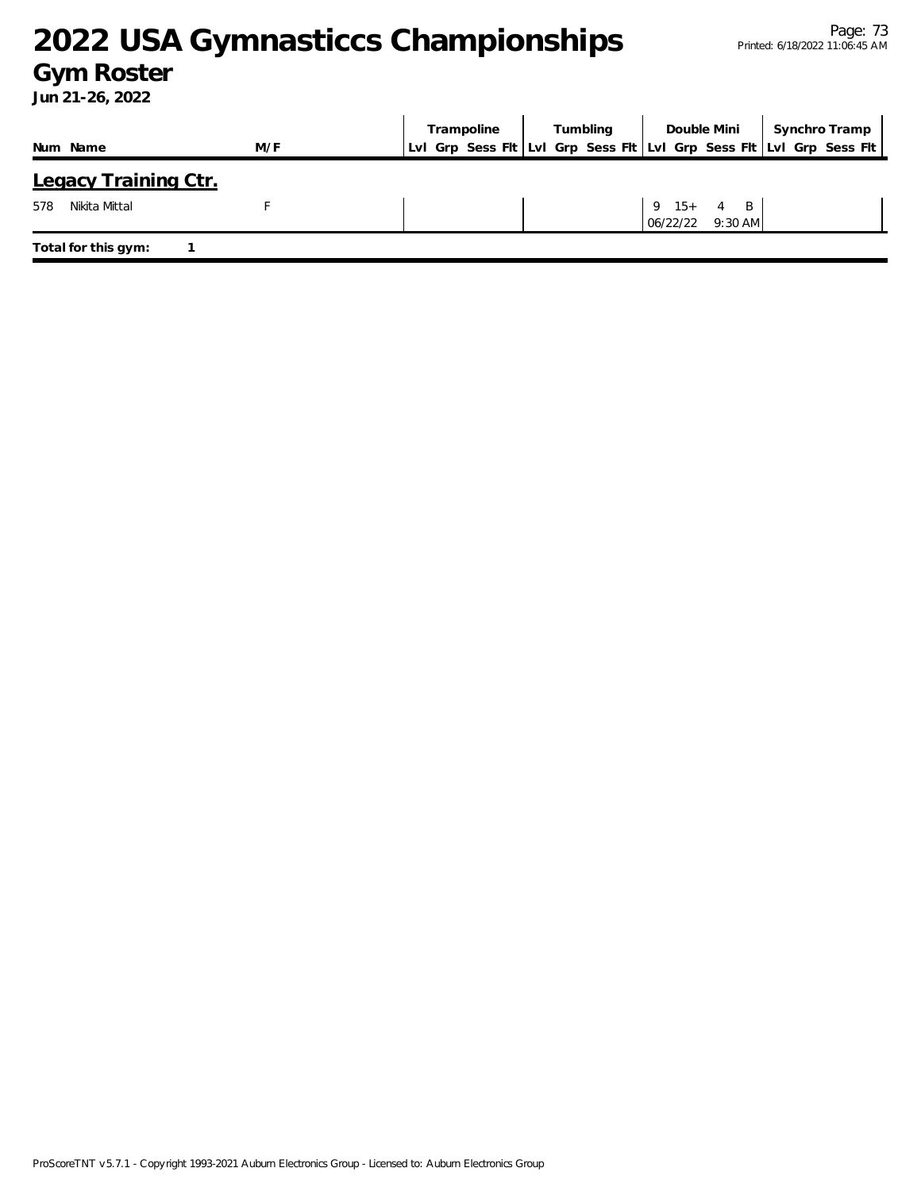# 2022 USA Gymnasticcs Championships

## Gym Roster

**Jun 21-26, 2022**

| Num | Name | M/F | Trampoline | | | | Tumbling | | | | Double Mini | | | | Synchro Tramp | | | |
|---|---|---|---|---|---|---|---|---|---|---|---|---|---|---|---|---|---|---|
| | | | Lvl | Grp | Sess | Flt | Lvl | Grp | Sess | Flt | Lvl | Grp | Sess | Flt | Lvl | Grp | Sess | Flt |

### Legacy Training Ctr.

| Num | Name | M/F | Trampoline | | | | Tumbling | | | | Double Mini | | | | Synchro Tramp | | | |
|---|---|---|---|---|---|---|---|---|---|---|---|---|---|---|---|---|---|---|
| 578 | Nikita Mittal | F | | | | | | | | | 9 | 15+ | 4 | B | | | | |
| | | | | | | | | | | | 06/22/22 | | 9:30 AM | | | | | |

**Total for this gym:** 1

ProScoreTNT v5.7.1 - Copyright 1993-2021 Auburn Electronics Group - Licensed to: Auburn Electronics Group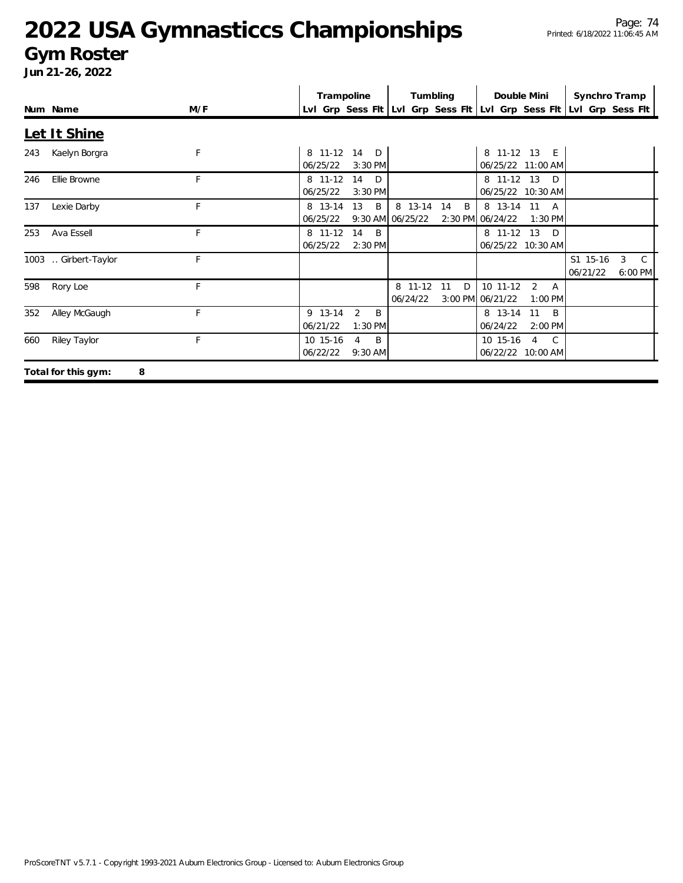# 2022 USA Gymnasticcs Championships

## Gym Roster

**Jun 21-26, 2022**

### Let It Shine

| Num | Name | M/F | Trampoline Lvl | Grp | Sess | Flt | Tumbling Lvl | Grp | Sess | Flt | Double Mini Lvl | Grp | Sess | Flt | Synchro Tramp Lvl | Grp | Sess | Flt |
|---|---|---|---|---|---|---|---|---|---|---|---|---|---|---|---|---|---|---|
| 243 | Kaelyn Borgra | F | 8 | 11-12 | 14 | D | | | | | 8 | 11-12 | 13 | E | | | | |
| | | | 06/25/22 | | 3:30 PM | | | | | | 06/25/22 | | 11:00 AM | | | | | |
| 246 | Ellie Browne | F | 8 | 11-12 | 14 | D | | | | | 8 | 11-12 | 13 | D | | | | |
| | | | 06/25/22 | | 3:30 PM | | | | | | 06/25/22 | | 10:30 AM | | | | | |
| 137 | Lexie Darby | F | 8 | 13-14 | 13 | B | 8 | 13-14 | 14 | B | 8 | 13-14 | 11 | A | | | | |
| | | | 06/25/22 | | 9:30 AM | | 06/25/22 | | 2:30 PM | | 06/24/22 | | 1:30 PM | | | | | |
| 253 | Ava Essell | F | 8 | 11-12 | 14 | B | | | | | 8 | 11-12 | 13 | D | | | | |
| | | | 06/25/22 | | 2:30 PM | | | | | | 06/25/22 | | 10:30 AM | | | | | |
| 1003 | .. Girbert-Taylor | F | | | | | | | | | | | | | S1 | 15-16 | 3 | C |
| | | | | | | | | | | | | | | | 06/21/22 | | 6:00 PM | |
| 598 | Rory Loe | F | | | | | 8 | 11-12 | 11 | D | 10 | 11-12 | 2 | A | | | | |
| | | | | | | | 06/24/22 | | 3:00 PM | | 06/21/22 | | 1:00 PM | | | | | |
| 352 | Alley McGaugh | F | 9 | 13-14 | 2 | B | | | | | 8 | 13-14 | 11 | B | | | | |
| | | | 06/21/22 | | 1:30 PM | | | | | | 06/24/22 | | 2:00 PM | | | | | |
| 660 | Riley Taylor | F | 10 | 15-16 | 4 | B | | | | | 10 | 15-16 | 4 | C | | | | |
| | | | 06/22/22 | | 9:30 AM | | | | | | 06/22/22 | | 10:00 AM | | | | | |

**Total for this gym: 8**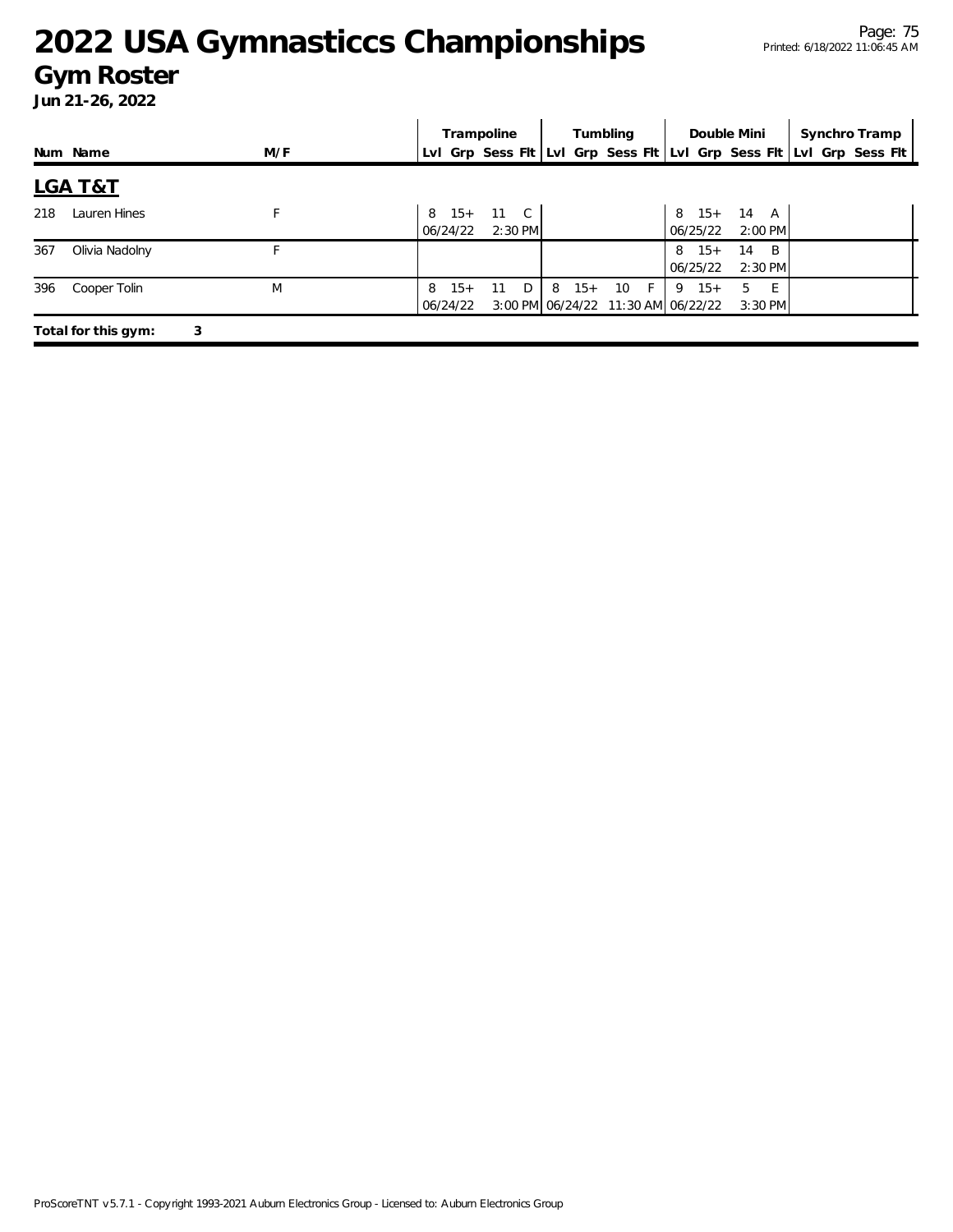# 2022 USA Gymnasticcs Championships

## Gym Roster

**Jun 21-26, 2022**

| Num | Name | M/F | Trampoline | | | | Tumbling | | | | Double Mini | | | | Synchro Tramp | | | |
|---|---|---|---|---|---|---|---|---|---|---|---|---|---|---|---|---|---|---|
| | | | Lvl | Grp | Sess | Flt | Lvl | Grp | Sess | Flt | Lvl | Grp | Sess | Flt | Lvl | Grp | Sess | Flt |
| **LGA T&T** | | | | | | | | | | | | | | | | | | |
| 218 | Lauren Hines | F | 8 | 15+ | 11 | C | | | | | 8 | 15+ | 14 | A | | | | |
| | | | 06/24/22 | | 2:30 PM | | | | | | 06/25/22 | | 2:00 PM | | | | | |
| 367 | Olivia Nadolny | F | | | | | | | | | 8 | 15+ | 14 | B | | | | |
| | | | | | | | | | | | 06/25/22 | | 2:30 PM | | | | | |
| 396 | Cooper Tolin | M | 8 | 15+ | 11 | D | 8 | 15+ | 10 | F | 9 | 15+ | 5 | E | | | | |
| | | | 06/24/22 | | 3:00 PM | | 06/24/22 | | 11:30 AM | | 06/22/22 | | 3:30 PM | | | | | |

**Total for this gym: 3**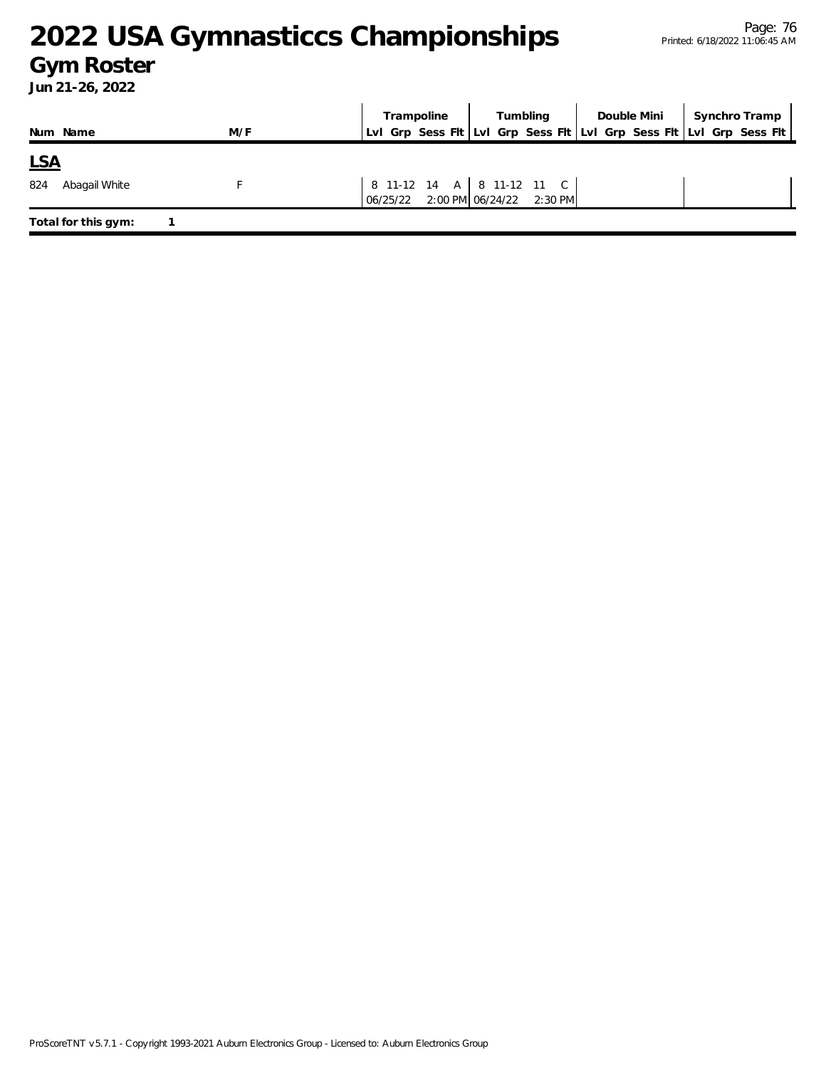# 2022 USA Gymnasticcs Championships

## Gym Roster

**Jun 21-26, 2022**

| Num | Name | M/F | Trampoline Lvl | Trampoline Grp | Trampoline Sess | Trampoline Flt | Tumbling Lvl | Tumbling Grp | Tumbling Sess | Tumbling Flt | Double Mini Lvl | Double Mini Grp | Double Mini Sess | Double Mini Flt | Synchro Tramp Lvl | Synchro Tramp Grp | Synchro Tramp Sess | Synchro Tramp Flt |
|---|---|---|---|---|---|---|---|---|---|---|---|---|---|---|---|---|---|---|
| **LSA** | | | | | | | | | | | | | | | | | | |
| 824 | Abagail White | F | 8 | 11-12 | 14 | A | 8 | 11-12 | 11 | C | | | | | | | | |
| | | | 06/25/22 | | 2:00 PM | | 06/24/22 | | 2:30 PM | | | | | | | | | |

**Total for this gym:** 1

ProScoreTNT v5.7.1 - Copyright 1993-2021 Auburn Electronics Group - Licensed to: Auburn Electronics Group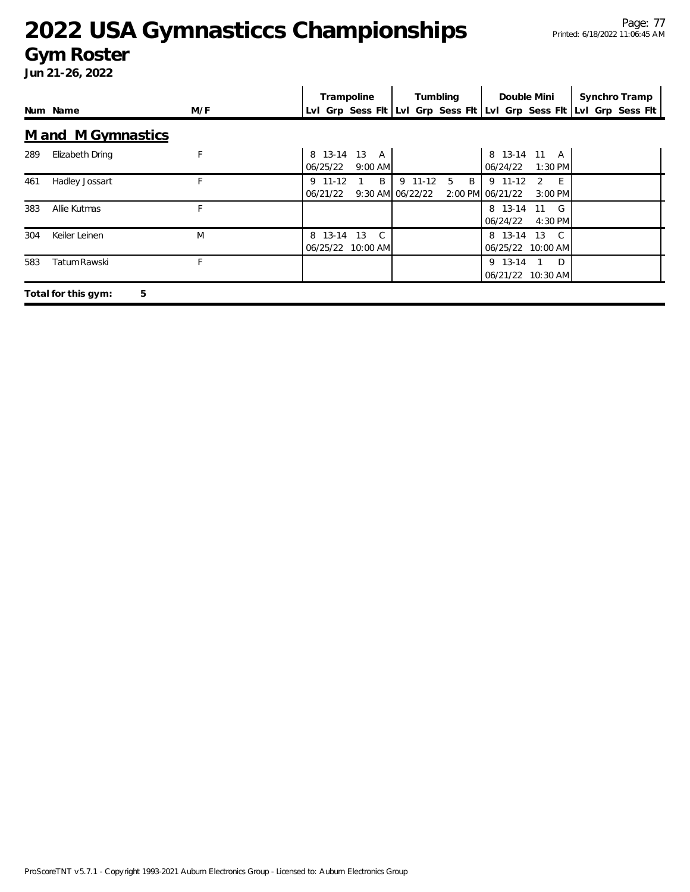# 2022 USA Gymnasticcs Championships

## Gym Roster

**Jun 21-26, 2022**

### M and M Gymnastics

| Num | Name | M/F | Trampoline Lvl Grp Sess Flt | Tumbling Lvl Grp Sess Flt | Double Mini Lvl Grp Sess Flt | Synchro Tramp Lvl Grp Sess Flt |
|---|---|---|---|---|---|---|
| 289 | Elizabeth Dring | F | 8 13-14 13 A 06/25/22 9:00 AM | | 8 13-14 11 A 06/24/22 1:30 PM | |
| 461 | Hadley Jossart | F | 9 11-12 1 B 06/21/22 9:30 AM | 9 11-12 5 B 06/22/22 2:00 PM | 9 11-12 2 E 06/21/22 3:00 PM | |
| 383 | Allie Kutmas | F | | | 8 13-14 11 G 06/24/22 4:30 PM | |
| 304 | Keiler Leinen | M | 8 13-14 13 C 06/25/22 10:00 AM | | 8 13-14 13 C 06/25/22 10:00 AM | |
| 583 | Tatum Rawski | F | | | 9 13-14 1 D 06/21/22 10:30 AM | |

**Total for this gym: 5**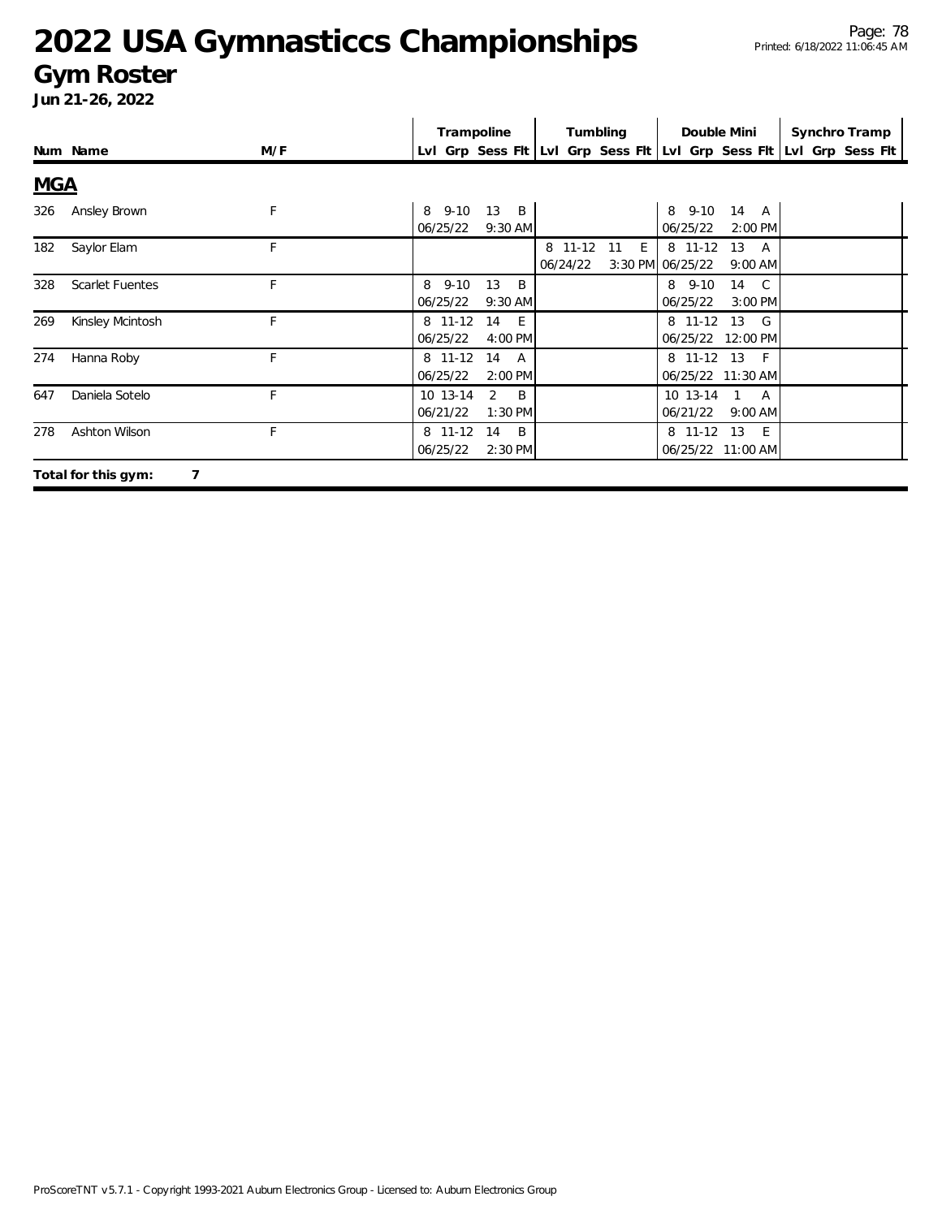# 2022 USA Gymnasticcs Championships
## Gym Roster
**Jun 21-26, 2022**

| Num | Name | M/F | Trampoline Lvl | Trampoline Grp | Trampoline Sess | Trampoline Flt | Tumbling Lvl | Tumbling Grp | Tumbling Sess | Tumbling Flt | Double Mini Lvl | Double Mini Grp | Double Mini Sess | Double Mini Flt | Synchro Tramp Lvl | Synchro Tramp Grp | Synchro Tramp Sess | Synchro Tramp Flt |
|---|---|---|---|---|---|---|---|---|---|---|---|---|---|---|---|---|---|---|
| **MGA** | | | | | | | | | | | | | | | | | | |
| 326 | Ansley Brown | F | 8 | 9-10 | 13 | B | | | | | 8 | 9-10 | 14 | A | | | | |
| | | | 06/25/22 | | 9:30 AM | | | | | | 06/25/22 | | 2:00 PM | | | | | |
| 182 | Saylor Elam | F | | | | | 8 | 11-12 | 11 | E | 8 | 11-12 | 13 | A | | | | |
| | | | | | | | 06/24/22 | | 3:30 PM | | 06/25/22 | | 9:00 AM | | | | | |
| 328 | Scarlet Fuentes | F | 8 | 9-10 | 13 | B | | | | | 8 | 9-10 | 14 | C | | | | |
| | | | 06/25/22 | | 9:30 AM | | | | | | 06/25/22 | | 3:00 PM | | | | | |
| 269 | Kinsley Mcintosh | F | 8 | 11-12 | 14 | E | | | | | 8 | 11-12 | 13 | G | | | | |
| | | | 06/25/22 | | 4:00 PM | | | | | | 06/25/22 | | 12:00 PM | | | | | |
| 274 | Hanna Roby | F | 8 | 11-12 | 14 | A | | | | | 8 | 11-12 | 13 | F | | | | |
| | | | 06/25/22 | | 2:00 PM | | | | | | 06/25/22 | | 11:30 AM | | | | | |
| 647 | Daniela Sotelo | F | 10 | 13-14 | 2 | B | | | | | 10 | 13-14 | 1 | A | | | | |
| | | | 06/21/22 | | 1:30 PM | | | | | | 06/21/22 | | 9:00 AM | | | | | |
| 278 | Ashton Wilson | F | 8 | 11-12 | 14 | B | | | | | 8 | 11-12 | 13 | E | | | | |
| | | | 06/25/22 | | 2:30 PM | | | | | | 06/25/22 | | 11:00 AM | | | | | |

**Total for this gym: 7**

ProScoreTNT v5.7.1 - Copyright 1993-2021 Auburn Electronics Group - Licensed to: Auburn Electronics Group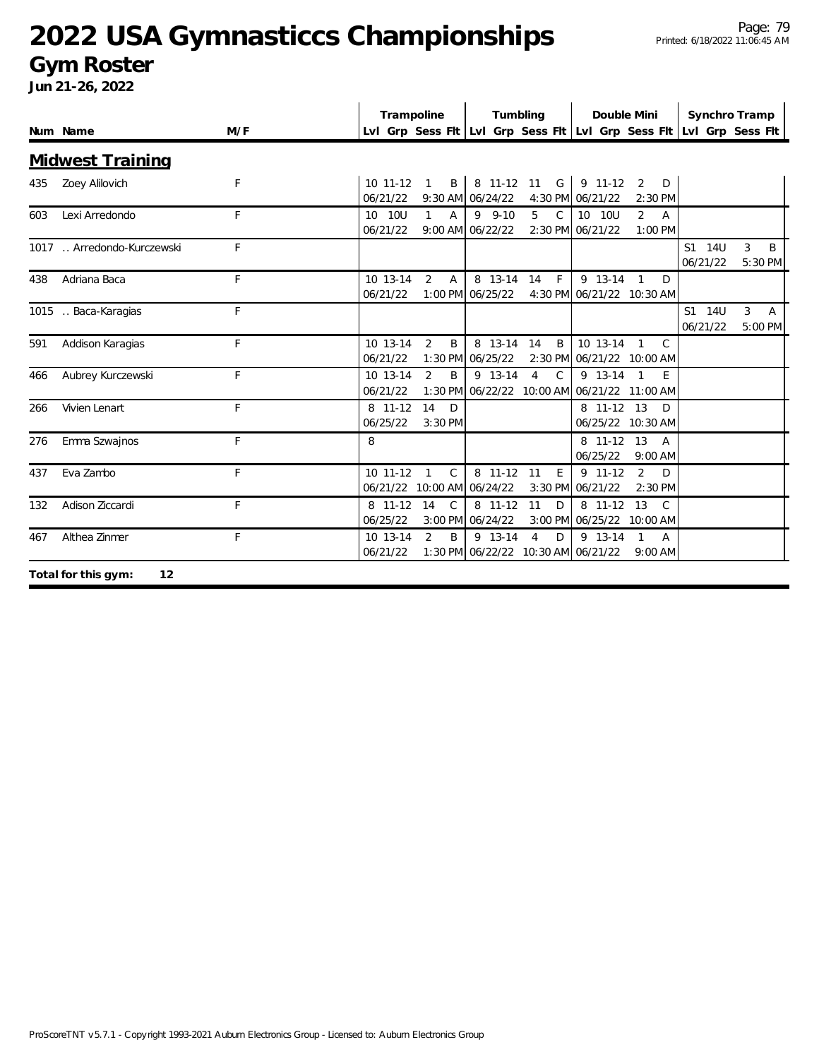# 2022 USA Gymnasticcs Championships

## Gym Roster

**Jun 21-26, 2022**

### Midwest Training

| Num | Name | M/F | Trampoline | | | | Tumbling | | | | Double Mini | | | | Synchro Tramp | | | |
|---|---|---|---|---|---|---|---|---|---|---|---|---|---|---|---|---|---|---|
| | | | Lvl | Grp | Sess | Flt | Lvl | Grp | Sess | Flt | Lvl | Grp | Sess | Flt | Lvl | Grp | Sess | Flt |
| 435 | Zoey Alilovich | F | 10 | 11-12 | 1 | B | 8 | 11-12 | 11 | G | 9 | 11-12 | 2 | D | | | | |
| | | | 06/21/22 | | 9:30 AM | | 06/24/22 | | 4:30 PM | | 06/21/22 | | 2:30 PM | | | | | |
| 603 | Lexi Arredondo | F | 10 | 10U | 1 | A | 9 | 9-10 | 5 | C | 10 | 10U | 2 | A | | | | |
| | | | 06/21/22 | | 9:00 AM | | 06/22/22 | | 2:30 PM | | 06/21/22 | | 1:00 PM | | | | | |
| 1017 | .. Arredondo-Kurczewski | F | | | | | | | | | | | | | S1 | 14U | 3 | B |
| | | | | | | | | | | | | | | | 06/21/22 | | 5:30 PM | |
| 438 | Adriana Baca | F | 10 | 13-14 | 2 | A | 8 | 13-14 | 14 | F | 9 | 13-14 | 1 | D | | | | |
| | | | 06/21/22 | | 1:00 PM | | 06/25/22 | | 4:30 PM | | 06/21/22 | | 10:30 AM | | | | | |
| 1015 | .. Baca-Karagias | F | | | | | | | | | | | | | S1 | 14U | 3 | A |
| | | | | | | | | | | | | | | | 06/21/22 | | 5:00 PM | |
| 591 | Addison Karagias | F | 10 | 13-14 | 2 | B | 8 | 13-14 | 14 | B | 10 | 13-14 | 1 | C | | | | |
| | | | 06/21/22 | | 1:30 PM | | 06/25/22 | | 2:30 PM | | 06/21/22 | | 10:00 AM | | | | | |
| 466 | Aubrey Kurczewski | F | 10 | 13-14 | 2 | B | 9 | 13-14 | 4 | C | 9 | 13-14 | 1 | E | | | | |
| | | | 06/21/22 | | 1:30 PM | | 06/22/22 | | 10:00 AM | | 06/21/22 | | 11:00 AM | | | | | |
| 266 | Vivien Lenart | F | 8 | 11-12 | 14 | D | | | | | 8 | 11-12 | 13 | D | | | | |
| | | | 06/25/22 | | 3:30 PM | | | | | | 06/25/22 | | 10:30 AM | | | | | |
| 276 | Emma Szwajnos | F | 8 | | | | | | | | 8 | 11-12 | 13 | A | | | | |
| | | | | | | | | | | | 06/25/22 | | 9:00 AM | | | | | |
| 437 | Eva Zambo | F | 10 | 11-12 | 1 | C | 8 | 11-12 | 11 | E | 9 | 11-12 | 2 | D | | | | |
| | | | 06/21/22 | | 10:00 AM | | 06/24/22 | | 3:30 PM | | 06/21/22 | | 2:30 PM | | | | | |
| 132 | Adison Ziccardi | F | 8 | 11-12 | 14 | C | 8 | 11-12 | 11 | D | 8 | 11-12 | 13 | C | | | | |
| | | | 06/25/22 | | 3:00 PM | | 06/24/22 | | 3:00 PM | | 06/25/22 | | 10:00 AM | | | | | |
| 467 | Althea Zinmer | F | 10 | 13-14 | 2 | B | 9 | 13-14 | 4 | D | 9 | 13-14 | 1 | A | | | | |
| | | | 06/21/22 | | 1:30 PM | | 06/22/22 | | 10:30 AM | | 06/21/22 | | 9:00 AM | | | | | |

**Total for this gym: 12**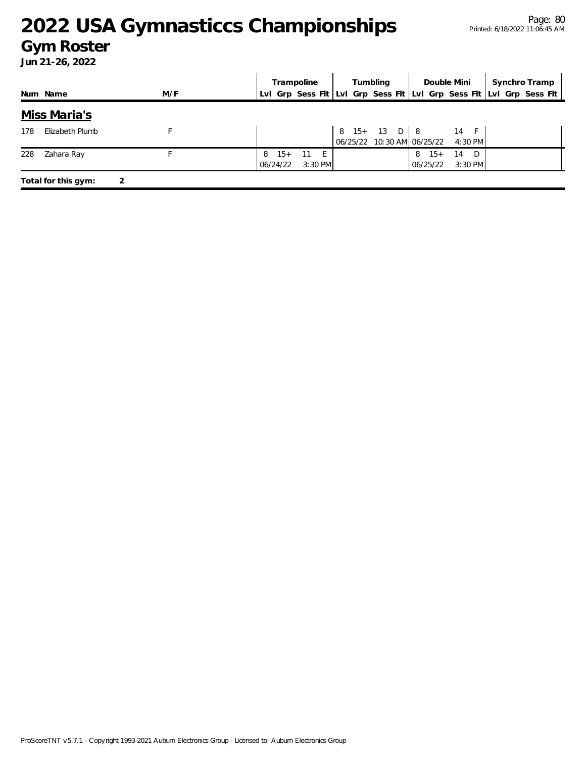# 2022 USA Gymnasticcs Championships

## Gym Roster

**Jun 21-26, 2022**

| Num | Name | M/F | Trampoline | | | | Tumbling | | | | Double Mini | | | | Synchro Tramp | | | |
|---|---|---|---|---|---|---|---|---|---|---|---|---|---|---|---|---|---|---|
| | | | Lvl | Grp | Sess | Flt | Lvl | Grp | Sess | Flt | Lvl | Grp | Sess | Flt | Lvl | Grp | Sess | Flt |
| **Miss Maria's** | | | | | | | | | | | | | | | | | | |
| 178 | Elizabeth Plumb | F | | | | | 8 | 15+ | 13 | D | 8 | | 14 | F | | | | |
| | | | | | | | 06/25/22 | | 10:30 AM | | 06/25/22 | | 4:30 PM | | | | | |
| 228 | Zahara Ray | F | 8 | 15+ | 11 | E | | | | | 8 | 15+ | 14 | D | | | | |
| | | | 06/24/22 | | 3:30 PM | | | | | | 06/25/22 | | 3:30 PM | | | | | |

**Total for this gym: 2**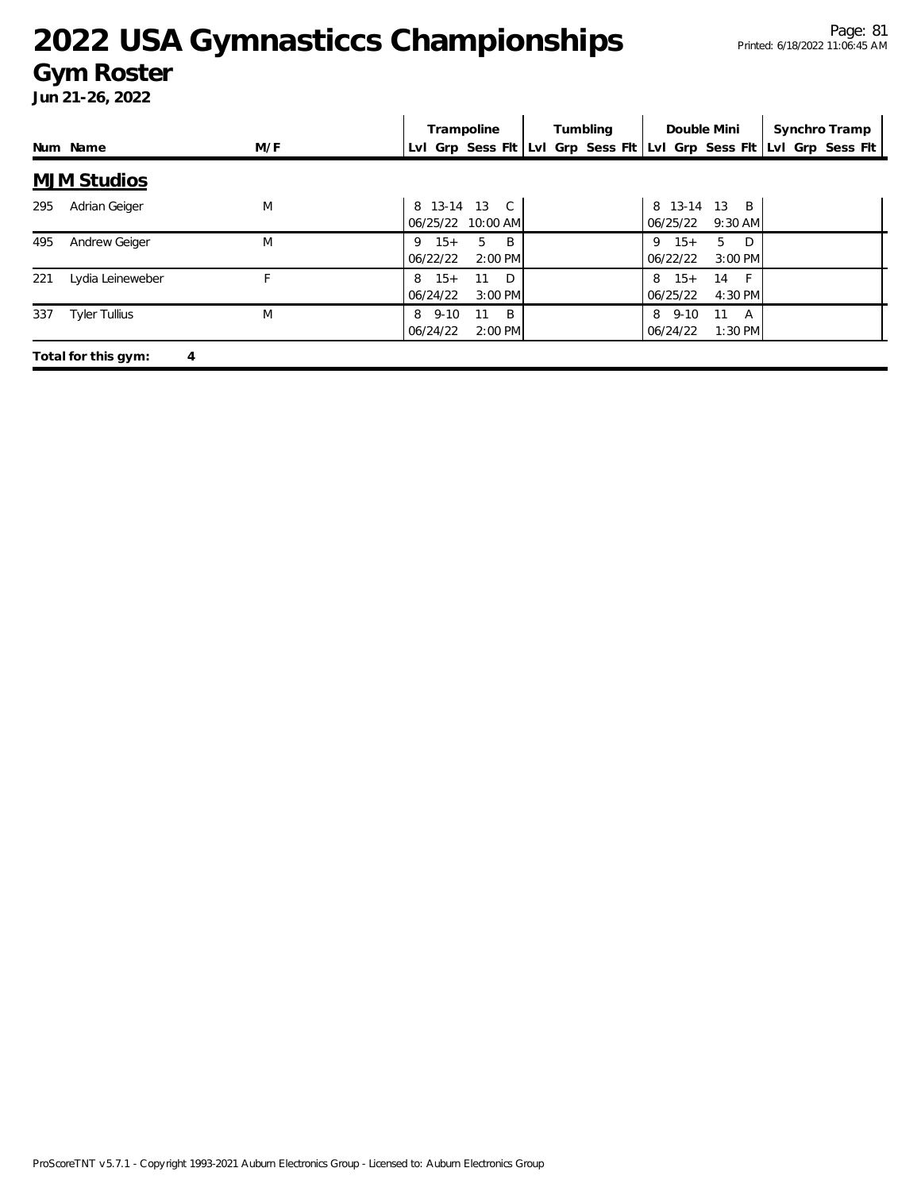# 2022 USA Gymnasticcs Championships

## Gym Roster

**Jun 21-26, 2022**

## MJM Studios

| Num | Name | M/F | Trampoline Lvl | Trampoline Grp | Trampoline Sess | Trampoline Flt | Tumbling Lvl | Tumbling Grp | Tumbling Sess | Tumbling Flt | Double Mini Lvl | Double Mini Grp | Double Mini Sess | Double Mini Flt | Synchro Tramp Lvl | Synchro Tramp Grp | Synchro Tramp Sess | Synchro Tramp Flt |
|---|---|---|---|---|---|---|---|---|---|---|---|---|---|---|---|---|---|---|
| 295 | Adrian Geiger | M | 8 | 13-14 | 13 | C | | | | | 8 | 13-14 | 13 | B | | | | |
| | | | 06/25/22 | | 10:00 AM | | | | | | 06/25/22 | | 9:30 AM | | | | | |
| 495 | Andrew Geiger | M | 9 | 15+ | 5 | B | | | | | 9 | 15+ | 5 | D | | | | |
| | | | 06/22/22 | | 2:00 PM | | | | | | 06/22/22 | | 3:00 PM | | | | | |
| 221 | Lydia Leineweber | F | 8 | 15+ | 11 | D | | | | | 8 | 15+ | 14 | F | | | | |
| | | | 06/24/22 | | 3:00 PM | | | | | | 06/25/22 | | 4:30 PM | | | | | |
| 337 | Tyler Tullius | M | 8 | 9-10 | 11 | B | | | | | 8 | 9-10 | 11 | A | | | | |
| | | | 06/24/22 | | 2:00 PM | | | | | | 06/24/22 | | 1:30 PM | | | | | |

**Total for this gym: 4**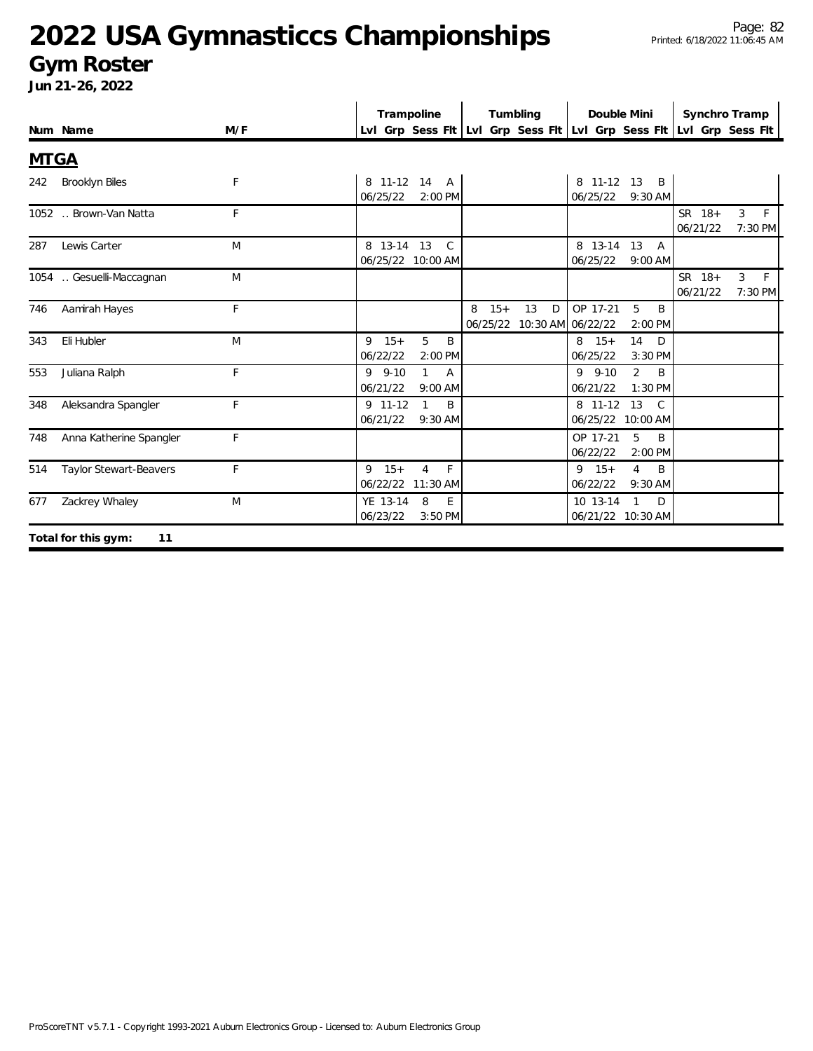# 2022 USA Gymnasticcs Championships

## Gym Roster

**Jun 21-26, 2022**

| Num | Name | M/F | Trampoline | | | | Tumbling | | | | Double Mini | | | | Synchro Tramp | | | |
|---|---|---|---|---|---|---|---|---|---|---|---|---|---|---|---|---|---|---|
| | | | Lvl | Grp | Sess | Flt | Lvl | Grp | Sess | Flt | Lvl | Grp | Sess | Flt | Lvl | Grp | Sess | Flt |

### MTGA

| Num | Name | M/F | Trampoline | Tumbling | Double Mini | Synchro Tramp |
|---|---|---|---|---|---|---|
| 242 | Brooklyn Biles | F | 8 11-12 14 A<br>06/25/22 2:00 PM | | 8 11-12 13 B<br>06/25/22 9:30 AM | |
| 1052 | .. Brown-Van Natta | F | | | | SR 18+ 3 F<br>06/21/22 7:30 PM |
| 287 | Lewis Carter | M | 8 13-14 13 C<br>06/25/22 10:00 AM | | 8 13-14 13 A<br>06/25/22 9:00 AM | |
| 1054 | .. Gesuelli-Maccagnan | M | | | | SR 18+ 3 F<br>06/21/22 7:30 PM |
| 746 | Aamirah Hayes | F | | 8 15+ 13 D<br>06/25/22 10:30 AM | OP 17-21 5 B<br>06/22/22 2:00 PM | |
| 343 | Eli Hubler | M | 9 15+ 5 B<br>06/22/22 2:00 PM | | 8 15+ 14 D<br>06/25/22 3:30 PM | |
| 553 | Juliana Ralph | F | 9 9-10 1 A<br>06/21/22 9:00 AM | | 9 9-10 2 B<br>06/21/22 1:30 PM | |
| 348 | Aleksandra Spangler | F | 9 11-12 1 B<br>06/21/22 9:30 AM | | 8 11-12 13 C<br>06/25/22 10:00 AM | |
| 748 | Anna Katherine Spangler | F | | | OP 17-21 5 B<br>06/22/22 2:00 PM | |
| 514 | Taylor Stewart-Beavers | F | 9 15+ 4 F<br>06/22/22 11:30 AM | | 9 15+ 4 B<br>06/22/22 9:30 AM | |
| 677 | Zackrey Whaley | M | YE 13-14 8 E<br>06/23/22 3:50 PM | | 10 13-14 1 D<br>06/21/22 10:30 AM | |

**Total for this gym: 11**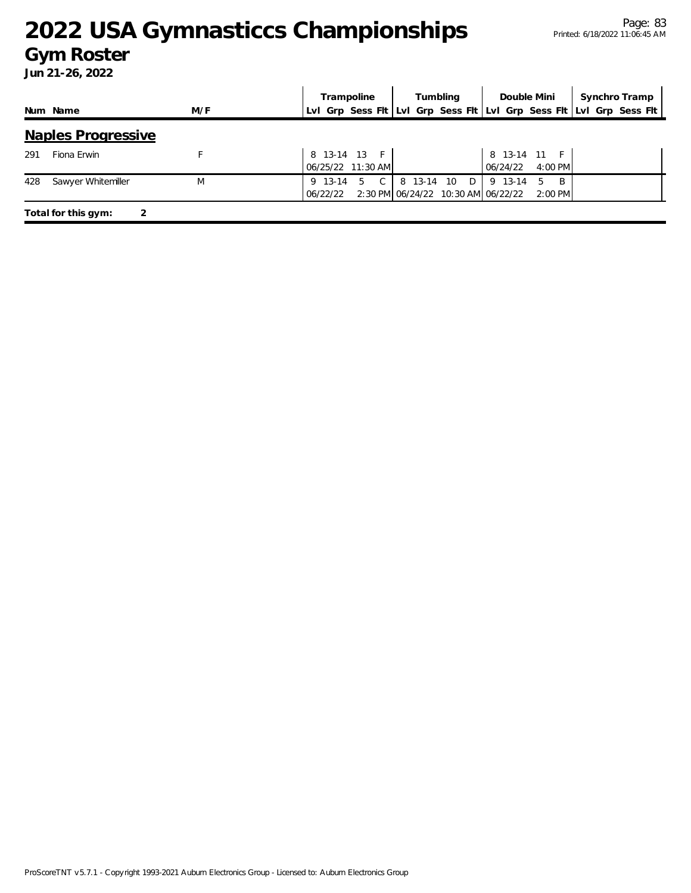# 2022 USA Gymnasticcs Championships

## Gym Roster

**Jun 21-26, 2022**

### Naples Progressive

| Num | Name | M/F | Trampoline Lvl | Trampoline Grp | Trampoline Sess | Trampoline Flt | Tumbling Lvl | Tumbling Grp | Tumbling Sess | Tumbling Flt | Double Mini Lvl | Double Mini Grp | Double Mini Sess | Double Mini Flt | Synchro Tramp Lvl | Synchro Tramp Grp | Synchro Tramp Sess | Synchro Tramp Flt |
|---|---|---|---|---|---|---|---|---|---|---|---|---|---|---|---|---|---|---|
| 291 | Fiona Erwin | F | 8 | 13-14 | 13 | F | | | | | 8 | 13-14 | 11 | F | | | | |
| | | | 06/25/22 | | 11:30 AM | | | | | | 06/24/22 | | 4:00 PM | | | | | |
| 428 | Sawyer Whitemiller | M | 9 | 13-14 | 5 | C | 8 | 13-14 | 10 | D | 9 | 13-14 | 5 | B | | | | |
| | | | 06/22/22 | | 2:30 PM | | 06/24/22 | | 10:30 AM | | 06/22/22 | | 2:00 PM | | | | | |

**Total for this gym: 2**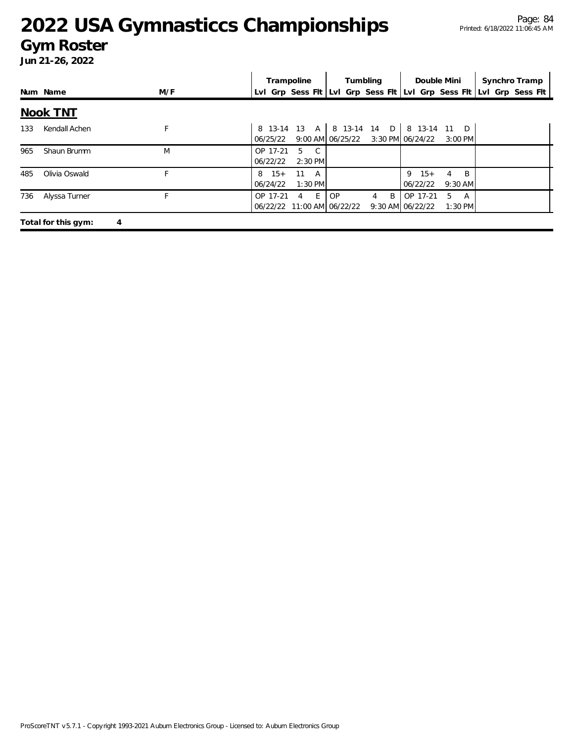# 2022 USA Gymnasticcs Championships

## Gym Roster

**Jun 21-26, 2022**

| Num | Name | M/F | Trampoline | | | | Tumbling | | | | Double Mini | | | | Synchro Tramp | | | |
|---|---|---|---|---|---|---|---|---|---|---|---|---|---|---|---|---|---|---|
| | | | Lvl | Grp | Sess | Flt | Lvl | Grp | Sess | Flt | Lvl | Grp | Sess | Flt | Lvl | Grp | Sess | Flt |

### Nook TNT

| Num | Name | M/F | Trampoline | | | | Tumbling | | | | Double Mini | | | | Synchro Tramp | | | |
|---|---|---|---|---|---|---|---|---|---|---|---|---|---|---|---|---|---|---|
| 133 | Kendall Achen | F | 8 | 13-14 | 13 | A | 8 | 13-14 | 14 | D | 8 | 13-14 | 11 | D | | | | |
| | | | 06/25/22 | | 9:00 AM | | 06/25/22 | | 3:30 PM | | 06/24/22 | | 3:00 PM | | | | | |
| 965 | Shaun Brumm | M | OP | 17-21 | 5 | C | | | | | | | | | | | | |
| | | | 06/22/22 | | 2:30 PM | | | | | | | | | | | | | |
| 485 | Olivia Oswald | F | 8 | 15+ | 11 | A | | | | | 9 | 15+ | 4 | B | | | | |
| | | | 06/24/22 | | 1:30 PM | | | | | | 06/22/22 | | 9:30 AM | | | | | |
| 736 | Alyssa Turner | F | OP | 17-21 | 4 | E | OP | | 4 | B | OP | 17-21 | 5 | A | | | | |
| | | | 06/22/22 | | 11:00 AM | | 06/22/22 | | 9:30 AM | | 06/22/22 | | 1:30 PM | | | | | |

**Total for this gym: 4**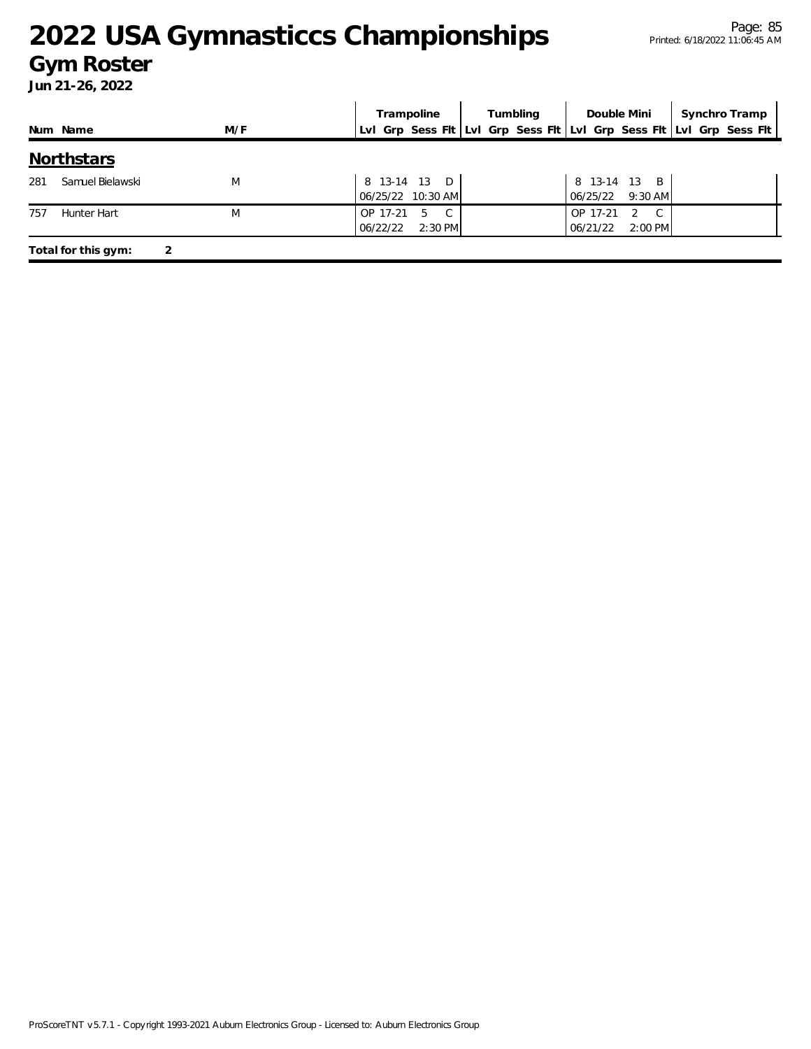# 2022 USA Gymnasticcs Championships

## Gym Roster

**Jun 21-26, 2022**

| Num | Name | M/F | Trampoline | | | | Tumbling | | | | Double Mini | | | | Synchro Tramp | | | |
|---|---|---|---|---|---|---|---|---|---|---|---|---|---|---|---|---|---|---|
| | | | Lvl | Grp | Sess | Flt | Lvl | Grp | Sess | Flt | Lvl | Grp | Sess | Flt | Lvl | Grp | Sess | Flt |

## Northstars

| Num | Name | M/F | Trampoline | | | | Tumbling | | | | Double Mini | | | | Synchro Tramp | | | |
|---|---|---|---|---|---|---|---|---|---|---|---|---|---|---|---|---|---|---|
| 281 | Samuel Bielawski | M | 8 | 13-14 | 13 | D | | | | | 8 | 13-14 | 13 | B | | | | |
| | | | 06/25/22 | | 10:30 AM | | | | | | 06/25/22 | | 9:30 AM | | | | | |
| 757 | Hunter Hart | M | OP | 17-21 | 5 | C | | | | | OP | 17-21 | 2 | C | | | | |
| | | | 06/22/22 | | 2:30 PM | | | | | | 06/21/22 | | 2:00 PM | | | | | |

**Total for this gym: 2**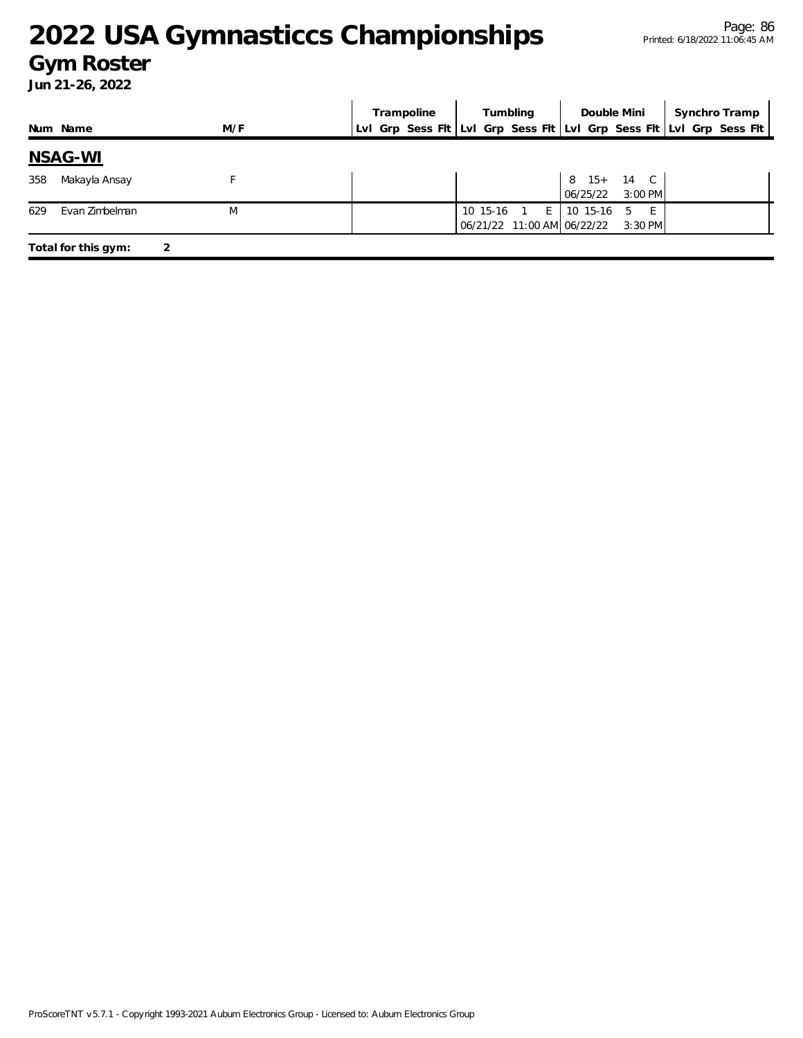# 2022 USA Gymnasticcs Championships

## Gym Roster

**Jun 21-26, 2022**

| Num | Name | M/F | Trampoline Lvl | Grp | Sess | Flt | Tumbling Lvl | Grp | Sess | Flt | Double Mini Lvl | Grp | Sess | Flt | Synchro Tramp Lvl | Grp | Sess | Flt |
|---|---|---|---|---|---|---|---|---|---|---|---|---|---|---|---|---|---|---|
| **NSAG-WI** | | | | | | | | | | | | | | | | | | |
| 358 | Makayla Ansay | F | | | | | | | | | 8 | 15+ | 14 | C | | | | |
| | | | | | | | | | | | 06/25/22 | | 3:00 PM | | | | | |
| 629 | Evan Zimbelman | M | | | | | 10 | 15-16 | 1 | E | 10 | 15-16 | 5 | E | | | | |
| | | | | | | | 06/21/22 | | 11:00 AM | | 06/22/22 | | 3:30 PM | | | | | |

**Total for this gym: 2**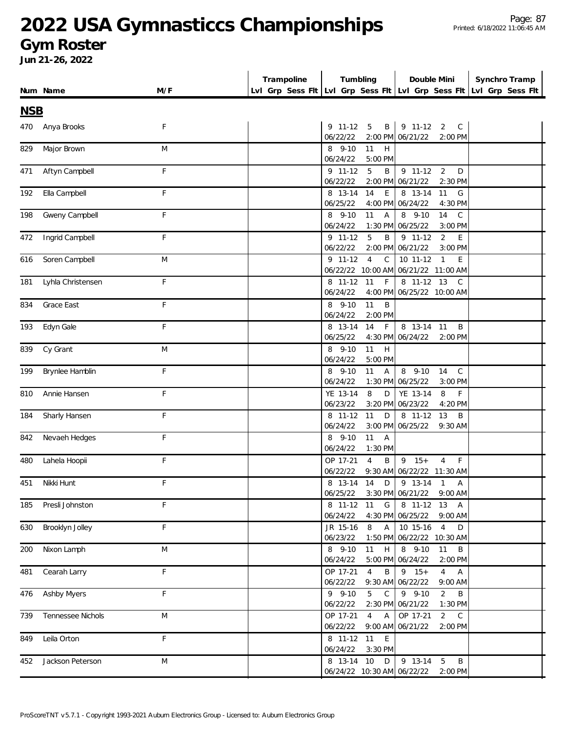# 2022 USA Gymnasticcs Championships

## Gym Roster

**Jun 21-26, 2022**

| Num | Name | M/F | Trampoline Lvl Grp Sess Flt | Tumbling Lvl Grp Sess Flt | Double Mini Lvl Grp Sess Flt | Synchro Tramp Lvl Grp Sess Flt |
|---|---|---|---|---|---|---|
| **NSB** | | | | | | |
| 470 | Anya Brooks | F | | 9 11-12 5 B 06/22/22 2:00 PM | 9 11-12 2 C 06/21/22 2:00 PM | |
| 829 | Major Brown | M | | 8 9-10 11 H 06/24/22 5:00 PM | | |
| 471 | Aftyn Campbell | F | | 9 11-12 5 B 06/22/22 2:00 PM | 9 11-12 2 D 06/21/22 2:30 PM | |
| 192 | Ella Campbell | F | | 8 13-14 14 E 06/25/22 4:00 PM | 8 13-14 11 G 06/24/22 4:30 PM | |
| 198 | Gweny Campbell | F | | 8 9-10 11 A 06/24/22 1:30 PM | 8 9-10 14 C 06/25/22 3:00 PM | |
| 472 | Ingrid Campbell | F | | 9 11-12 5 B 06/22/22 2:00 PM | 9 11-12 2 E 06/21/22 3:00 PM | |
| 616 | Soren Campbell | M | | 9 11-12 4 C 06/22/22 10:00 AM | 10 11-12 1 E 06/21/22 11:00 AM | |
| 181 | Lyhla Christensen | F | | 8 11-12 11 F 06/24/22 4:00 PM | 8 11-12 13 C 06/25/22 10:00 AM | |
| 834 | Grace East | F | | 8 9-10 11 B 06/24/22 2:00 PM | | |
| 193 | Edyn Gale | F | | 8 13-14 14 F 06/25/22 4:30 PM | 8 13-14 11 B 06/24/22 2:00 PM | |
| 839 | Cy Grant | M | | 8 9-10 11 H 06/24/22 5:00 PM | | |
| 199 | Brynlee Hamblin | F | | 8 9-10 11 A 06/24/22 1:30 PM | 8 9-10 14 C 06/25/22 3:00 PM | |
| 810 | Annie Hansen | F | | YE 13-14 8 D 06/23/22 3:20 PM | YE 13-14 8 F 06/23/22 4:20 PM | |
| 184 | Sharly Hansen | F | | 8 11-12 11 D 06/24/22 3:00 PM | 8 11-12 13 B 06/25/22 9:30 AM | |
| 842 | Nevaeh Hedges | F | | 8 9-10 11 A 06/24/22 1:30 PM | | |
| 480 | Lahela Hoopii | F | | OP 17-21 4 B 06/22/22 9:30 AM | 9 15+ 4 F 06/22/22 11:30 AM | |
| 451 | Nikki Hunt | F | | 8 13-14 14 D 06/25/22 3:30 PM | 9 13-14 1 A 06/21/22 9:00 AM | |
| 185 | Presli Johnston | F | | 8 11-12 11 G 06/24/22 4:30 PM | 8 11-12 13 A 06/25/22 9:00 AM | |
| 630 | Brooklyn Jolley | F | | JR 15-16 8 A 06/23/22 1:50 PM | 10 15-16 4 D 06/22/22 10:30 AM | |
| 200 | Nixon Lamph | M | | 8 9-10 11 H 06/24/22 5:00 PM | 8 9-10 11 B 06/24/22 2:00 PM | |
| 481 | Cearah Larry | F | | OP 17-21 4 B 06/22/22 9:30 AM | 9 15+ 4 A 06/22/22 9:00 AM | |
| 476 | Ashby Myers | F | | 9 9-10 5 C 06/22/22 2:30 PM | 9 9-10 2 B 06/21/22 1:30 PM | |
| 739 | Tennessee Nichols | M | | OP 17-21 4 A 06/22/22 9:00 AM | OP 17-21 2 C 06/21/22 2:00 PM | |
| 849 | Leila Orton | F | | 8 11-12 11 E 06/24/22 3:30 PM | | |
| 452 | Jackson Peterson | M | | 8 13-14 10 D 06/24/22 10:30 AM | 9 13-14 5 B 06/22/22 2:00 PM | |

ProScoreTNT v5.7.1 - Copyright 1993-2021 Auburn Electronics Group - Licensed to: Auburn Electronics Group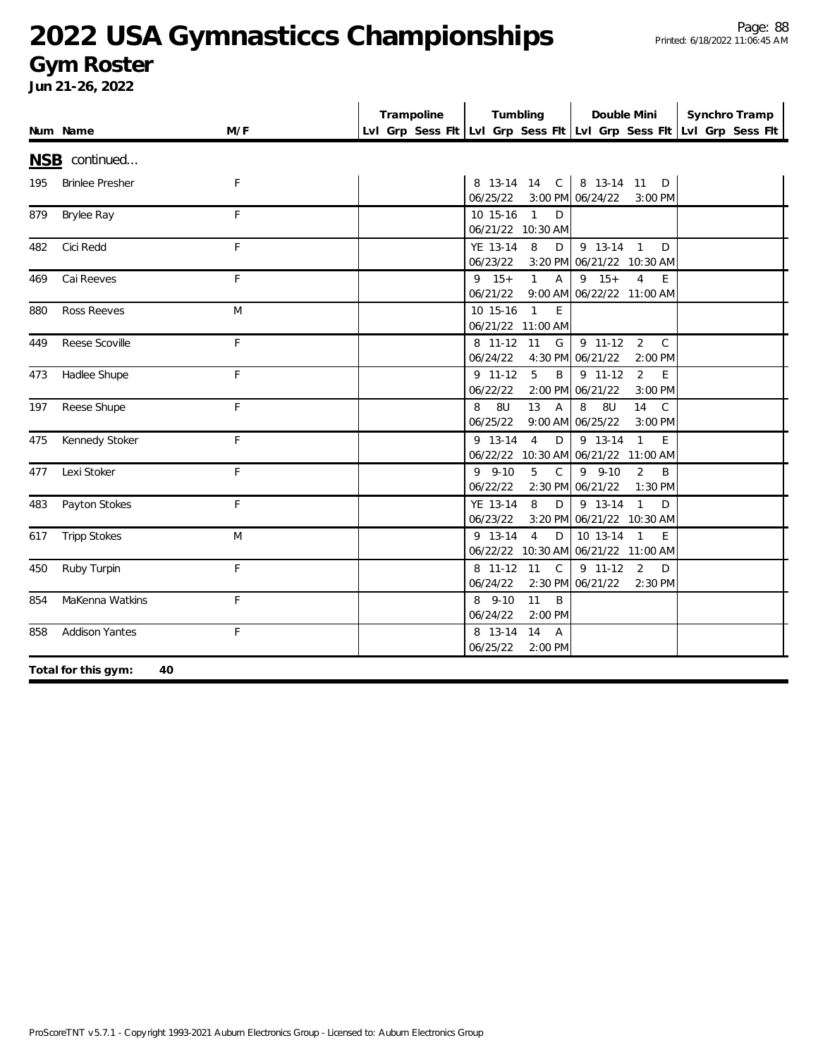# 2022 USA Gymnasticcs Championships

## Gym Roster

**Jun 21-26, 2022**

| Num | Name | M/F | Trampoline Lvl | Grp | Sess | Flt | Tumbling Lvl | Grp | Sess | Flt | Double Mini Lvl | Grp | Sess | Flt | Synchro Tramp Lvl | Grp | Sess | Flt |
|---|---|---|---|---|---|---|---|---|---|---|---|---|---|---|---|---|---|---|
| **NSB** continued... | | | | | | | | | | | | | | | | | | |
| 195 | Brinlee Presher | F | | | | | 8 | 13-14 | 14 | C | 8 | 13-14 | 11 | D | | | | |
| | | | | | | | 06/25/22 | | | 3:00 PM | 06/24/22 | | | 3:00 PM | | | | |
| 879 | Brylee Ray | F | | | | | 10 | 15-16 | 1 | D | | | | | | | | |
| | | | | | | | 06/21/22 | | | 10:30 AM | | | | | | | | |
| 482 | Cici Redd | F | | | | | YE | 13-14 | 8 | D | 9 | 13-14 | 1 | D | | | | |
| | | | | | | | 06/23/22 | | | 3:20 PM | 06/21/22 | | | 10:30 AM | | | | |
| 469 | Cai Reeves | F | | | | | 9 | 15+ | 1 | A | 9 | 15+ | 4 | E | | | | |
| | | | | | | | 06/21/22 | | | 9:00 AM | 06/22/22 | | | 11:00 AM | | | | |
| 880 | Ross Reeves | M | | | | | 10 | 15-16 | 1 | E | | | | | | | | |
| | | | | | | | 06/21/22 | | | 11:00 AM | | | | | | | | |
| 449 | Reese Scoville | F | | | | | 8 | 11-12 | 11 | G | 9 | 11-12 | 2 | C | | | | |
| | | | | | | | 06/24/22 | | | 4:30 PM | 06/21/22 | | | 2:00 PM | | | | |
| 473 | Hadlee Shupe | F | | | | | 9 | 11-12 | 5 | B | 9 | 11-12 | 2 | E | | | | |
| | | | | | | | 06/22/22 | | | 2:00 PM | 06/21/22 | | | 3:00 PM | | | | |
| 197 | Reese Shupe | F | | | | | 8 | 8U | 13 | A | 8 | 8U | 14 | C | | | | |
| | | | | | | | 06/25/22 | | | 9:00 AM | 06/25/22 | | | 3:00 PM | | | | |
| 475 | Kennedy Stoker | F | | | | | 9 | 13-14 | 4 | D | 9 | 13-14 | 1 | E | | | | |
| | | | | | | | 06/22/22 | | | 10:30 AM | 06/21/22 | | | 11:00 AM | | | | |
| 477 | Lexi Stoker | F | | | | | 9 | 9-10 | 5 | C | 9 | 9-10 | 2 | B | | | | |
| | | | | | | | 06/22/22 | | | 2:30 PM | 06/21/22 | | | 1:30 PM | | | | |
| 483 | Payton Stokes | F | | | | | YE | 13-14 | 8 | D | 9 | 13-14 | 1 | D | | | | |
| | | | | | | | 06/23/22 | | | 3:20 PM | 06/21/22 | | | 10:30 AM | | | | |
| 617 | Tripp Stokes | M | | | | | 9 | 13-14 | 4 | D | 10 | 13-14 | 1 | E | | | | |
| | | | | | | | 06/22/22 | | | 10:30 AM | 06/21/22 | | | 11:00 AM | | | | |
| 450 | Ruby Turpin | F | | | | | 8 | 11-12 | 11 | C | 9 | 11-12 | 2 | D | | | | |
| | | | | | | | 06/24/22 | | | 2:30 PM | 06/21/22 | | | 2:30 PM | | | | |
| 854 | MaKenna Watkins | F | | | | | 8 | 9-10 | 11 | B | | | | | | | | |
| | | | | | | | 06/24/22 | | | 2:00 PM | | | | | | | | |
| 858 | Addison Yantes | F | | | | | 8 | 13-14 | 14 | A | | | | | | | | |
| | | | | | | | 06/25/22 | | | 2:00 PM | | | | | | | | |

**Total for this gym: 40**

ProScoreTNT v5.7.1 - Copyright 1993-2021 Auburn Electronics Group - Licensed to: Auburn Electronics Group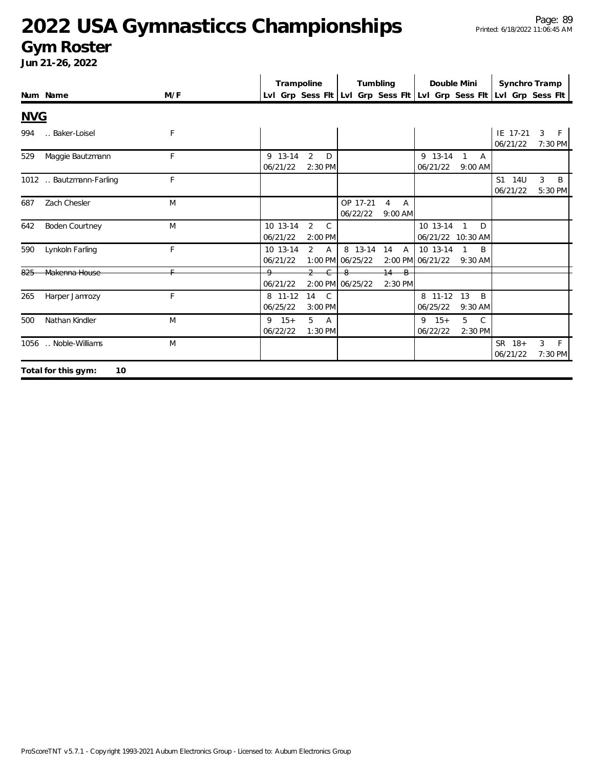# 2022 USA Gymnasticcs Championships

## Gym Roster

**Jun 21-26, 2022**

| Num | Name | M/F | Trampoline Lvl | Trampoline Grp | Trampoline Sess | Trampoline Flt | Tumbling Lvl | Tumbling Grp | Tumbling Sess | Tumbling Flt | Double Mini Lvl | Double Mini Grp | Double Mini Sess | Double Mini Flt | Synchro Tramp Lvl | Synchro Tramp Grp | Synchro Tramp Sess | Synchro Tramp Flt |
|---|---|---|---|---|---|---|---|---|---|---|---|---|---|---|---|---|---|---|
| **NVG** | | | | | | | | | | | | | | | | | | |
| 994 | .. Baker-Loisel | F | | | | | | | | | | | | | IE | 17-21 | 3 | F |
| | | | | | | | | | | | | | | | 06/21/22 | | 7:30 PM | |
| 529 | Maggie Bautzmann | F | 9 | 13-14 | 2 | D | | | | | 9 | 13-14 | 1 | A | | | | |
| | | | 06/21/22 | | 2:30 PM | | | | | | 06/21/22 | | 9:00 AM | | | | | |
| 1012 | .. Bautzmann-Farling | F | | | | | | | | | | | | | S1 | 14U | 3 | B |
| | | | | | | | | | | | | | | | 06/21/22 | | 5:30 PM | |
| 687 | Zach Chesler | M | | | | | OP | 17-21 | 4 | A | | | | | | | | |
| | | | | | | | 06/22/22 | | 9:00 AM | | | | | | | | | |
| 642 | Boden Courtney | M | 10 | 13-14 | 2 | C | | | | | 10 | 13-14 | 1 | D | | | | |
| | | | 06/21/22 | | 2:00 PM | | | | | | 06/21/22 | | 10:30 AM | | | | | |
| 590 | Lynkoln Farling | F | 10 | 13-14 | 2 | A | 8 | 13-14 | 14 | A | 10 | 13-14 | 1 | B | | | | |
| | | | 06/21/22 | | 1:00 PM | | 06/25/22 | | 2:00 PM | | 06/21/22 | | 9:30 AM | | | | | |
| ~~825~~ | ~~Makenna House~~ | ~~F~~ | ~~9~~ | | ~~2~~ | ~~C~~ | ~~8~~ | | ~~14~~ | ~~B~~ | | | | | | | | |
| | | | 06/21/22 | | 2:00 PM | | 06/25/22 | | 2:30 PM | | | | | | | | | |
| 265 | Harper Jamrozy | F | 8 | 11-12 | 14 | C | | | | | 8 | 11-12 | 13 | B | | | | |
| | | | 06/25/22 | | 3:00 PM | | | | | | 06/25/22 | | 9:30 AM | | | | | |
| 500 | Nathan Kindler | M | 9 | 15+ | 5 | A | | | | | 9 | 15+ | 5 | C | | | | |
| | | | 06/22/22 | | 1:30 PM | | | | | | 06/22/22 | | 2:30 PM | | | | | |
| 1056 | .. Noble-Williams | M | | | | | | | | | | | | | SR | 18+ | 3 | F |
| | | | | | | | | | | | | | | | 06/21/22 | | 7:30 PM | |

**Total for this gym: 10**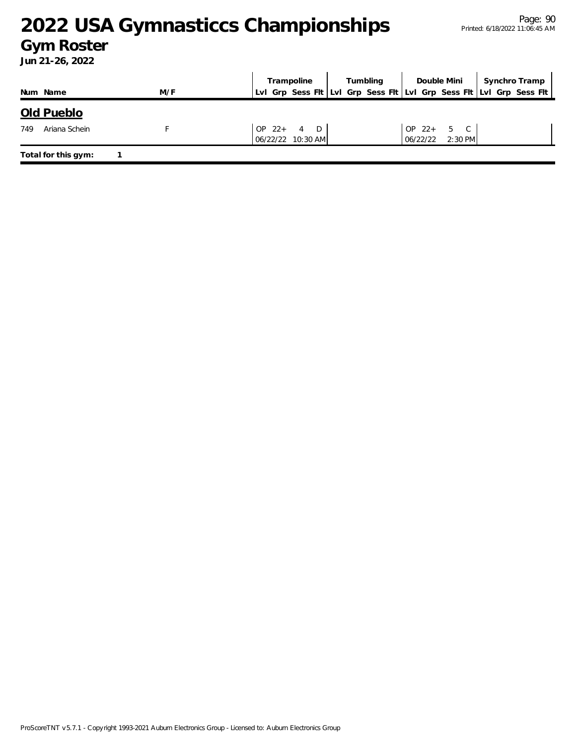# 2022 USA Gymnasticcs Championships

## Gym Roster

**Jun 21-26, 2022**

| Num | Name | M/F | Trampoline | | | | Tumbling | | | | Double Mini | | | | Synchro Tramp | | | |
|---|---|---|---|---|---|---|---|---|---|---|---|---|---|---|---|---|---|---|
| | | | Lvl | Grp | Sess | Flt | Lvl | Grp | Sess | Flt | Lvl | Grp | Sess | Flt | Lvl | Grp | Sess | Flt |

### Old Pueblo

| Num | Name | M/F | Trampoline | | | | Tumbling | | | | Double Mini | | | | Synchro Tramp | | | |
|---|---|---|---|---|---|---|---|---|---|---|---|---|---|---|---|---|---|---|
| 749 | Ariana Schein | F | OP | 22+ | 4 | D | | | | | OP | 22+ | 5 | C | | | | |
| | | | 06/22/22 10:30 AM | | | | | | | | 06/22/22 2:30 PM | | | | | | | |

**Total for this gym:** 1

ProScoreTNT v5.7.1 - Copyright 1993-2021 Auburn Electronics Group - Licensed to: Auburn Electronics Group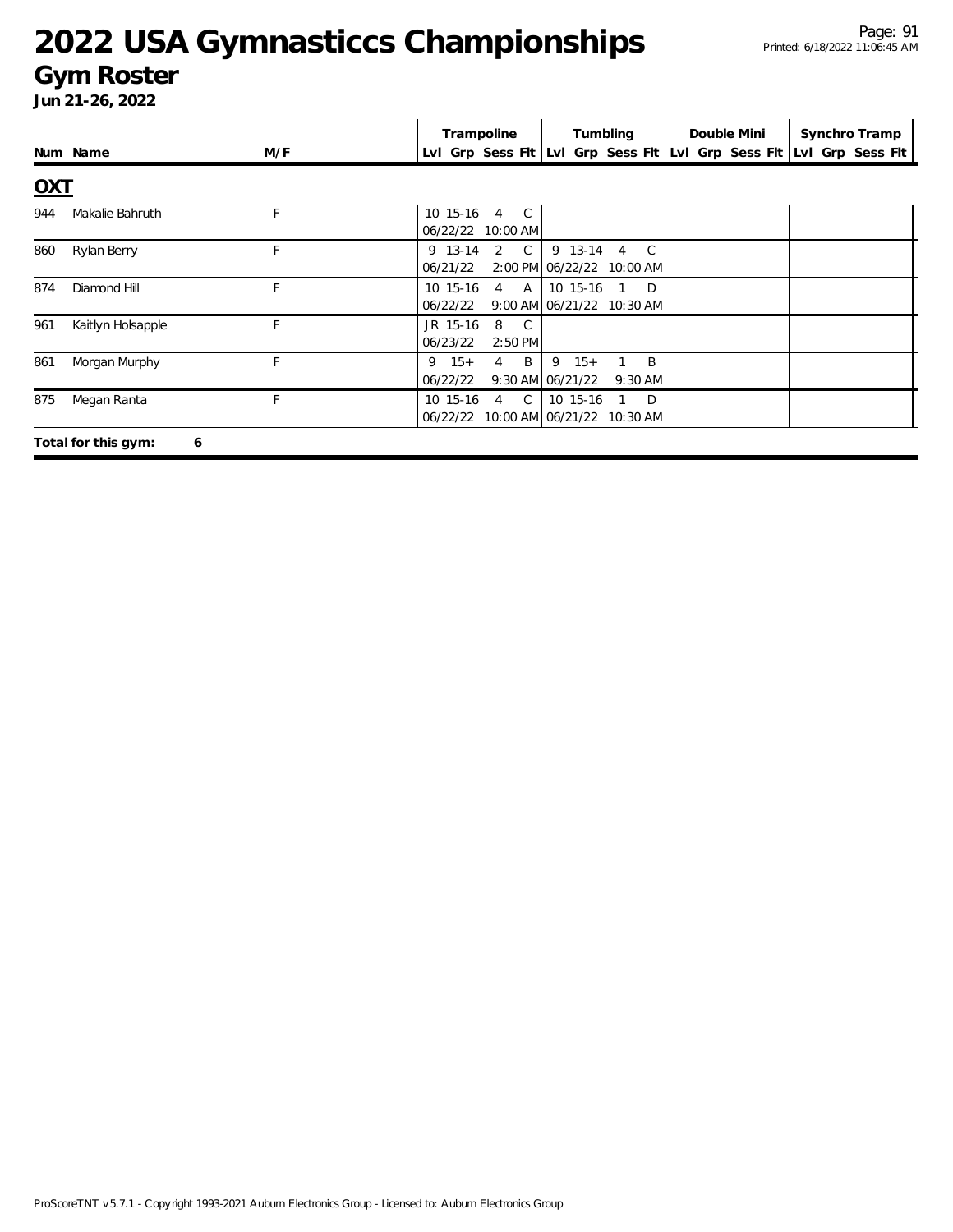# 2022 USA Gymnasticcs Championships

## Gym Roster

**Jun 21-26, 2022**

| Num | Name | M/F | Trampoline | | | | Tumbling | | | | Double Mini | | | | Synchro Tramp | | | |
|---|---|---|---|---|---|---|---|---|---|---|---|---|---|---|---|---|---|---|
| | | | Lvl | Grp | Sess | Flt | Lvl | Grp | Sess | Flt | Lvl | Grp | Sess | Flt | Lvl | Grp | Sess | Flt |

**OXT**

| Num | Name | M/F | Trampoline | Tumbling | Double Mini | Synchro Tramp |
|---|---|---|---|---|---|---|
| 944 | Makalie Bahruth | F | 10 15-16 4 C 06/22/22 10:00 AM | | | |
| 860 | Rylan Berry | F | 9 13-14 2 C 06/21/22 2:00 PM | 9 13-14 4 C 06/22/22 10:00 AM | | |
| 874 | Diamond Hill | F | 10 15-16 4 A 06/22/22 9:00 AM | 10 15-16 1 D 06/21/22 10:30 AM | | |
| 961 | Kaitlyn Holsapple | F | JR 15-16 8 C 06/23/22 2:50 PM | | | |
| 861 | Morgan Murphy | F | 9 15+ 4 B 06/22/22 9:30 AM | 9 15+ 1 B 06/21/22 9:30 AM | | |
| 875 | Megan Ranta | F | 10 15-16 4 C 06/22/22 10:00 AM | 10 15-16 1 D 06/21/22 10:30 AM | | |

**Total for this gym: 6**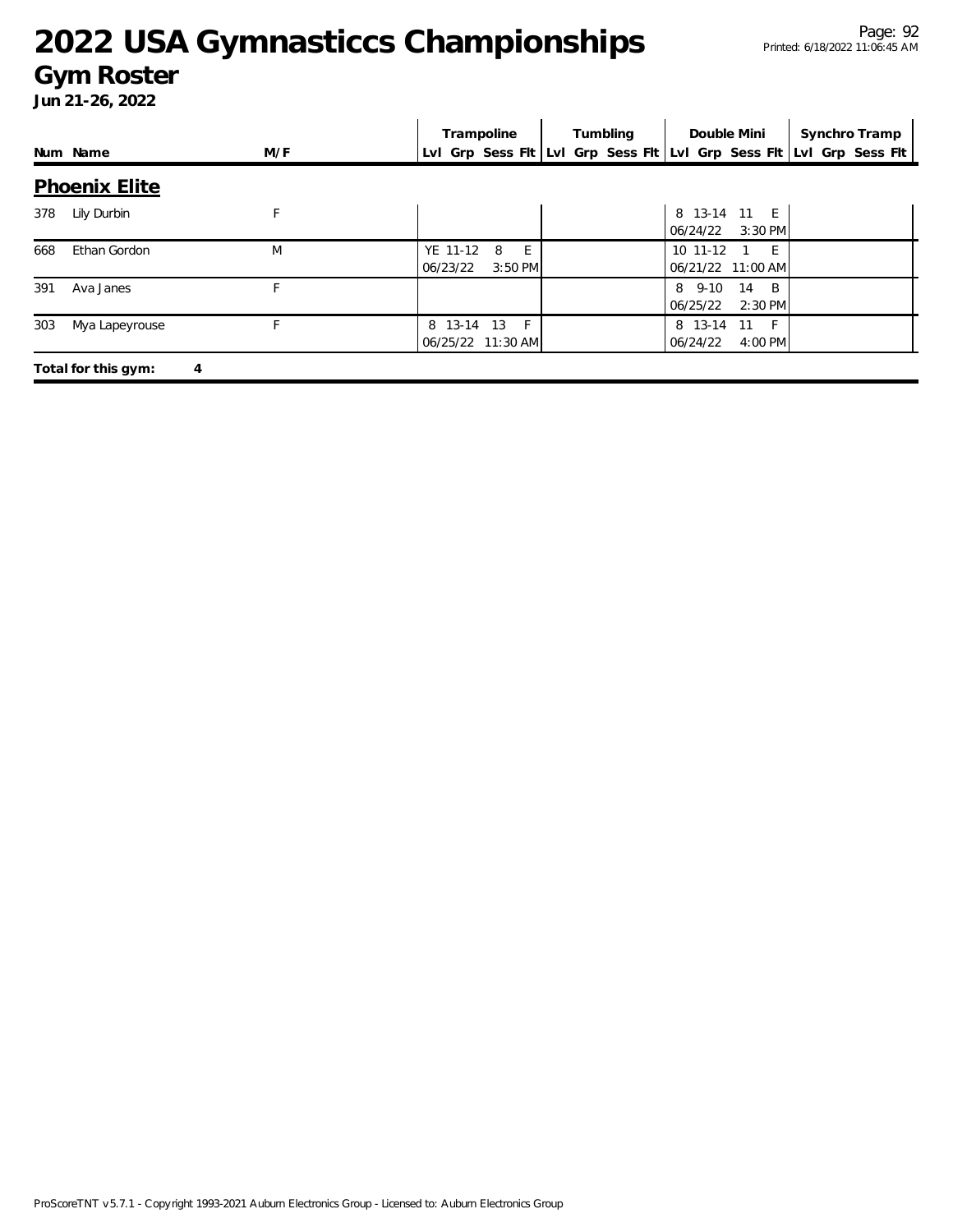# 2022 USA Gymnasticcs Championships

## Gym Roster

**Jun 21-26, 2022**

### Phoenix Elite

| Num | Name | M/F | Trampoline | | | | Tumbling | | | | Double Mini | | | | Synchro Tramp | | | |
|---|---|---|---|---|---|---|---|---|---|---|---|---|---|---|---|---|---|---|
| | | | Lvl | Grp | Sess | Flt | Lvl | Grp | Sess | Flt | Lvl | Grp | Sess | Flt | Lvl | Grp | Sess | Flt |
| 378 | Lily Durbin | F | | | | | | | | | 8 | 13-14 | 11 | E | | | | |
| | | | | | | | | | | | 06/24/22 | | 3:30 PM | | | | | |
| 668 | Ethan Gordon | M | YE | 11-12 | 8 | E | | | | | 10 | 11-12 | 1 | E | | | | |
| | | | 06/23/22 | | 3:50 PM | | | | | | 06/21/22 | | 11:00 AM | | | | | |
| 391 | Ava Janes | F | | | | | | | | | 8 | 9-10 | 14 | B | | | | |
| | | | | | | | | | | | 06/25/22 | | 2:30 PM | | | | | |
| 303 | Mya Lapeyrouse | F | 8 | 13-14 | 13 | F | | | | | 8 | 13-14 | 11 | F | | | | |
| | | | 06/25/22 | | 11:30 AM | | | | | | 06/24/22 | | 4:00 PM | | | | | |

**Total for this gym: 4**

ProScoreTNT v5.7.1 - Copyright 1993-2021 Auburn Electronics Group - Licensed to: Auburn Electronics Group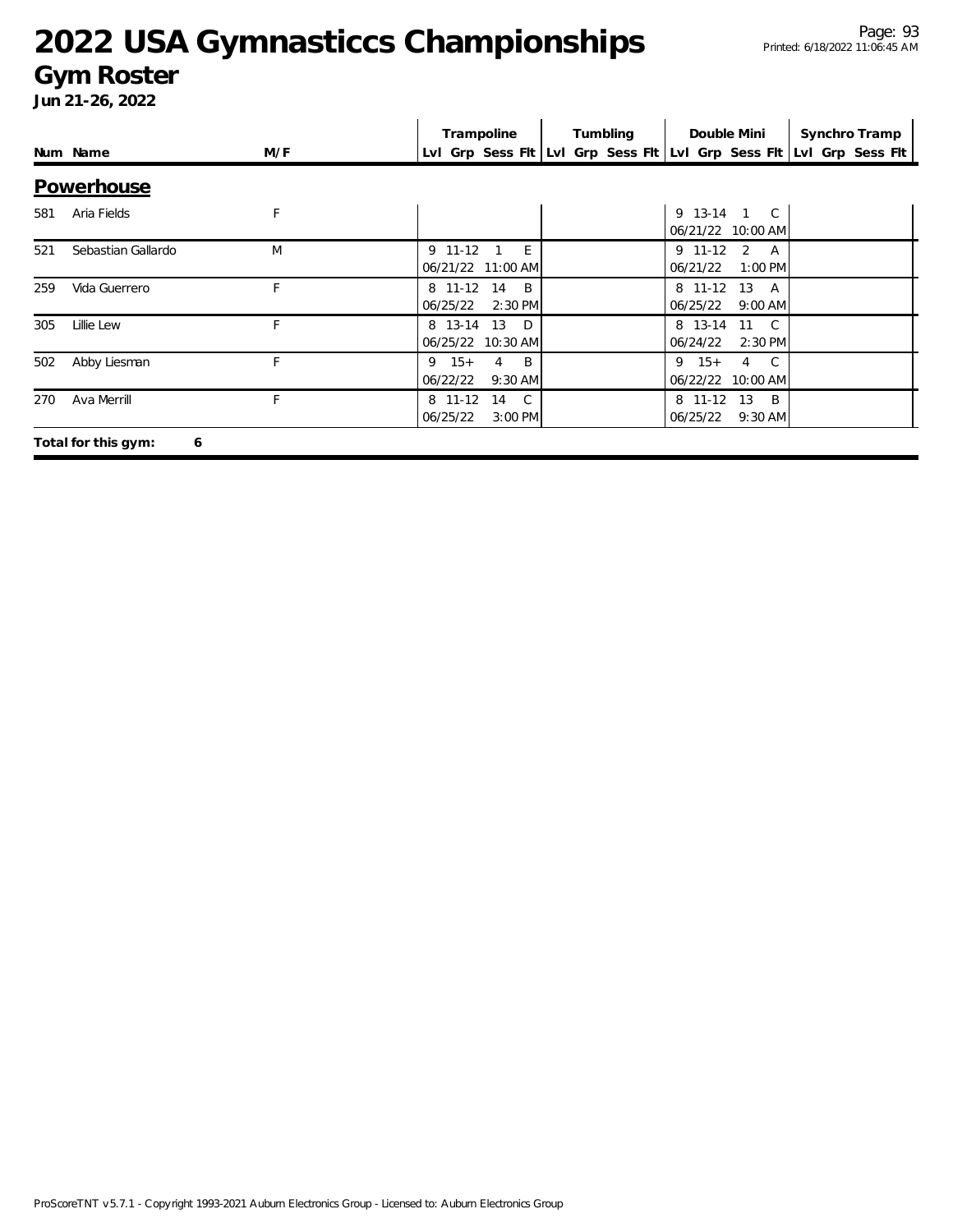# 2022 USA Gymnasticcs Championships

## Gym Roster

**Jun 21-26, 2022**

| Num | Name | M/F | Trampoline<br>Lvl Grp Sess Flt | Tumbling<br>Lvl Grp Sess Flt | Double Mini<br>Lvl Grp Sess Flt | Synchro Tramp<br>Lvl Grp Sess Flt |
|---|---|---|---|---|---|---|

### Powerhouse

| Num | Name | M/F | Trampoline | Tumbling | Double Mini | Synchro Tramp |
|---|---|---|---|---|---|---|
| 581 | Aria Fields | F | | | 9 13-14 1 C<br>06/21/22 10:00 AM | |
| 521 | Sebastian Gallardo | M | 9 11-12 1 E<br>06/21/22 11:00 AM | | 9 11-12 2 A<br>06/21/22 1:00 PM | |
| 259 | Vida Guerrero | F | 8 11-12 14 B<br>06/25/22 2:30 PM | | 8 11-12 13 A<br>06/25/22 9:00 AM | |
| 305 | Lillie Lew | F | 8 13-14 13 D<br>06/25/22 10:30 AM | | 8 13-14 11 C<br>06/24/22 2:30 PM | |
| 502 | Abby Liesman | F | 9 15+ 4 B<br>06/22/22 9:30 AM | | 9 15+ 4 C<br>06/22/22 10:00 AM | |
| 270 | Ava Merrill | F | 8 11-12 14 C<br>06/25/22 3:00 PM | | 8 11-12 13 B<br>06/25/22 9:30 AM | |

**Total for this gym: 6**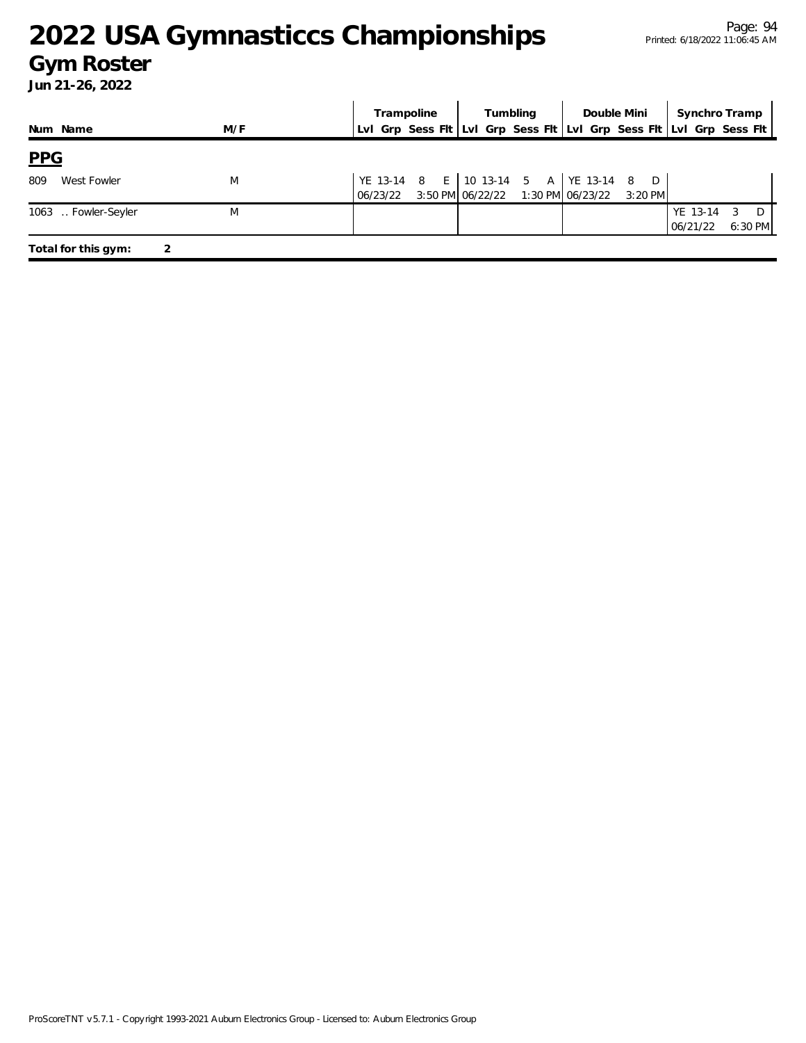# 2022 USA Gymnasticcs Championships

## Gym Roster

**Jun 21-26, 2022**

| Num | Name | M/F | Trampoline Lvl | Trampoline Grp | Trampoline Sess | Trampoline Flt | Tumbling Lvl | Tumbling Grp | Tumbling Sess | Tumbling Flt | Double Mini Lvl | Double Mini Grp | Double Mini Sess | Double Mini Flt | Synchro Tramp Lvl | Synchro Tramp Grp | Synchro Tramp Sess | Synchro Tramp Flt |
|---|---|---|---|---|---|---|---|---|---|---|---|---|---|---|---|---|---|---|
| **PPG** | | | | | | | | | | | | | | | | | | |
| 809 | West Fowler | M | YE | 13-14 | 8 | E | 10 | 13-14 | 5 | A | YE | 13-14 | 8 | D | | | | |
| | | | 06/23/22 | | | 3:50 PM | 06/22/22 | | | 1:30 PM | 06/23/22 | | | 3:20 PM | | | | |
| 1063 | .. Fowler-Seyler | M | | | | | | | | | | | | | YE | 13-14 | 3 | D |
| | | | | | | | | | | | | | | | 06/21/22 | | | 6:30 PM |

**Total for this gym: 2**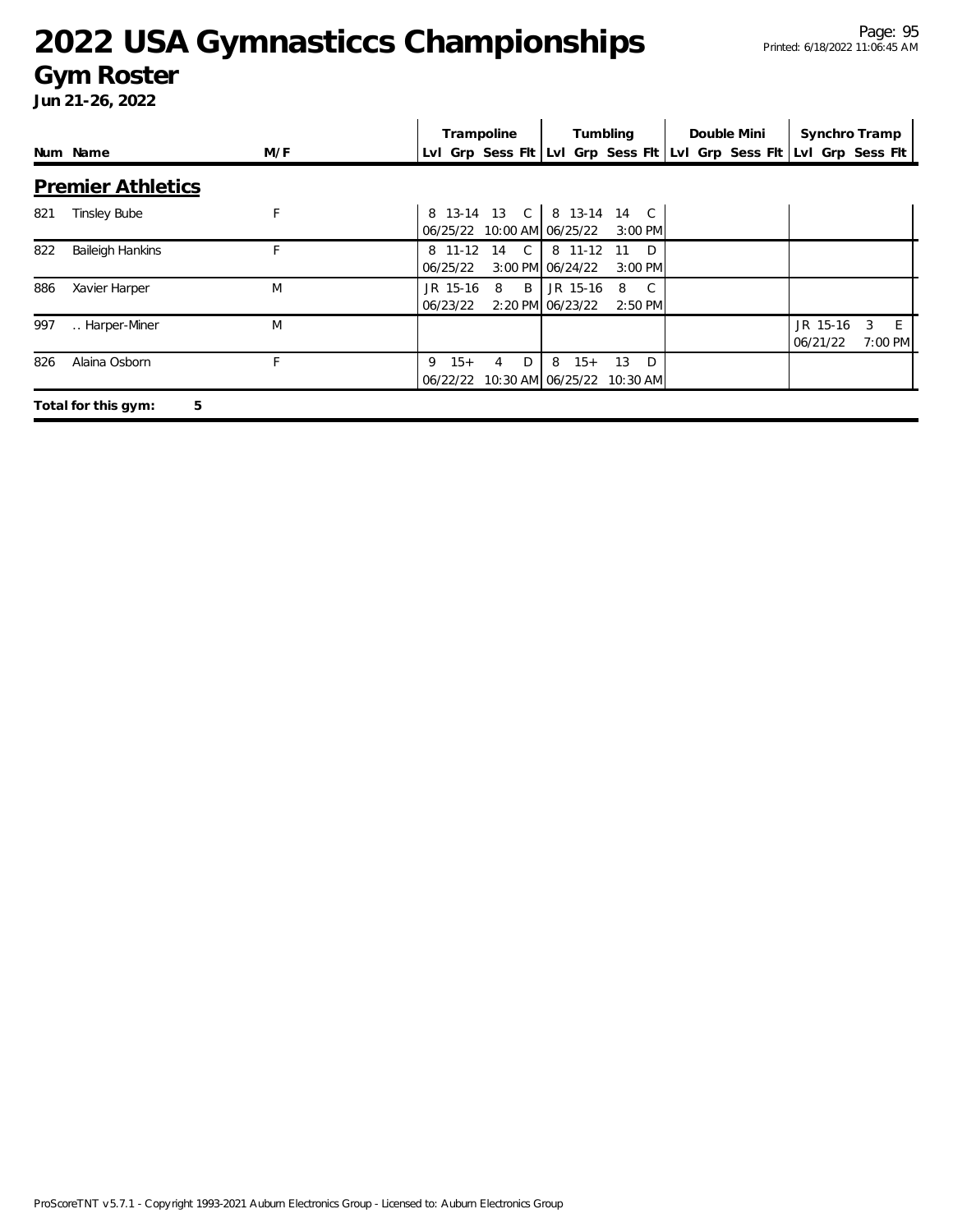# 2022 USA Gymnasticcs Championships

## Gym Roster

**Jun 21-26, 2022**

| Num | Name | M/F | Trampoline | | | | Tumbling | | | | Double Mini | | | | Synchro Tramp | | | |
|---|---|---|---|---|---|---|---|---|---|---|---|---|---|---|---|---|---|---|
| | | | Lvl | Grp | Sess | Flt | Lvl | Grp | Sess | Flt | Lvl | Grp | Sess | Flt | Lvl | Grp | Sess | Flt |

### Premier Athletics

| Num | Name | M/F | Trampoline | | | | Tumbling | | | | Double Mini | | | | Synchro Tramp | | | |
|---|---|---|---|---|---|---|---|---|---|---|---|---|---|---|---|---|---|---|
| 821 | Tinsley Bube | F | 8 | 13-14 | 13 | C | 8 | 13-14 | 14 | C | | | | | | | | |
| | | | 06/25/22 | | 10:00 AM | | 06/25/22 | | 3:00 PM | | | | | | | | | |
| 822 | Baileigh Hankins | F | 8 | 11-12 | 14 | C | 8 | 11-12 | 11 | D | | | | | | | | |
| | | | 06/25/22 | | 3:00 PM | | 06/24/22 | | 3:00 PM | | | | | | | | | |
| 886 | Xavier Harper | M | JR | 15-16 | 8 | B | JR | 15-16 | 8 | C | | | | | | | | |
| | | | 06/23/22 | | 2:20 PM | | 06/23/22 | | 2:50 PM | | | | | | | | | |
| 997 | .. Harper-Miner | M | | | | | | | | | | | | | JR | 15-16 | 3 | E |
| | | | | | | | | | | | | | | | 06/21/22 | | 7:00 PM | |
| 826 | Alaina Osborn | F | 9 | 15+ | 4 | D | 8 | 15+ | 13 | D | | | | | | | | |
| | | | 06/22/22 | | 10:30 AM | | 06/25/22 | | 10:30 AM | | | | | | | | | |

**Total for this gym: 5**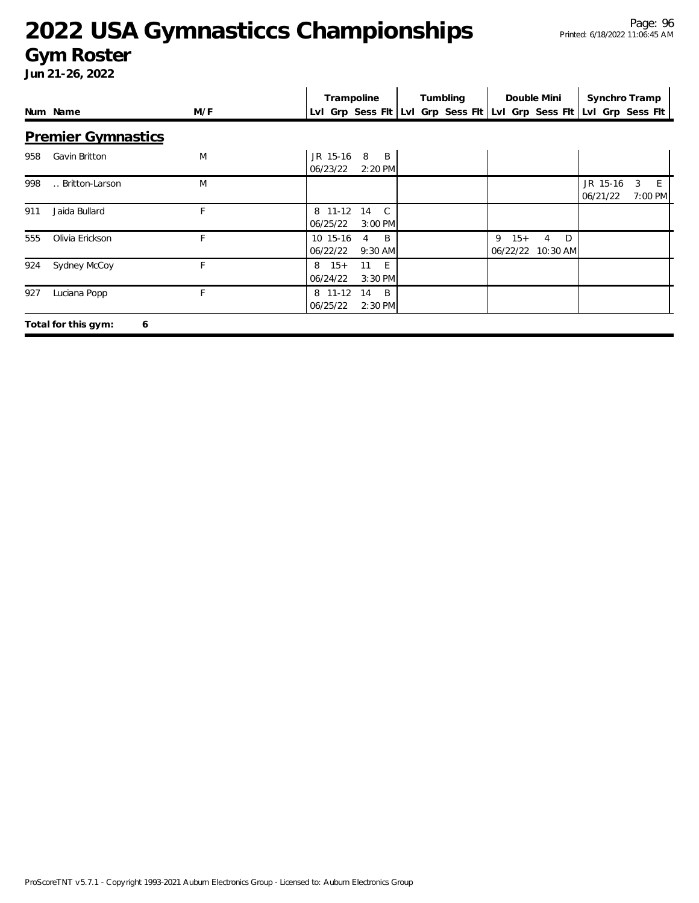# 2022 USA Gymnasticcs Championships

## Gym Roster

**Jun 21-26, 2022**

### Premier Gymnastics

| Num | Name | M/F | Trampoline Lvl | Trampoline Grp | Trampoline Sess | Trampoline Flt | Tumbling Lvl | Tumbling Grp | Tumbling Sess | Tumbling Flt | Double Mini Lvl | Double Mini Grp | Double Mini Sess | Double Mini Flt | Synchro Tramp Lvl | Synchro Tramp Grp | Synchro Tramp Sess | Synchro Tramp Flt |
|---|---|---|---|---|---|---|---|---|---|---|---|---|---|---|---|---|---|---|
| 958 | Gavin Britton | M | JR | 15-16 | 8 | B | | | | | | | | | | | | |
| | | | 06/23/22 | | | 2:20 PM | | | | | | | | | | | | |
| 998 | .. Britton-Larson | M | | | | | | | | | | | | | JR | 15-16 | 3 | E |
| | | | | | | | | | | | | | | | 06/21/22 | | | 7:00 PM |
| 911 | Jaida Bullard | F | 8 | 11-12 | 14 | C | | | | | | | | | | | | |
| | | | 06/25/22 | | | 3:00 PM | | | | | | | | | | | | |
| 555 | Olivia Erickson | F | 10 | 15-16 | 4 | B | | | | | 9 | 15+ | 4 | D | | | | |
| | | | 06/22/22 | | | 9:30 AM | | | | | 06/22/22 | | | 10:30 AM | | | | |
| 924 | Sydney McCoy | F | 8 | 15+ | 11 | E | | | | | | | | | | | | |
| | | | 06/24/22 | | | 3:30 PM | | | | | | | | | | | | |
| 927 | Luciana Popp | F | 8 | 11-12 | 14 | B | | | | | | | | | | | | |
| | | | 06/25/22 | | | 2:30 PM | | | | | | | | | | | | |

**Total for this gym: 6**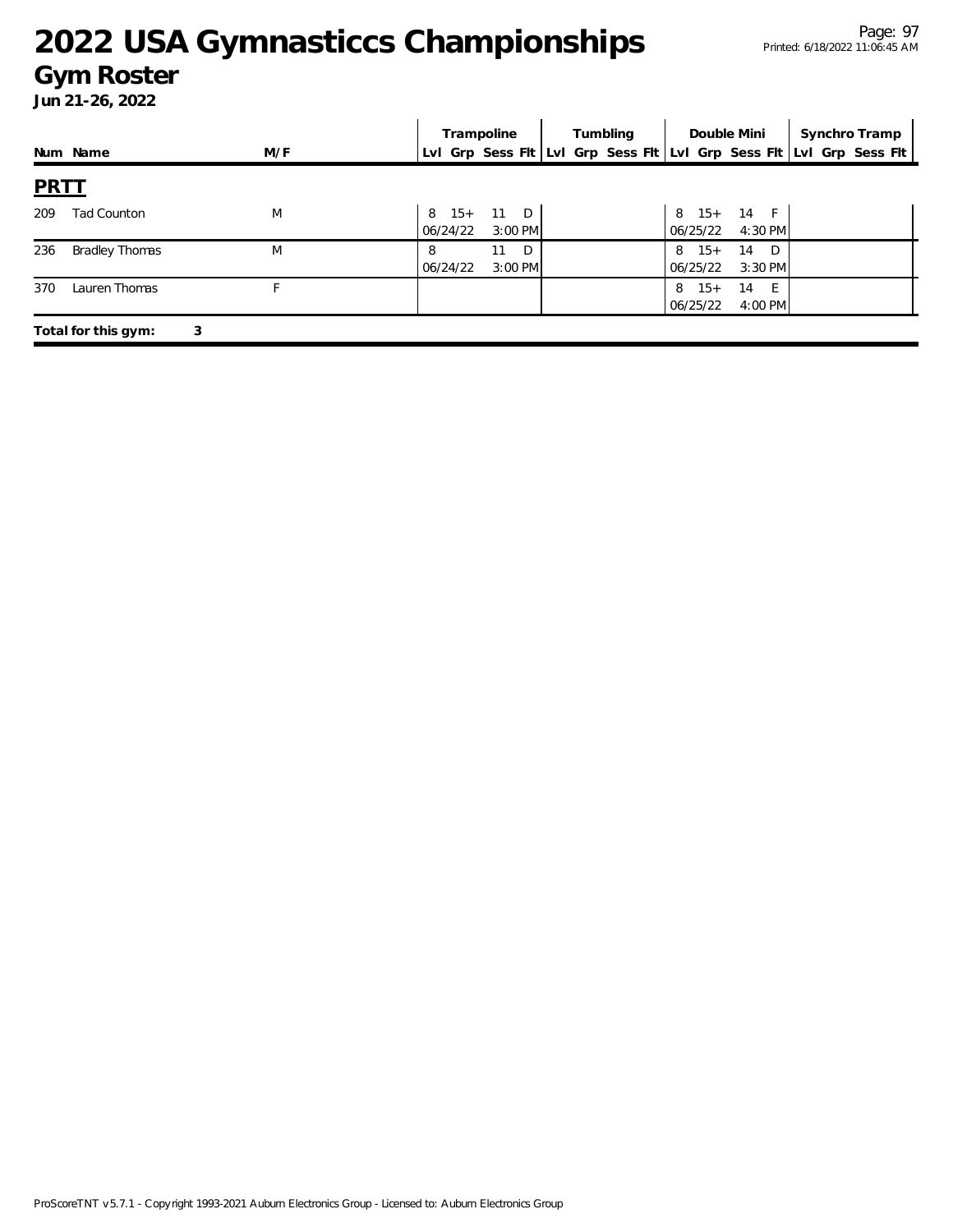# 2022 USA Gymnasticcs Championships

## Gym Roster

**Jun 21-26, 2022**

| Num | Name | M/F | Trampoline | | | | Tumbling | | | | Double Mini | | | | Synchro Tramp | | | |
|---|---|---|---|---|---|---|---|---|---|---|---|---|---|---|---|---|---|---|
| | | | Lvl | Grp | Sess | Flt | Lvl | Grp | Sess | Flt | Lvl | Grp | Sess | Flt | Lvl | Grp | Sess | Flt |

### PRTT

| Num | Name | M/F | Trampoline | | | | Tumbling | | | | Double Mini | | | | Synchro Tramp | | | |
|---|---|---|---|---|---|---|---|---|---|---|---|---|---|---|---|---|---|---|
| | | | Lvl | Grp | Sess | Flt | Lvl | Grp | Sess | Flt | Lvl | Grp | Sess | Flt | Lvl | Grp | Sess | Flt |
| 209 | Tad Counton | M | 8 | 15+ | 11 | D | | | | | 8 | 15+ | 14 | F | | | | |
| | | | 06/24/22 | | 3:00 PM | | | | | | 06/25/22 | | 4:30 PM | | | | | |
| 236 | Bradley Thomas | M | 8 | | 11 | D | | | | | 8 | 15+ | 14 | D | | | | |
| | | | 06/24/22 | | 3:00 PM | | | | | | 06/25/22 | | 3:30 PM | | | | | |
| 370 | Lauren Thomas | F | | | | | | | | | 8 | 15+ | 14 | E | | | | |
| | | | | | | | | | | | 06/25/22 | | 4:00 PM | | | | | |

**Total for this gym: 3**

ProScoreTNT v5.7.1 - Copyright 1993-2021 Auburn Electronics Group - Licensed to: Auburn Electronics Group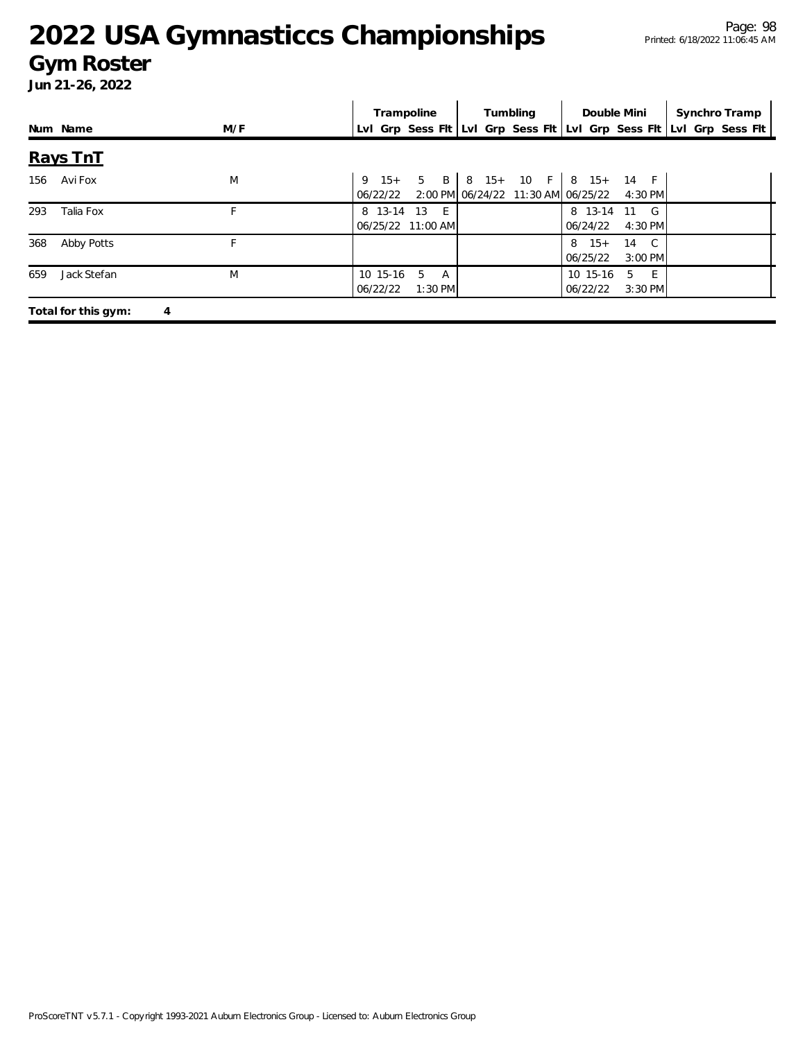# 2022 USA Gymnasticcs Championships

## Gym Roster

**Jun 21-26, 2022**

## Rays TnT

| Num | Name | M/F | Trampoline | | | | Tumbling | | | | Double Mini | | | | Synchro Tramp | | | |
|---|---|---|---|---|---|---|---|---|---|---|---|---|---|---|---|---|---|---|
| | | | Lvl | Grp | Sess | Flt | Lvl | Grp | Sess | Flt | Lvl | Grp | Sess | Flt | Lvl | Grp | Sess | Flt |
| 156 | Avi Fox | M | 9 | 15+ | 5 | B | 8 | 15+ | 10 | F | 8 | 15+ | 14 | F | | | | |
| | | | 06/22/22 | | 2:00 PM | | 06/24/22 | | 11:30 AM | | 06/25/22 | | 4:30 PM | | | | | |
| 293 | Talia Fox | F | 8 | 13-14 | 13 | E | | | | | 8 | 13-14 | 11 | G | | | | |
| | | | 06/25/22 | | 11:00 AM | | | | | | 06/24/22 | | 4:30 PM | | | | | |
| 368 | Abby Potts | F | | | | | | | | | 8 | 15+ | 14 | C | | | | |
| | | | | | | | | | | | 06/25/22 | | 3:00 PM | | | | | |
| 659 | Jack Stefan | M | 10 | 15-16 | 5 | A | | | | | 10 | 15-16 | 5 | E | | | | |
| | | | 06/22/22 | | 1:30 PM | | | | | | 06/22/22 | | 3:30 PM | | | | | |

**Total for this gym: 4**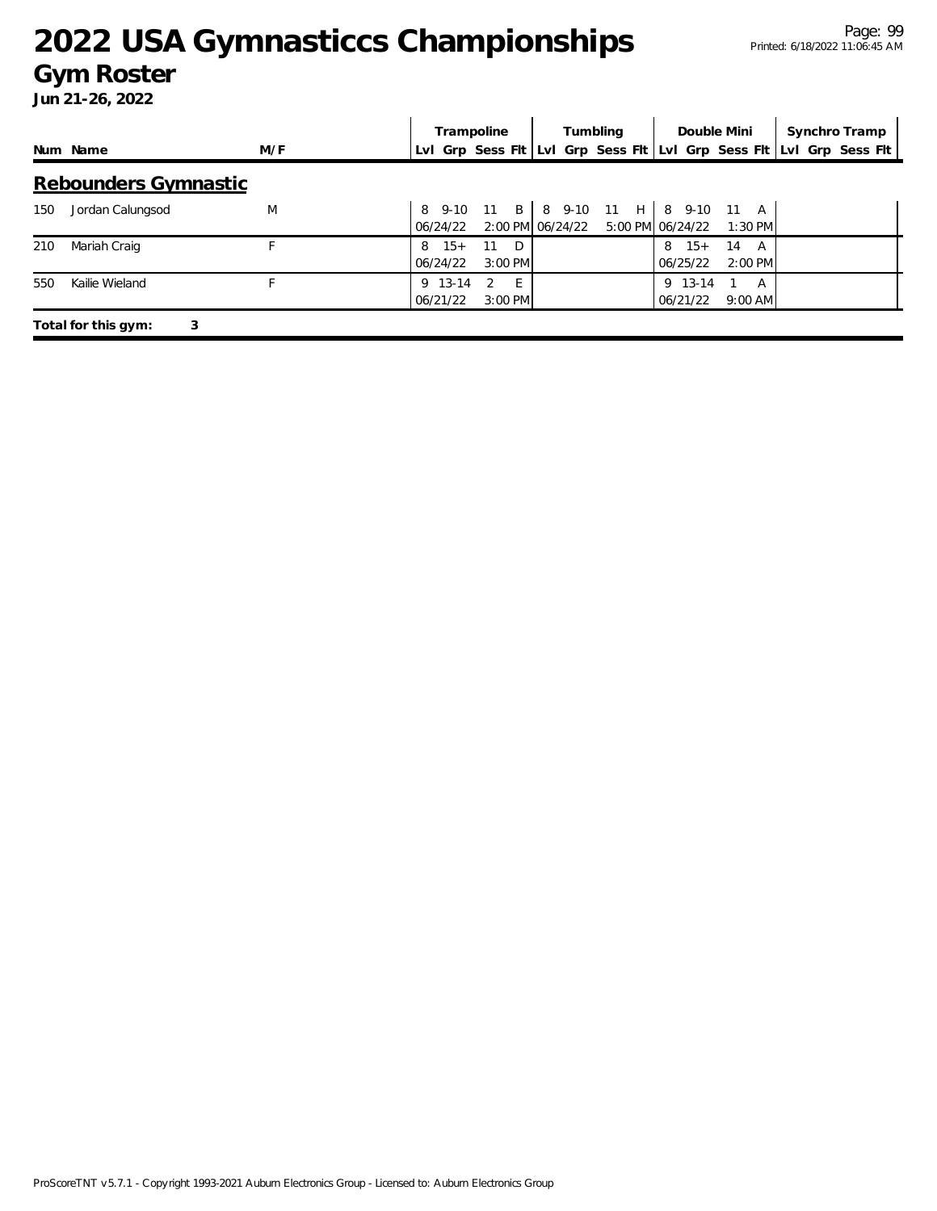# 2022 USA Gymnasticcs Championships

## Gym Roster

**Jun 21-26, 2022**

## Rebounders Gymnastic

| Num | Name | M/F | Trampoline Lvl | Trampoline Grp | Trampoline Sess | Trampoline Flt | Tumbling Lvl | Tumbling Grp | Tumbling Sess | Tumbling Flt | Double Mini Lvl | Double Mini Grp | Double Mini Sess | Double Mini Flt | Synchro Tramp Lvl | Synchro Tramp Grp | Synchro Tramp Sess | Synchro Tramp Flt |
|---|---|---|---|---|---|---|---|---|---|---|---|---|---|---|---|---|---|---|
| 150 | Jordan Calungsod | M | 8 | 9-10 | 11 | B | 8 | 9-10 | 11 | H | 8 | 9-10 | 11 | A | | | | |
| | | | 06/24/22 | | 2:00 PM | | 06/24/22 | | 5:00 PM | | 06/24/22 | | 1:30 PM | | | | | |
| 210 | Mariah Craig | F | 8 | 15+ | 11 | D | | | | | 8 | 15+ | 14 | A | | | | |
| | | | 06/24/22 | | 3:00 PM | | | | | | 06/25/22 | | 2:00 PM | | | | | |
| 550 | Kailie Wieland | F | 9 | 13-14 | 2 | E | | | | | 9 | 13-14 | 1 | A | | | | |
| | | | 06/21/22 | | 3:00 PM | | | | | | 06/21/22 | | 9:00 AM | | | | | |

**Total for this gym: 3**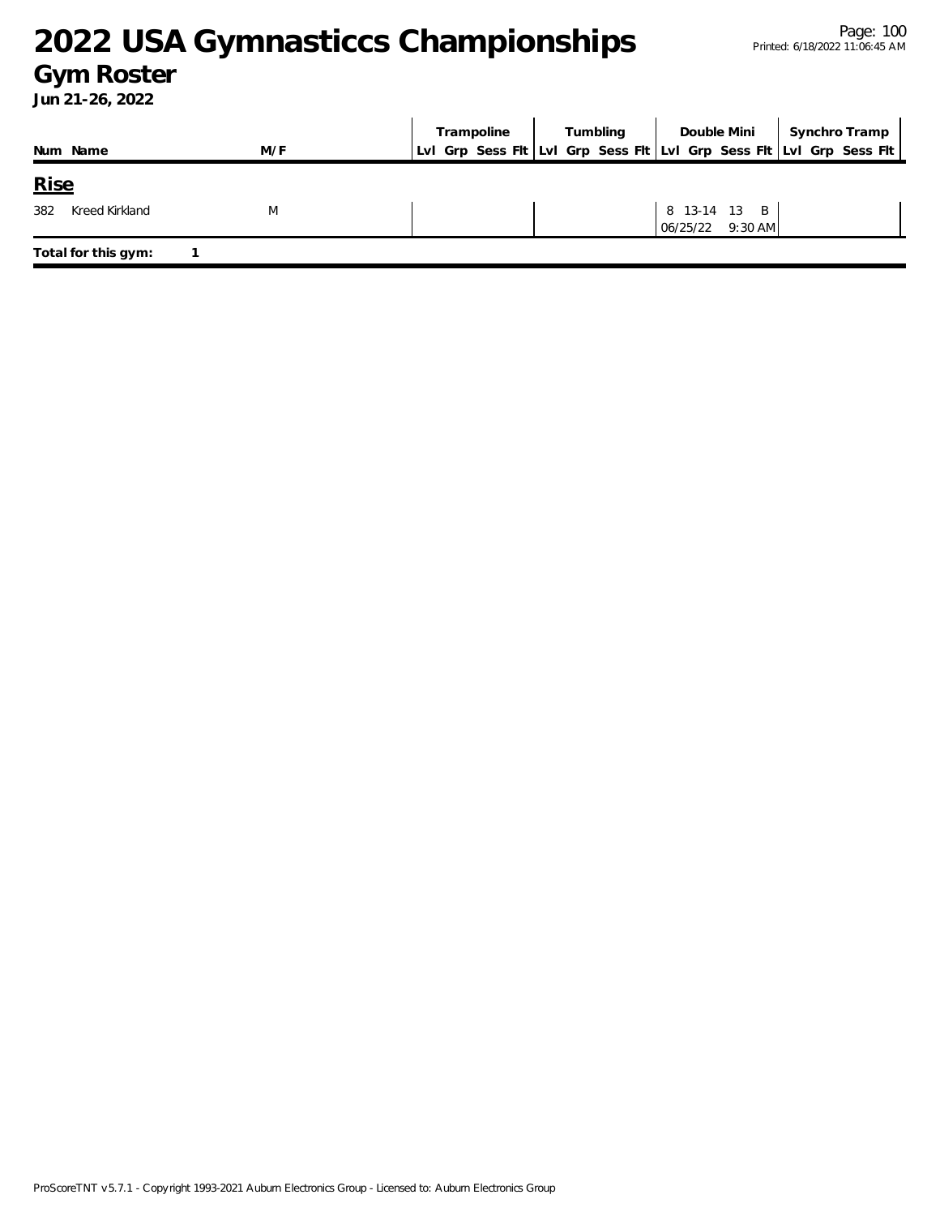# 2022 USA Gymnasticcs Championships

## Gym Roster

**Jun 21-26, 2022**

| Num | Name | M/F | Trampoline Lvl | Trampoline Grp | Trampoline Sess | Trampoline Flt | Tumbling Lvl | Tumbling Grp | Tumbling Sess | Tumbling Flt | Double Mini Lvl | Double Mini Grp | Double Mini Sess | Double Mini Flt | Synchro Tramp Lvl | Synchro Tramp Grp | Synchro Tramp Sess | Synchro Tramp Flt |
|---|---|---|---|---|---|---|---|---|---|---|---|---|---|---|---|---|---|---|
| **Rise** | | | | | | | | | | | | | | | | | | |
| 382 | Kreed Kirkland | M | | | | | | | | | 8 | 13-14 | 13 | B | | | | |
| | | | | | | | | | | | 06/25/22 | | 9:30 AM | | | | | |

**Total for this gym:** 1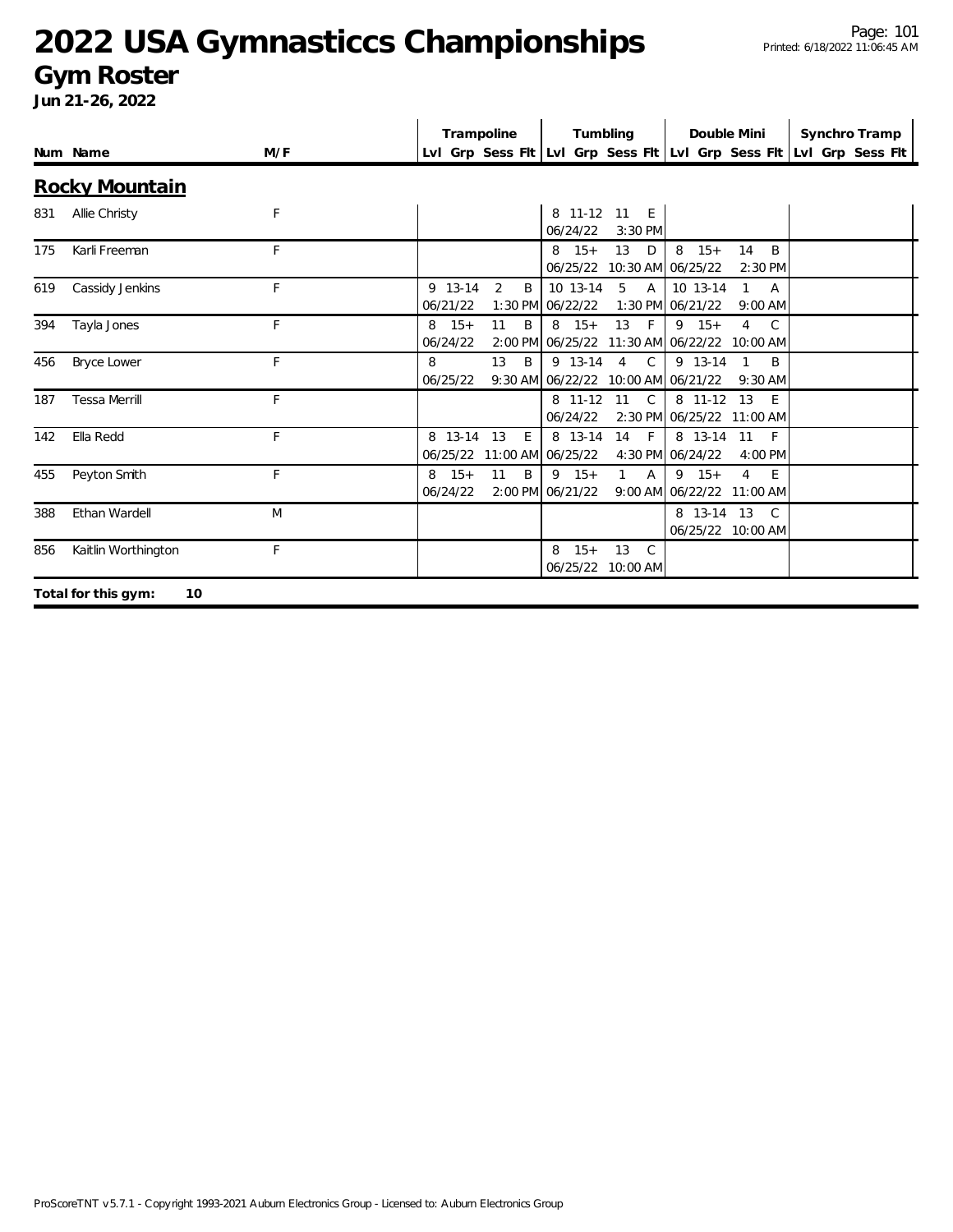# 2022 USA Gymnasticcs Championships

## Gym Roster

**Jun 21-26, 2022**

### Rocky Mountain

| Num | Name | M/F | Trampoline | | | | Tumbling | | | | Double Mini | | | | Synchro Tramp | | | |
|---|---|---|---|---|---|---|---|---|---|---|---|---|---|---|---|---|---|---|
| | | | Lvl | Grp | Sess | Flt | Lvl | Grp | Sess | Flt | Lvl | Grp | Sess | Flt | Lvl | Grp | Sess | Flt |
| 831 | Allie Christy | F | | | | | 8 | 11-12 | 11 | E | | | | | | | | |
| | | | | | | | 06/24/22 | | 3:30 PM | | | | | | | | | |
| 175 | Karli Freeman | F | | | | | 8 | 15+ | 13 | D | 8 | 15+ | 14 | B | | | | |
| | | | | | | | 06/25/22 | | 10:30 AM | | 06/25/22 | | 2:30 PM | | | | | |
| 619 | Cassidy Jenkins | F | 9 | 13-14 | 2 | B | 10 | 13-14 | 5 | A | 10 | 13-14 | 1 | A | | | | |
| | | | 06/21/22 | | 1:30 PM | | 06/22/22 | | 1:30 PM | | 06/21/22 | | 9:00 AM | | | | | |
| 394 | Tayla Jones | F | 8 | 15+ | 11 | B | 8 | 15+ | 13 | F | 9 | 15+ | 4 | C | | | | |
| | | | 06/24/22 | | 2:00 PM | | 06/25/22 | | 11:30 AM | | 06/22/22 | | 10:00 AM | | | | | |
| 456 | Bryce Lower | F | 8 | | 13 | B | 9 | 13-14 | 4 | C | 9 | 13-14 | 1 | B | | | | |
| | | | 06/25/22 | | 9:30 AM | | 06/22/22 | | 10:00 AM | | 06/21/22 | | 9:30 AM | | | | | |
| 187 | Tessa Merrill | F | | | | | 8 | 11-12 | 11 | C | 8 | 11-12 | 13 | E | | | | |
| | | | | | | | 06/24/22 | | 2:30 PM | | 06/25/22 | | 11:00 AM | | | | | |
| 142 | Ella Redd | F | 8 | 13-14 | 13 | E | 8 | 13-14 | 14 | F | 8 | 13-14 | 11 | F | | | | |
| | | | 06/25/22 | | 11:00 AM | | 06/25/22 | | 4:30 PM | | 06/24/22 | | 4:00 PM | | | | | |
| 455 | Peyton Smith | F | 8 | 15+ | 11 | B | 9 | 15+ | 1 | A | 9 | 15+ | 4 | E | | | | |
| | | | 06/24/22 | | 2:00 PM | | 06/21/22 | | 9:00 AM | | 06/22/22 | | 11:00 AM | | | | | |
| 388 | Ethan Wardell | M | | | | | | | | | 8 | 13-14 | 13 | C | | | | |
| | | | | | | | | | | | 06/25/22 | | 10:00 AM | | | | | |
| 856 | Kaitlin Worthington | F | | | | | 8 | 15+ | 13 | C | | | | | | | | |
| | | | | | | | 06/25/22 | | 10:00 AM | | | | | | | | | |

**Total for this gym: 10**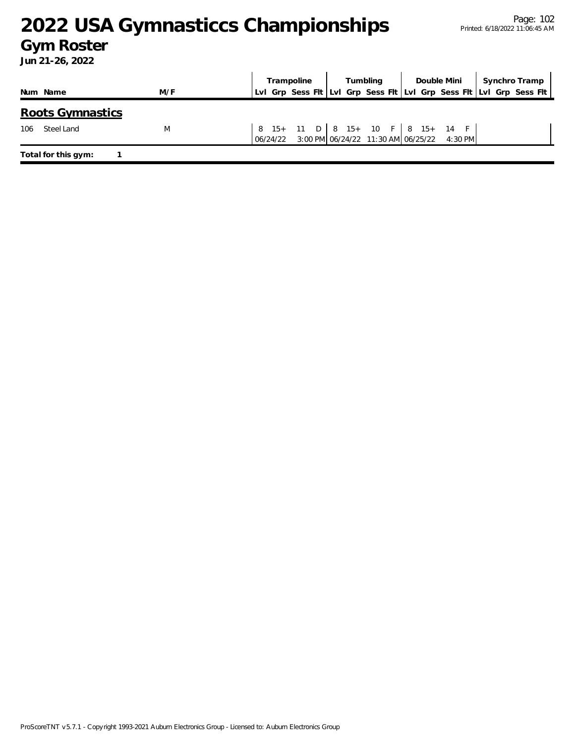# 2022 USA Gymnasticcs Championships

## Gym Roster

**Jun 21-26, 2022**

## Roots Gymnastics

| Num | Name | M/F | Trampoline | | | | Tumbling | | | | Double Mini | | | | Synchro Tramp | | | |
|---|---|---|---|---|---|---|---|---|---|---|---|---|---|---|---|---|---|---|
| | | | Lvl | Grp | Sess | Flt | Lvl | Grp | Sess | Flt | Lvl | Grp | Sess | Flt | Lvl | Grp | Sess | Flt |
| 106 | Steel Land | M | 8 | 15+ | 11 | D | 8 | 15+ | 10 | F | 8 | 15+ | 14 | F | | | | |
| | | | 06/24/22 | | 3:00 PM | | 06/24/22 | | 11:30 AM | | 06/25/22 | | 4:30 PM | | | | | |

**Total for this gym:** 1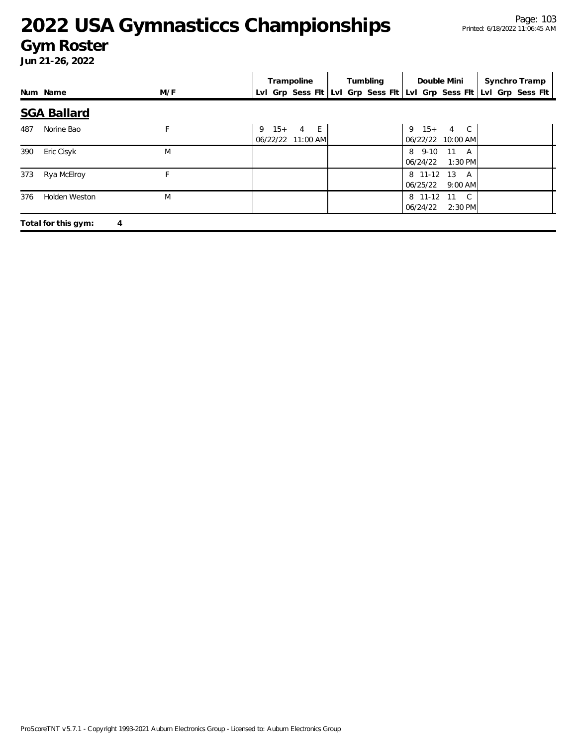# 2022 USA Gymnasticcs Championships

## Gym Roster

**Jun 21-26, 2022**

| Num | Name | M/F | Trampoline Lvl | Trampoline Grp | Trampoline Sess | Trampoline Flt | Tumbling Lvl | Tumbling Grp | Tumbling Sess | Tumbling Flt | Double Mini Lvl | Double Mini Grp | Double Mini Sess | Double Mini Flt | Synchro Tramp Lvl | Synchro Tramp Grp | Synchro Tramp Sess | Synchro Tramp Flt |
|---|---|---|---|---|---|---|---|---|---|---|---|---|---|---|---|---|---|---|
| **SGA Ballard** | | | | | | | | | | | | | | | | | | |
| 487 | Norine Bao | F | 9 | 15+ | 4 | E | | | | | 9 | 15+ | 4 | C | | | | |
| | | | 06/22/22 | 11:00 AM | | | | | | | 06/22/22 | 10:00 AM | | | | | | |
| 390 | Eric Cisyk | M | | | | | | | | | 8 | 9-10 | 11 | A | | | | |
| | | | | | | | | | | | 06/24/22 | 1:30 PM | | | | | | |
| 373 | Rya McElroy | F | | | | | | | | | 8 | 11-12 | 13 | A | | | | |
| | | | | | | | | | | | 06/25/22 | 9:00 AM | | | | | | |
| 376 | Holden Weston | M | | | | | | | | | 8 | 11-12 | 11 | C | | | | |
| | | | | | | | | | | | 06/24/22 | 2:30 PM | | | | | | |

**Total for this gym: 4**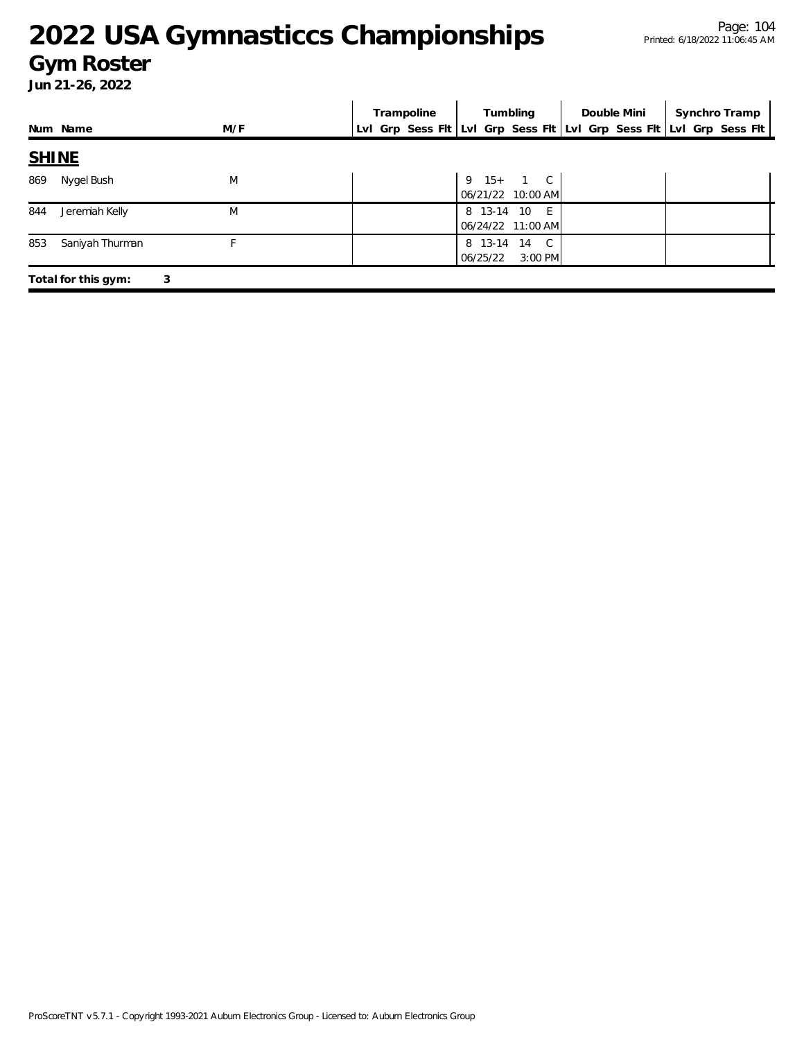# 2022 USA Gymnasticcs Championships

## Gym Roster

**Jun 21-26, 2022**

| Num | Name | M/F | Trampoline | | | | Tumbling | | | | Double Mini | | | | Synchro Tramp | | | |
|---|---|---|---|---|---|---|---|---|---|---|---|---|---|---|---|---|---|---|
| | | | Lvl | Grp | Sess | Flt | Lvl | Grp | Sess | Flt | Lvl | Grp | Sess | Flt | Lvl | Grp | Sess | Flt |
| **SHINE** | | | | | | | | | | | | | | | | | | |
| 869 | Nygel Bush | M | | | | | 9 | 15+ | 1 | C | | | | | | | | |
| | | | | | | | 06/21/22 10:00 AM | | | | | | | | | | | |
| 844 | Jeremiah Kelly | M | | | | | 8 | 13-14 | 10 | E | | | | | | | | |
| | | | | | | | 06/24/22 11:00 AM | | | | | | | | | | | |
| 853 | Saniyah Thurman | F | | | | | 8 | 13-14 | 14 | C | | | | | | | | |
| | | | | | | | 06/25/22 3:00 PM | | | | | | | | | | | |

**Total for this gym: 3**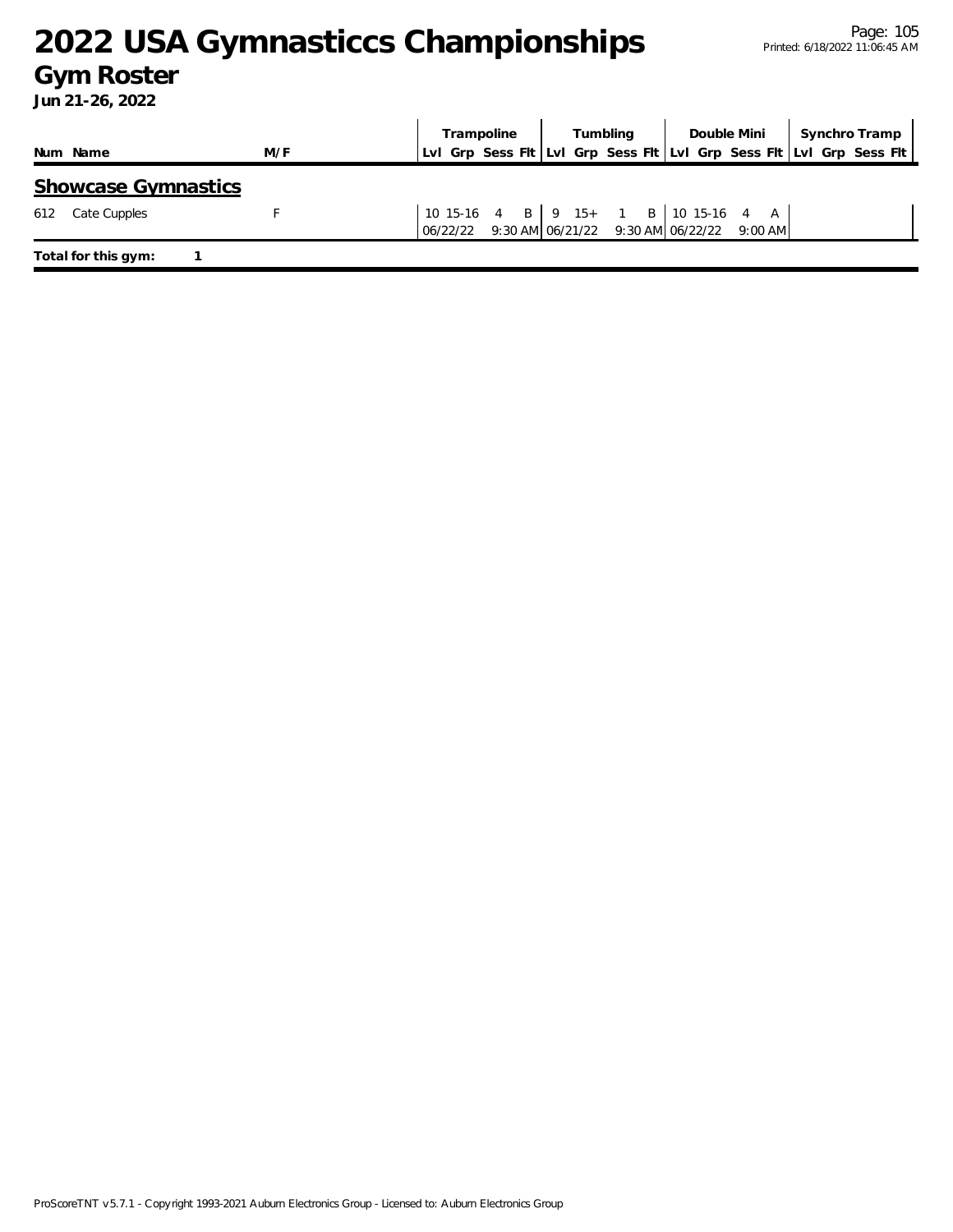# 2022 USA Gymnasticcs Championships

## Gym Roster

**Jun 21-26, 2022**

| Num | Name | M/F | Trampoline | | | | Tumbling | | | | Double Mini | | | | Synchro Tramp | | | |
|---|---|---|---|---|---|---|---|---|---|---|---|---|---|---|---|---|---|---|
| | | | Lvl | Grp | Sess | Flt | Lvl | Grp | Sess | Flt | Lvl | Grp | Sess | Flt | Lvl | Grp | Sess | Flt |

### Showcase Gymnastics

| Num | Name | M/F | Trampoline | | | | Tumbling | | | | Double Mini | | | | Synchro Tramp | | | |
|---|---|---|---|---|---|---|---|---|---|---|---|---|---|---|---|---|---|---|
| 612 | Cate Cupples | F | 10 | 15-16 | 4 | B | 9 | 15+ | 1 | B | 10 | 15-16 | 4 | A | | | | |
| | | | 06/22/22 | | 9:30 AM | | 06/21/22 | | 9:30 AM | | 06/22/22 | | 9:00 AM | | | | | |

**Total for this gym:** 1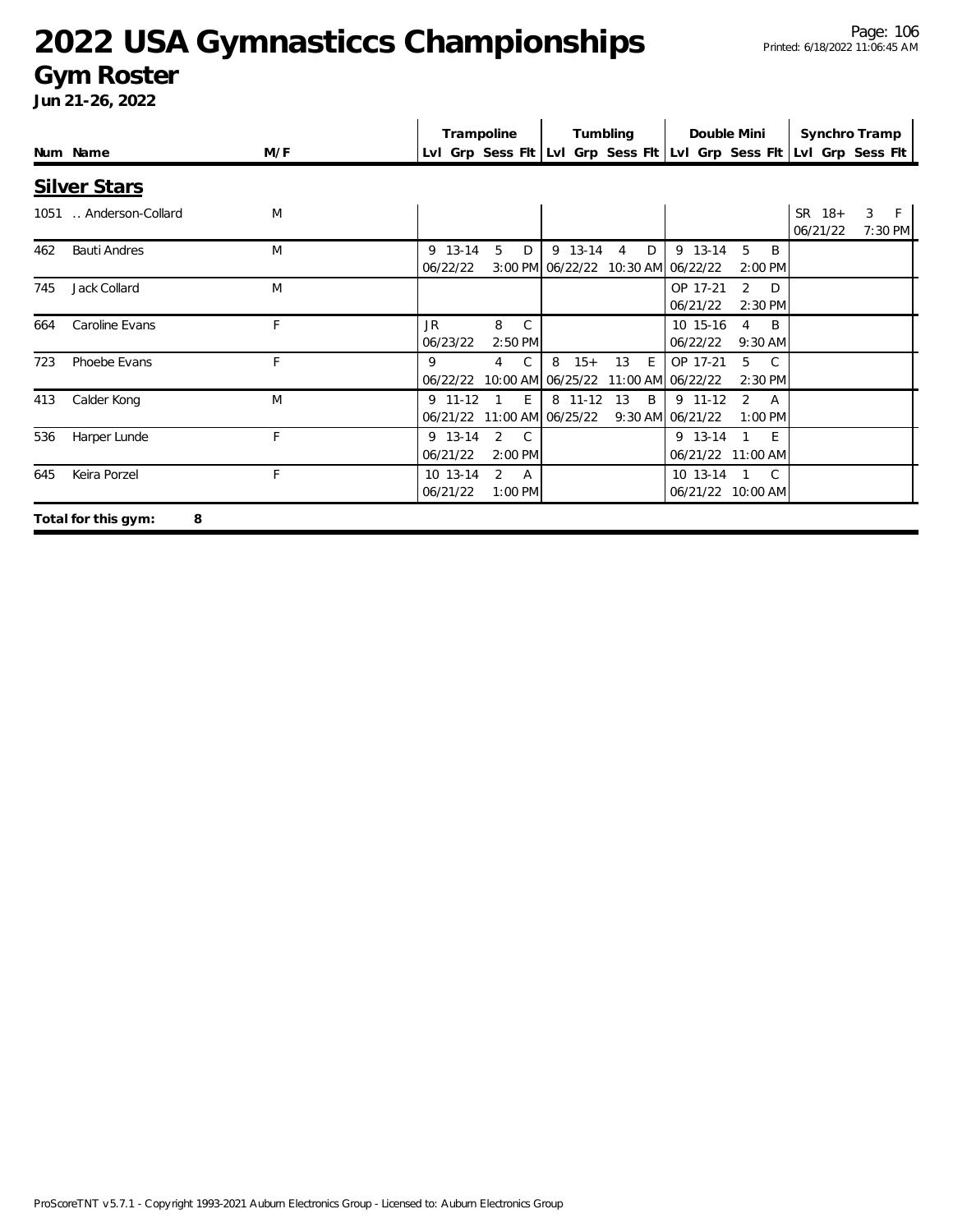# 2022 USA Gymnasticcs Championships

## Gym Roster

**Jun 21-26, 2022**

## Silver Stars

| Num | Name | M/F | Trampoline Lvl | Trampoline Grp | Trampoline Sess | Trampoline Flt | Tumbling Lvl | Tumbling Grp | Tumbling Sess | Tumbling Flt | Double Mini Lvl | Double Mini Grp | Double Mini Sess | Double Mini Flt | Synchro Tramp Lvl | Synchro Tramp Grp | Synchro Tramp Sess | Synchro Tramp Flt |
|---|---|---|---|---|---|---|---|---|---|---|---|---|---|---|---|---|---|---|
| 1051 | .. Anderson-Collard | M | | | | | | | | | | | | | SR 06/21/22 | 18+ | 3 | F 7:30 PM |
| 462 | Bauti Andres | M | 9 06/22/22 | 13-14 | 5 | D 3:00 PM | 9 06/22/22 | 13-14 | 4 | D 10:30 AM | 9 06/22/22 | 13-14 | 5 | B 2:00 PM | | | | |
| 745 | Jack Collard | M | | | | | | | | | OP 06/21/22 | 17-21 | 2 | D 2:30 PM | | | | |
| 664 | Caroline Evans | F | JR 06/23/22 | | 8 | C 2:50 PM | | | | | 10 06/22/22 | 15-16 | 4 | B 9:30 AM | | | | |
| 723 | Phoebe Evans | F | 9 06/22/22 | | 4 | C 10:00 AM | 8 06/25/22 | 15+ | 13 | E 11:00 AM | OP 06/22/22 | 17-21 | 5 | C 2:30 PM | | | | |
| 413 | Calder Kong | M | 9 06/21/22 | 11-12 | 1 | E 11:00 AM | 8 06/25/22 | 11-12 | 13 | B 9:30 AM | 9 06/21/22 | 11-12 | 2 | A 1:00 PM | | | | |
| 536 | Harper Lunde | F | 9 06/21/22 | 13-14 | 2 | C 2:00 PM | | | | | 9 06/21/22 | 13-14 | 1 | E 11:00 AM | | | | |
| 645 | Keira Porzel | F | 10 06/21/22 | 13-14 | 2 | A 1:00 PM | | | | | 10 06/21/22 | 13-14 | 1 | C 10:00 AM | | | | |

**Total for this gym: 8**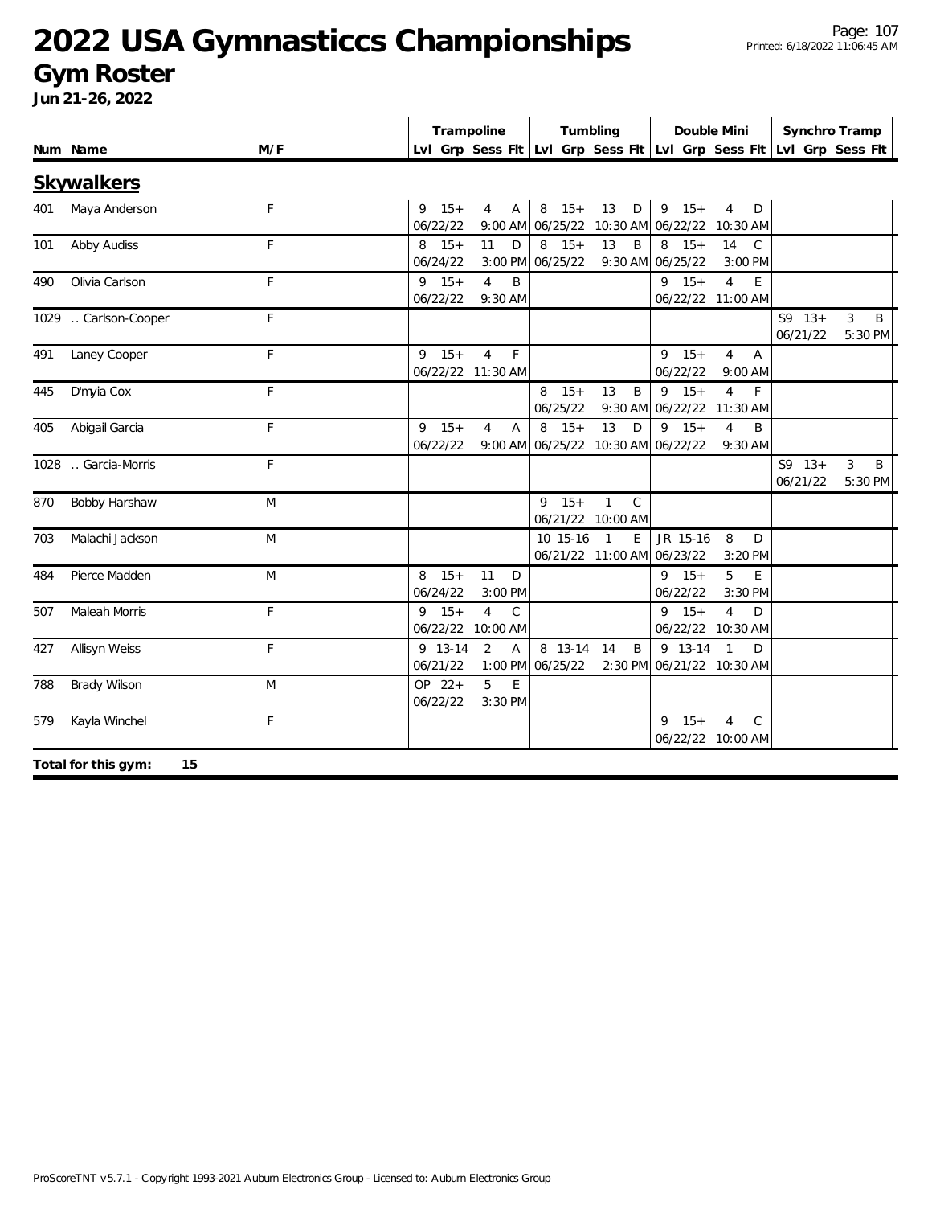# 2022 USA Gymnasticcs Championships

## Gym Roster

**Jun 21-26, 2022**

### Skywalkers

| Num | Name | M/F | Trampoline Lvl | Grp | Sess | Flt | Tumbling Lvl | Grp | Sess | Flt | Double Mini Lvl | Grp | Sess | Flt | Synchro Tramp Lvl | Grp | Sess | Flt |
|---|---|---|---|---|---|---|---|---|---|---|---|---|---|---|---|---|---|---|
| 401 | Maya Anderson | F | 9 | 15+ | 4 | A | 8 | 15+ | 13 | D | 9 | 15+ | 4 | D | | | | |
| | | | 06/22/22 | | | 9:00 AM | 06/25/22 | | | 10:30 AM | 06/22/22 | | | 10:30 AM | | | | |
| 101 | Abby Audiss | F | 8 | 15+ | 11 | D | 8 | 15+ | 13 | B | 8 | 15+ | 14 | C | | | | |
| | | | 06/24/22 | | | 3:00 PM | 06/25/22 | | | 9:30 AM | 06/25/22 | | | 3:00 PM | | | | |
| 490 | Olivia Carlson | F | 9 | 15+ | 4 | B | | | | | 9 | 15+ | 4 | E | | | | |
| | | | 06/22/22 | | | 9:30 AM | | | | | 06/22/22 | | | 11:00 AM | | | | |
| 1029 | .. Carlson-Cooper | F | | | | | | | | | | | | | S9 | 13+ | 3 | B |
| | | | | | | | | | | | | | | | 06/21/22 | | | 5:30 PM |
| 491 | Laney Cooper | F | 9 | 15+ | 4 | F | | | | | 9 | 15+ | 4 | A | | | | |
| | | | 06/22/22 | | | 11:30 AM | | | | | 06/22/22 | | | 9:00 AM | | | | |
| 445 | D'myia Cox | F | | | | | 8 | 15+ | 13 | B | 9 | 15+ | 4 | F | | | | |
| | | | | | | | 06/25/22 | | | 9:30 AM | 06/22/22 | | | 11:30 AM | | | | |
| 405 | Abigail Garcia | F | 9 | 15+ | 4 | A | 8 | 15+ | 13 | D | 9 | 15+ | 4 | B | | | | |
| | | | 06/22/22 | | | 9:00 AM | 06/25/22 | | | 10:30 AM | 06/22/22 | | | 9:30 AM | | | | |
| 1028 | .. Garcia-Morris | F | | | | | | | | | | | | | S9 | 13+ | 3 | B |
| | | | | | | | | | | | | | | | 06/21/22 | | | 5:30 PM |
| 870 | Bobby Harshaw | M | | | | | 9 | 15+ | 1 | C | | | | | | | | |
| | | | | | | | 06/21/22 | | | 10:00 AM | | | | | | | | |
| 703 | Malachi Jackson | M | | | | | 10 | 15-16 | 1 | E | JR | 15-16 | 8 | D | | | | |
| | | | | | | | 06/21/22 | | | 11:00 AM | 06/23/22 | | | 3:20 PM | | | | |
| 484 | Pierce Madden | M | 8 | 15+ | 11 | D | | | | | 9 | 15+ | 5 | E | | | | |
| | | | 06/24/22 | | | 3:00 PM | | | | | 06/22/22 | | | 3:30 PM | | | | |
| 507 | Maleah Morris | F | 9 | 15+ | 4 | C | | | | | 9 | 15+ | 4 | D | | | | |
| | | | 06/22/22 | | | 10:00 AM | | | | | 06/22/22 | | | 10:30 AM | | | | |
| 427 | Allisyn Weiss | F | 9 | 13-14 | 2 | A | 8 | 13-14 | 14 | B | 9 | 13-14 | 1 | D | | | | |
| | | | 06/21/22 | | | 1:00 PM | 06/25/22 | | | 2:30 PM | 06/21/22 | | | 10:30 AM | | | | |
| 788 | Brady Wilson | M | OP | 22+ | 5 | E | | | | | | | | | | | | |
| | | | 06/22/22 | | | 3:30 PM | | | | | | | | | | | | |
| 579 | Kayla Winchel | F | | | | | | | | | 9 | 15+ | 4 | C | | | | |
| | | | | | | | | | | | 06/22/22 | | | 10:00 AM | | | | |

**Total for this gym: 15**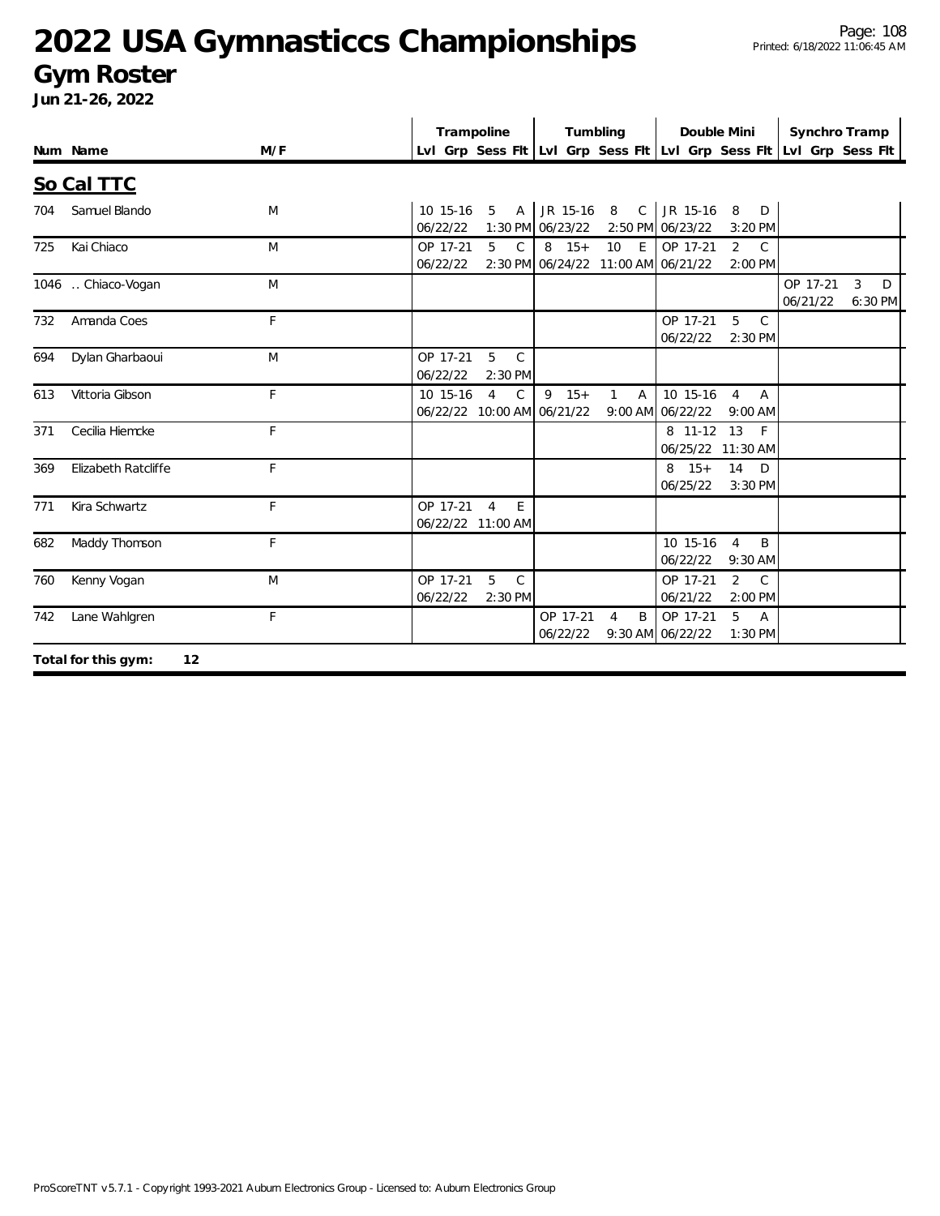# 2022 USA Gymnasticcs Championships

## Gym Roster

**Jun 21-26, 2022**

## So Cal TTC

| Num | Name | M/F | Trampoline Lvl | Trampoline Grp | Trampoline Sess | Trampoline Flt | Tumbling Lvl | Tumbling Grp | Tumbling Sess | Tumbling Flt | Double Mini Lvl | Double Mini Grp | Double Mini Sess | Double Mini Flt | Synchro Tramp Lvl | Synchro Tramp Grp | Synchro Tramp Sess | Synchro Tramp Flt |
|---|---|---|---|---|---|---|---|---|---|---|---|---|---|---|---|---|---|---|
| 704 | Samuel Blando | M | 10 06/22/22 | 15-16 | 5 | A 1:30 PM | JR 06/23/22 | 15-16 | 8 | C 2:50 PM | JR 06/23/22 | 15-16 | 8 | D 3:20 PM | | | | |
| 725 | Kai Chiaco | M | OP 06/22/22 | 17-21 | 5 | C 2:30 PM | 8 06/24/22 | 15+ | 10 | E 11:00 AM | OP 06/21/22 | 17-21 | 2 | C 2:00 PM | | | | |
| 1046 | .. Chiaco-Vogan | M | | | | | | | | | | | | | OP 06/21/22 | 17-21 | 3 | D 6:30 PM |
| 732 | Amanda Coes | F | | | | | | | | | OP 06/22/22 | 17-21 | 5 | C 2:30 PM | | | | |
| 694 | Dylan Gharbaoui | M | OP 06/22/22 | 17-21 | 5 | C 2:30 PM | | | | | | | | | | | | |
| 613 | Vittoria Gibson | F | 10 06/22/22 | 15-16 | 4 | C 10:00 AM | 9 06/21/22 | 15+ | 1 | A 9:00 AM | 10 06/22/22 | 15-16 | 4 | A 9:00 AM | | | | |
| 371 | Cecilia Hiemcke | F | | | | | | | | | 8 06/25/22 | 11-12 | 13 | F 11:30 AM | | | | |
| 369 | Elizabeth Ratcliffe | F | | | | | | | | | 8 06/25/22 | 15+ | 14 | D 3:30 PM | | | | |
| 771 | Kira Schwartz | F | OP 06/22/22 | 17-21 | 4 | E 11:00 AM | | | | | | | | | | | | |
| 682 | Maddy Thomson | F | | | | | | | | | 10 06/22/22 | 15-16 | 4 | B 9:30 AM | | | | |
| 760 | Kenny Vogan | M | OP 06/22/22 | 17-21 | 5 | C 2:30 PM | | | | | OP 06/21/22 | 17-21 | 2 | C 2:00 PM | | | | |
| 742 | Lane Wahlgren | F | | | | | OP 06/22/22 | 17-21 | 4 | B 9:30 AM | OP 06/22/22 | 17-21 | 5 | A 1:30 PM | | | | |

**Total for this gym: 12**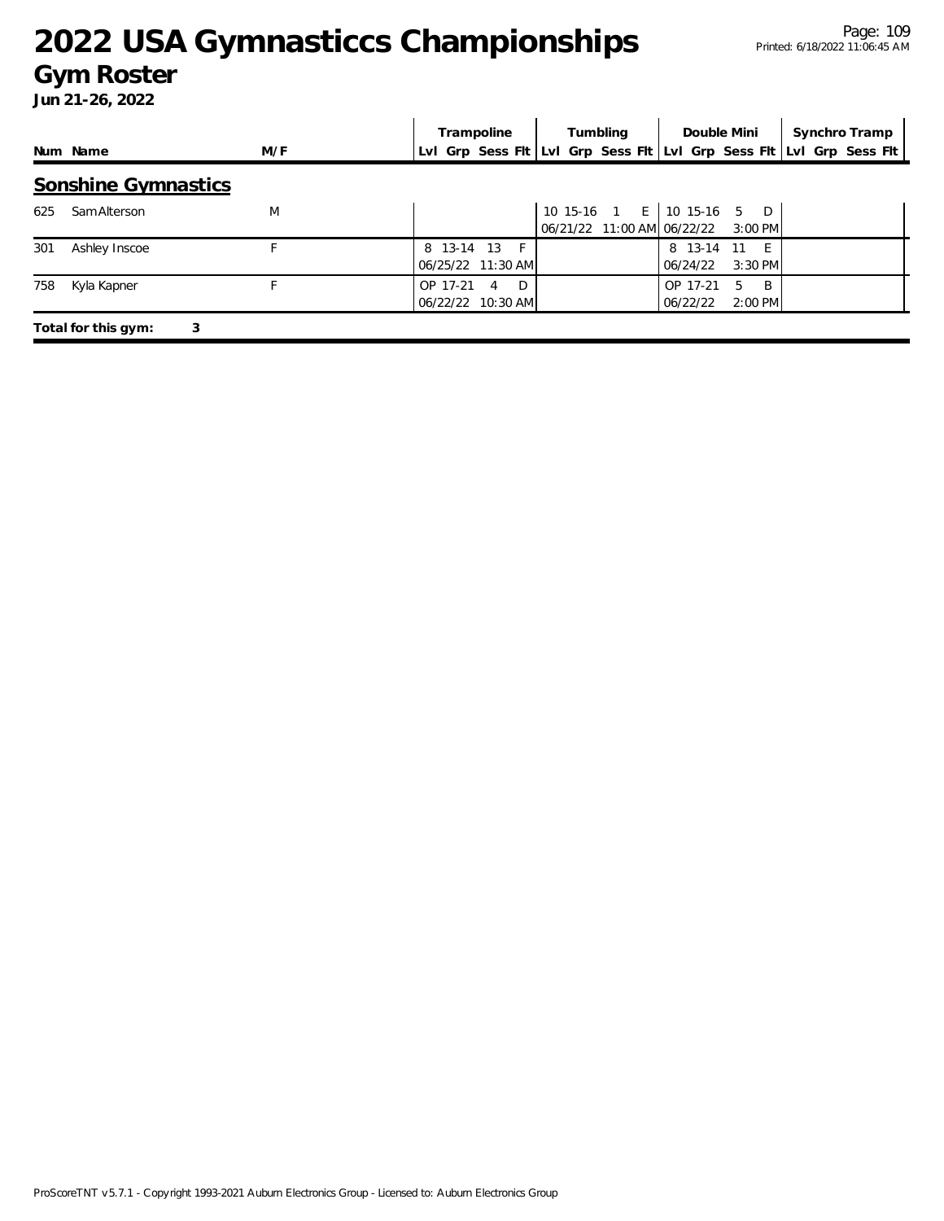# 2022 USA Gymnasticcs Championships

## Gym Roster

**Jun 21-26, 2022**

## Sonshine Gymnastics

| Num | Name | M/F | Trampoline Lvl | Grp | Sess | Flt | Tumbling Lvl | Grp | Sess | Flt | Double Mini Lvl | Grp | Sess | Flt | Synchro Tramp Lvl | Grp | Sess | Flt |
|---|---|---|---|---|---|---|---|---|---|---|---|---|---|---|---|---|---|---|
| 625 | Sam Alterson | M | | | | | 10 | 15-16 | 1 | E | 10 | 15-16 | 5 | D | | | | |
| | | | | | | | 06/21/22 | | 11:00 AM | | 06/22/22 | | 3:00 PM | | | | | |
| 301 | Ashley Inscoe | F | 8 | 13-14 | 13 | F | | | | | 8 | 13-14 | 11 | E | | | | |
| | | | 06/25/22 | | 11:30 AM | | | | | | 06/24/22 | | 3:30 PM | | | | | |
| 758 | Kyla Kapner | F | OP | 17-21 | 4 | D | | | | | OP | 17-21 | 5 | B | | | | |
| | | | 06/22/22 | | 10:30 AM | | | | | | 06/22/22 | | 2:00 PM | | | | | |

**Total for this gym: 3**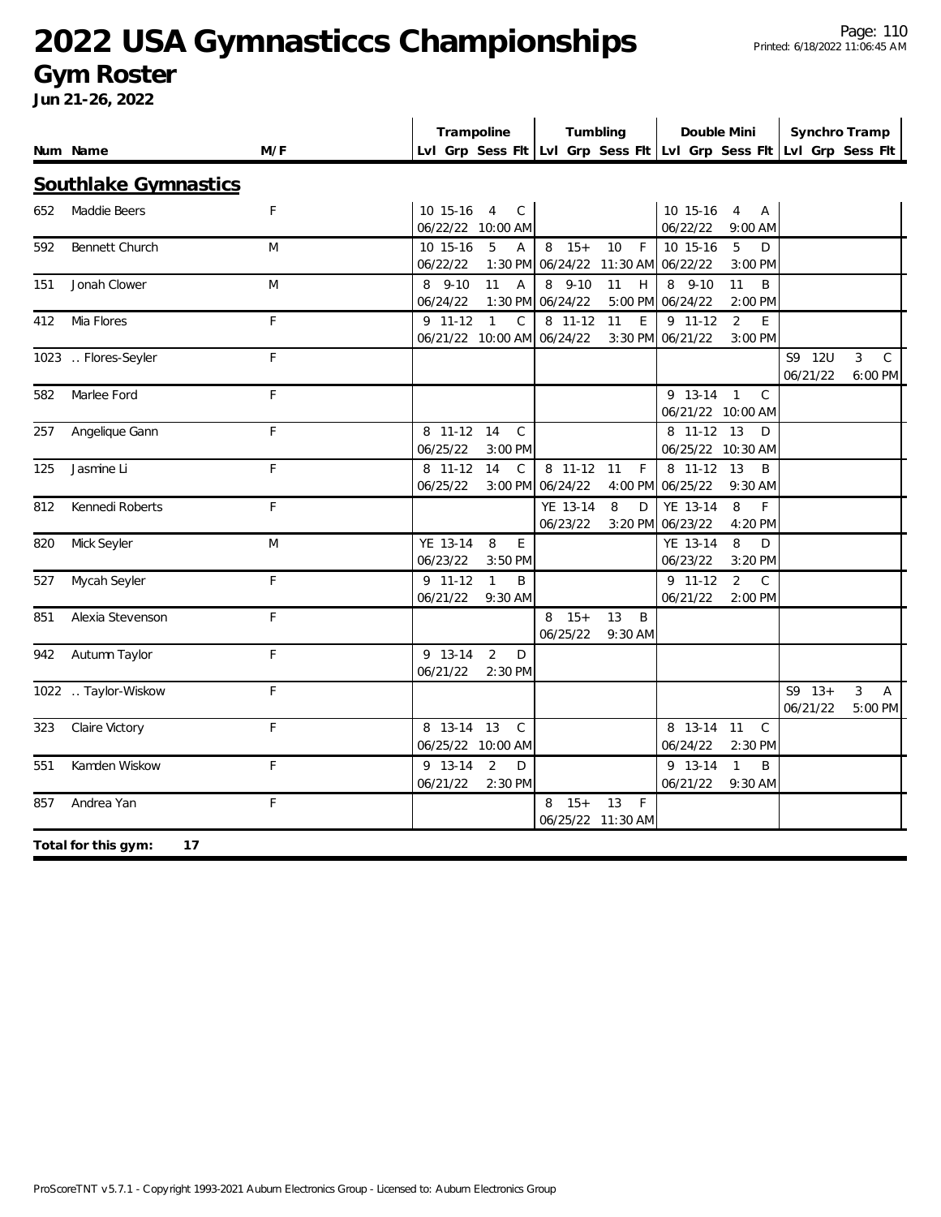# 2022 USA Gymnasticcs Championships

## Gym Roster

**Jun 21-26, 2022**

### Southlake Gymnastics

| Num | Name | M/F | Trampoline Lvl | Grp | Sess | Flt | Tumbling Lvl | Grp | Sess | Flt | Double Mini Lvl | Grp | Sess | Flt | Synchro Tramp Lvl | Grp | Sess | Flt |
|---|---|---|---|---|---|---|---|---|---|---|---|---|---|---|---|---|---|---|
| 652 | Maddie Beers | F | 10 | 15-16 | 4 | C | | | | | 10 | 15-16 | 4 | A | | | | |
| | | | 06/22/22 | | | 10:00 AM | | | | | 06/22/22 | | | 9:00 AM | | | | |
| 592 | Bennett Church | M | 10 | 15-16 | 5 | A | 8 | 15+ | 10 | F | 10 | 15-16 | 5 | D | | | | |
| | | | 06/22/22 | | | 1:30 PM | 06/24/22 | | | 11:30 AM | 06/22/22 | | | 3:00 PM | | | | |
| 151 | Jonah Clower | M | 8 | 9-10 | 11 | A | 8 | 9-10 | 11 | H | 8 | 9-10 | 11 | B | | | | |
| | | | 06/24/22 | | | 1:30 PM | 06/24/22 | | | 5:00 PM | 06/24/22 | | | 2:00 PM | | | | |
| 412 | Mia Flores | F | 9 | 11-12 | 1 | C | 8 | 11-12 | 11 | E | 9 | 11-12 | 2 | E | | | | |
| | | | 06/21/22 | | | 10:00 AM | 06/24/22 | | | 3:30 PM | 06/21/22 | | | 3:00 PM | | | | |
| 1023 | .. Flores-Seyler | F | | | | | | | | | | | | | S9 | 12U | 3 | C |
| | | | | | | | | | | | | | | | 06/21/22 | | | 6:00 PM |
| 582 | Marlee Ford | F | | | | | | | | | 9 | 13-14 | 1 | C | | | | |
| | | | | | | | | | | | 06/21/22 | | | 10:00 AM | | | | |
| 257 | Angelique Gann | F | 8 | 11-12 | 14 | C | | | | | 8 | 11-12 | 13 | D | | | | |
| | | | 06/25/22 | | | 3:00 PM | | | | | 06/25/22 | | | 10:30 AM | | | | |
| 125 | Jasmine Li | F | 8 | 11-12 | 14 | C | 8 | 11-12 | 11 | F | 8 | 11-12 | 13 | B | | | | |
| | | | 06/25/22 | | | 3:00 PM | 06/24/22 | | | 4:00 PM | 06/25/22 | | | 9:30 AM | | | | |
| 812 | Kennedi Roberts | F | | | | | YE | 13-14 | 8 | D | YE | 13-14 | 8 | F | | | | |
| | | | | | | | 06/23/22 | | | 3:20 PM | 06/23/22 | | | 4:20 PM | | | | |
| 820 | Mick Seyler | M | YE | 13-14 | 8 | E | | | | | YE | 13-14 | 8 | D | | | | |
| | | | 06/23/22 | | | 3:50 PM | | | | | 06/23/22 | | | 3:20 PM | | | | |
| 527 | Mycah Seyler | F | 9 | 11-12 | 1 | B | | | | | 9 | 11-12 | 2 | C | | | | |
| | | | 06/21/22 | | | 9:30 AM | | | | | 06/21/22 | | | 2:00 PM | | | | |
| 851 | Alexia Stevenson | F | | | | | 8 | 15+ | 13 | B | | | | | | | | |
| | | | | | | | 06/25/22 | | | 9:30 AM | | | | | | | | |
| 942 | Autumn Taylor | F | 9 | 13-14 | 2 | D | | | | | | | | | | | | |
| | | | 06/21/22 | | | 2:30 PM | | | | | | | | | | | | |
| 1022 | .. Taylor-Wiskow | F | | | | | | | | | | | | | S9 | 13+ | 3 | A |
| | | | | | | | | | | | | | | | 06/21/22 | | | 5:00 PM |
| 323 | Claire Victory | F | 8 | 13-14 | 13 | C | | | | | 8 | 13-14 | 11 | C | | | | |
| | | | 06/25/22 | | | 10:00 AM | | | | | 06/24/22 | | | 2:30 PM | | | | |
| 551 | Kamden Wiskow | F | 9 | 13-14 | 2 | D | | | | | 9 | 13-14 | 1 | B | | | | |
| | | | 06/21/22 | | | 2:30 PM | | | | | 06/21/22 | | | 9:30 AM | | | | |
| 857 | Andrea Yan | F | | | | | 8 | 15+ | 13 | F | | | | | | | | |
| | | | | | | | 06/25/22 | | | 11:30 AM | | | | | | | | |

**Total for this gym: 17**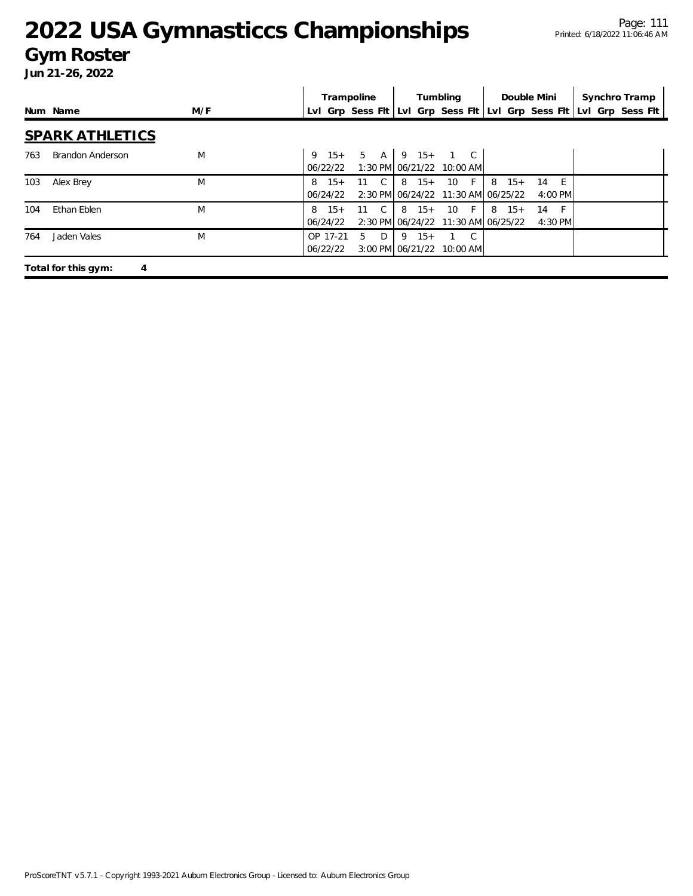# 2022 USA Gymnasticcs Championships

## Gym Roster

**Jun 21-26, 2022**

## SPARK ATHLETICS

| Num | Name | M/F | Trampoline | | | | Tumbling | | | | Double Mini | | | | Synchro Tramp | | | |
|---|---|---|---|---|---|---|---|---|---|---|---|---|---|---|---|---|---|---|
| | | | Lvl | Grp | Sess | Flt | Lvl | Grp | Sess | Flt | Lvl | Grp | Sess | Flt | Lvl | Grp | Sess | Flt |
| 763 | Brandon Anderson | M | 9 | 15+ | 5 | A | 9 | 15+ | 1 | C | | | | | | | | |
| | | | 06/22/22 | | 1:30 PM | | 06/21/22 | | 10:00 AM | | | | | | | | | |
| 103 | Alex Brey | M | 8 | 15+ | 11 | C | 8 | 15+ | 10 | F | 8 | 15+ | 14 | E | | | | |
| | | | 06/24/22 | | 2:30 PM | | 06/24/22 | | 11:30 AM | | 06/25/22 | | 4:00 PM | | | | | |
| 104 | Ethan Eblen | M | 8 | 15+ | 11 | C | 8 | 15+ | 10 | F | 8 | 15+ | 14 | F | | | | |
| | | | 06/24/22 | | 2:30 PM | | 06/24/22 | | 11:30 AM | | 06/25/22 | | 4:30 PM | | | | | |
| 764 | Jaden Vales | M | OP | 17-21 | 5 | D | 9 | 15+ | 1 | C | | | | | | | | |
| | | | 06/22/22 | | 3:00 PM | | 06/21/22 | | 10:00 AM | | | | | | | | | |

**Total for this gym: 4**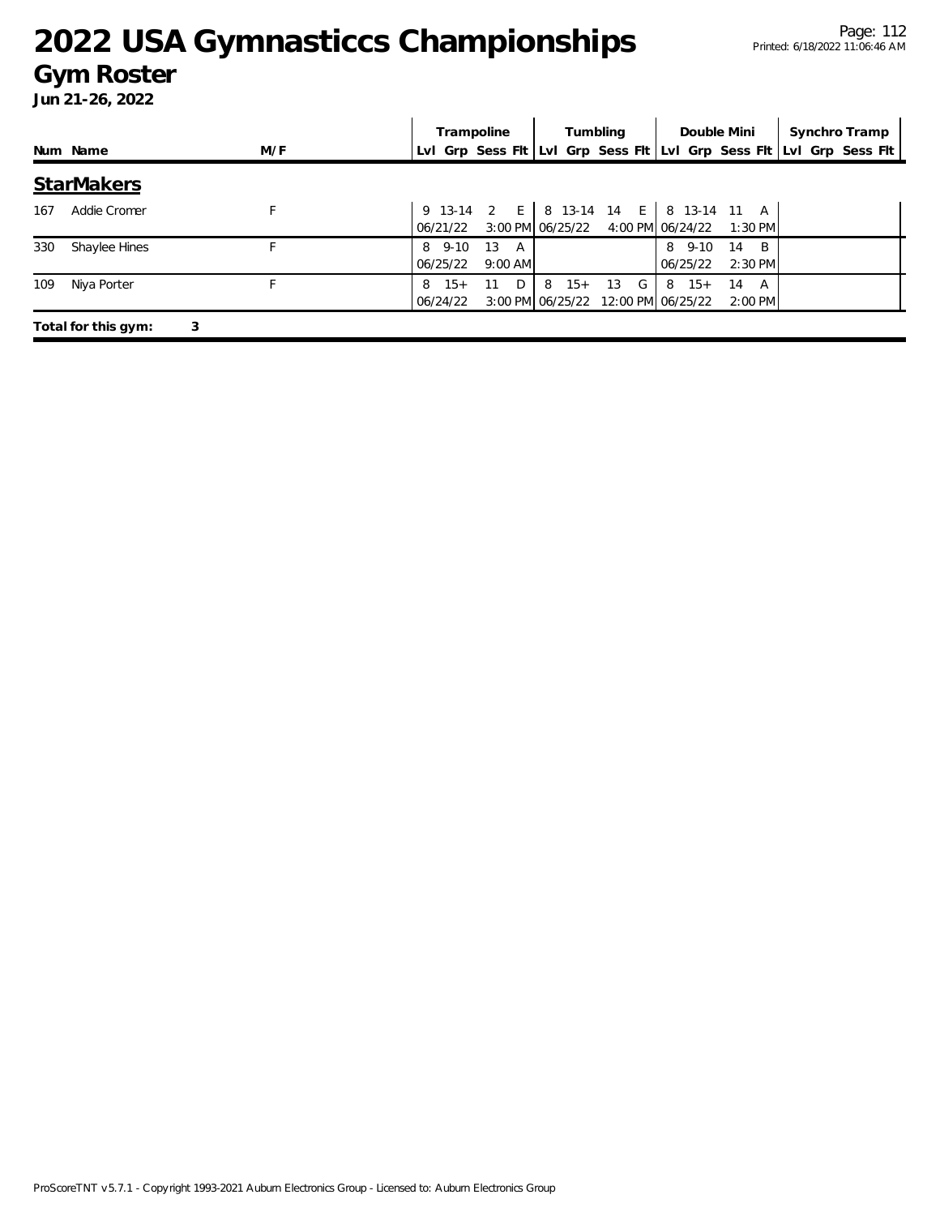# 2022 USA Gymnasticcs Championships

## Gym Roster

**Jun 21-26, 2022**

| Num | Name | M/F | Trampoline Lvl | Trampoline Grp | Trampoline Sess | Trampoline Flt | Tumbling Lvl | Tumbling Grp | Tumbling Sess | Tumbling Flt | Double Mini Lvl | Double Mini Grp | Double Mini Sess | Double Mini Flt | Synchro Tramp Lvl | Synchro Tramp Grp | Synchro Tramp Sess | Synchro Tramp Flt |
|---|---|---|---|---|---|---|---|---|---|---|---|---|---|---|---|---|---|---|
| **StarMakers** | | | | | | | | | | | | | | | | | | |
| 167 | Addie Cromer | F | 9 | 13-14 | 2 | E | 8 | 13-14 | 14 | E | 8 | 13-14 | 11 | A | | | | |
| | | | 06/21/22 | | 3:00 PM | | 06/25/22 | | 4:00 PM | | 06/24/22 | | 1:30 PM | | | | | |
| 330 | Shaylee Hines | F | 8 | 9-10 | 13 | A | | | | | 8 | 9-10 | 14 | B | | | | |
| | | | 06/25/22 | | 9:00 AM | | | | | | 06/25/22 | | 2:30 PM | | | | | |
| 109 | Niya Porter | F | 8 | 15+ | 11 | D | 8 | 15+ | 13 | G | 8 | 15+ | 14 | A | | | | |
| | | | 06/24/22 | | 3:00 PM | | 06/25/22 | | 12:00 PM | | 06/25/22 | | 2:00 PM | | | | | |

**Total for this gym: 3**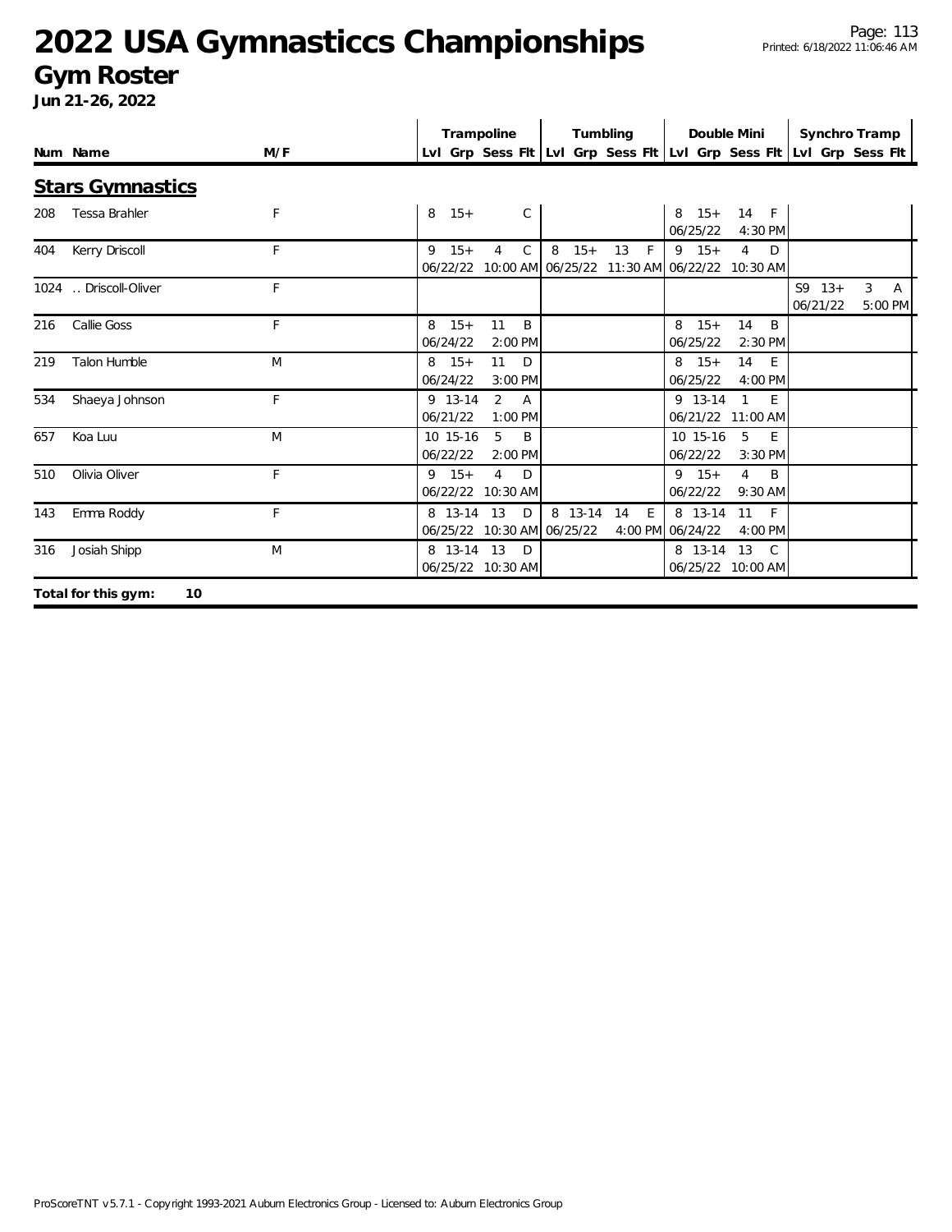# 2022 USA Gymnasticcs Championships

## Gym Roster

**Jun 21-26, 2022**

| Num | Name | M/F | Trampoline | | | | Tumbling | | | | Double Mini | | | | Synchro Tramp | | | |
|---|---|---|---|---|---|---|---|---|---|---|---|---|---|---|---|---|---|---|
| | | | Lvl | Grp | Sess | Flt | Lvl | Grp | Sess | Flt | Lvl | Grp | Sess | Flt | Lvl | Grp | Sess | Flt |

### Stars Gymnastics

| Num | Name | M/F | Trampoline Lvl | Grp | Sess | Flt | Tumbling Lvl | Grp | Sess | Flt | Double Mini Lvl | Grp | Sess | Flt | Synchro Tramp Lvl | Grp | Sess | Flt |
|---|---|---|---|---|---|---|---|---|---|---|---|---|---|---|---|---|---|---|
| 208 | Tessa Brahler | F | 8 | 15+ | | C | | | | | 8 | 15+ | 14 | F | | | | |
| | | | | | | | | | | | 06/25/22 | | | 4:30 PM | | | | |
| 404 | Kerry Driscoll | F | 9 | 15+ | 4 | C | 8 | 15+ | 13 | F | 9 | 15+ | 4 | D | | | | |
| | | | 06/22/22 | | | 10:00 AM | 06/25/22 | | | 11:30 AM | 06/22/22 | | | 10:30 AM | | | | |
| 1024 | .. Driscoll-Oliver | F | | | | | | | | | | | | | S9 | 13+ | 3 | A |
| | | | | | | | | | | | | | | | 06/21/22 | | | 5:00 PM |
| 216 | Callie Goss | F | 8 | 15+ | 11 | B | | | | | 8 | 15+ | 14 | B | | | | |
| | | | 06/24/22 | | | 2:00 PM | | | | | 06/25/22 | | | 2:30 PM | | | | |
| 219 | Talon Humble | M | 8 | 15+ | 11 | D | | | | | 8 | 15+ | 14 | E | | | | |
| | | | 06/24/22 | | | 3:00 PM | | | | | 06/25/22 | | | 4:00 PM | | | | |
| 534 | Shaeya Johnson | F | 9 | 13-14 | 2 | A | | | | | 9 | 13-14 | 1 | E | | | | |
| | | | 06/21/22 | | | 1:00 PM | | | | | 06/21/22 | | | 11:00 AM | | | | |
| 657 | Koa Luu | M | 10 | 15-16 | 5 | B | | | | | 10 | 15-16 | 5 | E | | | | |
| | | | 06/22/22 | | | 2:00 PM | | | | | 06/22/22 | | | 3:30 PM | | | | |
| 510 | Olivia Oliver | F | 9 | 15+ | 4 | D | | | | | 9 | 15+ | 4 | B | | | | |
| | | | 06/22/22 | | | 10:30 AM | | | | | 06/22/22 | | | 9:30 AM | | | | |
| 143 | Emma Roddy | F | 8 | 13-14 | 13 | D | 8 | 13-14 | 14 | E | 8 | 13-14 | 11 | F | | | | |
| | | | 06/25/22 | | | 10:30 AM | 06/25/22 | | | 4:00 PM | 06/24/22 | | | 4:00 PM | | | | |
| 316 | Josiah Shipp | M | 8 | 13-14 | 13 | D | | | | | 8 | 13-14 | 13 | C | | | | |
| | | | 06/25/22 | | | 10:30 AM | | | | | 06/25/22 | | | 10:00 AM | | | | |

**Total for this gym: 10**

ProScoreTNT v5.7.1 - Copyright 1993-2021 Auburn Electronics Group - Licensed to: Auburn Electronics Group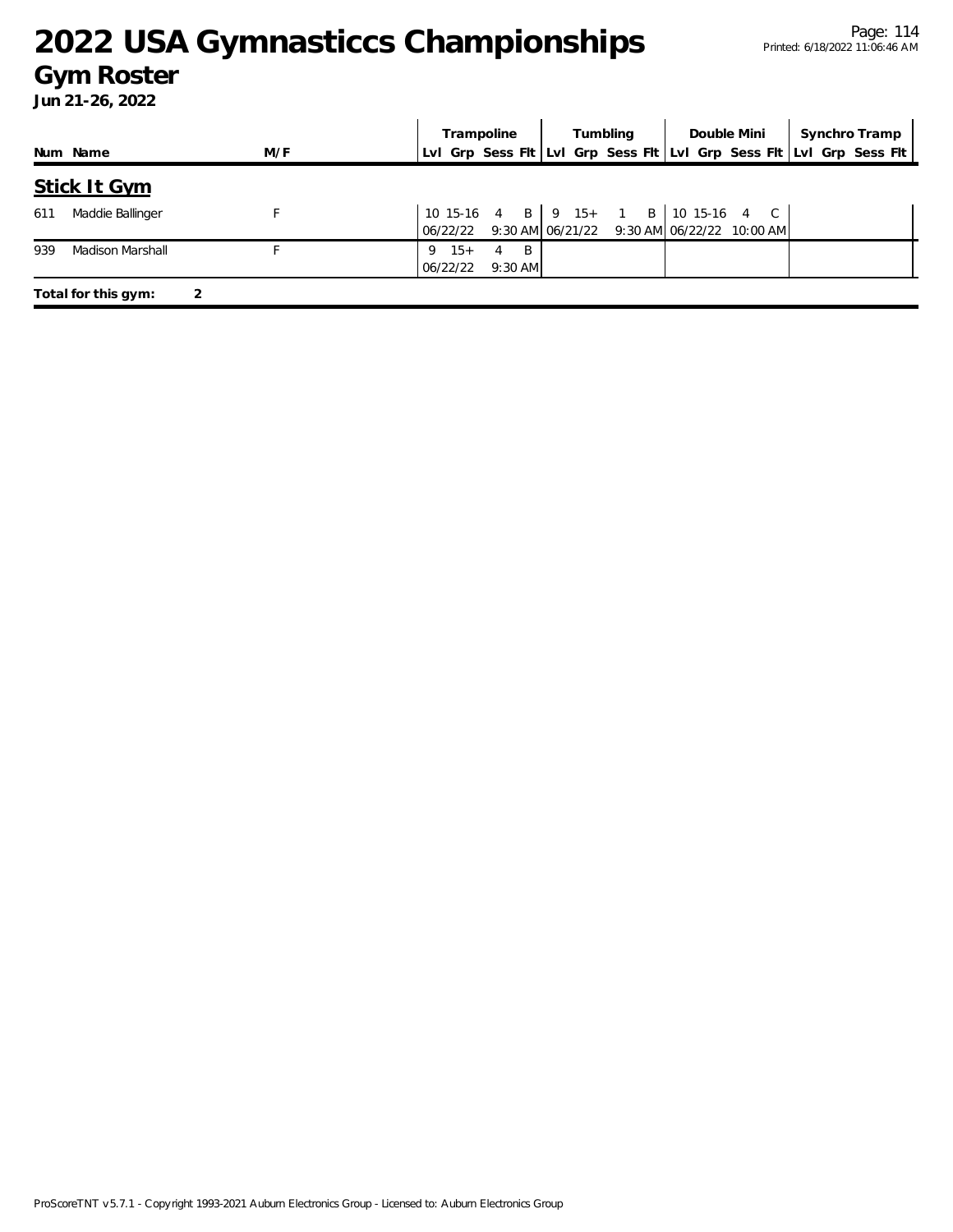# 2022 USA Gymnasticcs Championships

## Gym Roster

**Jun 21-26, 2022**

| Num | Name | M/F | Trampoline | | | | Tumbling | | | | Double Mini | | | | Synchro Tramp | | | |
|---|---|---|---|---|---|---|---|---|---|---|---|---|---|---|---|---|---|---|
| | | | Lvl | Grp | Sess | Flt | Lvl | Grp | Sess | Flt | Lvl | Grp | Sess | Flt | Lvl | Grp | Sess | Flt |

### Stick It Gym

| Num | Name | M/F | Trampoline | | | | Tumbling | | | | Double Mini | | | | Synchro Tramp | | | |
|---|---|---|---|---|---|---|---|---|---|---|---|---|---|---|---|---|---|---|
| 611 | Maddie Ballinger | F | 10 | 15-16 | 4 | B | 9 | 15+ | 1 | B | 10 | 15-16 | 4 | C | | | | |
| | | | 06/22/22 | | 9:30 AM | | 06/21/22 | | 9:30 AM | | 06/22/22 | | 10:00 AM | | | | | |
| 939 | Madison Marshall | F | 9 | 15+ | 4 | B | | | | | | | | | | | | |
| | | | 06/22/22 | | 9:30 AM | | | | | | | | | | | | | |

**Total for this gym: 2**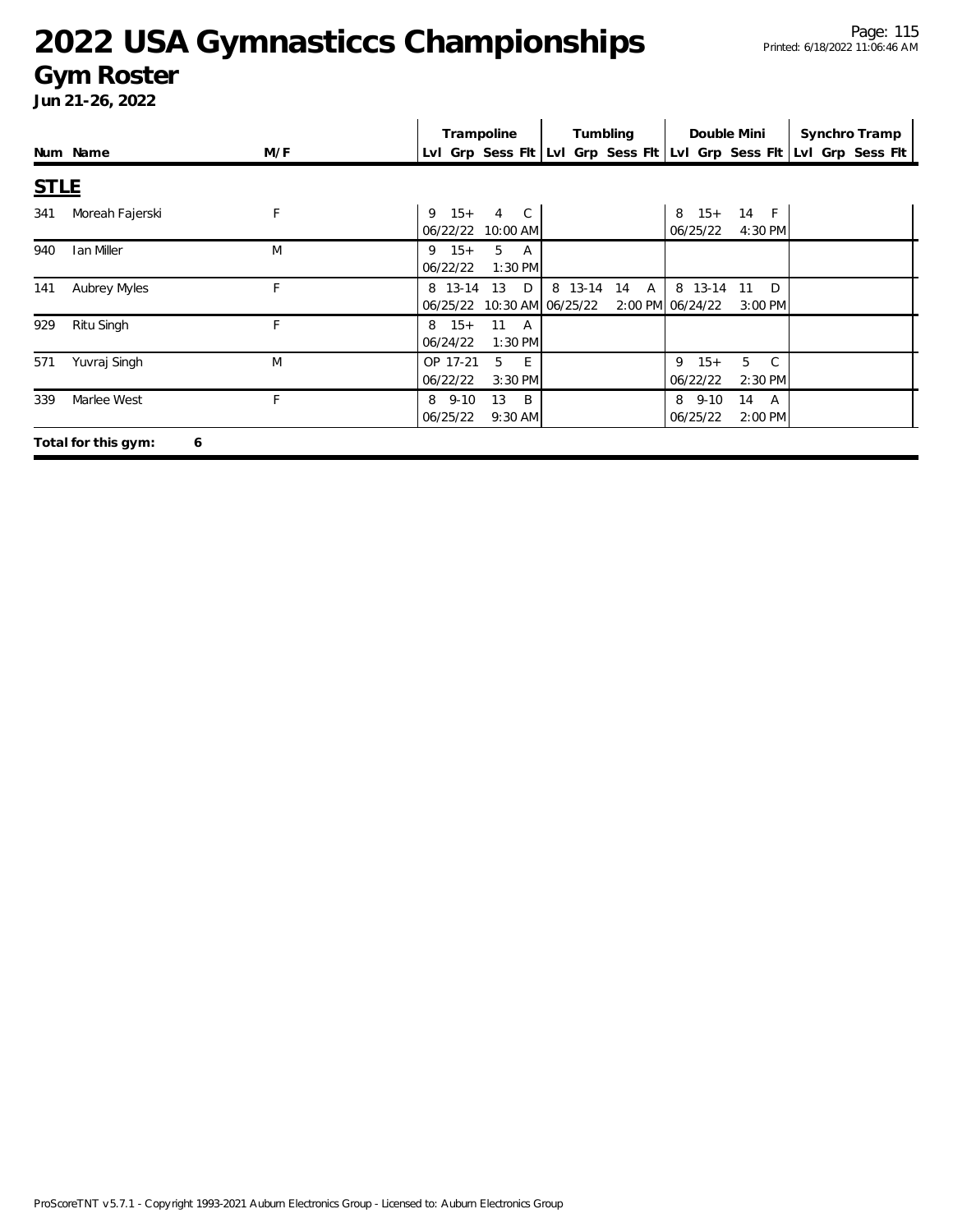# 2022 USA Gymnasticcs Championships
## Gym Roster
**Jun 21-26, 2022**

| Num | Name | M/F | Trampoline | | | | Tumbling | | | | Double Mini | | | | Synchro Tramp | | | |
|---|---|---|---|---|---|---|---|---|---|---|---|---|---|---|---|---|---|---|
| | | | Lvl | Grp | Sess | Flt | Lvl | Grp | Sess | Flt | Lvl | Grp | Sess | Flt | Lvl | Grp | Sess | Flt |
| **STLE** | | | | | | | | | | | | | | | | | | |
| 341 | Moreah Fajerski | F | 9 | 15+ | 4 | C | | | | | 8 | 15+ | 14 | F | | | | |
| | | | 06/22/22 | | 10:00 AM | | | | | | 06/25/22 | | 4:30 PM | | | | | |
| 940 | Ian Miller | M | 9 | 15+ | 5 | A | | | | | | | | | | | | |
| | | | 06/22/22 | | 1:30 PM | | | | | | | | | | | | | |
| 141 | Aubrey Myles | F | 8 | 13-14 | 13 | D | 8 | 13-14 | 14 | A | 8 | 13-14 | 11 | D | | | | |
| | | | 06/25/22 | | 10:30 AM | | 06/25/22 | | 2:00 PM | | 06/24/22 | | 3:00 PM | | | | | |
| 929 | Ritu Singh | F | 8 | 15+ | 11 | A | | | | | | | | | | | | |
| | | | 06/24/22 | | 1:30 PM | | | | | | | | | | | | | |
| 571 | Yuvraj Singh | M | OP | 17-21 | 5 | E | | | | | 9 | 15+ | 5 | C | | | | |
| | | | 06/22/22 | | 3:30 PM | | | | | | 06/22/22 | | 2:30 PM | | | | | |
| 339 | Marlee West | F | 8 | 9-10 | 13 | B | | | | | 8 | 9-10 | 14 | A | | | | |
| | | | 06/25/22 | | 9:30 AM | | | | | | 06/25/22 | | 2:00 PM | | | | | |

**Total for this gym: 6**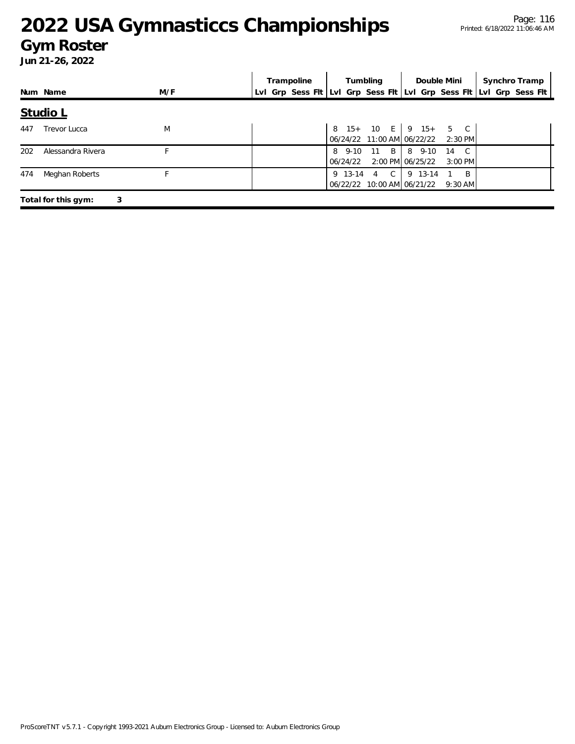# 2022 USA Gymnasticcs Championships

## Gym Roster

**Jun 21-26, 2022**

| Num | Name | M/F | Trampoline | | | | Tumbling | | | | Double Mini | | | | Synchro Tramp | | | |
|---|---|---|---|---|---|---|---|---|---|---|---|---|---|---|---|---|---|---|
| | | | Lvl | Grp | Sess | Flt | Lvl | Grp | Sess | Flt | Lvl | Grp | Sess | Flt | Lvl | Grp | Sess | Flt |

### Studio L

| Num | Name | M/F | Trampoline | Tumbling | Double Mini | Synchro Tramp |
|---|---|---|---|---|---|---|
| 447 | Trevor Lucca | M | | 8 15+ 10 E 06/24/22 11:00 AM | 9 15+ 5 C 06/22/22 2:30 PM | |
| 202 | Alessandra Rivera | F | | 8 9-10 11 B 06/24/22 2:00 PM | 8 9-10 14 C 06/25/22 3:00 PM | |
| 474 | Meghan Roberts | F | | 9 13-14 4 C 06/22/22 10:00 AM | 9 13-14 1 B 06/21/22 9:30 AM | |

**Total for this gym: 3**

ProScoreTNT v5.7.1 - Copyright 1993-2021 Auburn Electronics Group - Licensed to: Auburn Electronics Group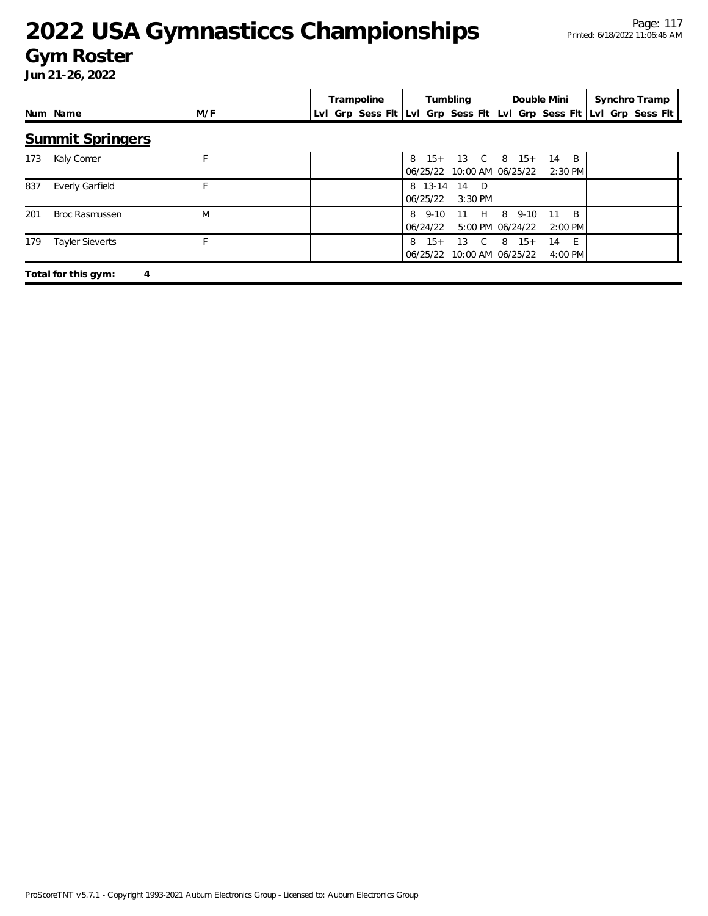# 2022 USA Gymnasticcs Championships

## Gym Roster

**Jun 21-26, 2022**

| Num | Name | M/F | Trampoline | | | | Tumbling | | | | Double Mini | | | | Synchro Tramp | | | |
|---|---|---|---|---|---|---|---|---|---|---|---|---|---|---|---|---|---|---|
| | | | Lvl | Grp | Sess | Flt | Lvl | Grp | Sess | Flt | Lvl | Grp | Sess | Flt | Lvl | Grp | Sess | Flt |

### Summit Springers

| Num | Name | M/F | Trampoline | Tumbling | Double Mini | Synchro Tramp |
|---|---|---|---|---|---|---|
| 173 | Kaly Comer | F | | 8 15+ 13 C 06/25/22 10:00 AM | 8 15+ 14 B 06/25/22 2:30 PM | |
| 837 | Everly Garfield | F | | 8 13-14 14 D 06/25/22 3:30 PM | | |
| 201 | Broc Rasmussen | M | | 8 9-10 11 H 06/24/22 5:00 PM | 8 9-10 11 B 06/24/22 2:00 PM | |
| 179 | Tayler Sieverts | F | | 8 15+ 13 C 06/25/22 10:00 AM | 8 15+ 14 E 06/25/22 4:00 PM | |

**Total for this gym: 4**

ProScoreTNT v5.7.1 - Copyright 1993-2021 Auburn Electronics Group - Licensed to: Auburn Electronics Group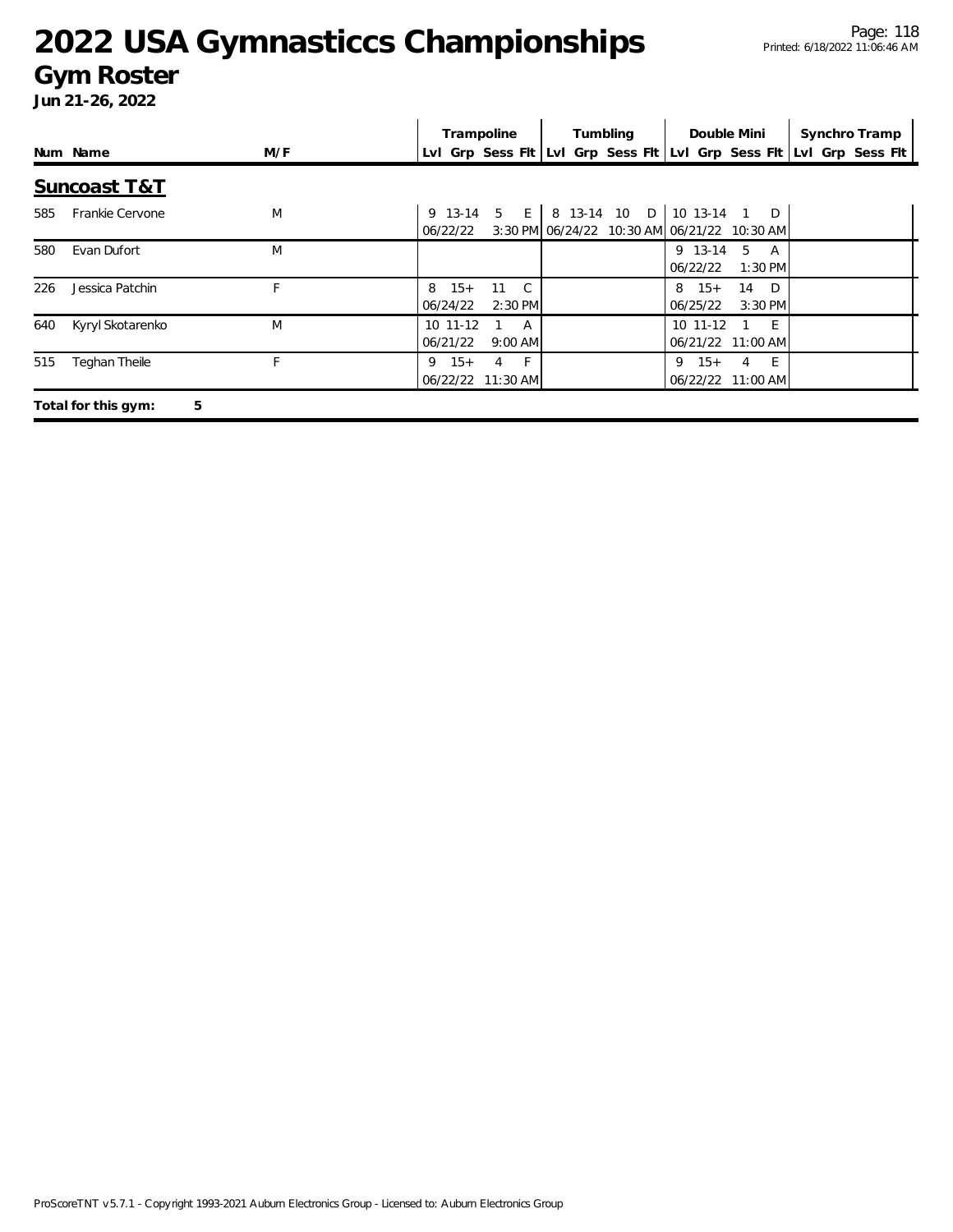# 2022 USA Gymnasticcs Championships

## Gym Roster

**Jun 21-26, 2022**

| Num | Name | M/F | Trampoline Lvl | Trampoline Grp | Trampoline Sess | Trampoline Flt | Tumbling Lvl | Tumbling Grp | Tumbling Sess | Tumbling Flt | Double Mini Lvl | Double Mini Grp | Double Mini Sess | Double Mini Flt | Synchro Tramp Lvl | Synchro Tramp Grp | Synchro Tramp Sess | Synchro Tramp Flt |
|---|---|---|---|---|---|---|---|---|---|---|---|---|---|---|---|---|---|---|
| **Suncoast T&T** | | | | | | | | | | | | | | | | | | |
| 585 | Frankie Cervone | M | 9 | 13-14 | 5 | E | 8 | 13-14 | 10 | D | 10 | 13-14 | 1 | D | | | | |
| | | | 06/22/22 | | 3:30 PM | | 06/24/22 | | 10:30 AM | | 06/21/22 | | 10:30 AM | | | | | |
| 580 | Evan Dufort | M | | | | | | | | | 9 | 13-14 | 5 | A | | | | |
| | | | | | | | | | | | 06/22/22 | | 1:30 PM | | | | | |
| 226 | Jessica Patchin | F | 8 | 15+ | 11 | C | | | | | 8 | 15+ | 14 | D | | | | |
| | | | 06/24/22 | | 2:30 PM | | | | | | 06/25/22 | | 3:30 PM | | | | | |
| 640 | Kyryl Skotarenko | M | 10 | 11-12 | 1 | A | | | | | 10 | 11-12 | 1 | E | | | | |
| | | | 06/21/22 | | 9:00 AM | | | | | | 06/21/22 | | 11:00 AM | | | | | |
| 515 | Teghan Theile | F | 9 | 15+ | 4 | F | | | | | 9 | 15+ | 4 | E | | | | |
| | | | 06/22/22 | | 11:30 AM | | | | | | 06/22/22 | | 11:00 AM | | | | | |

**Total for this gym: 5**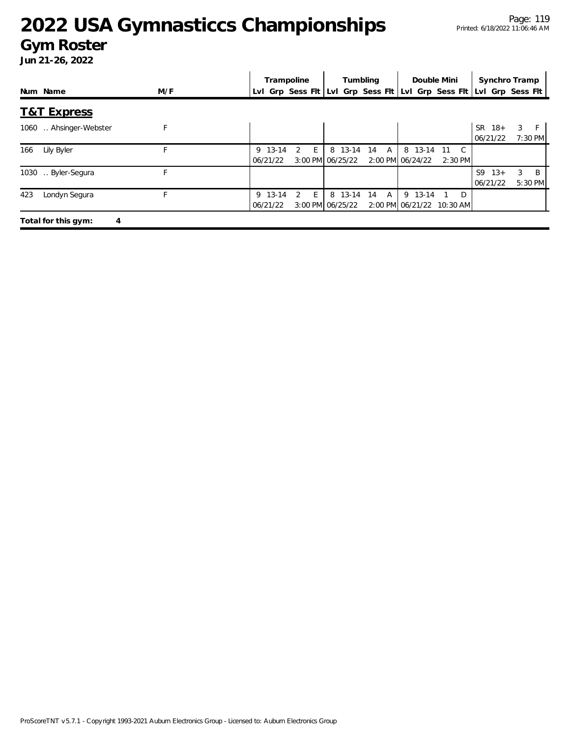# 2022 USA Gymnasticcs Championships

## Gym Roster

**Jun 21-26, 2022**

| Num | Name | M/F | Trampoline Lvl | Trampoline Grp | Trampoline Sess | Trampoline Flt | Tumbling Lvl | Tumbling Grp | Tumbling Sess | Tumbling Flt | Double Mini Lvl | Double Mini Grp | Double Mini Sess | Double Mini Flt | Synchro Tramp Lvl | Synchro Tramp Grp | Synchro Tramp Sess | Synchro Tramp Flt |
|---|---|---|---|---|---|---|---|---|---|---|---|---|---|---|---|---|---|---|
| **T&T Express** | | | | | | | | | | | | | | | | | | |
| 1060 | .. Ahsinger-Webster | F | | | | | | | | | | | | | SR | 18+ | 3 | F |
| | | | | | | | | | | | | | | | 06/21/22 | | | 7:30 PM |
| 166 | Lily Byler | F | 9 | 13-14 | 2 | E | 8 | 13-14 | 14 | A | 8 | 13-14 | 11 | C | | | | |
| | | | 06/21/22 | | | 3:00 PM | 06/25/22 | | | 2:00 PM | 06/24/22 | | | 2:30 PM | | | | |
| 1030 | .. Byler-Segura | F | | | | | | | | | | | | | S9 | 13+ | 3 | B |
| | | | | | | | | | | | | | | | 06/21/22 | | | 5:30 PM |
| 423 | Londyn Segura | F | 9 | 13-14 | 2 | E | 8 | 13-14 | 14 | A | 9 | 13-14 | 1 | D | | | | |
| | | | 06/21/22 | | | 3:00 PM | 06/25/22 | | | 2:00 PM | 06/21/22 | | | 10:30 AM | | | | |

**Total for this gym: 4**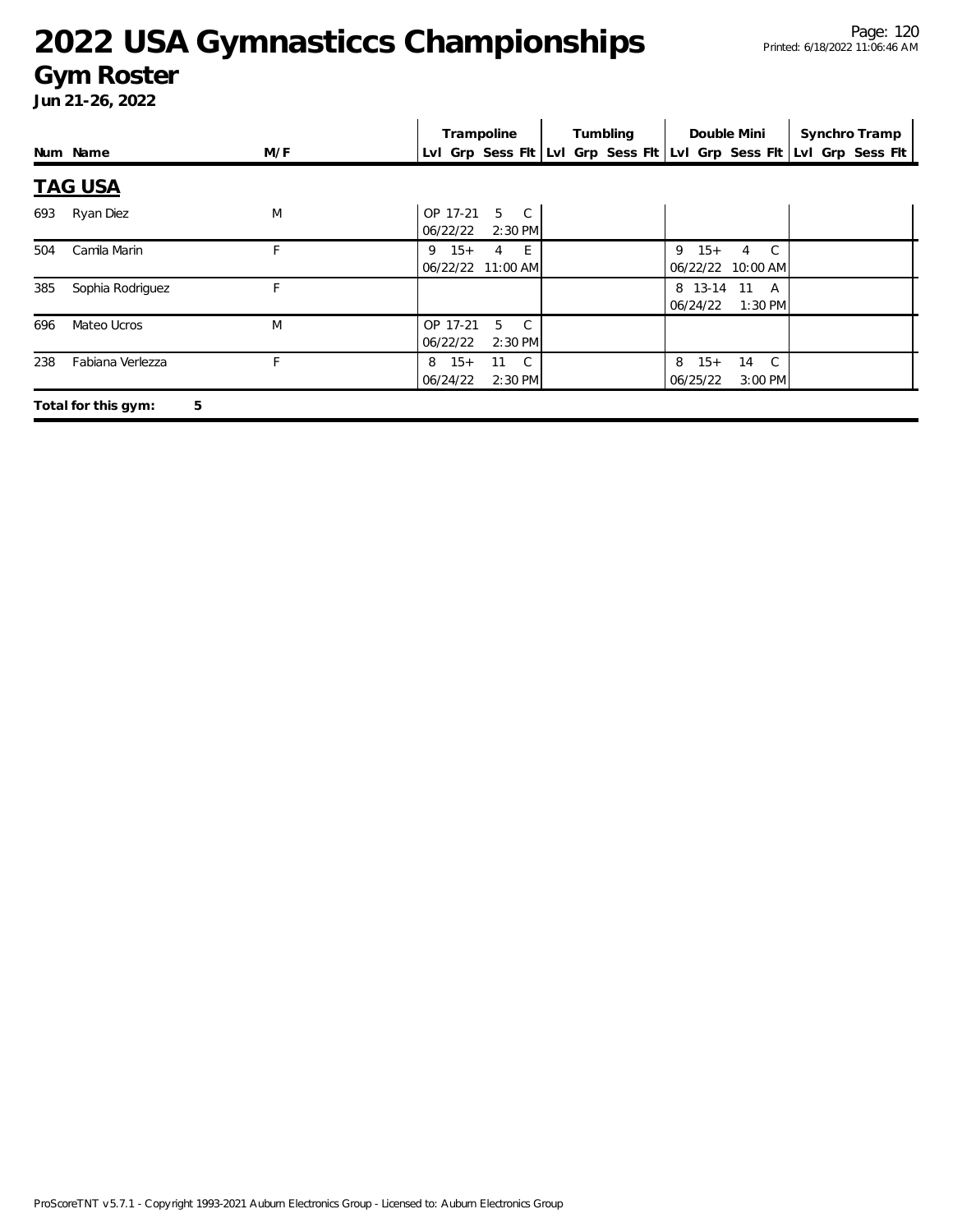# 2022 USA Gymnasticcs Championships

## Gym Roster

**Jun 21-26, 2022**

| Num | Name | M/F | Trampoline | | | | Tumbling | | | | Double Mini | | | | Synchro Tramp | | | |
|---|---|---|---|---|---|---|---|---|---|---|---|---|---|---|---|---|---|---|
| | | | Lvl | Grp | Sess | Flt | Lvl | Grp | Sess | Flt | Lvl | Grp | Sess | Flt | Lvl | Grp | Sess | Flt |

### TAG USA

| Num | Name | M/F | Trampoline | Tumbling | Double Mini | Synchro Tramp |
|---|---|---|---|---|---|---|
| 693 | Ryan Diez | M | OP 17-21 5 C<br>06/22/22 2:30 PM | | | |
| 504 | Camila Marin | F | 9 15+ 4 E<br>06/22/22 11:00 AM | | 9 15+ 4 C<br>06/22/22 10:00 AM | |
| 385 | Sophia Rodriguez | F | | | 8 13-14 11 A<br>06/24/22 1:30 PM | |
| 696 | Mateo Ucros | M | OP 17-21 5 C<br>06/22/22 2:30 PM | | | |
| 238 | Fabiana Verlezza | F | 8 15+ 11 C<br>06/24/22 2:30 PM | | 8 15+ 14 C<br>06/25/22 3:00 PM | |

**Total for this gym: 5**

ProScoreTNT v5.7.1 - Copyright 1993-2021 Auburn Electronics Group - Licensed to: Auburn Electronics Group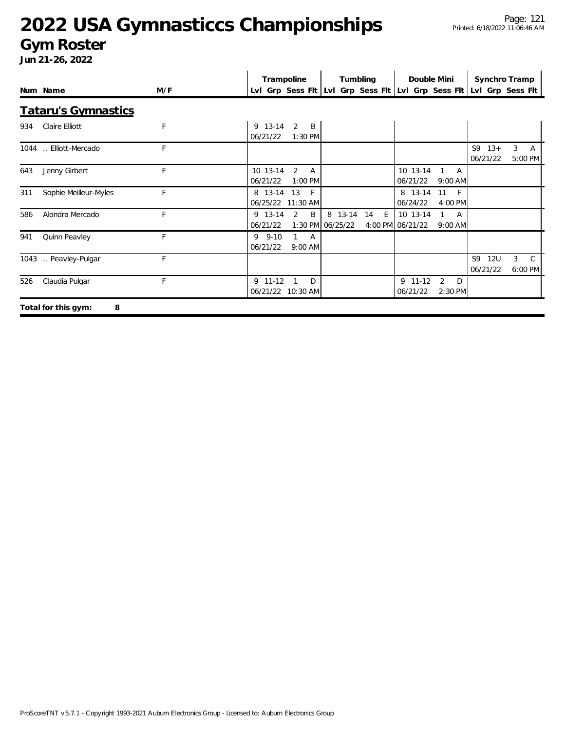# 2022 USA Gymnasticcs Championships

## Gym Roster

**Jun 21-26, 2022**

| Num | Name | M/F | Trampoline Lvl | Trampoline Grp | Trampoline Sess | Trampoline Flt | Tumbling Lvl | Tumbling Grp | Tumbling Sess | Tumbling Flt | Double Mini Lvl | Double Mini Grp | Double Mini Sess | Double Mini Flt | Synchro Tramp Lvl | Synchro Tramp Grp | Synchro Tramp Sess | Synchro Tramp Flt |
|---|---|---|---|---|---|---|---|---|---|---|---|---|---|---|---|---|---|---|

### Tataru's Gymnastics

| Num | Name | M/F | Trampoline Lvl | Trampoline Grp | Trampoline Sess | Trampoline Flt | Tumbling Lvl | Tumbling Grp | Tumbling Sess | Tumbling Flt | Double Mini Lvl | Double Mini Grp | Double Mini Sess | Double Mini Flt | Synchro Tramp Lvl | Synchro Tramp Grp | Synchro Tramp Sess | Synchro Tramp Flt |
|---|---|---|---|---|---|---|---|---|---|---|---|---|---|---|---|---|---|---|
| 934 | Claire Elliott | F | 9 | 13-14 | 2 | B | | | | | | | | | | | | |
| | | | 06/21/22 | | 1:30 PM | | | | | | | | | | | | | |
| 1044 | .. Elliott-Mercado | F | | | | | | | | | | | | | S9 | 13+ | 3 | A |
| | | | | | | | | | | | | | | | 06/21/22 | | 5:00 PM | |
| 643 | Jenny Girbert | F | 10 | 13-14 | 2 | A | | | | | 10 | 13-14 | 1 | A | | | | |
| | | | 06/21/22 | | 1:00 PM | | | | | | 06/21/22 | | 9:00 AM | | | | | |
| 311 | Sophie Meilleur-Myles | F | 8 | 13-14 | 13 | F | | | | | 8 | 13-14 | 11 | F | | | | |
| | | | 06/25/22 | | 11:30 AM | | | | | | 06/24/22 | | 4:00 PM | | | | | |
| 586 | Alondra Mercado | F | 9 | 13-14 | 2 | B | 8 | 13-14 | 14 | E | 10 | 13-14 | 1 | A | | | | |
| | | | 06/21/22 | | 1:30 PM | | 06/25/22 | | 4:00 PM | | 06/21/22 | | 9:00 AM | | | | | |
| 941 | Quinn Peavley | F | 9 | 9-10 | 1 | A | | | | | | | | | | | | |
| | | | 06/21/22 | | 9:00 AM | | | | | | | | | | | | | |
| 1043 | .. Peavley-Pulgar | F | | | | | | | | | | | | | S9 | 12U | 3 | C |
| | | | | | | | | | | | | | | | 06/21/22 | | 6:00 PM | |
| 526 | Claudia Pulgar | F | 9 | 11-12 | 1 | D | | | | | 9 | 11-12 | 2 | D | | | | |
| | | | 06/21/22 | | 10:30 AM | | | | | | 06/21/22 | | 2:30 PM | | | | | |

**Total for this gym: 8**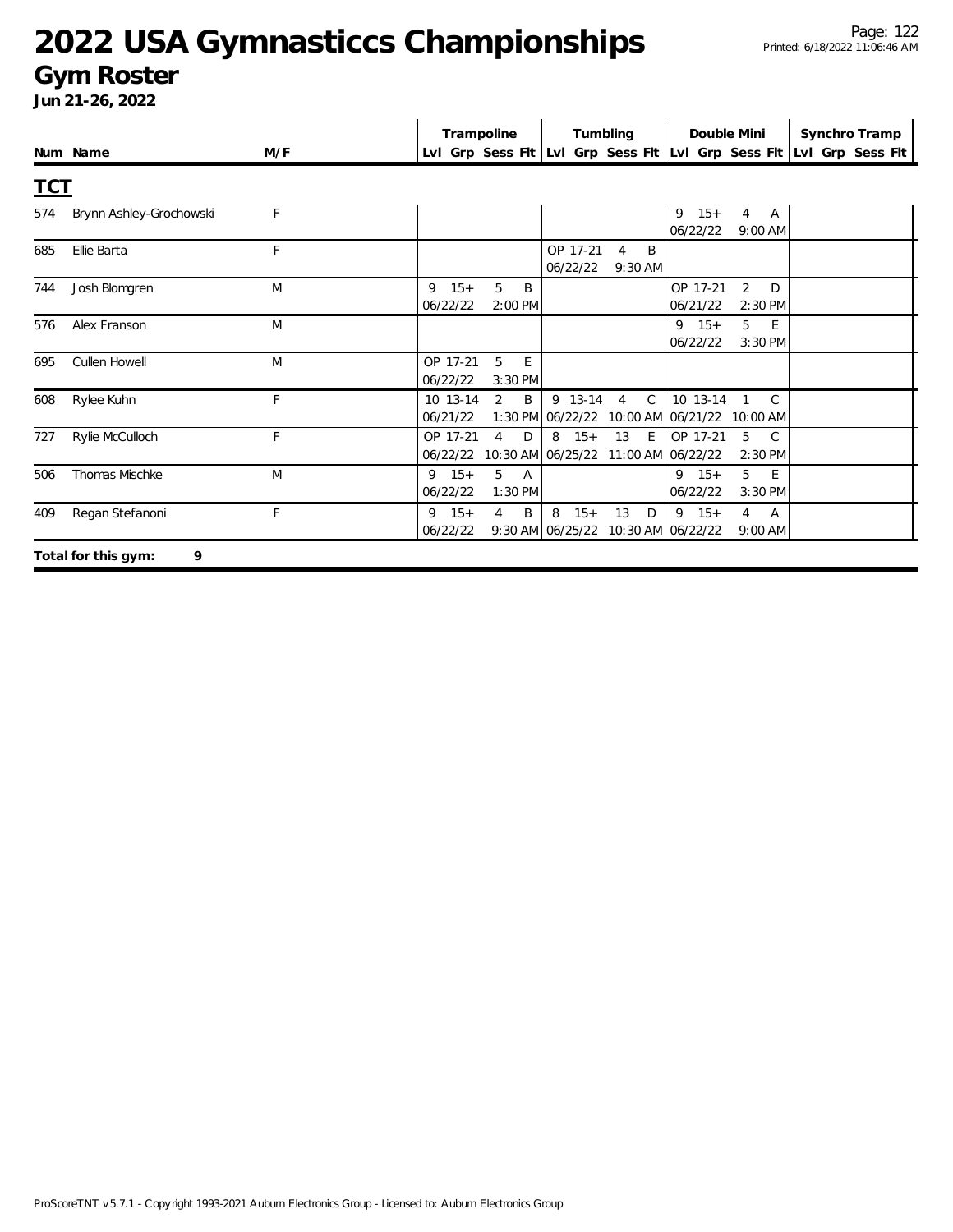# 2022 USA Gymnasticcs Championships

## Gym Roster

**Jun 21-26, 2022**

| Num | Name | M/F | Trampoline | | | | Tumbling | | | | Double Mini | | | | Synchro Tramp | | | |
|---|---|---|---|---|---|---|---|---|---|---|---|---|---|---|---|---|---|---|
| | | | Lvl | Grp | Sess | Flt | Lvl | Grp | Sess | Flt | Lvl | Grp | Sess | Flt | Lvl | Grp | Sess | Flt |

### TCT

| Num | Name | M/F | Trampoline | Tumbling | Double Mini | Synchro Tramp |
|---|---|---|---|---|---|---|
| 574 | Brynn Ashley-Grochowski | F | | | 9 15+ 4 A 06/22/22 9:00 AM | |
| 685 | Ellie Barta | F | | OP 17-21 4 B 06/22/22 9:30 AM | | |
| 744 | Josh Blomgren | M | 9 15+ 5 B 06/22/22 2:00 PM | | OP 17-21 2 D 06/21/22 2:30 PM | |
| 576 | Alex Franson | M | | | 9 15+ 5 E 06/22/22 3:30 PM | |
| 695 | Cullen Howell | M | OP 17-21 5 E 06/22/22 3:30 PM | | | |
| 608 | Rylee Kuhn | F | 10 13-14 2 B 06/21/22 1:30 PM | 9 13-14 4 C 06/22/22 10:00 AM | 10 13-14 1 C 06/21/22 10:00 AM | |
| 727 | Rylie McCulloch | F | OP 17-21 4 D 06/22/22 10:30 AM | 8 15+ 13 E 06/25/22 11:00 AM | OP 17-21 5 C 06/22/22 2:30 PM | |
| 506 | Thomas Mischke | M | 9 15+ 5 A 06/22/22 1:30 PM | | 9 15+ 5 E 06/22/22 3:30 PM | |
| 409 | Regan Stefanoni | F | 9 15+ 4 B 06/22/22 9:30 AM | 8 15+ 13 D 06/25/22 10:30 AM | 9 15+ 4 A 06/22/22 9:00 AM | |

**Total for this gym: 9**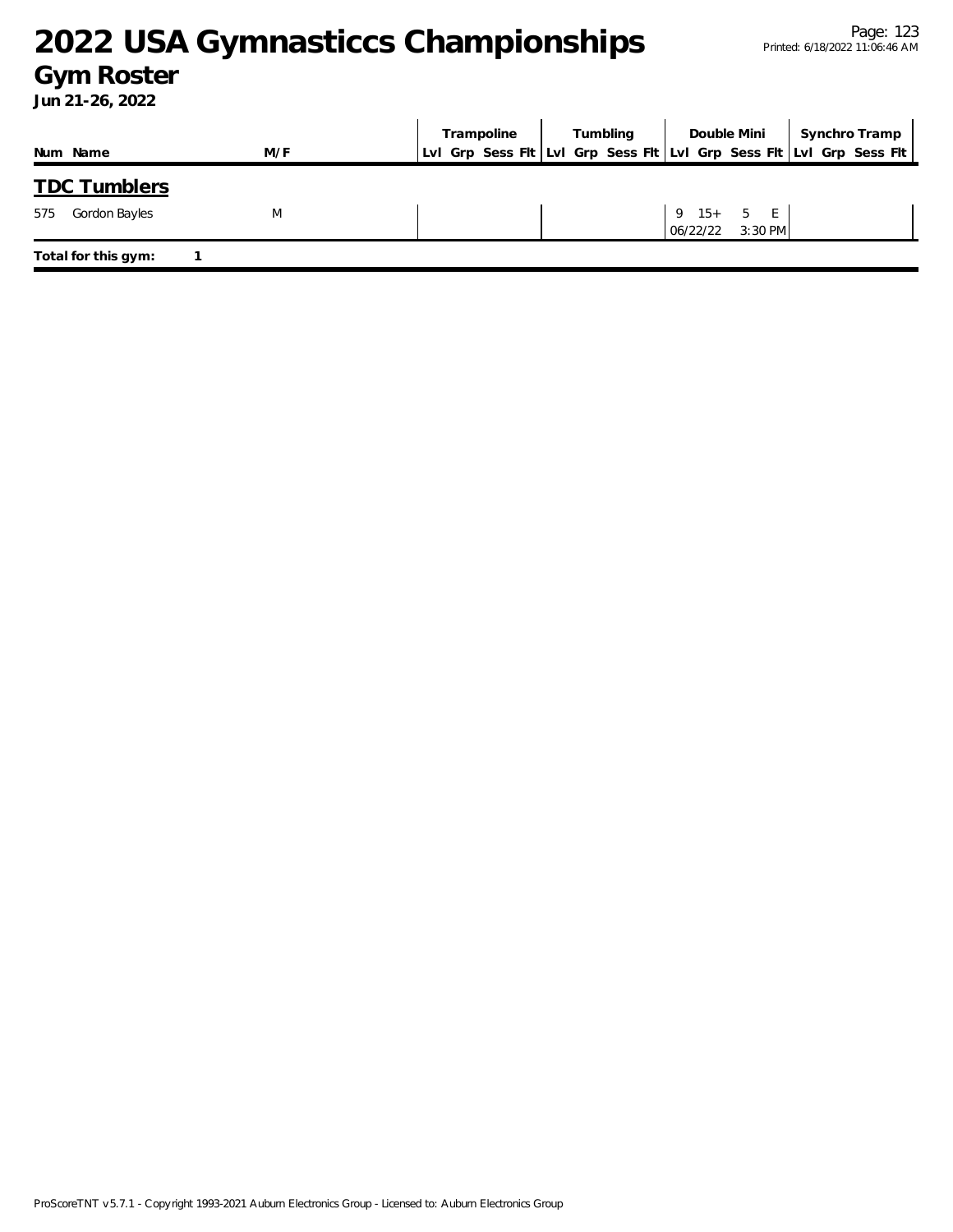# 2022 USA Gymnasticcs Championships

## Gym Roster

**Jun 21-26, 2022**

| Num | Name | M/F | Trampoline | | | | Tumbling | | | | Double Mini | | | | Synchro Tramp | | | |
|---|---|---|---|---|---|---|---|---|---|---|---|---|---|---|---|---|---|---|
| | | | Lvl | Grp | Sess | Flt | Lvl | Grp | Sess | Flt | Lvl | Grp | Sess | Flt | Lvl | Grp | Sess | Flt |

## TDC Tumblers

| Num | Name | M/F | Trampoline | | | | Tumbling | | | | Double Mini | | | | Synchro Tramp | | | |
|---|---|---|---|---|---|---|---|---|---|---|---|---|---|---|---|---|---|---|
| 575 | Gordon Bayles | M | | | | | | | | | 9 | 15+ | 5 | E | | | | |
| | | | | | | | | | | | 06/22/22 | | 3:30 PM | | | | | |

**Total for this gym:** 1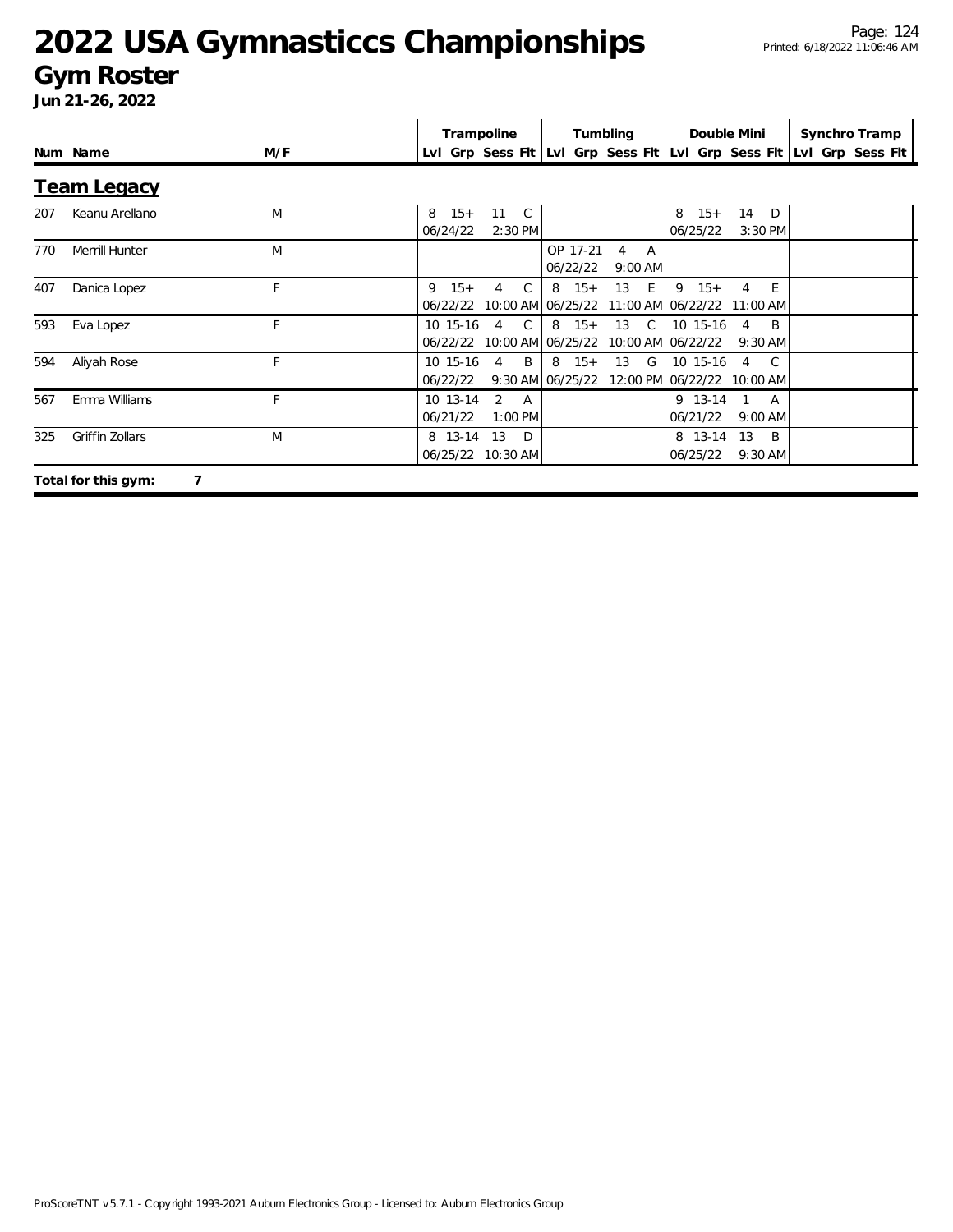# 2022 USA Gymnasticcs Championships

## Gym Roster

**Jun 21-26, 2022**

| Num | Name | M/F | Trampoline Lvl | Trampoline Grp | Trampoline Sess | Trampoline Flt | Tumbling Lvl | Tumbling Grp | Tumbling Sess | Tumbling Flt | Double Mini Lvl | Double Mini Grp | Double Mini Sess | Double Mini Flt | Synchro Tramp Lvl | Synchro Tramp Grp | Synchro Tramp Sess | Synchro Tramp Flt |
|---|---|---|---|---|---|---|---|---|---|---|---|---|---|---|---|---|---|---|
| | **Team Legacy** | | | | | | | | | | | | | | | | | |
| 207 | Keanu Arellano | M | 8 | 15+ | 11 | C | | | | | 8 | 15+ | 14 | D | | | | |
| | | | 06/24/22 | | 2:30 PM | | | | | | 06/25/22 | | 3:30 PM | | | | | |
| 770 | Merrill Hunter | M | | | | | OP | 17-21 | 4 | A | | | | | | | | |
| | | | | | | | 06/22/22 | | 9:00 AM | | | | | | | | | |
| 407 | Danica Lopez | F | 9 | 15+ | 4 | C | 8 | 15+ | 13 | E | 9 | 15+ | 4 | E | | | | |
| | | | 06/22/22 | | 10:00 AM | | 06/25/22 | | 11:00 AM | | 06/22/22 | | 11:00 AM | | | | | |
| 593 | Eva Lopez | F | 10 | 15-16 | 4 | C | 8 | 15+ | 13 | C | 10 | 15-16 | 4 | B | | | | |
| | | | 06/22/22 | | 10:00 AM | | 06/25/22 | | 10:00 AM | | 06/22/22 | | 9:30 AM | | | | | |
| 594 | Aliyah Rose | F | 10 | 15-16 | 4 | B | 8 | 15+ | 13 | G | 10 | 15-16 | 4 | C | | | | |
| | | | 06/22/22 | | 9:30 AM | | 06/25/22 | | 12:00 PM | | 06/22/22 | | 10:00 AM | | | | | |
| 567 | Emma Williams | F | 10 | 13-14 | 2 | A | | | | | 9 | 13-14 | 1 | A | | | | |
| | | | 06/21/22 | | 1:00 PM | | | | | | 06/21/22 | | 9:00 AM | | | | | |
| 325 | Griffin Zollars | M | 8 | 13-14 | 13 | D | | | | | 8 | 13-14 | 13 | B | | | | |
| | | | 06/25/22 | | 10:30 AM | | | | | | 06/25/22 | | 9:30 AM | | | | | |

**Total for this gym: 7**

ProScoreTNT v5.7.1 - Copyright 1993-2021 Auburn Electronics Group - Licensed to: Auburn Electronics Group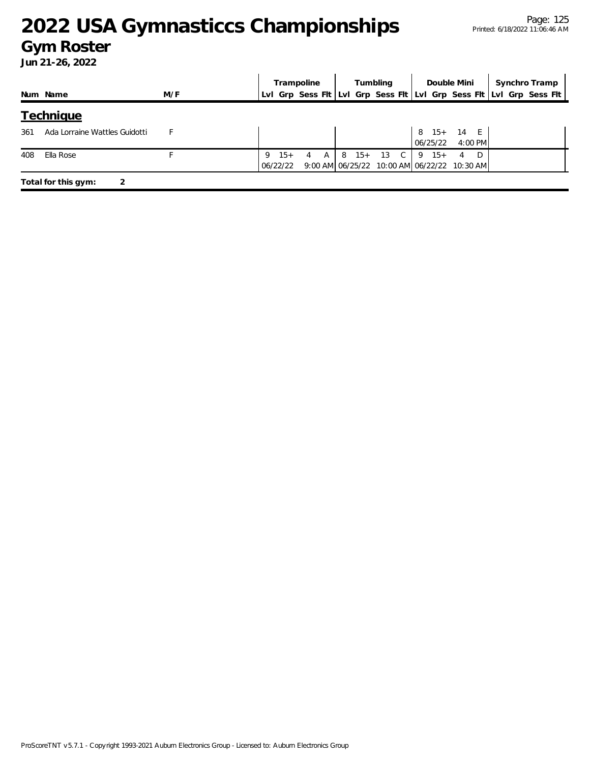# 2022 USA Gymnasticcs Championships

## Gym Roster

**Jun 21-26, 2022**

| Num | Name | M/F | Trampoline | | | | Tumbling | | | | Double Mini | | | | Synchro Tramp | | | |
|---|---|---|---|---|---|---|---|---|---|---|---|---|---|---|---|---|---|---|
| | | | Lvl | Grp | Sess | Flt | Lvl | Grp | Sess | Flt | Lvl | Grp | Sess | Flt | Lvl | Grp | Sess | Flt |
| **Technique** | | | | | | | | | | | | | | | | | | |
| 361 | Ada Lorraine Wattles Guidotti | F | | | | | | | | | 8 | 15+ | 14 | E | | | | |
| | | | | | | | | | | | 06/25/22 | | 4:00 PM | | | | | |
| 408 | Ella Rose | F | 9 | 15+ | 4 | A | 8 | 15+ | 13 | C | 9 | 15+ | 4 | D | | | | |
| | | | 06/22/22 | | 9:00 AM | | 06/25/22 | | 10:00 AM | | 06/22/22 | | 10:30 AM | | | | | |

**Total for this gym: 2**

ProScoreTNT v5.7.1 - Copyright 1993-2021 Auburn Electronics Group - Licensed to: Auburn Electronics Group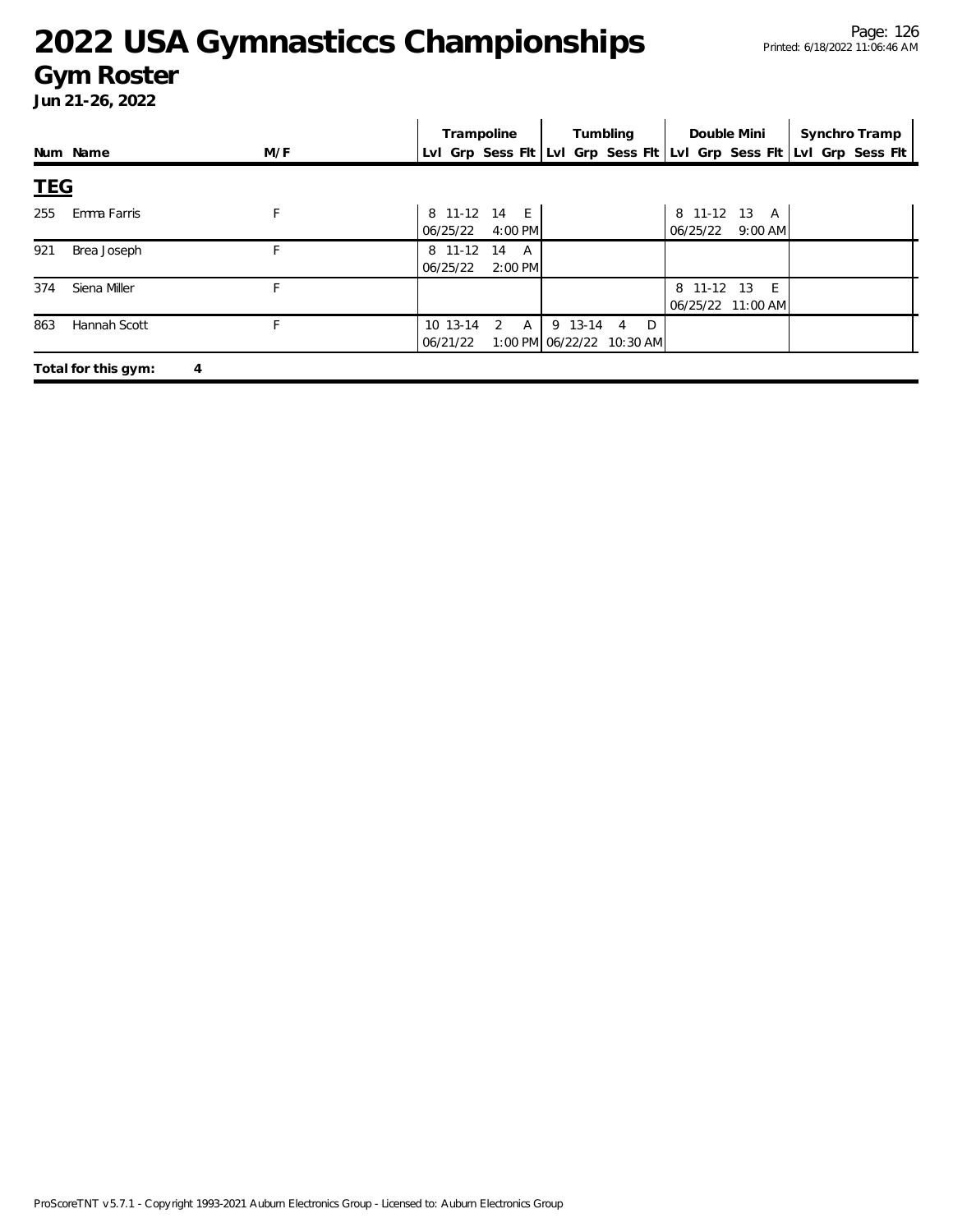# 2022 USA Gymnasticcs Championships

## Gym Roster

**Jun 21-26, 2022**

| Num | Name | M/F | Trampoline | | | | Tumbling | | | | Double Mini | | | | Synchro Tramp | | | |
|---|---|---|---|---|---|---|---|---|---|---|---|---|---|---|---|---|---|---|
| | | | Lvl | Grp | Sess | Flt | Lvl | Grp | Sess | Flt | Lvl | Grp | Sess | Flt | Lvl | Grp | Sess | Flt |
| **TEG** | | | | | | | | | | | | | | | | | | |
| 255 | Emma Farris | F | 8 | 11-12 | 14 | E | | | | | 8 | 11-12 | 13 | A | | | | |
| | | | 06/25/22 | | 4:00 PM | | | | | | 06/25/22 | | 9:00 AM | | | | | |
| 921 | Brea Joseph | F | 8 | 11-12 | 14 | A | | | | | | | | | | | | |
| | | | 06/25/22 | | 2:00 PM | | | | | | | | | | | | | |
| 374 | Siena Miller | F | | | | | | | | | 8 | 11-12 | 13 | E | | | | |
| | | | | | | | | | | | 06/25/22 | | 11:00 AM | | | | | |
| 863 | Hannah Scott | F | 10 | 13-14 | 2 | A | 9 | 13-14 | 4 | D | | | | | | | | |
| | | | 06/21/22 | | 1:00 PM | | 06/22/22 | | 10:30 AM | | | | | | | | | |

**Total for this gym: 4**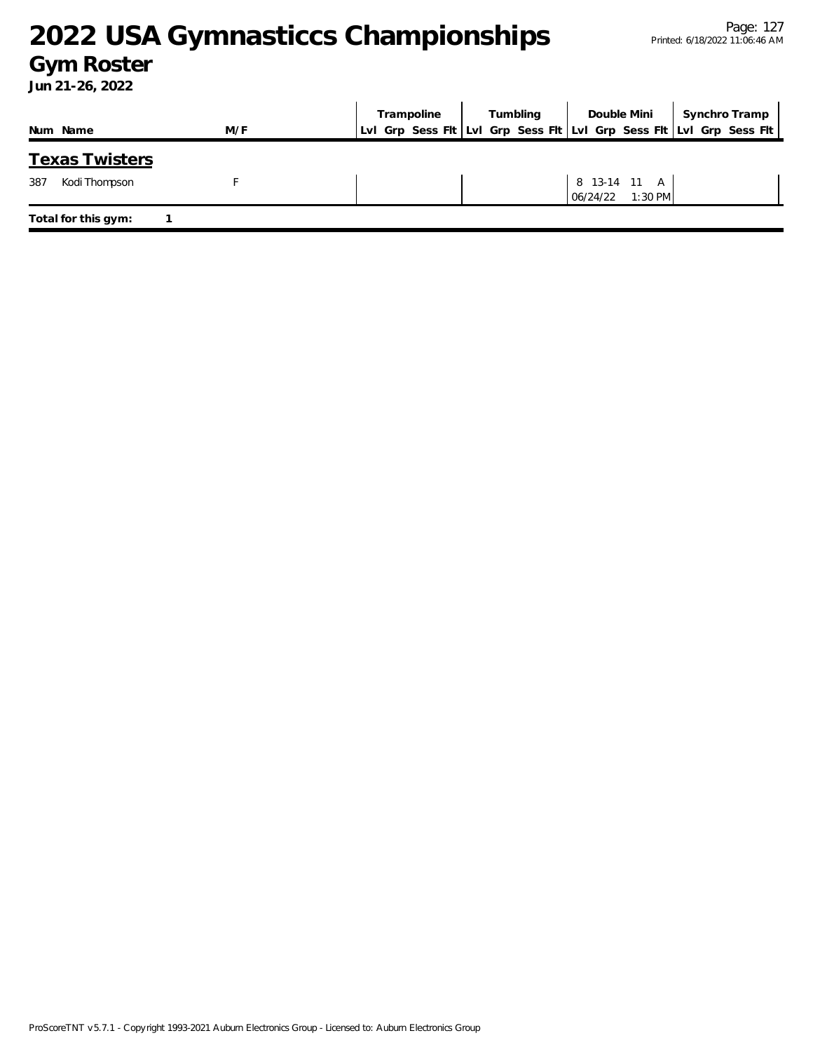# 2022 USA Gymnasticcs Championships

## Gym Roster

**Jun 21-26, 2022**

| Num | Name | M/F | Trampoline | | | | Tumbling | | | | Double Mini | | | | Synchro Tramp | | | |
|---|---|---|---|---|---|---|---|---|---|---|---|---|---|---|---|---|---|---|
| | | | Lvl | Grp | Sess | Flt | Lvl | Grp | Sess | Flt | Lvl | Grp | Sess | Flt | Lvl | Grp | Sess | Flt |
| **Texas Twisters** | | | | | | | | | | | | | | | | | | |
| 387 | Kodi Thompson | F | | | | | | | | | 8 | 13-14 | 11 | A | | | | |
| | | | | | | | | | | | 06/24/22 | | 1:30 PM | | | | | |

**Total for this gym:** 1

ProScoreTNT v5.7.1 - Copyright 1993-2021 Auburn Electronics Group - Licensed to: Auburn Electronics Group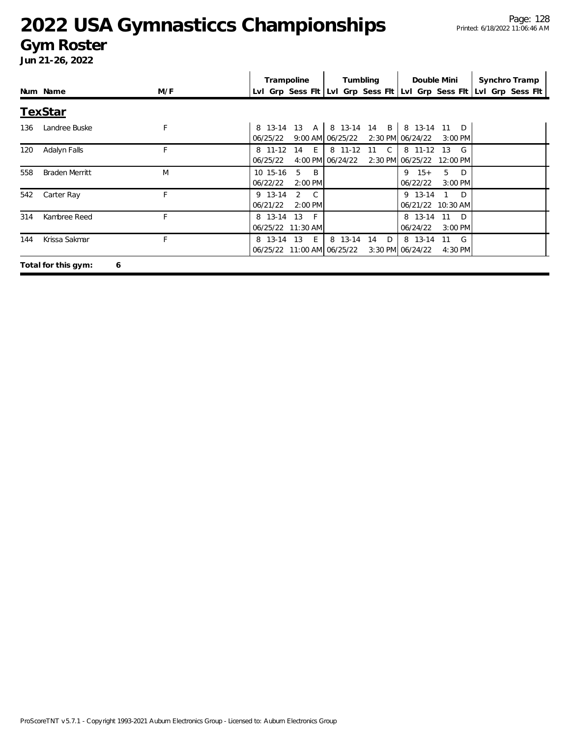# 2022 USA Gymnasticcs Championships

## Gym Roster

**Jun 21-26, 2022**

| Num | Name | M/F | Trampoline Lvl | Trampoline Grp | Trampoline Sess | Trampoline Flt | Tumbling Lvl | Tumbling Grp | Tumbling Sess | Tumbling Flt | Double Mini Lvl | Double Mini Grp | Double Mini Sess | Double Mini Flt | Synchro Tramp Lvl | Synchro Tramp Grp | Synchro Tramp Sess | Synchro Tramp Flt |
|---|---|---|---|---|---|---|---|---|---|---|---|---|---|---|---|---|---|---|
| **TexStar** | | | | | | | | | | | | | | | | | | |
| 136 | Landree Buske | F | 8 | 13-14 | 13 | A | 8 | 13-14 | 14 | B | 8 | 13-14 | 11 | D | | | | |
| | | | 06/25/22 | | 9:00 AM | | 06/25/22 | | 2:30 PM | | 06/24/22 | | 3:00 PM | | | | | |
| 120 | Adalyn Falls | F | 8 | 11-12 | 14 | E | 8 | 11-12 | 11 | C | 8 | 11-12 | 13 | G | | | | |
| | | | 06/25/22 | | 4:00 PM | | 06/24/22 | | 2:30 PM | | 06/25/22 | | 12:00 PM | | | | | |
| 558 | Braden Merritt | M | 10 | 15-16 | 5 | B | | | | | 9 | 15+ | 5 | D | | | | |
| | | | 06/22/22 | | 2:00 PM | | | | | | 06/22/22 | | 3:00 PM | | | | | |
| 542 | Carter Ray | F | 9 | 13-14 | 2 | C | | | | | 9 | 13-14 | 1 | D | | | | |
| | | | 06/21/22 | | 2:00 PM | | | | | | 06/21/22 | | 10:30 AM | | | | | |
| 314 | Kambree Reed | F | 8 | 13-14 | 13 | F | | | | | 8 | 13-14 | 11 | D | | | | |
| | | | 06/25/22 | | 11:30 AM | | | | | | 06/24/22 | | 3:00 PM | | | | | |
| 144 | Krissa Sakmar | F | 8 | 13-14 | 13 | E | 8 | 13-14 | 14 | D | 8 | 13-14 | 11 | G | | | | |
| | | | 06/25/22 | | 11:00 AM | | 06/25/22 | | 3:30 PM | | 06/24/22 | | 4:30 PM | | | | | |

**Total for this gym: 6**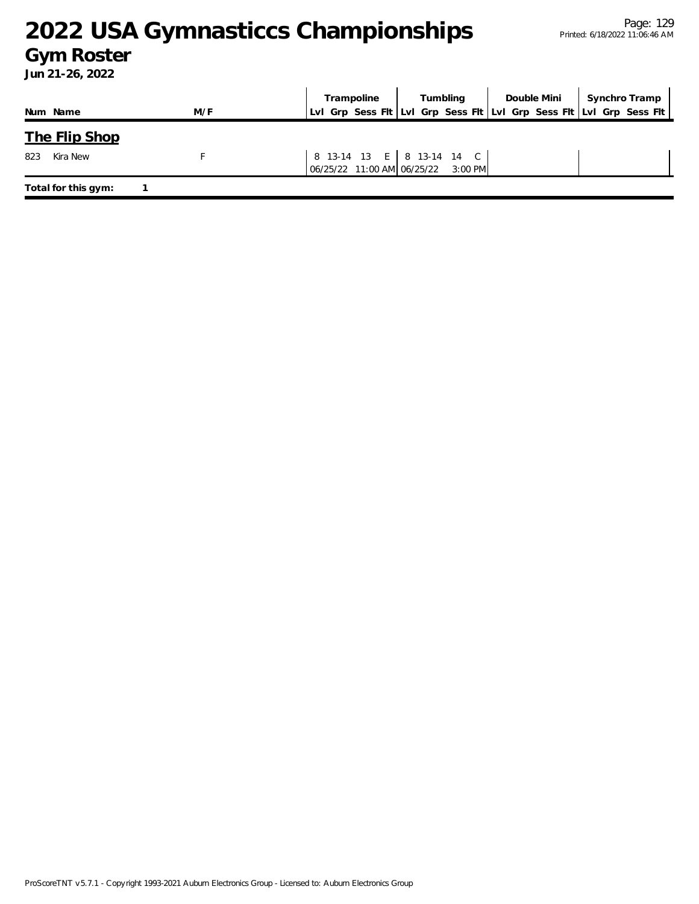# 2022 USA Gymnasticcs Championships

## Gym Roster

**Jun 21-26, 2022**

| Num | Name | M/F | Trampoline Lvl | Trampoline Grp | Trampoline Sess | Trampoline Flt | Tumbling Lvl | Tumbling Grp | Tumbling Sess | Tumbling Flt | Double Mini Lvl | Double Mini Grp | Double Mini Sess | Double Mini Flt | Synchro Tramp Lvl | Synchro Tramp Grp | Synchro Tramp Sess | Synchro Tramp Flt |
|---|---|---|---|---|---|---|---|---|---|---|---|---|---|---|---|---|---|---|
| **The Flip Shop** | | | | | | | | | | | | | | | | | | |
| 823 | Kira New | F | 8 | 13-14 | 13 | E | 8 | 13-14 | 14 | C | | | | | | | | |
| | | | 06/25/22 11:00 AM | | | | 06/25/22 3:00 PM | | | | | | | | | | | |

**Total for this gym:** 1

ProScoreTNT v5.7.1 - Copyright 1993-2021 Auburn Electronics Group - Licensed to: Auburn Electronics Group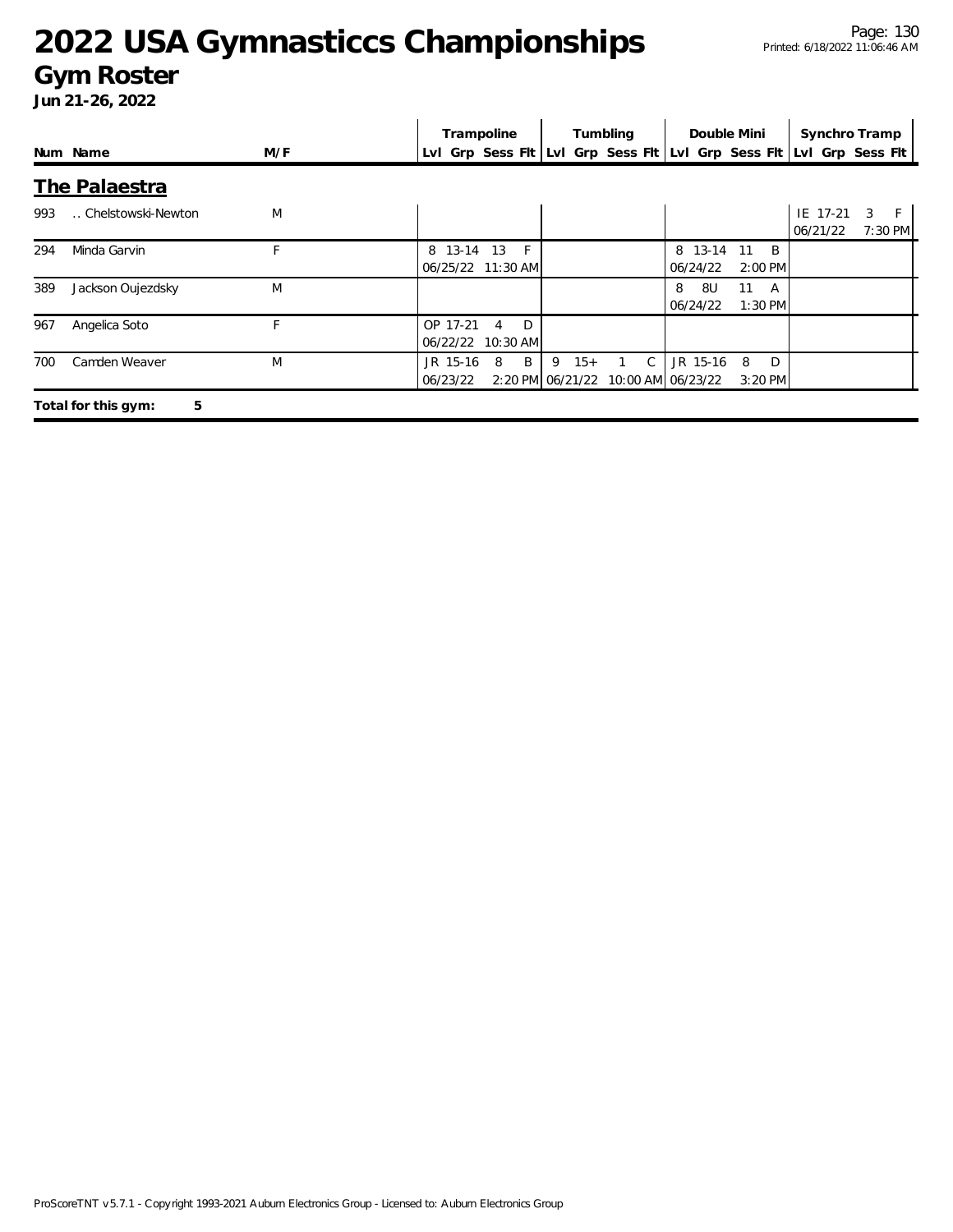# 2022 USA Gymnasticcs Championships

## Gym Roster

**Jun 21-26, 2022**

### The Palaestra

| Num | Name | M/F | Trampoline | | | | Tumbling | | | | Double Mini | | | | Synchro Tramp | | | |
|---|---|---|---|---|---|---|---|---|---|---|---|---|---|---|---|---|---|---|
| | | | Lvl | Grp | Sess | Flt | Lvl | Grp | Sess | Flt | Lvl | Grp | Sess | Flt | Lvl | Grp | Sess | Flt |
| 993 | .. Chelstowski-Newton | M | | | | | | | | | | | | | IE | 17-21 | 3 | F |
| | | | | | | | | | | | | | | | 06/21/22 | | | 7:30 PM |
| 294 | Minda Garvin | F | 8 | 13-14 | 13 | F | | | | | 8 | 13-14 | 11 | B | | | | |
| | | | 06/25/22 | | | 11:30 AM | | | | | 06/24/22 | | | 2:00 PM | | | | |
| 389 | Jackson Oujezdsky | M | | | | | | | | | 8 | 8U | 11 | A | | | | |
| | | | | | | | | | | | 06/24/22 | | | 1:30 PM | | | | |
| 967 | Angelica Soto | F | OP | 17-21 | 4 | D | | | | | | | | | | | | |
| | | | 06/22/22 | | | 10:30 AM | | | | | | | | | | | | |
| 700 | Camden Weaver | M | JR | 15-16 | 8 | B | 9 | 15+ | 1 | C | JR | 15-16 | 8 | D | | | | |
| | | | 06/23/22 | | | 2:20 PM | 06/21/22 | | | 10:00 AM | 06/23/22 | | | 3:20 PM | | | | |

**Total for this gym: 5**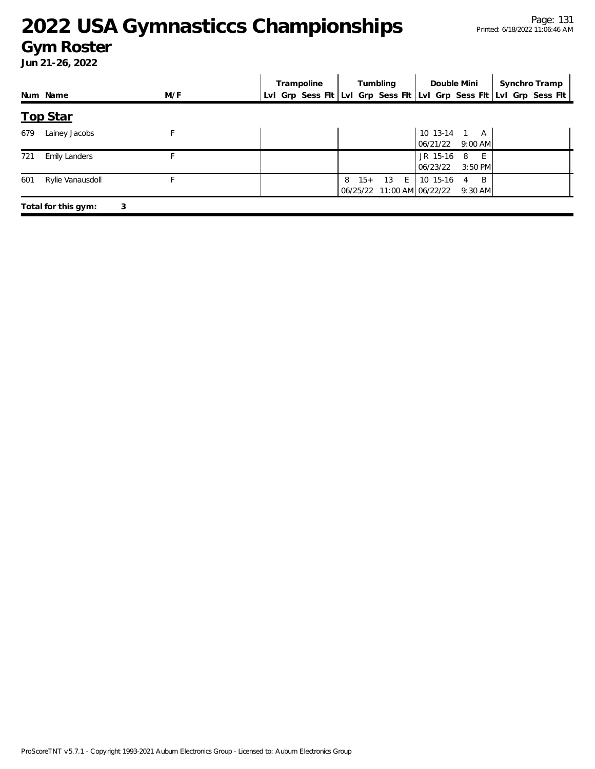# 2022 USA Gymnasticcs Championships

## Gym Roster

**Jun 21-26, 2022**

| Num | Name | M/F | Trampoline | | | | Tumbling | | | | Double Mini | | | | Synchro Tramp | | | |
|---|---|---|---|---|---|---|---|---|---|---|---|---|---|---|---|---|---|---|
| | | | Lvl | Grp | Sess | Flt | Lvl | Grp | Sess | Flt | Lvl | Grp | Sess | Flt | Lvl | Grp | Sess | Flt |

### Top Star

| Num | Name | M/F | Trampoline | | | | Tumbling | | | | Double Mini | | | | Synchro Tramp | | | |
|---|---|---|---|---|---|---|---|---|---|---|---|---|---|---|---|---|---|---|
| 679 | Lainey Jacobs | F | | | | | | | | | 10 | 13-14 | 1 | A | | | | |
| | | | | | | | | | | | 06/21/22 | | 9:00 AM | | | | | |
| 721 | Emily Landers | F | | | | | | | | | JR | 15-16 | 8 | E | | | | |
| | | | | | | | | | | | 06/23/22 | | 3:50 PM | | | | | |
| 601 | Rylie Vanausdoll | F | | | | | 8 | 15+ | 13 | E | 10 | 15-16 | 4 | B | | | | |
| | | | | | | | 06/25/22 | | 11:00 AM | | 06/22/22 | | 9:30 AM | | | | | |

**Total for this gym: 3**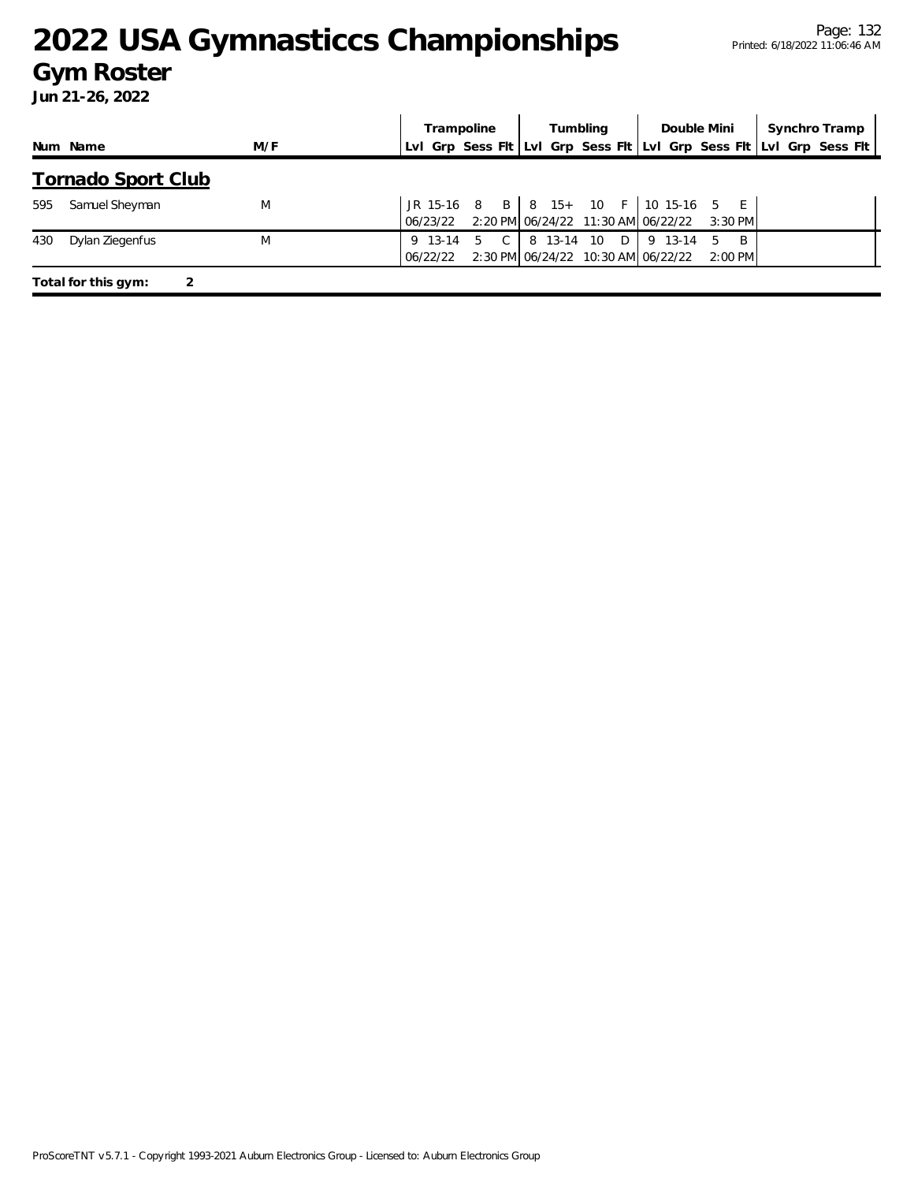# 2022 USA Gymnasticcs Championships

## Gym Roster

**Jun 21-26, 2022**

| Num | Name | M/F | Trampoline Lvl | Trampoline Grp | Trampoline Sess | Trampoline Flt | Tumbling Lvl | Tumbling Grp | Tumbling Sess | Tumbling Flt | Double Mini Lvl | Double Mini Grp | Double Mini Sess | Double Mini Flt | Synchro Tramp Lvl | Synchro Tramp Grp | Synchro Tramp Sess | Synchro Tramp Flt |
|---|---|---|---|---|---|---|---|---|---|---|---|---|---|---|---|---|---|---|
| **Tornado Sport Club** | | | | | | | | | | | | | | | | | | |
| 595 | Samuel Sheyman | M | JR | 15-16 | 8 | B | 8 | 15+ | 10 | F | 10 | 15-16 | 5 | E | | | | |
| | | | 06/23/22 | | | 2:20 PM | 06/24/22 | | | 11:30 AM | 06/22/22 | | | 3:30 PM | | | | |
| 430 | Dylan Ziegenfus | M | 9 | 13-14 | 5 | C | 8 | 13-14 | 10 | D | 9 | 13-14 | 5 | B | | | | |
| | | | 06/22/22 | | | 2:30 PM | 06/24/22 | | | 10:30 AM | 06/22/22 | | | 2:00 PM | | | | |

**Total for this gym: 2**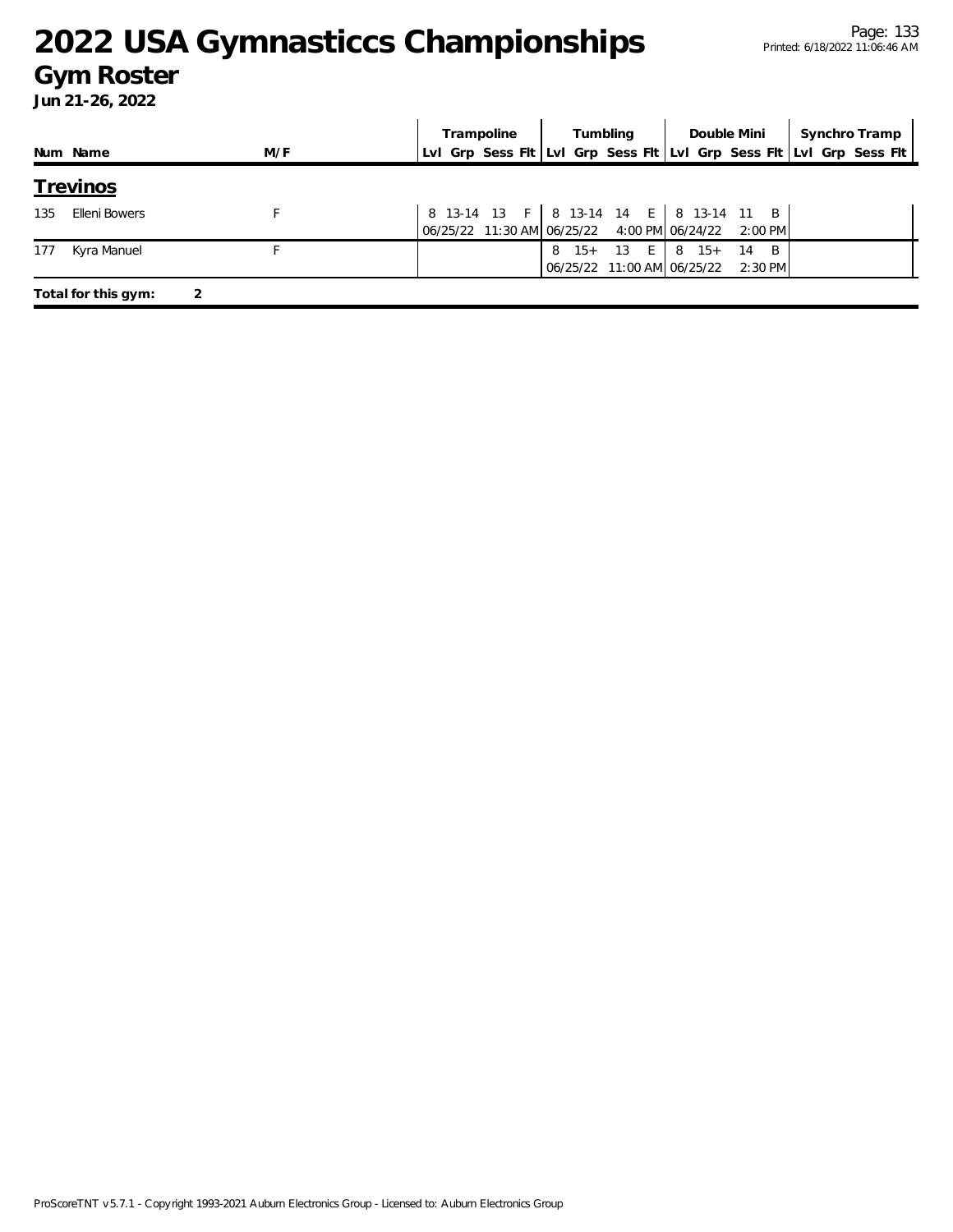# 2022 USA Gymnasticcs Championships

## Gym Roster

**Jun 21-26, 2022**

| Num | Name | M/F | Trampoline | | | | Tumbling | | | | Double Mini | | | | Synchro Tramp | | | |
|---|---|---|---|---|---|---|---|---|---|---|---|---|---|---|---|---|---|---|
| | | | Lvl | Grp | Sess | Flt | Lvl | Grp | Sess | Flt | Lvl | Grp | Sess | Flt | Lvl | Grp | Sess | Flt |

### Trevinos

| Num | Name | M/F | Trampoline | | | | Tumbling | | | | Double Mini | | | | Synchro Tramp | | | |
|---|---|---|---|---|---|---|---|---|---|---|---|---|---|---|---|---|---|---|
| 135 | Elleni Bowers | F | 8 | 13-14 | 13 | F | 8 | 13-14 | 14 | E | 8 | 13-14 | 11 | B | | | | |
| | | | 06/25/22 | | 11:30 AM | | 06/25/22 | | 4:00 PM | | 06/24/22 | | 2:00 PM | | | | | |
| 177 | Kyra Manuel | F | | | | | 8 | 15+ | 13 | E | 8 | 15+ | 14 | B | | | | |
| | | | | | | | 06/25/22 | | 11:00 AM | | 06/25/22 | | 2:30 PM | | | | | |

**Total for this gym: 2**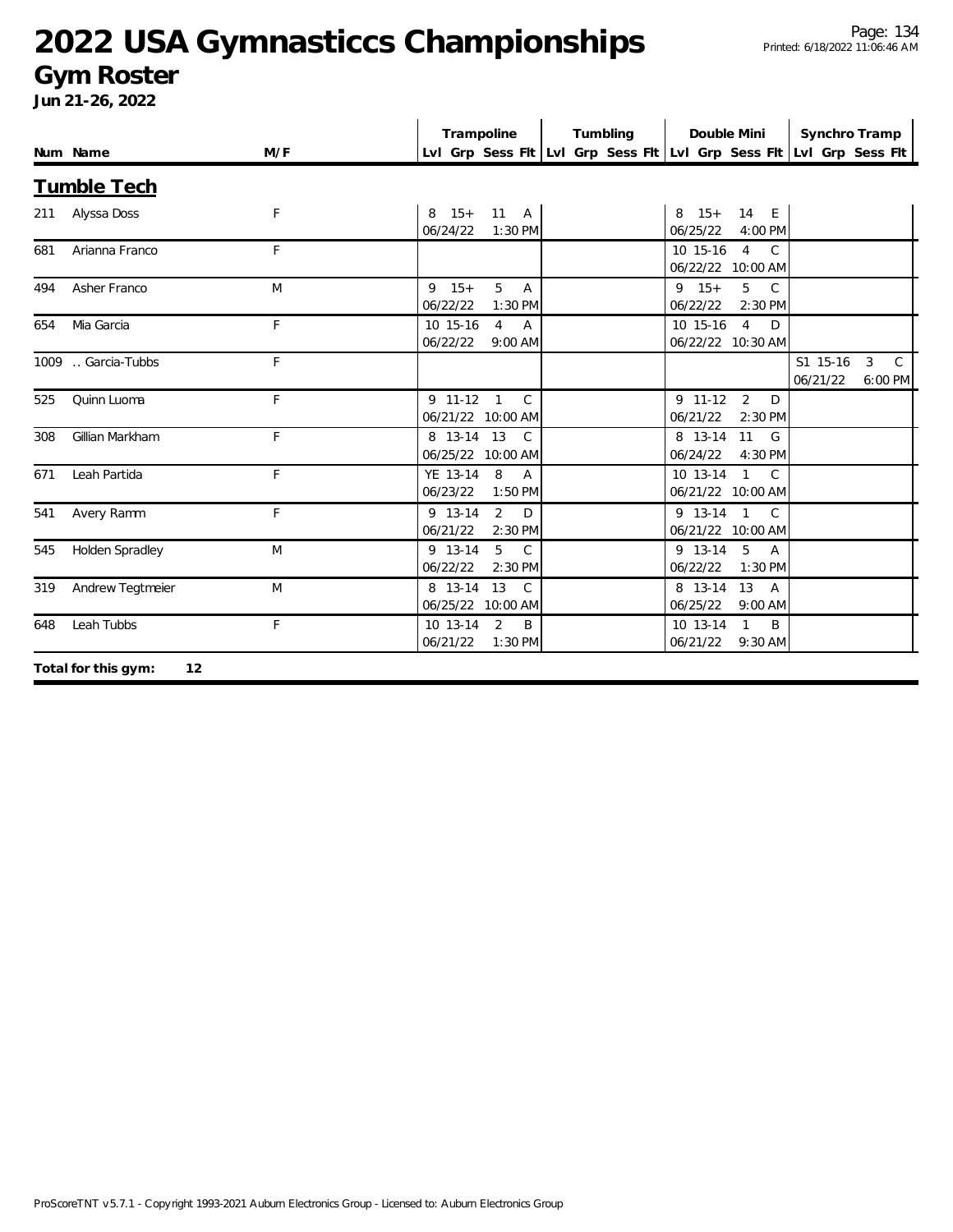# 2022 USA Gymnasticcs Championships

## Gym Roster

**Jun 21-26, 2022**

### Tumble Tech

| Num | Name | M/F | Trampoline Lvl | Grp | Sess | Flt | Tumbling Lvl | Grp | Sess | Flt | Double Mini Lvl | Grp | Sess | Flt | Synchro Tramp Lvl | Grp | Sess | Flt |
|---|---|---|---|---|---|---|---|---|---|---|---|---|---|---|---|---|---|---|
| 211 | Alyssa Doss | F | 8 | 15+ | 11 | A | | | | | 8 | 15+ | 14 | E | | | | |
| | | | 06/24/22 | | 1:30 PM | | | | | | 06/25/22 | | 4:00 PM | | | | | |
| 681 | Arianna Franco | F | | | | | | | | | 10 | 15-16 | 4 | C | | | | |
| | | | | | | | | | | | 06/22/22 | | 10:00 AM | | | | | |
| 494 | Asher Franco | M | 9 | 15+ | 5 | A | | | | | 9 | 15+ | 5 | C | | | | |
| | | | 06/22/22 | | 1:30 PM | | | | | | 06/22/22 | | 2:30 PM | | | | | |
| 654 | Mia Garcia | F | 10 | 15-16 | 4 | A | | | | | 10 | 15-16 | 4 | D | | | | |
| | | | 06/22/22 | | 9:00 AM | | | | | | 06/22/22 | | 10:30 AM | | | | | |
| 1009 | .. Garcia-Tubbs | F | | | | | | | | | | | | | S1 | 15-16 | 3 | C |
| | | | | | | | | | | | | | | | 06/21/22 | | 6:00 PM | |
| 525 | Quinn Luoma | F | 9 | 11-12 | 1 | C | | | | | 9 | 11-12 | 2 | D | | | | |
| | | | 06/21/22 | | 10:00 AM | | | | | | 06/21/22 | | 2:30 PM | | | | | |
| 308 | Gillian Markham | F | 8 | 13-14 | 13 | C | | | | | 8 | 13-14 | 11 | G | | | | |
| | | | 06/25/22 | | 10:00 AM | | | | | | 06/24/22 | | 4:30 PM | | | | | |
| 671 | Leah Partida | F | YE | 13-14 | 8 | A | | | | | 10 | 13-14 | 1 | C | | | | |
| | | | 06/23/22 | | 1:50 PM | | | | | | 06/21/22 | | 10:00 AM | | | | | |
| 541 | Avery Ramm | F | 9 | 13-14 | 2 | D | | | | | 9 | 13-14 | 1 | C | | | | |
| | | | 06/21/22 | | 2:30 PM | | | | | | 06/21/22 | | 10:00 AM | | | | | |
| 545 | Holden Spradley | M | 9 | 13-14 | 5 | C | | | | | 9 | 13-14 | 5 | A | | | | |
| | | | 06/22/22 | | 2:30 PM | | | | | | 06/22/22 | | 1:30 PM | | | | | |
| 319 | Andrew Tegtmeier | M | 8 | 13-14 | 13 | C | | | | | 8 | 13-14 | 13 | A | | | | |
| | | | 06/25/22 | | 10:00 AM | | | | | | 06/25/22 | | 9:00 AM | | | | | |
| 648 | Leah Tubbs | F | 10 | 13-14 | 2 | B | | | | | 10 | 13-14 | 1 | B | | | | |
| | | | 06/21/22 | | 1:30 PM | | | | | | 06/21/22 | | 9:30 AM | | | | | |

**Total for this gym: 12**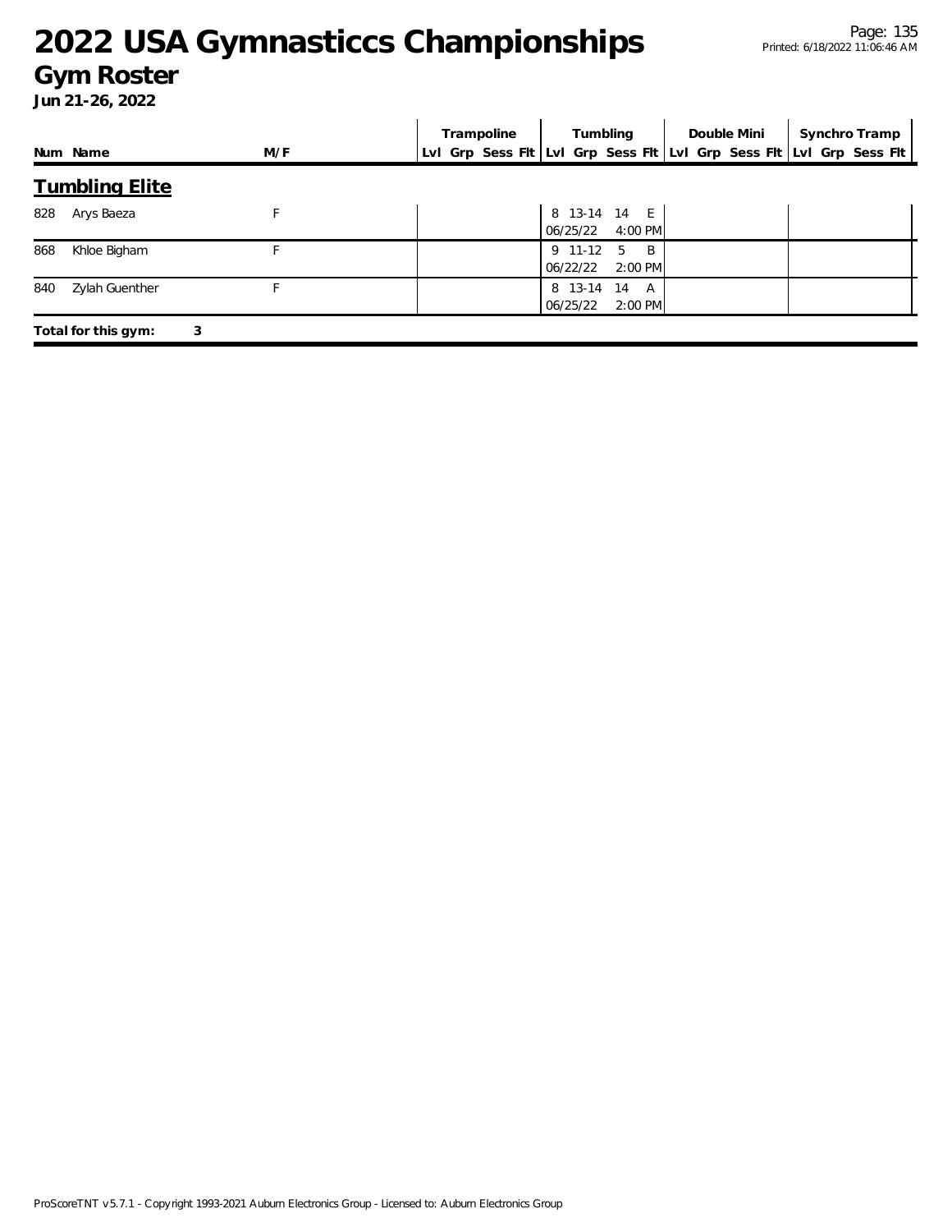# 2022 USA Gymnasticcs Championships

## Gym Roster

**Jun 21-26, 2022**

| Num | Name | M/F | Trampoline Lvl | Trampoline Grp | Trampoline Sess | Trampoline Flt | Tumbling Lvl | Tumbling Grp | Tumbling Sess | Tumbling Flt | Double Mini Lvl | Double Mini Grp | Double Mini Sess | Double Mini Flt | Synchro Tramp Lvl | Synchro Tramp Grp | Synchro Tramp Sess | Synchro Tramp Flt |
|---|---|---|---|---|---|---|---|---|---|---|---|---|---|---|---|---|---|---|
| **Tumbling Elite** | | | | | | | | | | | | | | | | | | |
| 828 | Arys Baeza | F | | | | | 8 | 13-14 | 14 | E | | | | | | | | |
| | | | | | | | 06/25/22 | | 4:00 PM | | | | | | | | | |
| 868 | Khloe Bigham | F | | | | | 9 | 11-12 | 5 | B | | | | | | | | |
| | | | | | | | 06/22/22 | | 2:00 PM | | | | | | | | | |
| 840 | Zylah Guenther | F | | | | | 8 | 13-14 | 14 | A | | | | | | | | |
| | | | | | | | 06/25/22 | | 2:00 PM | | | | | | | | | |

**Total for this gym: 3**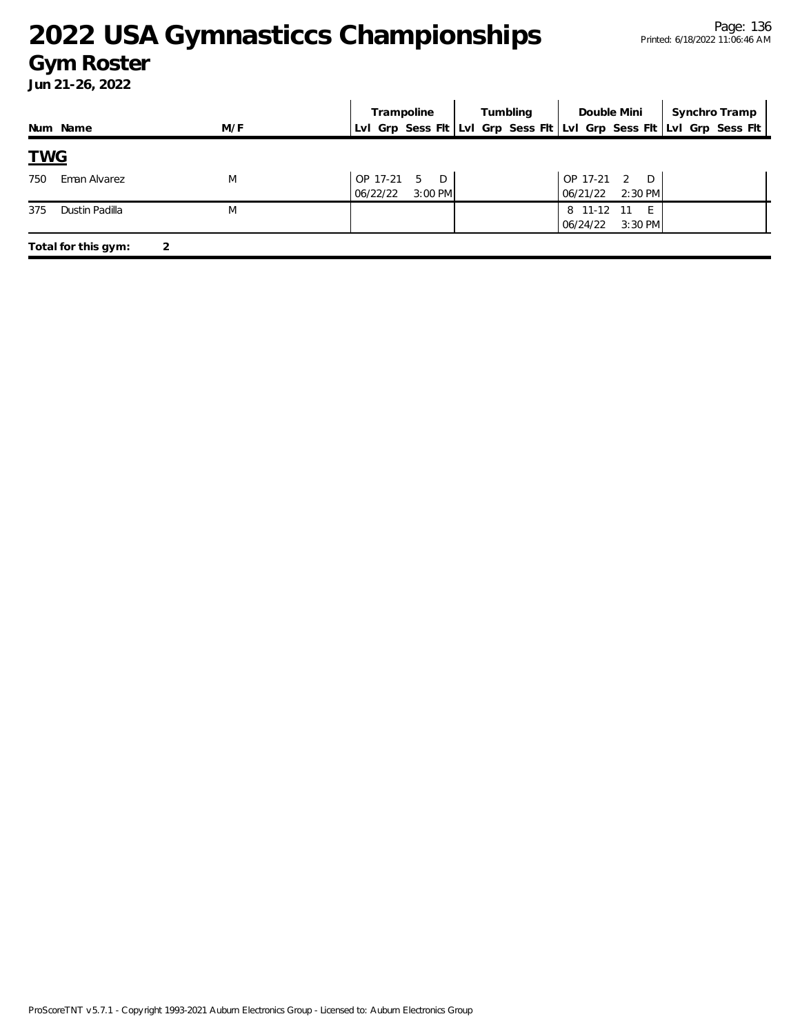# 2022 USA Gymnasticcs Championships

## Gym Roster

**Jun 21-26, 2022**

| Num | Name | M/F | Trampoline | | | | Tumbling | | | | Double Mini | | | | Synchro Tramp | | | |
|---|---|---|---|---|---|---|---|---|---|---|---|---|---|---|---|---|---|---|
| | | | Lvl | Grp | Sess | Flt | Lvl | Grp | Sess | Flt | Lvl | Grp | Sess | Flt | Lvl | Grp | Sess | Flt |

**TWG**

| Num | Name | M/F | Trampoline | | | | Tumbling | | | | Double Mini | | | | Synchro Tramp | | | |
|---|---|---|---|---|---|---|---|---|---|---|---|---|---|---|---|---|---|---|
| 750 | Eman Alvarez | M | OP | 17-21 | 5 | D | | | | | OP | 17-21 | 2 | D | | | | |
| | | | 06/22/22 | | 3:00 PM | | | | | | 06/21/22 | | 2:30 PM | | | | | |
| 375 | Dustin Padilla | M | | | | | | | | | 8 | 11-12 | 11 | E | | | | |
| | | | | | | | | | | | 06/24/22 | | 3:30 PM | | | | | |

**Total for this gym: 2**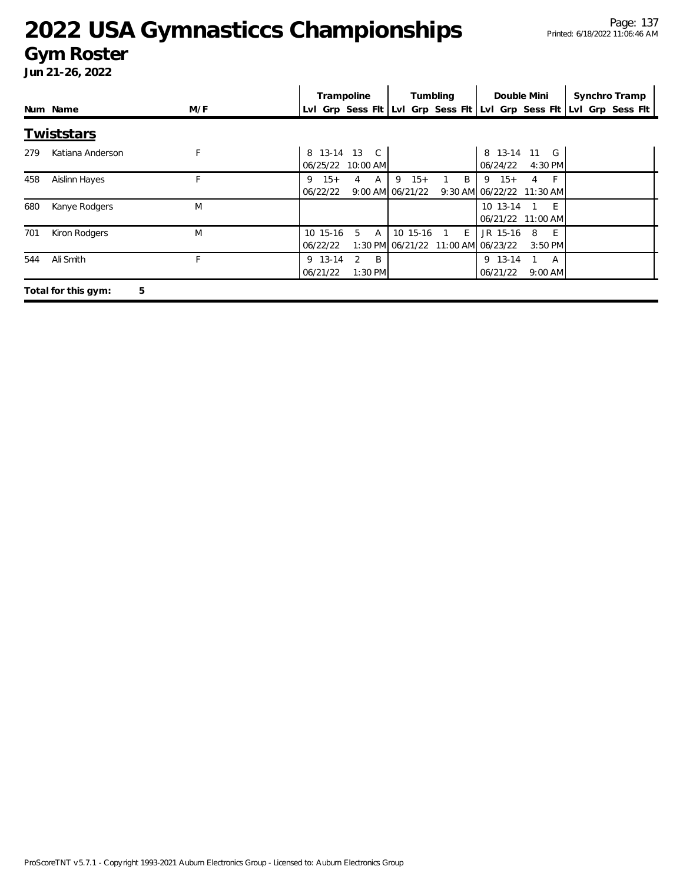# 2022 USA Gymnasticcs Championships

## Gym Roster

**Jun 21-26, 2022**

| Num | Name | M/F | Trampoline Lvl | Trampoline Grp | Trampoline Sess | Trampoline Flt | Tumbling Lvl | Tumbling Grp | Tumbling Sess | Tumbling Flt | Double Mini Lvl | Double Mini Grp | Double Mini Sess | Double Mini Flt | Synchro Tramp Lvl | Synchro Tramp Grp | Synchro Tramp Sess | Synchro Tramp Flt |
|---|---|---|---|---|---|---|---|---|---|---|---|---|---|---|---|---|---|---|
| **Twiststars** | | | | | | | | | | | | | | | | | | |
| 279 | Katiana Anderson | F | 8 | 13-14 | 13 | C | | | | | 8 | 13-14 | 11 | G | | | | |
| | | | 06/25/22 | | 10:00 AM | | | | | | 06/24/22 | | 4:30 PM | | | | | |
| 458 | Aislinn Hayes | F | 9 | 15+ | 4 | A | 9 | 15+ | 1 | B | 9 | 15+ | 4 | F | | | | |
| | | | 06/22/22 | | 9:00 AM | | 06/21/22 | | 9:30 AM | | 06/22/22 | | 11:30 AM | | | | | |
| 680 | Kanye Rodgers | M | | | | | | | | | 10 | 13-14 | 1 | E | | | | |
| | | | | | | | | | | | 06/21/22 | | 11:00 AM | | | | | |
| 701 | Kiron Rodgers | M | 10 | 15-16 | 5 | A | 10 | 15-16 | 1 | E | JR | 15-16 | 8 | E | | | | |
| | | | 06/22/22 | | 1:30 PM | | 06/21/22 | | 11:00 AM | | 06/23/22 | | 3:50 PM | | | | | |
| 544 | Ali Smith | F | 9 | 13-14 | 2 | B | | | | | 9 | 13-14 | 1 | A | | | | |
| | | | 06/21/22 | | 1:30 PM | | | | | | 06/21/22 | | 9:00 AM | | | | | |

**Total for this gym: 5**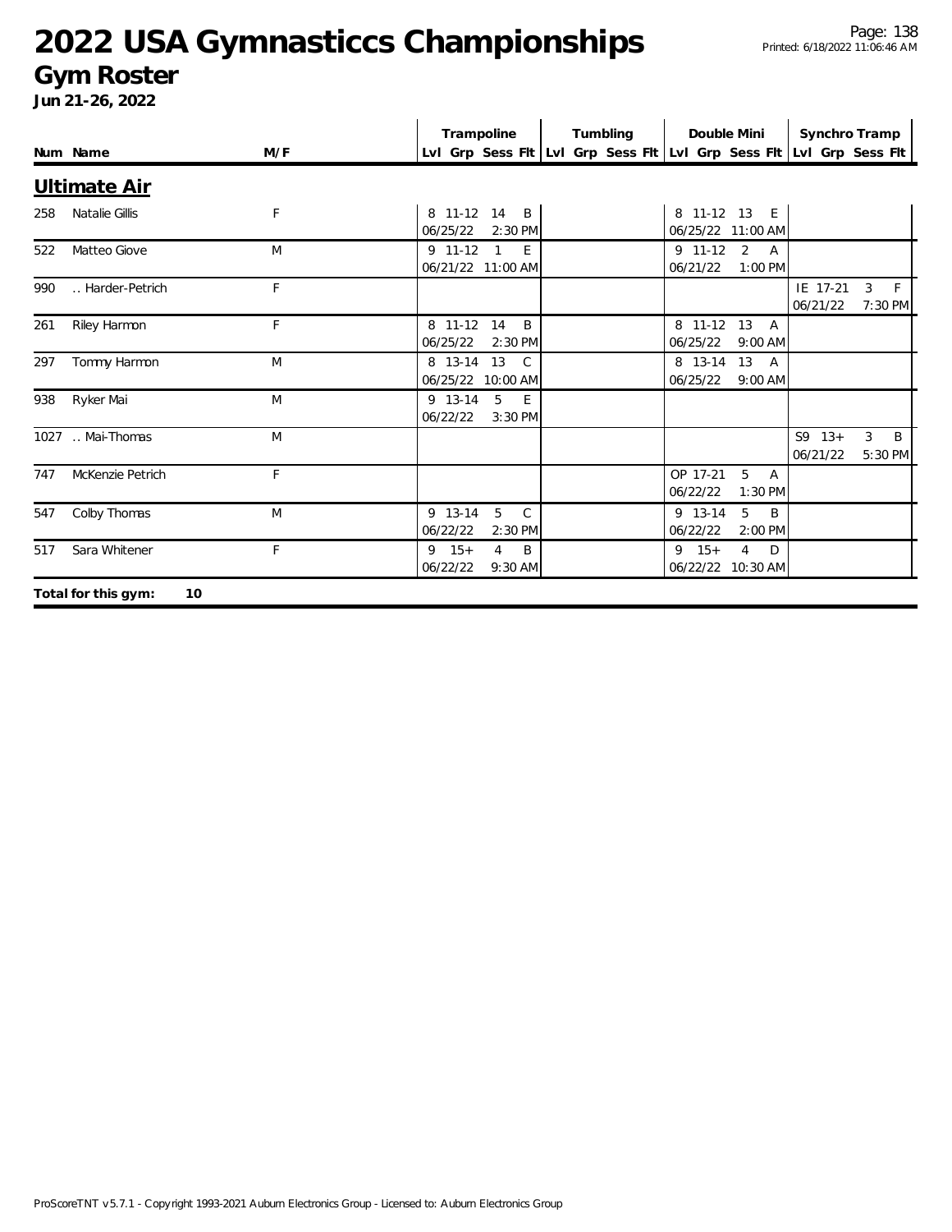# 2022 USA Gymnasticcs Championships

## Gym Roster

**Jun 21-26, 2022**

| Num | Name | M/F | Trampoline Lvl | Grp | Sess | Flt | Tumbling Lvl | Grp | Sess | Flt | Double Mini Lvl | Grp | Sess | Flt | Synchro Tramp Lvl | Grp | Sess | Flt |
|---|---|---|---|---|---|---|---|---|---|---|---|---|---|---|---|---|---|---|
| **Ultimate Air** | | | | | | | | | | | | | | | | | | |
| 258 | Natalie Gillis | F | 8 | 11-12 | 14 | B | | | | | 8 | 11-12 | 13 | E | | | | |
| | | | 06/25/22 | | | 2:30 PM | | | | | 06/25/22 | | | 11:00 AM | | | | |
| 522 | Matteo Giove | M | 9 | 11-12 | 1 | E | | | | | 9 | 11-12 | 2 | A | | | | |
| | | | 06/21/22 | | | 11:00 AM | | | | | 06/21/22 | | | 1:00 PM | | | | |
| 990 | .. Harder-Petrich | F | | | | | | | | | | | | | IE | 17-21 | 3 | F |
| | | | | | | | | | | | | | | | 06/21/22 | | | 7:30 PM |
| 261 | Riley Harmon | F | 8 | 11-12 | 14 | B | | | | | 8 | 11-12 | 13 | A | | | | |
| | | | 06/25/22 | | | 2:30 PM | | | | | 06/25/22 | | | 9:00 AM | | | | |
| 297 | Tommy Harmon | M | 8 | 13-14 | 13 | C | | | | | 8 | 13-14 | 13 | A | | | | |
| | | | 06/25/22 | | | 10:00 AM | | | | | 06/25/22 | | | 9:00 AM | | | | |
| 938 | Ryker Mai | M | 9 | 13-14 | 5 | E | | | | | | | | | | | | |
| | | | 06/22/22 | | | 3:30 PM | | | | | | | | | | | | |
| 1027 | .. Mai-Thomas | M | | | | | | | | | | | | | S9 | 13+ | 3 | B |
| | | | | | | | | | | | | | | | 06/21/22 | | | 5:30 PM |
| 747 | McKenzie Petrich | F | | | | | | | | | OP | 17-21 | 5 | A | | | | |
| | | | | | | | | | | | 06/22/22 | | | 1:30 PM | | | | |
| 547 | Colby Thomas | M | 9 | 13-14 | 5 | C | | | | | 9 | 13-14 | 5 | B | | | | |
| | | | 06/22/22 | | | 2:30 PM | | | | | 06/22/22 | | | 2:00 PM | | | | |
| 517 | Sara Whitener | F | 9 | 15+ | 4 | B | | | | | 9 | 15+ | 4 | D | | | | |
| | | | 06/22/22 | | | 9:30 AM | | | | | 06/22/22 | | | 10:30 AM | | | | |

**Total for this gym: 10**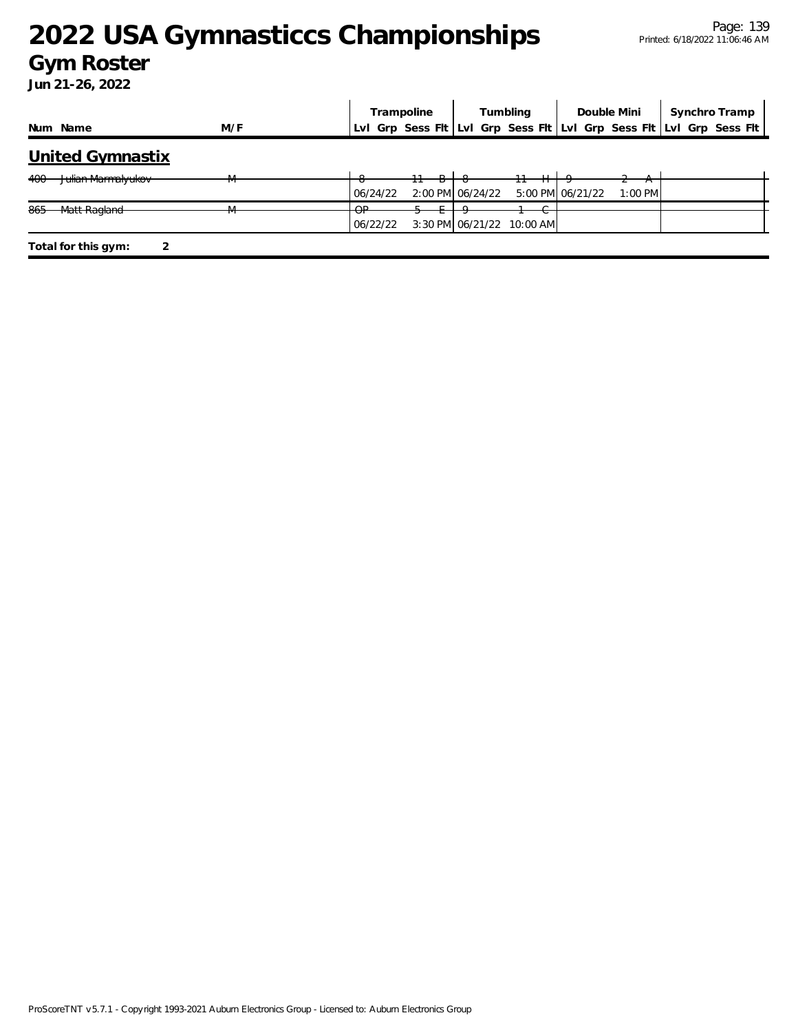# 2022 USA Gymnasticcs Championships

## Gym Roster

**Jun 21-26, 2022**

| Num | Name | M/F | Trampoline | | | | Tumbling | | | | Double Mini | | | | Synchro Tramp | | | |
|---|---|---|---|---|---|---|---|---|---|---|---|---|---|---|---|---|---|---|
| | | | Lvl | Grp | Sess | Flt | Lvl | Grp | Sess | Flt | Lvl | Grp | Sess | Flt | Lvl | Grp | Sess | Flt |

### United Gymnastix

| Num | Name | M/F | Trampoline | | | | Tumbling | | | | Double Mini | | | | Synchro Tramp | | | |
|---|---|---|---|---|---|---|---|---|---|---|---|---|---|---|---|---|---|---|
| ~~400~~ | ~~Julian Marmalyukov~~ | ~~M~~ | ~~8~~ | | ~~11~~ | ~~B~~ | ~~8~~ | | ~~11~~ | ~~H~~ | ~~9~~ | | ~~2~~ | ~~A~~ | | | | |
| | | | 06/24/22 | | 2:00 PM | | 06/24/22 | | 5:00 PM | | 06/21/22 | | 1:00 PM | | | | | |
| ~~865~~ | ~~Matt Ragland~~ | ~~M~~ | ~~OP~~ | | ~~5~~ | ~~E~~ | ~~9~~ | | ~~1~~ | ~~C~~ | | | | | | | | |
| | | | 06/22/22 | | 3:30 PM | | 06/21/22 | | 10:00 AM | | | | | | | | | |

**Total for this gym: 2**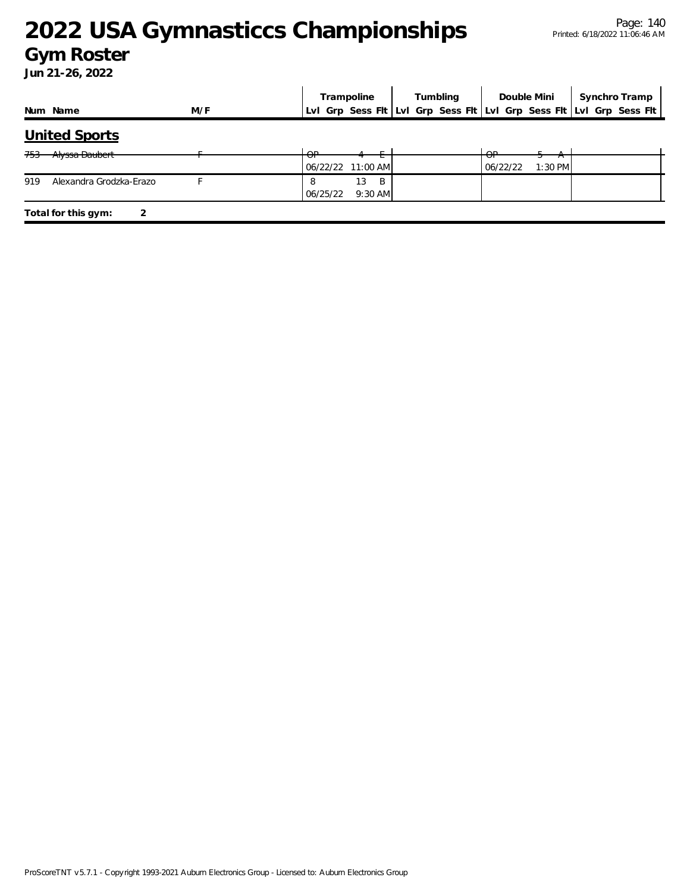# 2022 USA Gymnasticcs Championships

## Gym Roster

**Jun 21-26, 2022**

### United Sports

| Num | Name | M/F | Trampoline | | | | Tumbling | | | | Double Mini | | | | Synchro Tramp | | | |
|---|---|---|---|---|---|---|---|---|---|---|---|---|---|---|---|---|---|---|
| | | | Lvl | Grp | Sess | Flt | Lvl | Grp | Sess | Flt | Lvl | Grp | Sess | Flt | Lvl | Grp | Sess | Flt |
| ~~753~~ | ~~Alyssa Daubert~~ | ~~F~~ | ~~OP~~ | | ~~4~~ | ~~E~~ | | | | | ~~OP~~ | | ~~5~~ | ~~A~~ | | | | |
| | | | 06/22/22 | | 11:00 AM | | | | | | 06/22/22 | | 1:30 PM | | | | | |
| 919 | Alexandra Grodzka-Erazo | F | 8 | | 13 | B | | | | | | | | | | | | |
| | | | 06/25/22 | | 9:30 AM | | | | | | | | | | | | | |

**Total for this gym: 2**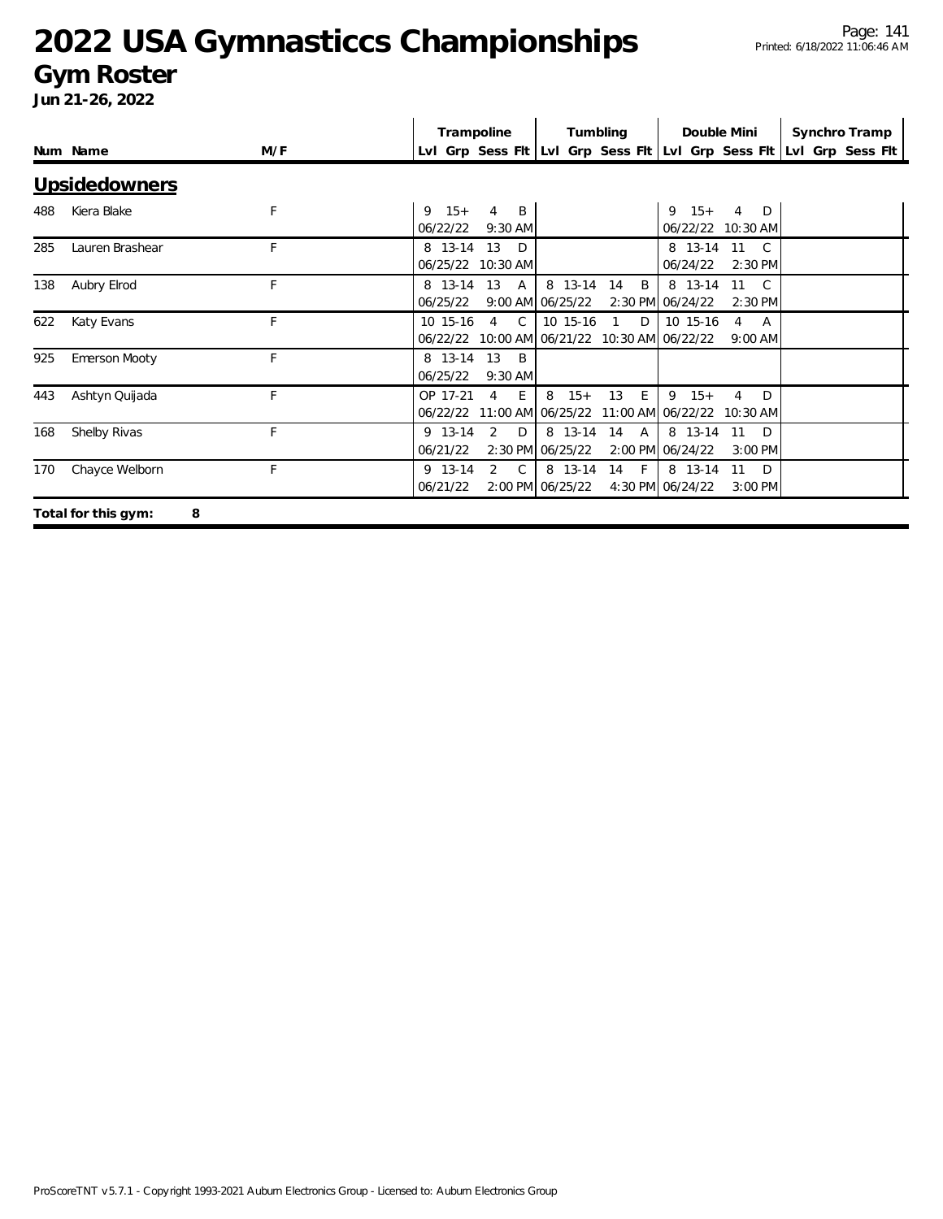# 2022 USA Gymnasticcs Championships

## Gym Roster

**Jun 21-26, 2022**

### Upsidedowners

| Num | Name | M/F | Trampoline Lvl | Trampoline Grp | Trampoline Sess | Trampoline Flt | Tumbling Lvl | Tumbling Grp | Tumbling Sess | Tumbling Flt | Double Mini Lvl | Double Mini Grp | Double Mini Sess | Double Mini Flt | Synchro Tramp Lvl | Synchro Tramp Grp | Synchro Tramp Sess | Synchro Tramp Flt |
|---|---|---|---|---|---|---|---|---|---|---|---|---|---|---|---|---|---|---|
| 488 | Kiera Blake | F | 9 | 15+ | 4 | B | | | | | 9 | 15+ | 4 | D | | | | |
| | | | 06/22/22 | | 9:30 AM | | | | | | 06/22/22 | | 10:30 AM | | | | | |
| 285 | Lauren Brashear | F | 8 | 13-14 | 13 | D | | | | | 8 | 13-14 | 11 | C | | | | |
| | | | 06/25/22 | | 10:30 AM | | | | | | 06/24/22 | | 2:30 PM | | | | | |
| 138 | Aubry Elrod | F | 8 | 13-14 | 13 | A | 8 | 13-14 | 14 | B | 8 | 13-14 | 11 | C | | | | |
| | | | 06/25/22 | | 9:00 AM | | 06/25/22 | | 2:30 PM | | 06/24/22 | | 2:30 PM | | | | | |
| 622 | Katy Evans | F | 10 | 15-16 | 4 | C | 10 | 15-16 | 1 | D | 10 | 15-16 | 4 | A | | | | |
| | | | 06/22/22 | | 10:00 AM | | 06/21/22 | | 10:30 AM | | 06/22/22 | | 9:00 AM | | | | | |
| 925 | Emerson Mooty | F | 8 | 13-14 | 13 | B | | | | | | | | | | | | |
| | | | 06/25/22 | | 9:30 AM | | | | | | | | | | | | | |
| 443 | Ashtyn Quijada | F | OP | 17-21 | 4 | E | 8 | 15+ | 13 | E | 9 | 15+ | 4 | D | | | | |
| | | | 06/22/22 | | 11:00 AM | | 06/25/22 | | 11:00 AM | | 06/22/22 | | 10:30 AM | | | | | |
| 168 | Shelby Rivas | F | 9 | 13-14 | 2 | D | 8 | 13-14 | 14 | A | 8 | 13-14 | 11 | D | | | | |
| | | | 06/21/22 | | 2:30 PM | | 06/25/22 | | 2:00 PM | | 06/24/22 | | 3:00 PM | | | | | |
| 170 | Chayce Welborn | F | 9 | 13-14 | 2 | C | 8 | 13-14 | 14 | F | 8 | 13-14 | 11 | D | | | | |
| | | | 06/21/22 | | 2:00 PM | | 06/25/22 | | 4:30 PM | | 06/24/22 | | 3:00 PM | | | | | |

**Total for this gym: 8**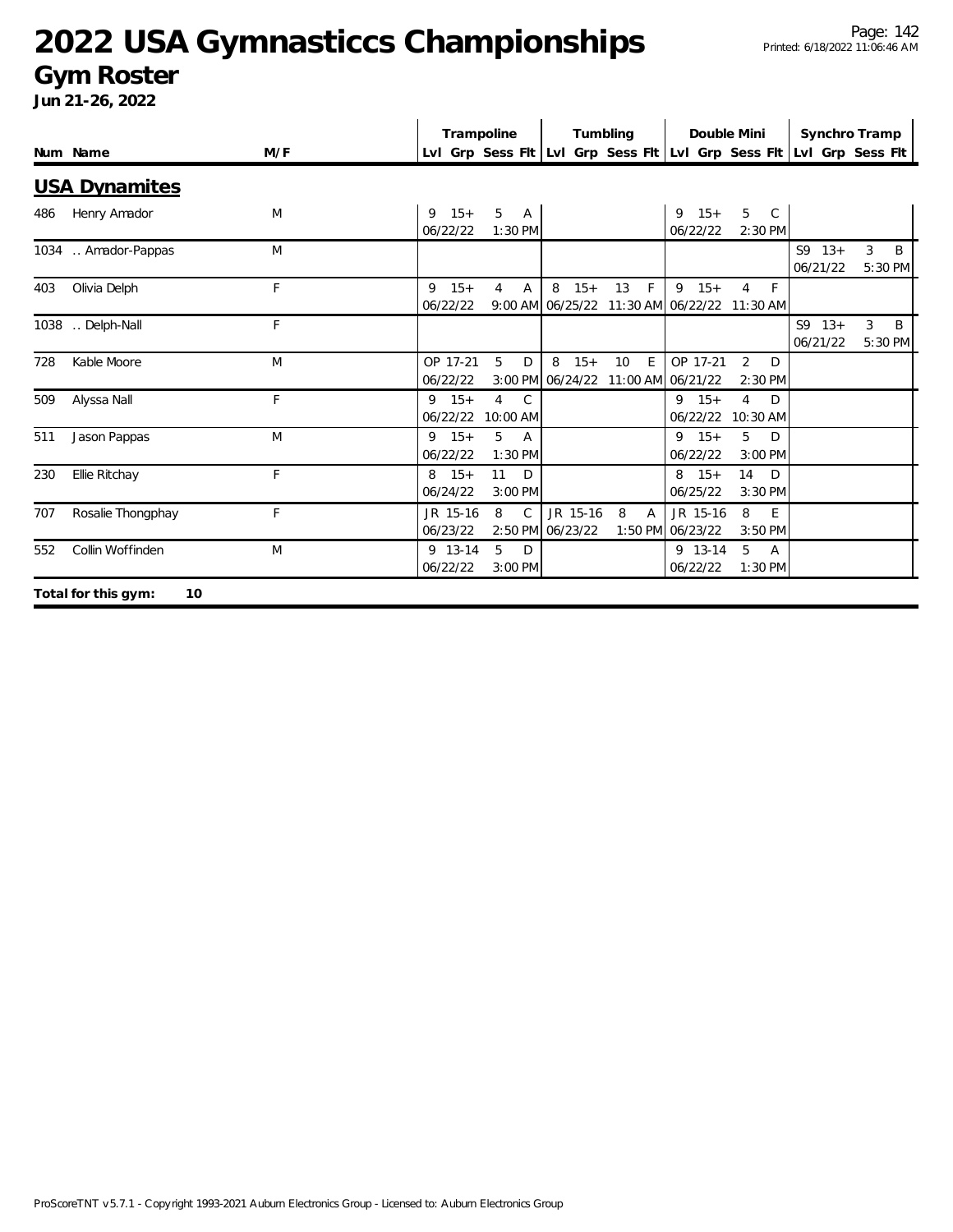# 2022 USA Gymnasticcs Championships

## Gym Roster

**Jun 21-26, 2022**

| Num | Name | M/F | Trampoline | | | | Tumbling | | | | Double Mini | | | | Synchro Tramp | | | |
|---|---|---|---|---|---|---|---|---|---|---|---|---|---|---|---|---|---|---|
| | | | Lvl | Grp | Sess | Flt | Lvl | Grp | Sess | Flt | Lvl | Grp | Sess | Flt | Lvl | Grp | Sess | Flt |

### USA Dynamites

| Num | Name | M/F | Trampoline | | | | Tumbling | | | | Double Mini | | | | Synchro Tramp | | | |
|---|---|---|---|---|---|---|---|---|---|---|---|---|---|---|---|---|---|---|
| 486 | Henry Amador | M | 9 | 15+ | 5 | A | | | | | 9 | 15+ | 5 | C | | | | |
| | | | 06/22/22 | | 1:30 PM | | | | | | 06/22/22 | | 2:30 PM | | | | | |
| 1034 | .. Amador-Pappas | M | | | | | | | | | | | | | S9 | 13+ | 3 | B |
| | | | | | | | | | | | | | | | 06/21/22 | | 5:30 PM | |
| 403 | Olivia Delph | F | 9 | 15+ | 4 | A | 8 | 15+ | 13 | F | 9 | 15+ | 4 | F | | | | |
| | | | 06/22/22 | | 9:00 AM | | 06/25/22 | | 11:30 AM | | 06/22/22 | | 11:30 AM | | | | | |
| 1038 | .. Delph-Nall | F | | | | | | | | | | | | | S9 | 13+ | 3 | B |
| | | | | | | | | | | | | | | | 06/21/22 | | 5:30 PM | |
| 728 | Kable Moore | M | OP | 17-21 | 5 | D | 8 | 15+ | 10 | E | OP | 17-21 | 2 | D | | | | |
| | | | 06/22/22 | | 3:00 PM | | 06/24/22 | | 11:00 AM | | 06/21/22 | | 2:30 PM | | | | | |
| 509 | Alyssa Nall | F | 9 | 15+ | 4 | C | | | | | 9 | 15+ | 4 | D | | | | |
| | | | 06/22/22 | | 10:00 AM | | | | | | 06/22/22 | | 10:30 AM | | | | | |
| 511 | Jason Pappas | M | 9 | 15+ | 5 | A | | | | | 9 | 15+ | 5 | D | | | | |
| | | | 06/22/22 | | 1:30 PM | | | | | | 06/22/22 | | 3:00 PM | | | | | |
| 230 | Ellie Ritchay | F | 8 | 15+ | 11 | D | | | | | 8 | 15+ | 14 | D | | | | |
| | | | 06/24/22 | | 3:00 PM | | | | | | 06/25/22 | | 3:30 PM | | | | | |
| 707 | Rosalie Thongphay | F | JR | 15-16 | 8 | C | JR | 15-16 | 8 | A | JR | 15-16 | 8 | E | | | | |
| | | | 06/23/22 | | 2:50 PM | | 06/23/22 | | 1:50 PM | | 06/23/22 | | 3:50 PM | | | | | |
| 552 | Collin Woffinden | M | 9 | 13-14 | 5 | D | | | | | 9 | 13-14 | 5 | A | | | | |
| | | | 06/22/22 | | 3:00 PM | | | | | | 06/22/22 | | 1:30 PM | | | | | |

**Total for this gym: 10**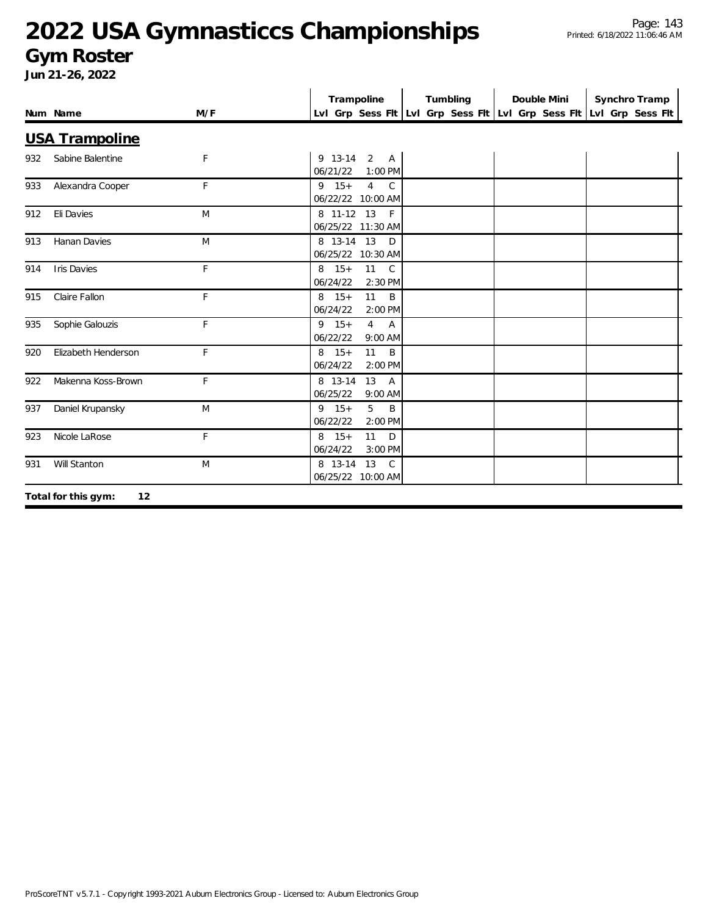# 2022 USA Gymnasticcs Championships

## Gym Roster

**Jun 21-26, 2022**

## USA Trampoline

| Num | Name | M/F | Trampoline Lvl | Trampoline Grp | Trampoline Sess | Trampoline Flt | Tumbling Lvl | Tumbling Grp | Tumbling Sess | Tumbling Flt | Double Mini Lvl | Double Mini Grp | Double Mini Sess | Double Mini Flt | Synchro Tramp Lvl | Synchro Tramp Grp | Synchro Tramp Sess | Synchro Tramp Flt |
|---|---|---|---|---|---|---|---|---|---|---|---|---|---|---|---|---|---|---|
| 932 | Sabine Balentine | F | 9 | 13-14 | 2 | A | | | | | | | | | | | | |
| | | | 06/21/22 | | 1:00 PM | | | | | | | | | | | | | |
| 933 | Alexandra Cooper | F | 9 | 15+ | 4 | C | | | | | | | | | | | | |
| | | | 06/22/22 | | 10:00 AM | | | | | | | | | | | | | |
| 912 | Eli Davies | M | 8 | 11-12 | 13 | F | | | | | | | | | | | | |
| | | | 06/25/22 | | 11:30 AM | | | | | | | | | | | | | |
| 913 | Hanan Davies | M | 8 | 13-14 | 13 | D | | | | | | | | | | | | |
| | | | 06/25/22 | | 10:30 AM | | | | | | | | | | | | | |
| 914 | Iris Davies | F | 8 | 15+ | 11 | C | | | | | | | | | | | | |
| | | | 06/24/22 | | 2:30 PM | | | | | | | | | | | | | |
| 915 | Claire Fallon | F | 8 | 15+ | 11 | B | | | | | | | | | | | | |
| | | | 06/24/22 | | 2:00 PM | | | | | | | | | | | | | |
| 935 | Sophie Galouzis | F | 9 | 15+ | 4 | A | | | | | | | | | | | | |
| | | | 06/22/22 | | 9:00 AM | | | | | | | | | | | | | |
| 920 | Elizabeth Henderson | F | 8 | 15+ | 11 | B | | | | | | | | | | | | |
| | | | 06/24/22 | | 2:00 PM | | | | | | | | | | | | | |
| 922 | Makenna Koss-Brown | F | 8 | 13-14 | 13 | A | | | | | | | | | | | | |
| | | | 06/25/22 | | 9:00 AM | | | | | | | | | | | | | |
| 937 | Daniel Krupansky | M | 9 | 15+ | 5 | B | | | | | | | | | | | | |
| | | | 06/22/22 | | 2:00 PM | | | | | | | | | | | | | |
| 923 | Nicole LaRose | F | 8 | 15+ | 11 | D | | | | | | | | | | | | |
| | | | 06/24/22 | | 3:00 PM | | | | | | | | | | | | | |
| 931 | Will Stanton | M | 8 | 13-14 | 13 | C | | | | | | | | | | | | |
| | | | 06/25/22 | | 10:00 AM | | | | | | | | | | | | | |

**Total for this gym: 12**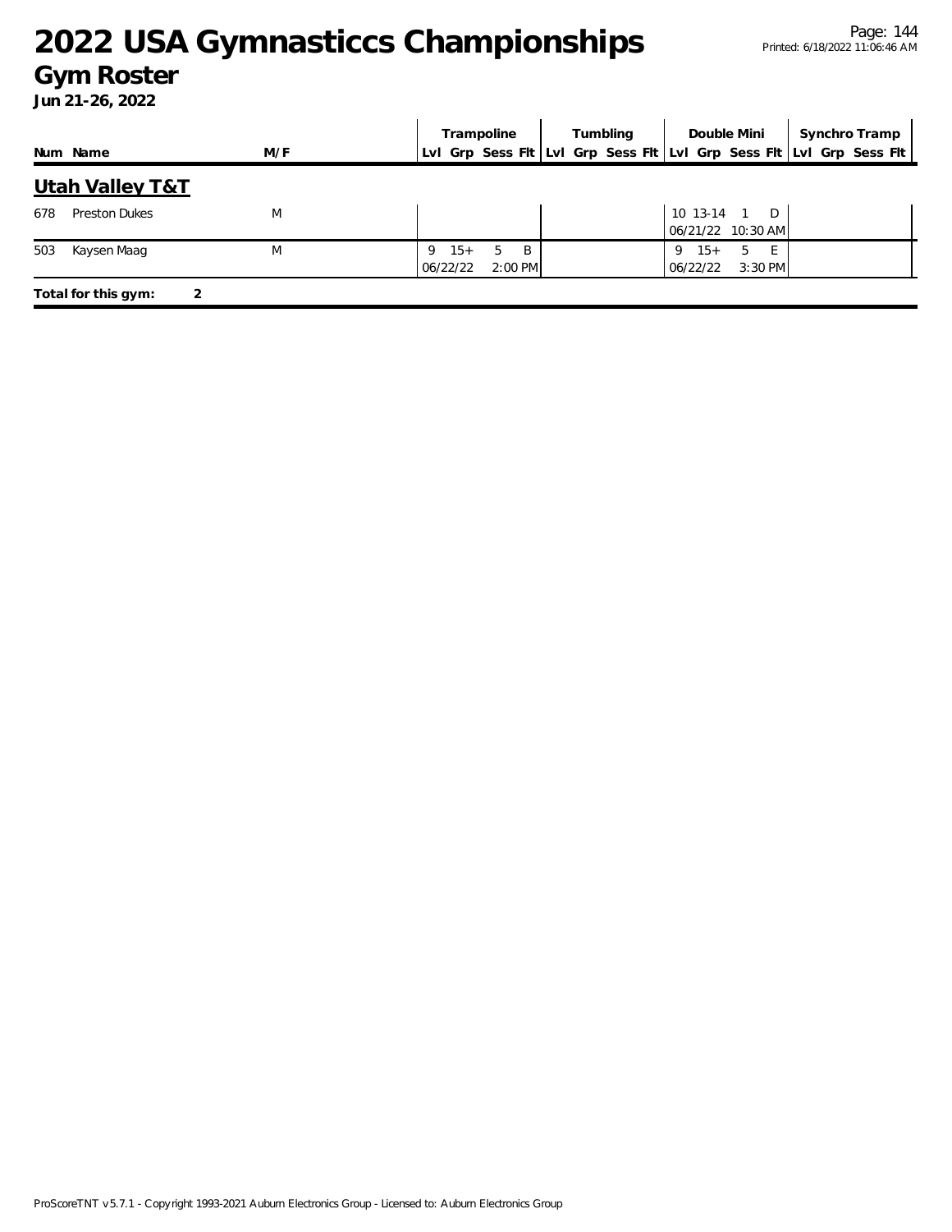# 2022 USA Gymnasticcs Championships

## Gym Roster

**Jun 21-26, 2022**

| Num | Name | M/F | Trampoline | | | | Tumbling | | | | Double Mini | | | | Synchro Tramp | | | |
|---|---|---|---|---|---|---|---|---|---|---|---|---|---|---|---|---|---|---|
| | | | Lvl | Grp | Sess | Flt | Lvl | Grp | Sess | Flt | Lvl | Grp | Sess | Flt | Lvl | Grp | Sess | Flt |

### Utah Valley T&T

| Num | Name | M/F | Trampoline | | | | Tumbling | | | | Double Mini | | | | Synchro Tramp | | | |
|---|---|---|---|---|---|---|---|---|---|---|---|---|---|---|---|---|---|---|
| 678 | Preston Dukes | M | | | | | | | | | 10 | 13-14 | 1 | D | | | | |
| | | | | | | | | | | | 06/21/22 | | 10:30 AM | | | | | |
| 503 | Kaysen Maag | M | 9 | 15+ | 5 | B | | | | | 9 | 15+ | 5 | E | | | | |
| | | | 06/22/22 | | 2:00 PM | | | | | | 06/22/22 | | 3:30 PM | | | | | |

**Total for this gym: 2**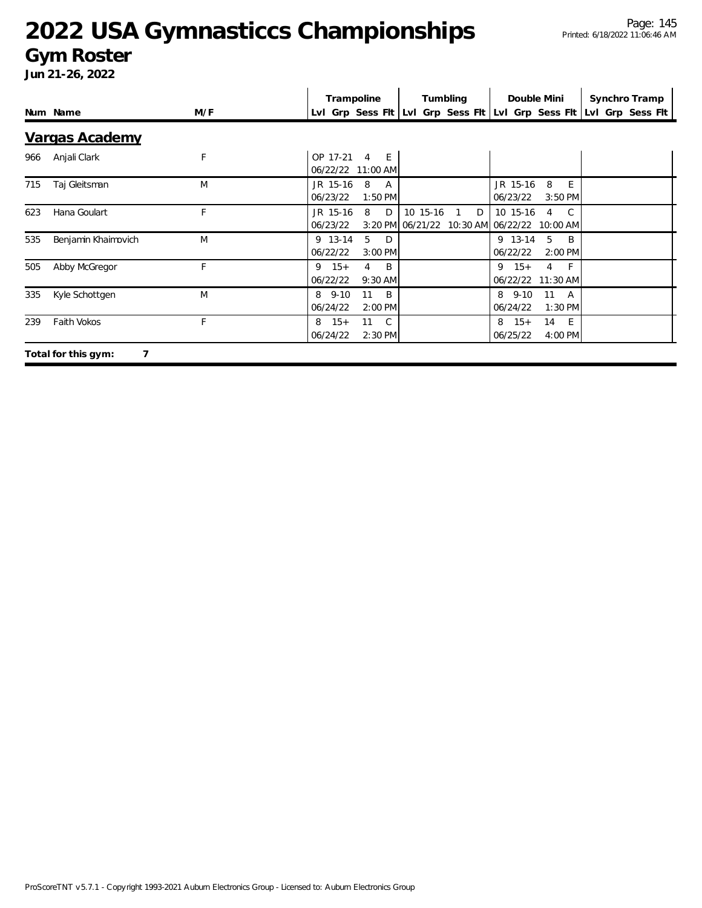# 2022 USA Gymnasticcs Championships

## Gym Roster

**Jun 21-26, 2022**

## Vargas Academy

| Num | Name | M/F | Trampoline | | | | Tumbling | | | | Double Mini | | | | Synchro Tramp | | | |
|---|---|---|---|---|---|---|---|---|---|---|---|---|---|---|---|---|---|---|
| | | | Lvl | Grp | Sess | Flt | Lvl | Grp | Sess | Flt | Lvl | Grp | Sess | Flt | Lvl | Grp | Sess | Flt |
| 966 | Anjali Clark | F | OP | 17-21 | 4 | E | | | | | | | | | | | | |
| | | | 06/22/22 | | 11:00 AM | | | | | | | | | | | | | |
| 715 | Taj Gleitsman | M | JR | 15-16 | 8 | A | | | | | JR | 15-16 | 8 | E | | | | |
| | | | 06/23/22 | | 1:50 PM | | | | | | 06/23/22 | | 3:50 PM | | | | | |
| 623 | Hana Goulart | F | JR | 15-16 | 8 | D | 10 | 15-16 | 1 | D | 10 | 15-16 | 4 | C | | | | |
| | | | 06/23/22 | | 3:20 PM | | 06/21/22 | | 10:30 AM | | 06/22/22 | | 10:00 AM | | | | | |
| 535 | Benjamin Khaimovich | M | 9 | 13-14 | 5 | D | | | | | 9 | 13-14 | 5 | B | | | | |
| | | | 06/22/22 | | 3:00 PM | | | | | | 06/22/22 | | 2:00 PM | | | | | |
| 505 | Abby McGregor | F | 9 | 15+ | 4 | B | | | | | 9 | 15+ | 4 | F | | | | |
| | | | 06/22/22 | | 9:30 AM | | | | | | 06/22/22 | | 11:30 AM | | | | | |
| 335 | Kyle Schottgen | M | 8 | 9-10 | 11 | B | | | | | 8 | 9-10 | 11 | A | | | | |
| | | | 06/24/22 | | 2:00 PM | | | | | | 06/24/22 | | 1:30 PM | | | | | |
| 239 | Faith Vokos | F | 8 | 15+ | 11 | C | | | | | 8 | 15+ | 14 | E | | | | |
| | | | 06/24/22 | | 2:30 PM | | | | | | 06/25/22 | | 4:00 PM | | | | | |

**Total for this gym: 7**

ProScoreTNT v5.7.1 - Copyright 1993-2021 Auburn Electronics Group - Licensed to: Auburn Electronics Group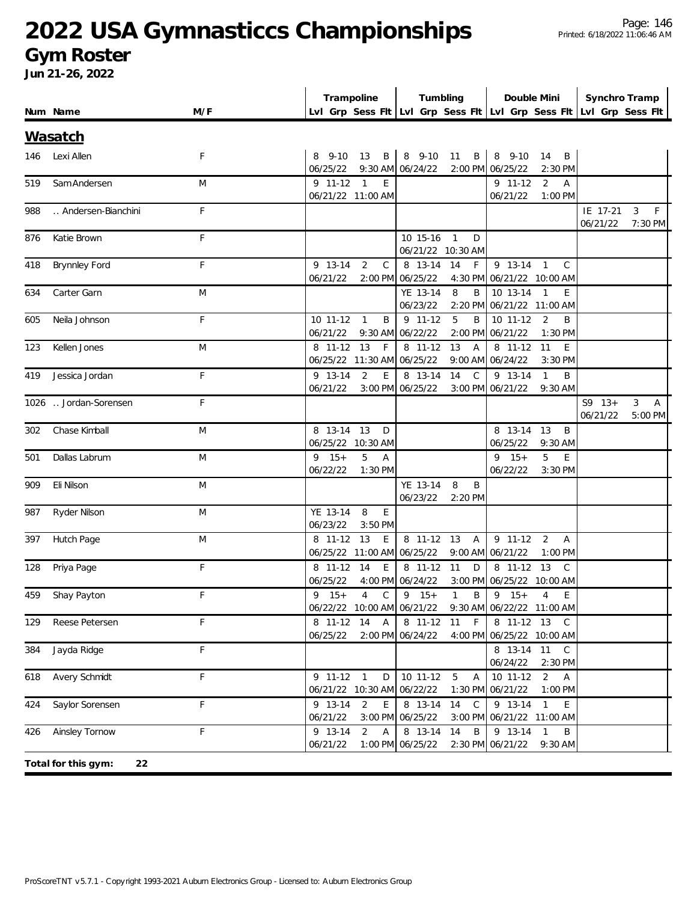# 2022 USA Gymnasticcs Championships

## Gym Roster

**Jun 21-26, 2022**

| Num | Name | M/F | Trampoline | | | | Tumbling | | | | Double Mini | | | | Synchro Tramp | | | |
|---|---|---|---|---|---|---|---|---|---|---|---|---|---|---|---|---|---|---|
| | | | Lvl | Grp | Sess | Flt | Lvl | Grp | Sess | Flt | Lvl | Grp | Sess | Flt | Lvl | Grp | Sess | Flt |

### Wasatch

| Num | Name | M/F | Trampoline | | | | Tumbling | | | | Double Mini | | | | Synchro Tramp | | | |
|---|---|---|---|---|---|---|---|---|---|---|---|---|---|---|---|---|---|---|
| 146 | Lexi Allen | F | 8 | 9-10 | 13 | B | 8 | 9-10 | 11 | B | 8 | 9-10 | 14 | B | | | | |
| | | | 06/25/22 | | 9:30 AM | | 06/24/22 | | 2:00 PM | | 06/25/22 | | 2:30 PM | | | | | |
| 519 | Sam Andersen | M | 9 | 11-12 | 1 | E | | | | | 9 | 11-12 | 2 | A | | | | |
| | | | 06/21/22 | | 11:00 AM | | | | | | 06/21/22 | | 1:00 PM | | | | | |
| 988 | .. Andersen-Bianchini | F | | | | | | | | | | | | | IE | 17-21 | 3 | F |
| | | | | | | | | | | | | | | | 06/21/22 | | 7:30 PM | |
| 876 | Katie Brown | F | | | | | 10 | 15-16 | 1 | D | | | | | | | | |
| | | | | | | | 06/21/22 | | 10:30 AM | | | | | | | | | |
| 418 | Brynnley Ford | F | 9 | 13-14 | 2 | C | 8 | 13-14 | 14 | F | 9 | 13-14 | 1 | C | | | | |
| | | | 06/21/22 | | 2:00 PM | | 06/25/22 | | 4:30 PM | | 06/21/22 | | 10:00 AM | | | | | |
| 634 | Carter Garn | M | | | | | YE | 13-14 | 8 | B | 10 | 13-14 | 1 | E | | | | |
| | | | | | | | 06/23/22 | | 2:20 PM | | 06/21/22 | | 11:00 AM | | | | | |
| 605 | Neila Johnson | F | 10 | 11-12 | 1 | B | 9 | 11-12 | 5 | B | 10 | 11-12 | 2 | B | | | | |
| | | | 06/21/22 | | 9:30 AM | | 06/22/22 | | 2:00 PM | | 06/21/22 | | 1:30 PM | | | | | |
| 123 | Kellen Jones | M | 8 | 11-12 | 13 | F | 8 | 11-12 | 13 | A | 8 | 11-12 | 11 | E | | | | |
| | | | 06/25/22 | | 11:30 AM | | 06/25/22 | | 9:00 AM | | 06/24/22 | | 3:30 PM | | | | | |
| 419 | Jessica Jordan | F | 9 | 13-14 | 2 | E | 8 | 13-14 | 14 | C | 9 | 13-14 | 1 | B | | | | |
| | | | 06/21/22 | | 3:00 PM | | 06/25/22 | | 3:00 PM | | 06/21/22 | | 9:30 AM | | | | | |
| 1026 | .. Jordan-Sorensen | F | | | | | | | | | | | | | S9 | 13+ | 3 | A |
| | | | | | | | | | | | | | | | 06/21/22 | | 5:00 PM | |
| 302 | Chase Kimball | M | 8 | 13-14 | 13 | D | | | | | 8 | 13-14 | 13 | B | | | | |
| | | | 06/25/22 | | 10:30 AM | | | | | | 06/25/22 | | 9:30 AM | | | | | |
| 501 | Dallas Labrum | M | 9 | 15+ | 5 | A | | | | | 9 | 15+ | 5 | E | | | | |
| | | | 06/22/22 | | 1:30 PM | | | | | | 06/22/22 | | 3:30 PM | | | | | |
| 909 | Eli Nilson | M | | | | | YE | 13-14 | 8 | B | | | | | | | | |
| | | | | | | | 06/23/22 | | 2:20 PM | | | | | | | | | |
| 987 | Ryder Nilson | M | YE | 13-14 | 8 | E | | | | | | | | | | | | |
| | | | 06/23/22 | | 3:50 PM | | | | | | | | | | | | | |
| 397 | Hutch Page | M | 8 | 11-12 | 13 | E | 8 | 11-12 | 13 | A | 9 | 11-12 | 2 | A | | | | |
| | | | 06/25/22 | | 11:00 AM | | 06/25/22 | | 9:00 AM | | 06/21/22 | | 1:00 PM | | | | | |
| 128 | Priya Page | F | 8 | 11-12 | 14 | E | 8 | 11-12 | 11 | D | 8 | 11-12 | 13 | C | | | | |
| | | | 06/25/22 | | 4:00 PM | | 06/24/22 | | 3:00 PM | | 06/25/22 | | 10:00 AM | | | | | |
| 459 | Shay Payton | F | 9 | 15+ | 4 | C | 9 | 15+ | 1 | B | 9 | 15+ | 4 | E | | | | |
| | | | 06/22/22 | | 10:00 AM | | 06/21/22 | | 9:30 AM | | 06/22/22 | | 11:00 AM | | | | | |
| 129 | Reese Petersen | F | 8 | 11-12 | 14 | A | 8 | 11-12 | 11 | F | 8 | 11-12 | 13 | C | | | | |
| | | | 06/25/22 | | 2:00 PM | | 06/24/22 | | 4:00 PM | | 06/25/22 | | 10:00 AM | | | | | |
| 384 | Jayda Ridge | F | | | | | | | | | 8 | 13-14 | 11 | C | | | | |
| | | | | | | | | | | | 06/24/22 | | 2:30 PM | | | | | |
| 618 | Avery Schmidt | F | 9 | 11-12 | 1 | D | 10 | 11-12 | 5 | A | 10 | 11-12 | 2 | A | | | | |
| | | | 06/21/22 | | 10:30 AM | | 06/22/22 | | 1:30 PM | | 06/21/22 | | 1:00 PM | | | | | |
| 424 | Saylor Sorensen | F | 9 | 13-14 | 2 | E | 8 | 13-14 | 14 | C | 9 | 13-14 | 1 | E | | | | |
| | | | 06/21/22 | | 3:00 PM | | 06/25/22 | | 3:00 PM | | 06/21/22 | | 11:00 AM | | | | | |
| 426 | Ainsley Tornow | F | 9 | 13-14 | 2 | A | 8 | 13-14 | 14 | B | 9 | 13-14 | 1 | B | | | | |
| | | | 06/21/22 | | 1:00 PM | | 06/25/22 | | 2:30 PM | | 06/21/22 | | 9:30 AM | | | | | |

**Total for this gym: 22**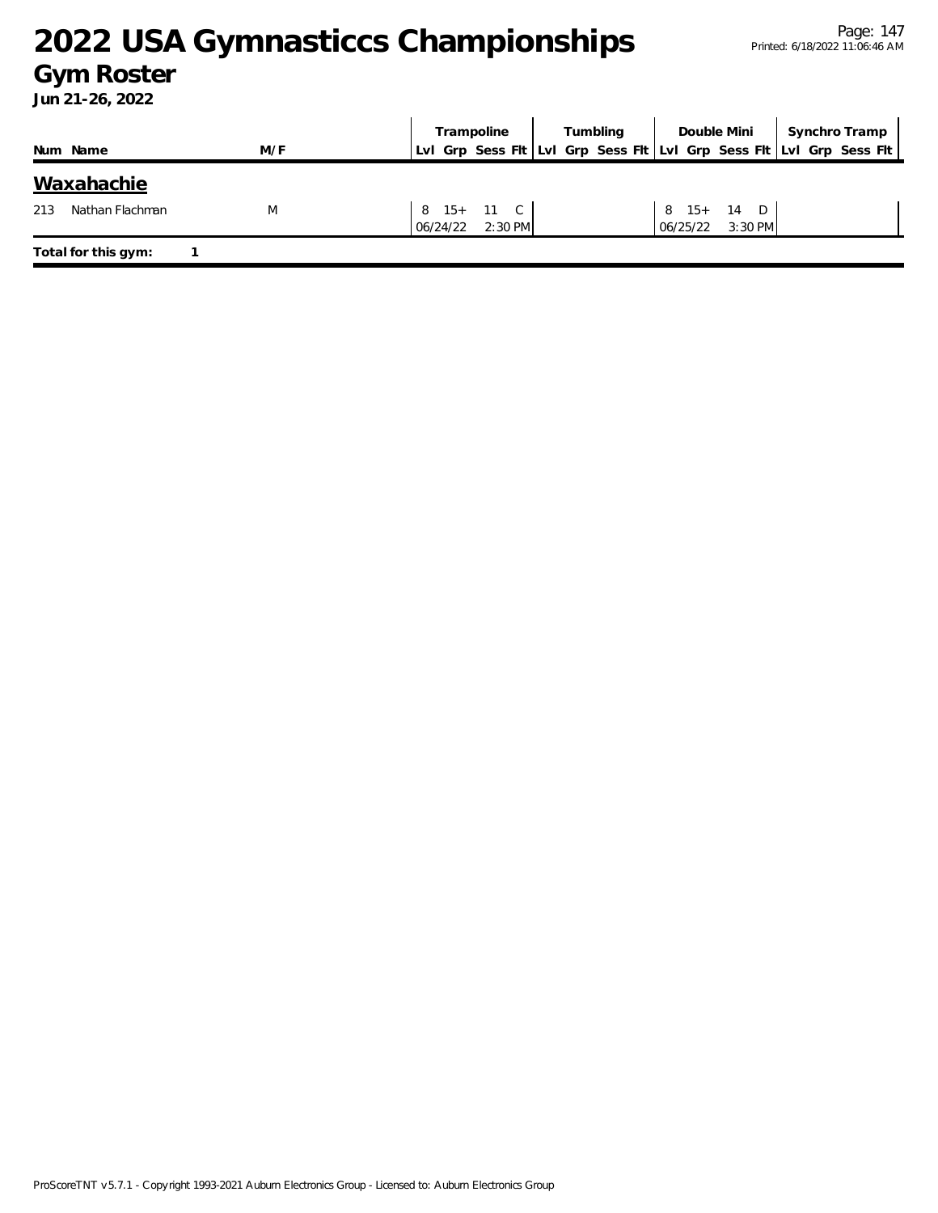# 2022 USA Gymnasticcs Championships

## Gym Roster

**Jun 21-26, 2022**

| Num | Name | M/F | Trampoline | | | | Tumbling | | | | Double Mini | | | | Synchro Tramp | | | |
|---|---|---|---|---|---|---|---|---|---|---|---|---|---|---|---|---|---|---|
| | | | Lvl | Grp | Sess | Flt | Lvl | Grp | Sess | Flt | Lvl | Grp | Sess | Flt | Lvl | Grp | Sess | Flt |

### Waxahachie

| Num | Name | M/F | Trampoline | | | | Tumbling | | | | Double Mini | | | | Synchro Tramp | | | |
|---|---|---|---|---|---|---|---|---|---|---|---|---|---|---|---|---|---|---|
| 213 | Nathan Flachman | M | 8 | 15+ | 11 | C | | | | | 8 | 15+ | 14 | D | | | | |
| | | | 06/24/22 | | 2:30 PM | | | | | | 06/25/22 | | 3:30 PM | | | | | |

**Total for this gym:** 1

ProScoreTNT v5.7.1 - Copyright 1993-2021 Auburn Electronics Group - Licensed to: Auburn Electronics Group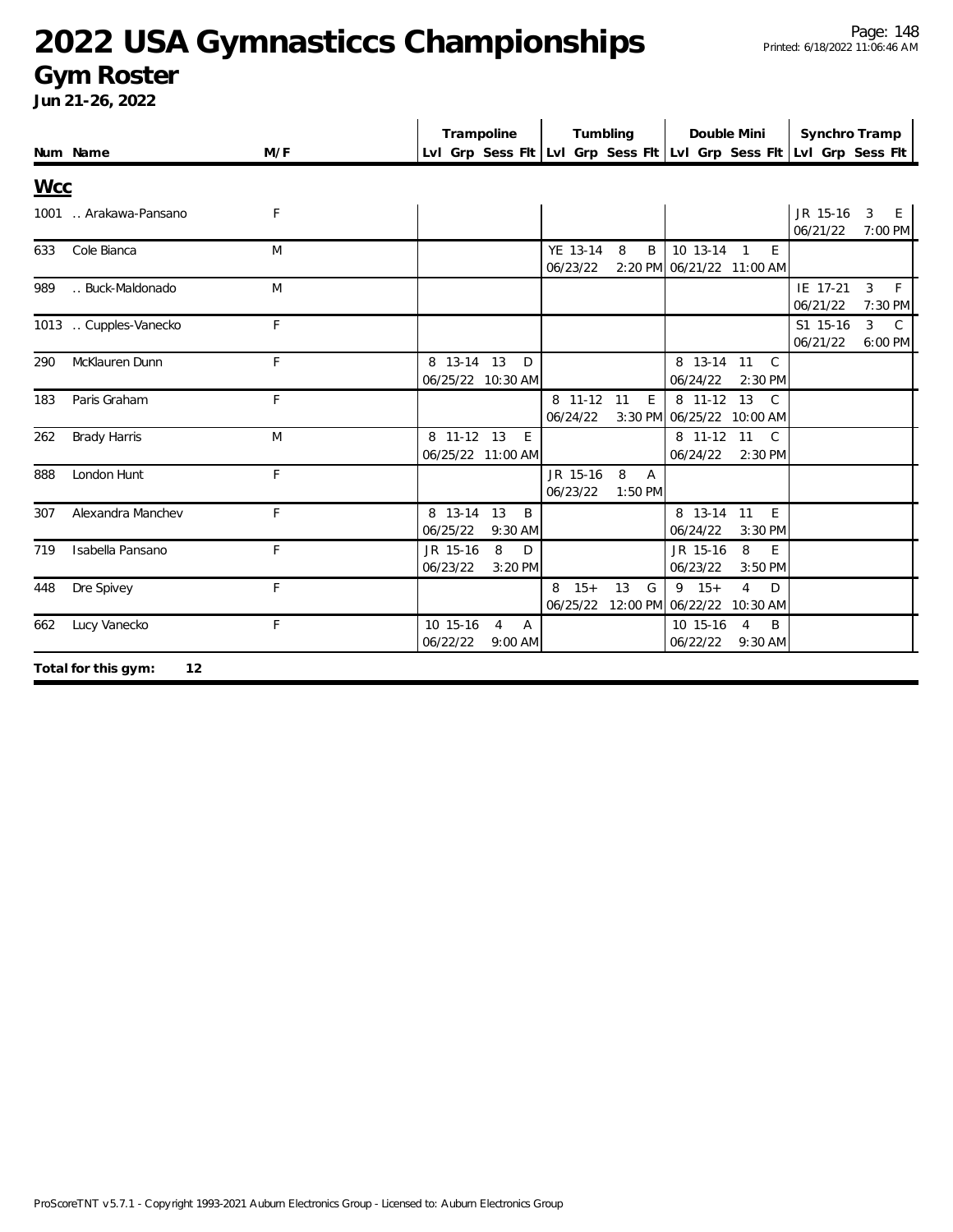# 2022 USA Gymnasticcs Championships

## Gym Roster

**Jun 21-26, 2022**

| Num | Name | M/F | Trampoline | | | | Tumbling | | | | Double Mini | | | | Synchro Tramp | | | |
|---|---|---|---|---|---|---|---|---|---|---|---|---|---|---|---|---|---|---|
| | | | Lvl | Grp | Sess | Flt | Lvl | Grp | Sess | Flt | Lvl | Grp | Sess | Flt | Lvl | Grp | Sess | Flt |

### Wcc

| Num | Name | M/F | Trampoline | Tumbling | Double Mini | Synchro Tramp |
|---|---|---|---|---|---|---|
| 1001 | .. Arakawa-Pansano | F | | | | JR 15-16 3 E 06/21/22 7:00 PM |
| 633 | Cole Bianca | M | | YE 13-14 8 B 06/23/22 2:20 PM | 10 13-14 1 E 06/21/22 11:00 AM | |
| 989 | .. Buck-Maldonado | M | | | | IE 17-21 3 F 06/21/22 7:30 PM |
| 1013 | .. Cupples-Vanecko | F | | | | S1 15-16 3 C 06/21/22 6:00 PM |
| 290 | McKlauren Dunn | F | 8 13-14 13 D 06/25/22 10:30 AM | | 8 13-14 11 C 06/24/22 2:30 PM | |
| 183 | Paris Graham | F | | 8 11-12 11 E 06/24/22 3:30 PM | 8 11-12 13 C 06/25/22 10:00 AM | |
| 262 | Brady Harris | M | 8 11-12 13 E 06/25/22 11:00 AM | | 8 11-12 11 C 06/24/22 2:30 PM | |
| 888 | London Hunt | F | | JR 15-16 8 A 06/23/22 1:50 PM | | |
| 307 | Alexandra Manchev | F | 8 13-14 13 B 06/25/22 9:30 AM | | 8 13-14 11 E 06/24/22 3:30 PM | |
| 719 | Isabella Pansano | F | JR 15-16 8 D 06/23/22 3:20 PM | | JR 15-16 8 E 06/23/22 3:50 PM | |
| 448 | Dre Spivey | F | | 8 15+ 13 G 06/25/22 12:00 PM | 9 15+ 4 D 06/22/22 10:30 AM | |
| 662 | Lucy Vanecko | F | 10 15-16 4 A 06/22/22 9:00 AM | | 10 15-16 4 B 06/22/22 9:30 AM | |

**Total for this gym: 12**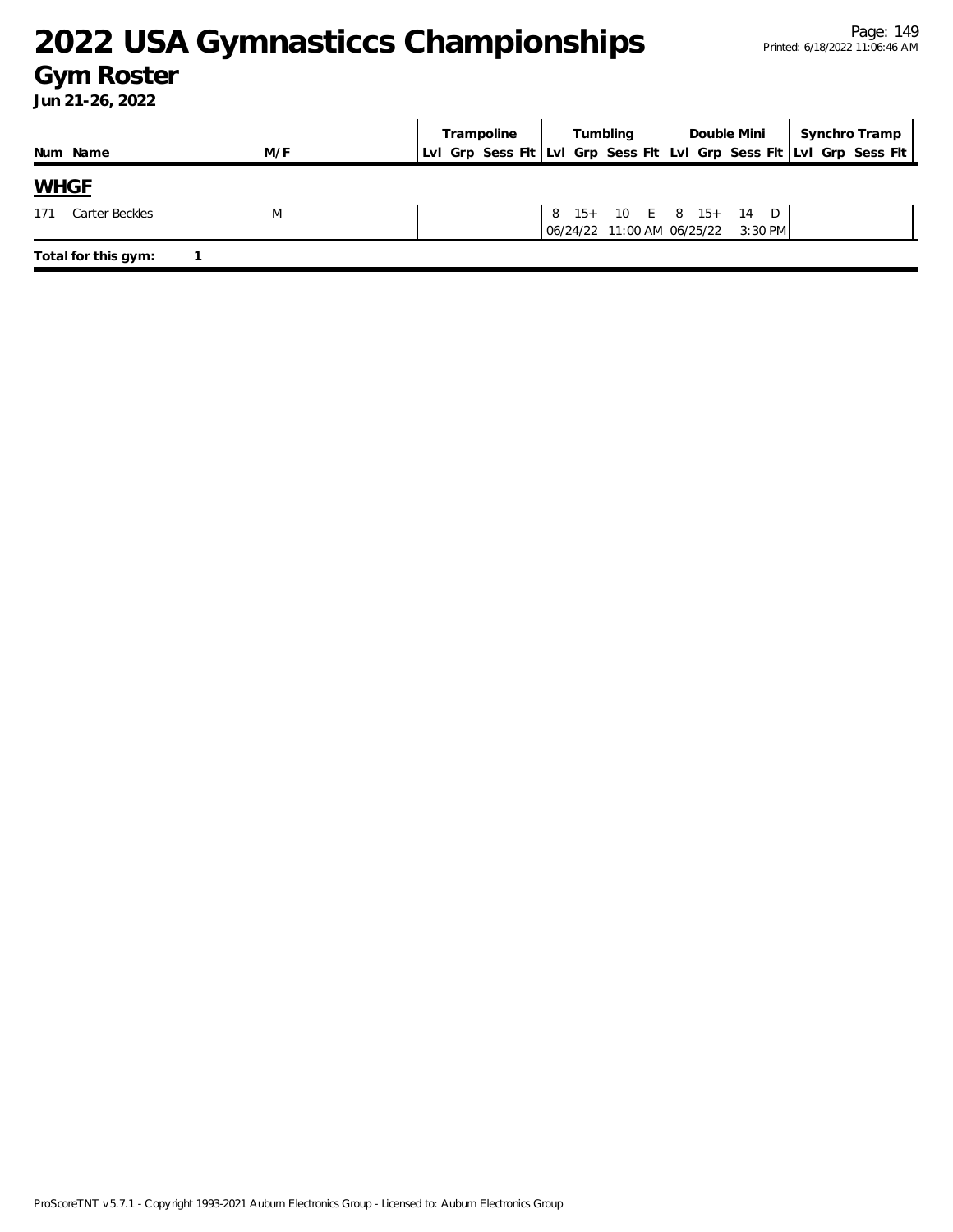# 2022 USA Gymnasticcs Championships

## Gym Roster

**Jun 21-26, 2022**

| Num | Name | M/F | Trampoline | | | | Tumbling | | | | Double Mini | | | | Synchro Tramp | | | |
|---|---|---|---|---|---|---|---|---|---|---|---|---|---|---|---|---|---|---|
| | | | Lvl | Grp | Sess | Flt | Lvl | Grp | Sess | Flt | Lvl | Grp | Sess | Flt | Lvl | Grp | Sess | Flt |

### WHGF

| Num | Name | M/F | Trampoline | | | | Tumbling | | | | Double Mini | | | | Synchro Tramp | | | |
|---|---|---|---|---|---|---|---|---|---|---|---|---|---|---|---|---|---|---|
| 171 | Carter Beckles | M | | | | | 8 | 15+ | 10 | E | 8 | 15+ | 14 | D | | | | |
| | | | | | | | 06/24/22 | | 11:00 AM | | 06/25/22 | | 3:30 PM | | | | | |

**Total for this gym: 1**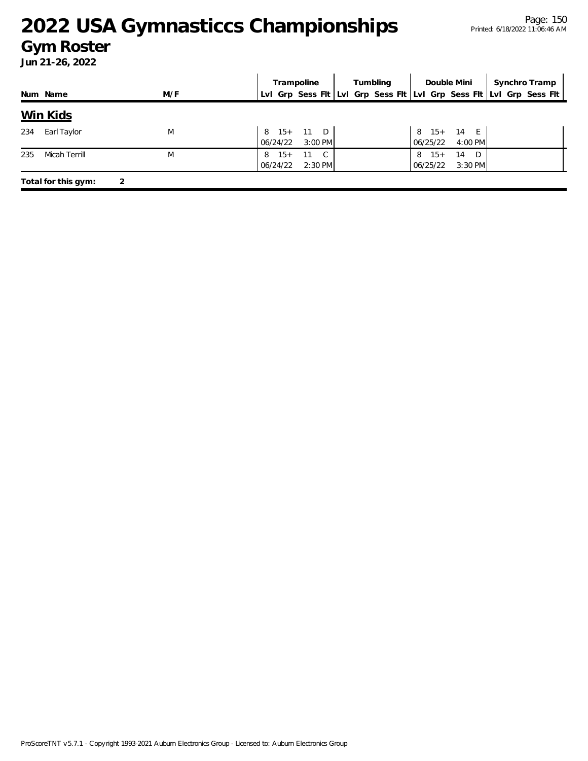# 2022 USA Gymnasticcs Championships

## Gym Roster

**Jun 21-26, 2022**

| Num | Name | M/F | Trampoline | | | | Tumbling | | | | Double Mini | | | | Synchro Tramp | | | |
|---|---|---|---|---|---|---|---|---|---|---|---|---|---|---|---|---|---|---|
| | | | Lvl | Grp | Sess | Flt | Lvl | Grp | Sess | Flt | Lvl | Grp | Sess | Flt | Lvl | Grp | Sess | Flt |

### Win Kids

| Num | Name | M/F | Trampoline | | | | Tumbling | | | | Double Mini | | | | Synchro Tramp | | | |
|---|---|---|---|---|---|---|---|---|---|---|---|---|---|---|---|---|---|---|
| | | | Lvl | Grp | Sess | Flt | Lvl | Grp | Sess | Flt | Lvl | Grp | Sess | Flt | Lvl | Grp | Sess | Flt |
| 234 | Earl Taylor | M | 8 | 15+ | 11 | D | | | | | 8 | 15+ | 14 | E | | | | |
| | | | 06/24/22 | | 3:00 PM | | | | | | 06/25/22 | | 4:00 PM | | | | | |
| 235 | Micah Terrill | M | 8 | 15+ | 11 | C | | | | | 8 | 15+ | 14 | D | | | | |
| | | | 06/24/22 | | 2:30 PM | | | | | | 06/25/22 | | 3:30 PM | | | | | |

**Total for this gym: 2**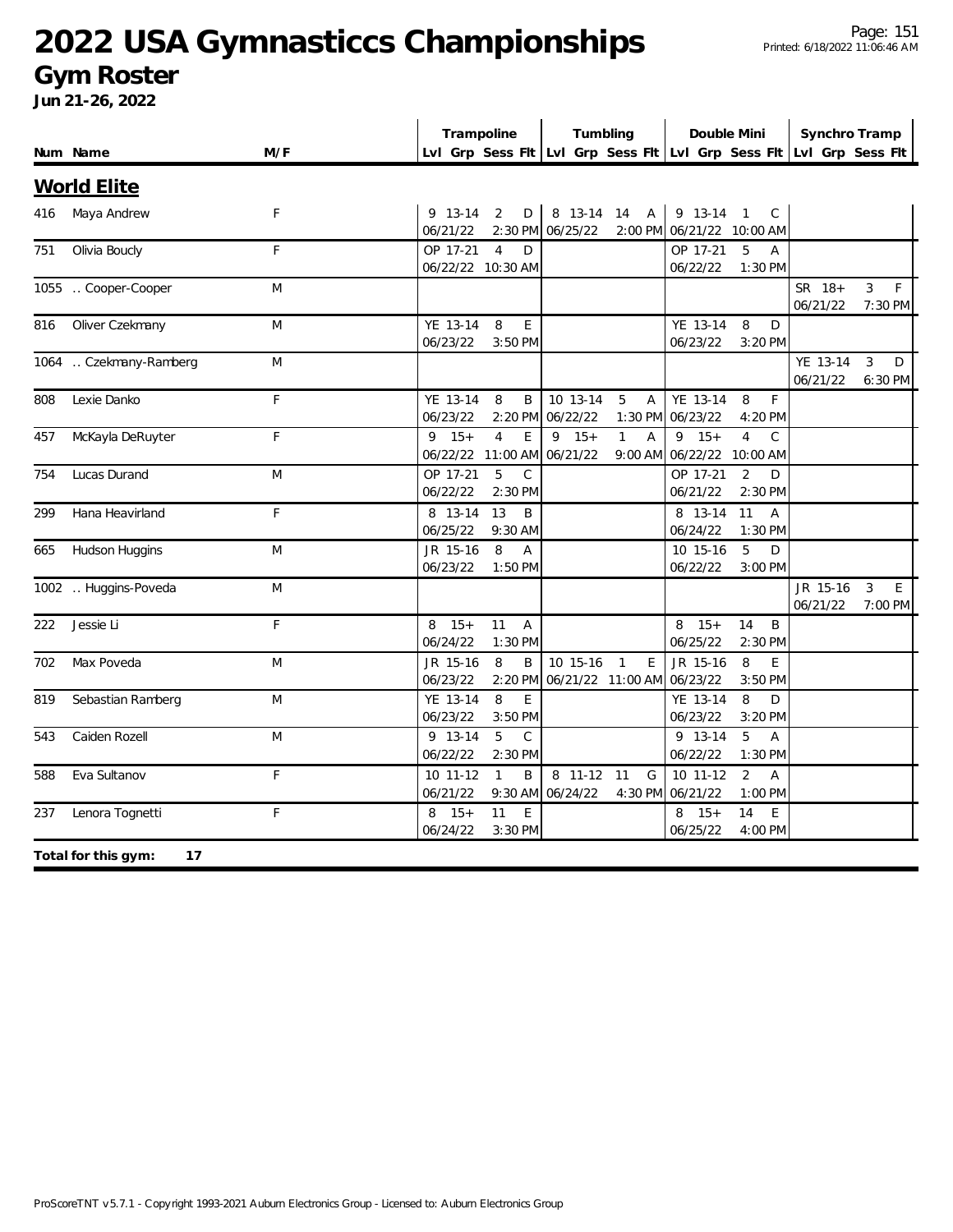# 2022 USA Gymnasticcs Championships

## Gym Roster

**Jun 21-26, 2022**

| Num | Name | M/F | Trampoline | | | | Tumbling | | | | Double Mini | | | | Synchro Tramp | | | |
|---|---|---|---|---|---|---|---|---|---|---|---|---|---|---|---|---|---|---|
| | | | Lvl | Grp | Sess | Flt | Lvl | Grp | Sess | Flt | Lvl | Grp | Sess | Flt | Lvl | Grp | Sess | Flt |

### World Elite

| Num | Name | M/F | Trampoline | Tumbling | Double Mini | Synchro Tramp |
|---|---|---|---|---|---|---|
| 416 | Maya Andrew | F | 9 13-14 2 D 06/21/22 2:30 PM | 8 13-14 14 A 06/25/22 2:00 PM | 9 13-14 1 C 06/21/22 10:00 AM | |
| 751 | Olivia Boucly | F | OP 17-21 4 D 06/22/22 10:30 AM | | OP 17-21 5 A 06/22/22 1:30 PM | |
| 1055 | .. Cooper-Cooper | M | | | | SR 18+ 3 F 06/21/22 7:30 PM |
| 816 | Oliver Czekmany | M | YE 13-14 8 E 06/23/22 3:50 PM | | YE 13-14 8 D 06/23/22 3:20 PM | |
| 1064 | .. Czekmany-Ramberg | M | | | | YE 13-14 3 D 06/21/22 6:30 PM |
| 808 | Lexie Danko | F | YE 13-14 8 B 06/23/22 2:20 PM | 10 13-14 5 A 06/22/22 1:30 PM | YE 13-14 8 F 06/23/22 4:20 PM | |
| 457 | McKayla DeRuyter | F | 9 15+ 4 E 06/22/22 11:00 AM | 9 15+ 1 A 06/21/22 9:00 AM | 9 15+ 4 C 06/22/22 10:00 AM | |
| 754 | Lucas Durand | M | OP 17-21 5 C 06/22/22 2:30 PM | | OP 17-21 2 D 06/21/22 2:30 PM | |
| 299 | Hana Heavirland | F | 8 13-14 13 B 06/25/22 9:30 AM | | 8 13-14 11 A 06/24/22 1:30 PM | |
| 665 | Hudson Huggins | M | JR 15-16 8 A 06/23/22 1:50 PM | | 10 15-16 5 D 06/22/22 3:00 PM | |
| 1002 | .. Huggins-Poveda | M | | | | JR 15-16 3 E 06/21/22 7:00 PM |
| 222 | Jessie Li | F | 8 15+ 11 A 06/24/22 1:30 PM | | 8 15+ 14 B 06/25/22 2:30 PM | |
| 702 | Max Poveda | M | JR 15-16 8 B 06/23/22 2:20 PM | 10 15-16 1 E 06/21/22 11:00 AM | JR 15-16 8 E 06/23/22 3:50 PM | |
| 819 | Sebastian Ramberg | M | YE 13-14 8 E 06/23/22 3:50 PM | | YE 13-14 8 D 06/23/22 3:20 PM | |
| 543 | Caiden Rozell | M | 9 13-14 5 C 06/22/22 2:30 PM | | 9 13-14 5 A 06/22/22 1:30 PM | |
| 588 | Eva Sultanov | F | 10 11-12 1 B 06/21/22 9:30 AM | 8 11-12 11 G 06/24/22 4:30 PM | 10 11-12 2 A 06/21/22 1:00 PM | |
| 237 | Lenora Tognetti | F | 8 15+ 11 E 06/24/22 3:30 PM | | 8 15+ 14 E 06/25/22 4:00 PM | |

**Total for this gym: 17**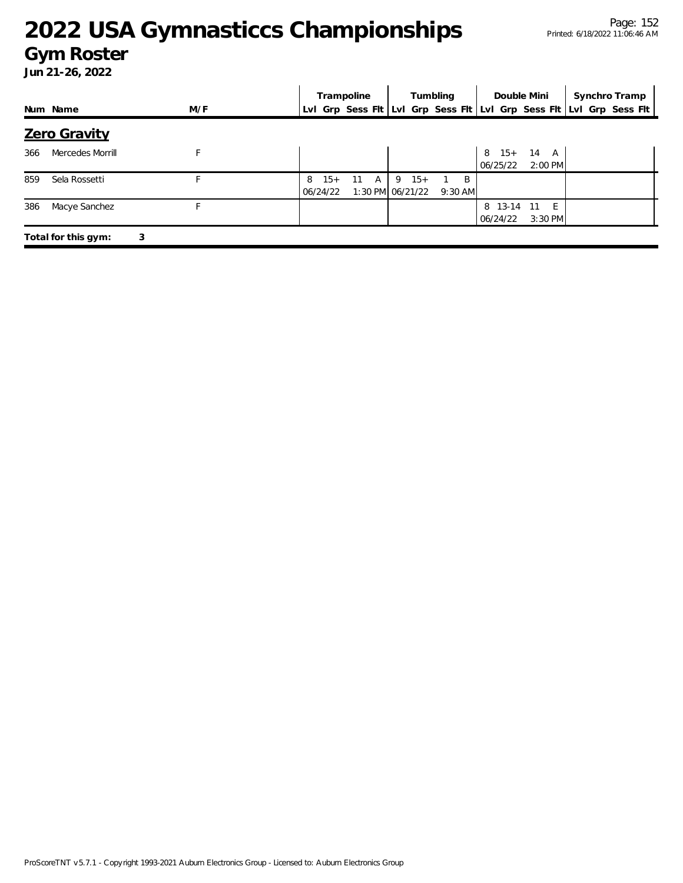# 2022 USA Gymnasticcs Championships

## Gym Roster

**Jun 21-26, 2022**

| Num | Name | M/F | Trampoline | | | | Tumbling | | | | Double Mini | | | | Synchro Tramp | | | |
|---|---|---|---|---|---|---|---|---|---|---|---|---|---|---|---|---|---|---|
| | | | Lvl | Grp | Sess | Flt | Lvl | Grp | Sess | Flt | Lvl | Grp | Sess | Flt | Lvl | Grp | Sess | Flt |

### Zero Gravity

| Num | Name | M/F | Trampoline | | | | Tumbling | | | | Double Mini | | | | Synchro Tramp | | | |
|---|---|---|---|---|---|---|---|---|---|---|---|---|---|---|---|---|---|---|
| 366 | Mercedes Morrill | F | | | | | | | | | 8 | 15+ | 14 | A | | | | |
| | | | | | | | | | | | 06/25/22 | | 2:00 PM | | | | | |
| 859 | Sela Rossetti | F | 8 | 15+ | 11 | A | 9 | 15+ | 1 | B | | | | | | | | |
| | | | 06/24/22 | | 1:30 PM | | 06/21/22 | | 9:30 AM | | | | | | | | | |
| 386 | Macye Sanchez | F | | | | | | | | | 8 | 13-14 | 11 | E | | | | |
| | | | | | | | | | | | 06/24/22 | | 3:30 PM | | | | | |

**Total for this gym: 3**

ProScoreTNT v5.7.1 - Copyright 1993-2021 Auburn Electronics Group - Licensed to: Auburn Electronics Group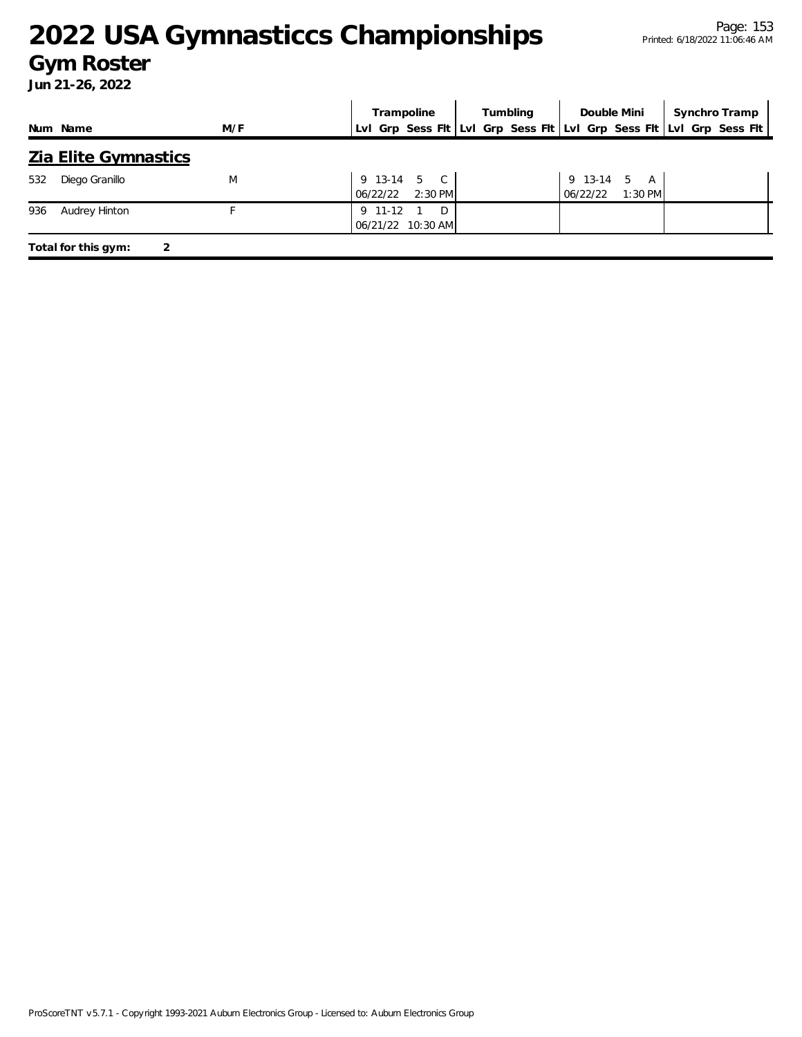# 2022 USA Gymnasticcs Championships

## Gym Roster

**Jun 21-26, 2022**

| | | | Trampoline | | | | Tumbling | | | | Double Mini | | | | Synchro Tramp | | | |
|---|---|---|---|---|---|---|---|---|---|---|---|---|---|---|---|---|---|---|
| Num | Name | M/F | Lvl | Grp | Sess | Flt | Lvl | Grp | Sess | Flt | Lvl | Grp | Sess | Flt | Lvl | Grp | Sess | Flt |

### Zia Elite Gymnastics

| Num | Name | M/F | Trampoline | Tumbling | Double Mini | Synchro Tramp |
|---|---|---|---|---|---|---|
| 532 | Diego Granillo | M | 9 13-14 5 C<br>06/22/22 2:30 PM | | 9 13-14 5 A<br>06/22/22 1:30 PM | |
| 936 | Audrey Hinton | F | 9 11-12 1 D<br>06/21/22 10:30 AM | | | |

**Total for this gym: 2**

ProScoreTNT v5.7.1 - Copyright 1993-2021 Auburn Electronics Group - Licensed to: Auburn Electronics Group